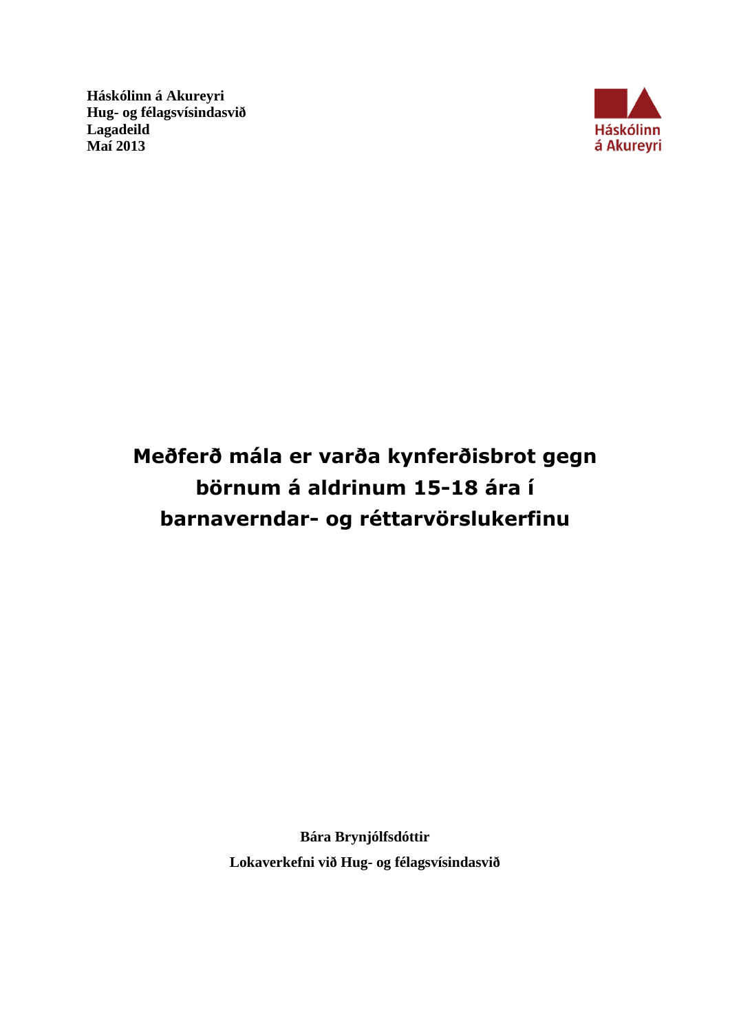**Háskólinn á Akureyri**
**Hug- og félagsvísindasvið**
**Lagadeild**
**Maí 2013**

Háskólinn á Akureyri

# Meðferð mála er varða kynferðisbrot gegn börnum á aldrinum 15-18 ára í barnaverndar- og réttarvörslukerfinu

**Bára Brynjólfsdóttir**

**Lokaverkefni við Hug- og félagsvísindasvið**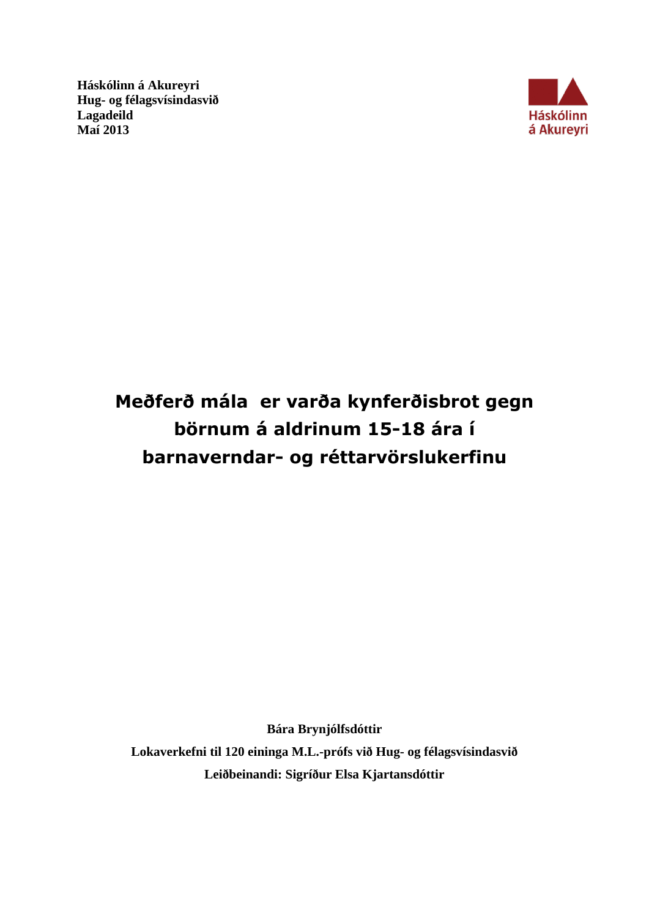**Háskólinn á Akureyri**
**Hug- og félagsvísindasvið**
**Lagadeild**
**Maí 2013**

Háskólinn á Akureyri

# Meðferð mála er varða kynferðisbrot gegn börnum á aldrinum 15-18 ára í barnaverndar- og réttarvörslukerfinu

**Bára Brynjólfsdóttir**

**Lokaverkefni til 120 eininga M.L.-prófs við Hug- og félagsvísindasvið**

**Leiðbeinandi: Sigríður Elsa Kjartansdóttir**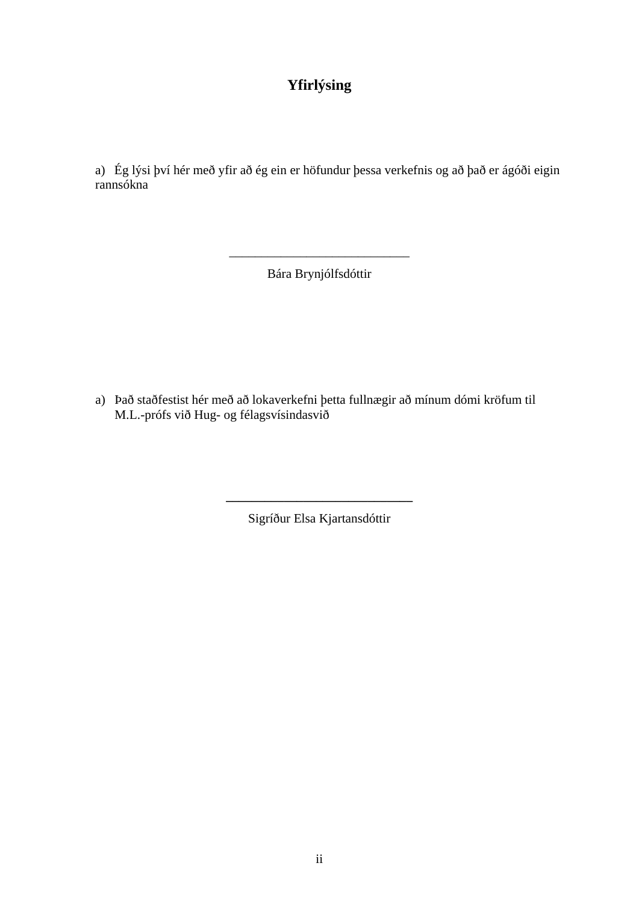# Yfirlýsing

a) Ég lýsi því hér með yfir að ég ein er höfundur þessa verkefnis og að það er ágóði eigin rannsókna

\_\_\_\_\_\_\_\_\_\_\_\_\_\_\_\_\_\_\_\_\_\_\_\_\_\_\_\_

Bára Brynjólfsdóttir

a) Það staðfestist hér með að lokaverkefni þetta fullnægir að mínum dómi kröfum til M.L.-prófs við Hug- og félagsvísindasvið

\_\_\_\_\_\_\_\_\_\_\_\_\_\_\_\_\_\_\_\_\_\_\_\_\_\_\_\_

Sigríður Elsa Kjartansdóttir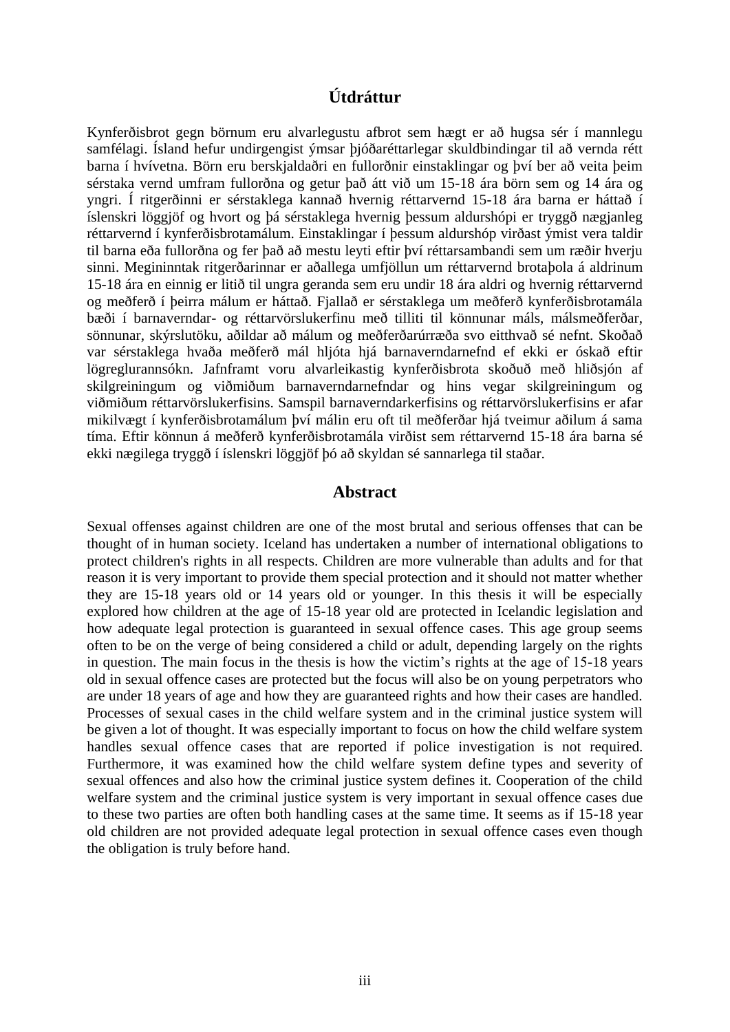## Útdráttur

Kynferðisbrot gegn börnum eru alvarlegustu afbrot sem hægt er að hugsa sér í mannlegu samfélagi. Ísland hefur undirgengist ýmsar þjóðaréttarlegar skuldbindingar til að vernda rétt barna í hvívetna. Börn eru berskjaldaðri en fullorðnir einstaklingar og því ber að veita þeim sérstaka vernd umfram fullorðna og getur það átt við um 15-18 ára börn sem og 14 ára og yngri. Í ritgerðinni er sérstaklega kannað hvernig réttarvernd 15-18 ára barna er háttað í íslenskri löggjöf og hvort og þá sérstaklega hvernig þessum aldurshópi er tryggð nægjanleg réttarvernd í kynferðisbrotamálum. Einstaklingar í þessum aldurshóp virðast ýmist vera taldir til barna eða fullorðna og fer það að mestu leyti eftir því réttarsambandi sem um ræðir hverju sinni. Megininntak ritgerðarinnar er aðallega umfjöllun um réttarvernd brotaþola á aldrinum 15-18 ára en einnig er litið til ungra geranda sem eru undir 18 ára aldri og hvernig réttarvernd og meðferð í þeirra málum er háttað. Fjallað er sérstaklega um meðferð kynferðisbrotamála bæði í barnaverndar- og réttarvörslukerfinu með tilliti til könnunar máls, málsmeðferðar, sönnunar, skýrslutöku, aðildar að málum og meðferðarúrræða svo eitthvað sé nefnt. Skoðað var sérstaklega hvaða meðferð mál hljóta hjá barnaverndarnefnd ef ekki er óskað eftir lögreglurannsókn. Jafnframt voru alvarleikastig kynferðisbrota skoðuð með hliðsjón af skilgreiningum og viðmiðum barnaverndarnefndar og hins vegar skilgreiningum og viðmiðum réttarvörslukerfisins. Samspil barnaverndarkerfisins og réttarvörslukerfisins er afar mikilvægt í kynferðisbrotamálum því málin eru oft til meðferðar hjá tveimur aðilum á sama tíma. Eftir könnun á meðferð kynferðisbrotamála virðist sem réttarvernd 15-18 ára barna sé ekki nægilega tryggð í íslenskri löggjöf þó að skyldan sé sannarlega til staðar.

## Abstract

Sexual offenses against children are one of the most brutal and serious offenses that can be thought of in human society. Iceland has undertaken a number of international obligations to protect children's rights in all respects. Children are more vulnerable than adults and for that reason it is very important to provide them special protection and it should not matter whether they are 15-18 years old or 14 years old or younger. In this thesis it will be especially explored how children at the age of 15-18 year old are protected in Icelandic legislation and how adequate legal protection is guaranteed in sexual offence cases. This age group seems often to be on the verge of being considered a child or adult, depending largely on the rights in question. The main focus in the thesis is how the victim's rights at the age of 15-18 years old in sexual offence cases are protected but the focus will also be on young perpetrators who are under 18 years of age and how they are guaranteed rights and how their cases are handled. Processes of sexual cases in the child welfare system and in the criminal justice system will be given a lot of thought. It was especially important to focus on how the child welfare system handles sexual offence cases that are reported if police investigation is not required. Furthermore, it was examined how the child welfare system define types and severity of sexual offences and also how the criminal justice system defines it. Cooperation of the child welfare system and the criminal justice system is very important in sexual offence cases due to these two parties are often both handling cases at the same time. It seems as if 15-18 year old children are not provided adequate legal protection in sexual offence cases even though the obligation is truly before hand.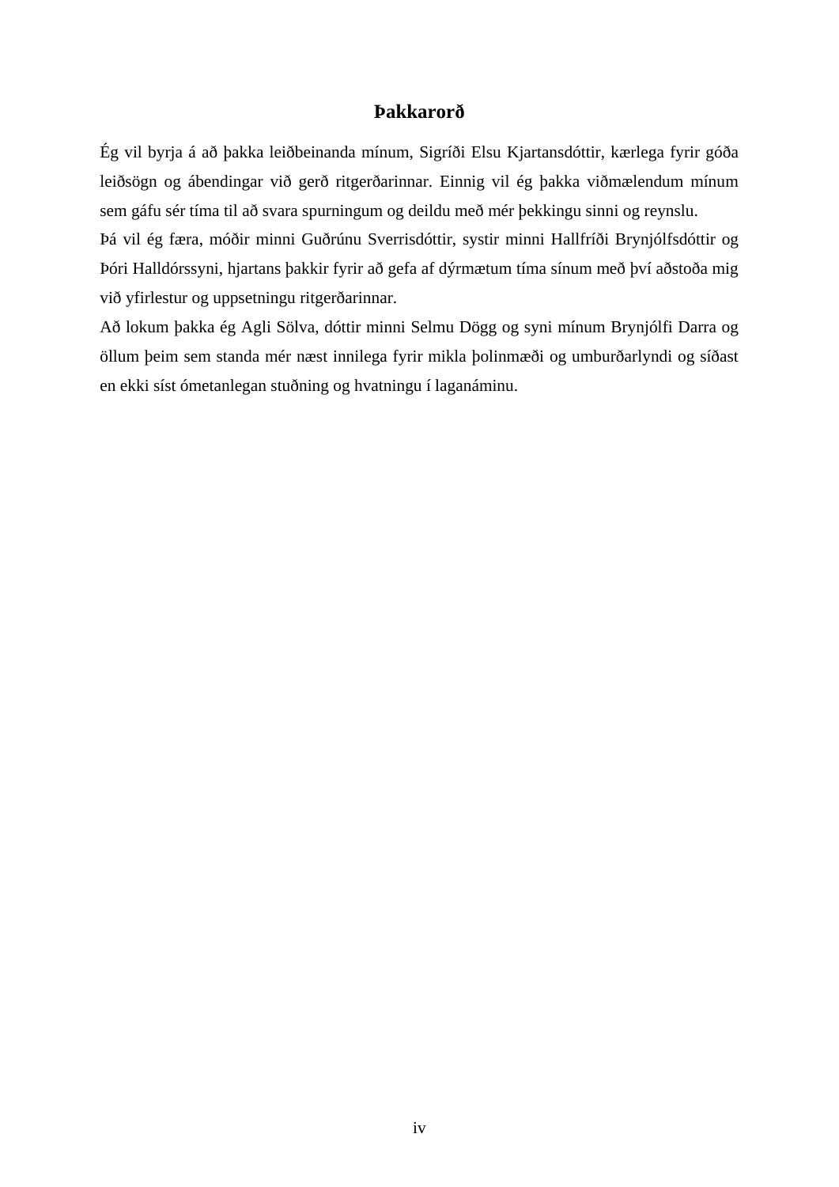# Þakkarorð

Ég vil byrja á að þakka leiðbeinanda mínum, Sigríði Elsu Kjartansdóttir, kærlega fyrir góða leiðsögn og ábendingar við gerð ritgerðarinnar. Einnig vil ég þakka viðmælendum mínum sem gáfu sér tíma til að svara spurningum og deildu með mér þekkingu sinni og reynslu.

Þá vil ég færa, móðir minni Guðrúnu Sverrisdóttir, systir minni Hallfríði Brynjólfsdóttir og Þóri Halldórssyni, hjartans þakkir fyrir að gefa af dýrmætum tíma sínum með því aðstoða mig við yfirlestur og uppsetningu ritgerðarinnar.

Að lokum þakka ég Agli Sölva, dóttir minni Selmu Dögg og syni mínum Brynjólfi Darra og öllum þeim sem standa mér næst innilega fyrir mikla þolinmæði og umburðarlyndi og síðast en ekki síst ómetanlegan stuðning og hvatningu í laganáminu.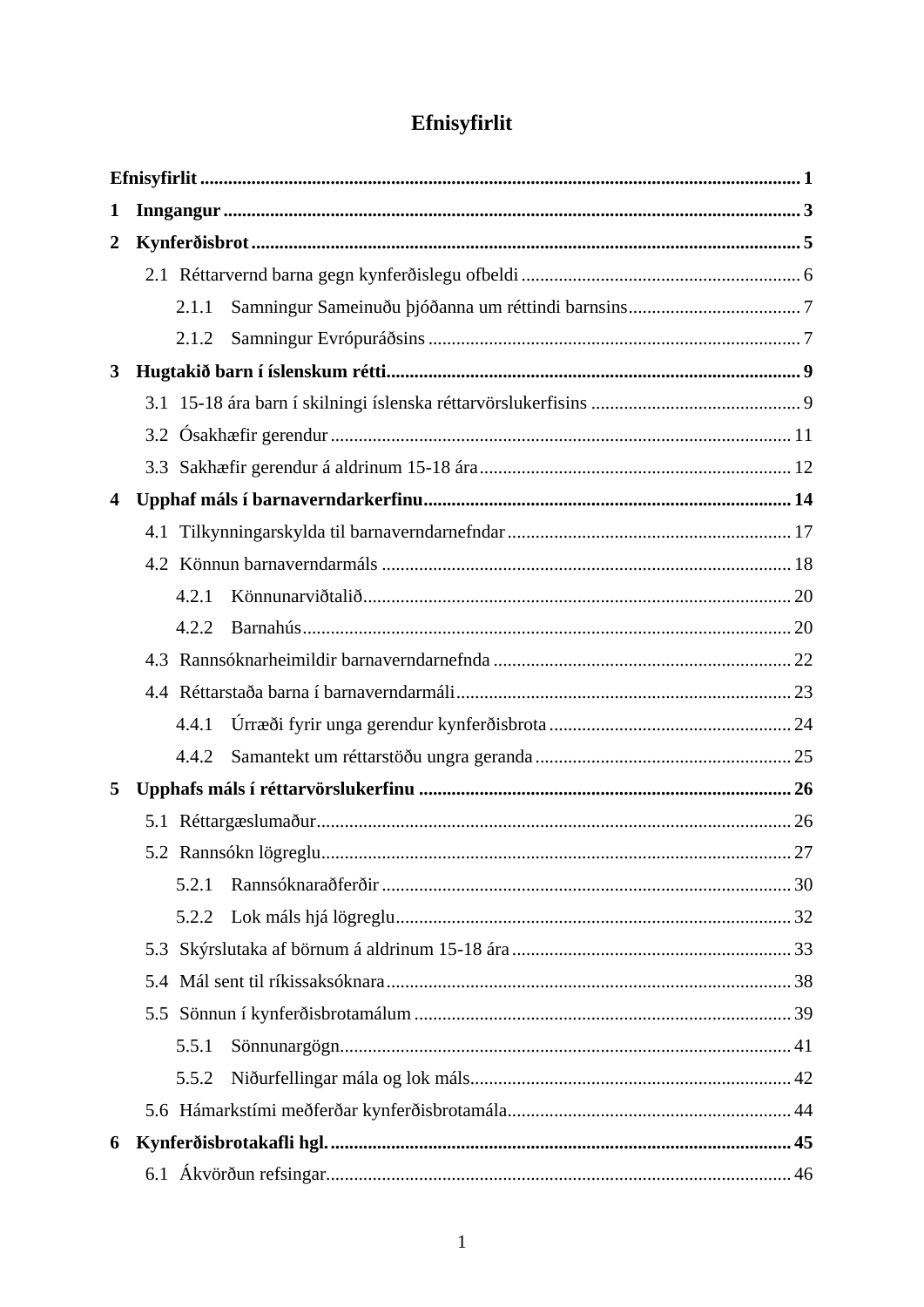# Efnisyfirlit

**Efnisyfirlit** ........ **1**

**1 Inngangur** ........ **3**

**2 Kynferðisbrot** ........ **5**

- 2.1 Réttarvernd barna gegn kynferðislegu ofbeldi ........ 6
  - 2.1.1 Samningur Sameinuðu þjóðanna um réttindi barnsins ........ 7
  - 2.1.2 Samningur Evrópuráðsins ........ 7

**3 Hugtakið barn í íslenskum rétti** ........ **9**

- 3.1 15-18 ára barn í skilningi íslenska réttarvörslukerfisins ........ 9
- 3.2 Ósakhæfir gerendur ........ 11
- 3.3 Sakhæfir gerendur á aldrinum 15-18 ára ........ 12

**4 Upphaf máls í barnaverndarkerfinu** ........ **14**

- 4.1 Tilkynningarskylda til barnaverndarnefndar ........ 17
- 4.2 Könnun barnaverndarmáls ........ 18
  - 4.2.1 Könnunarviðtalið ........ 20
  - 4.2.2 Barnahús ........ 20
- 4.3 Rannsóknarheimildir barnaverndarnefnda ........ 22
- 4.4 Réttarstaða barna í barnaverndarmáli ........ 23
  - 4.4.1 Úrræði fyrir unga gerendur kynferðisbrota ........ 24
  - 4.4.2 Samantekt um réttarstöðu ungra geranda ........ 25

**5 Upphafs máls í réttarvörslukerfinu** ........ **26**

- 5.1 Réttargæslumaður ........ 26
- 5.2 Rannsókn lögreglu ........ 27
  - 5.2.1 Rannsóknaraðferðir ........ 30
  - 5.2.2 Lok máls hjá lögreglu ........ 32
- 5.3 Skýrslutaka af börnum á aldrinum 15-18 ára ........ 33
- 5.4 Mál sent til ríkissaksóknara ........ 38
- 5.5 Sönnun í kynferðisbrotamálum ........ 39
  - 5.5.1 Sönnunargögn ........ 41
  - 5.5.2 Niðurfellingar mála og lok máls ........ 42
- 5.6 Hámarkstími meðferðar kynferðisbrotamála ........ 44

**6 Kynferðisbrotakafli hgl.** ........ **45**

- 6.1 Ákvörðun refsingar ........ 46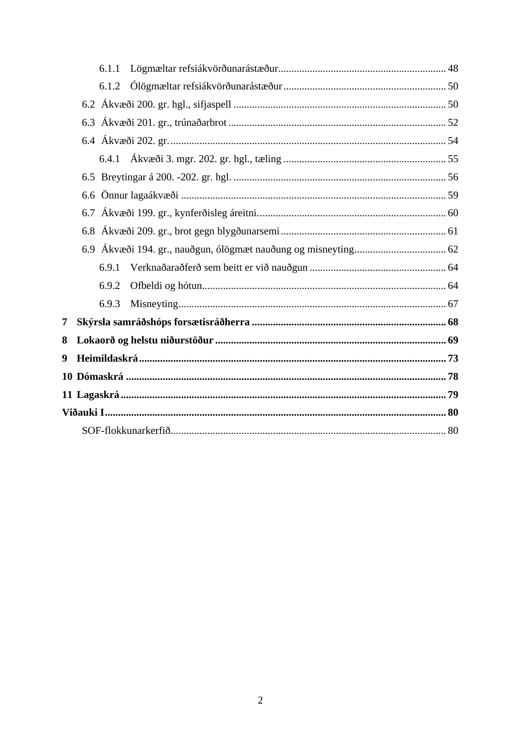6.1.1 Lögmæltar refsiákvörðunarástæður ........ 48

6.1.2 Ólögmæltar refsiákvörðunarástæður ........ 50

6.2 Ákvæði 200. gr. hgl., sifjaspell ........ 50

6.3 Ákvæði 201. gr., trúnaðarbrot ........ 52

6.4 Ákvæði 202. gr. ........ 54

6.4.1 Ákvæði 3. mgr. 202. gr. hgl., tæling ........ 55

6.5 Breytingar á 200. -202. gr. hgl. ........ 56

6.6 Önnur lagaákvæði ........ 59

6.7 Ákvæði 199. gr., kynferðisleg áreitni. ........ 60

6.8 Ákvæði 209. gr., brot gegn blygðunarsemi ........ 61

6.9 Ákvæði 194. gr., nauðgun, ólögmæt nauðung og misneyting ........ 62

6.9.1 Verknaðaraðferð sem beitt er við nauðgun ........ 64

6.9.2 Ofbeldi og hótun ........ 64

6.9.3 Misneyting ........ 67

**7 Skýrsla samráðshóps forsætisráðherra ........ 68**

**8 Lokaorð og helstu niðurstöður ........ 69**

**9 Heimildaskrá ........ 73**

**10 Dómaskrá ........ 78**

**11 Lagaskrá ........ 79**

**Viðauki I ........ 80**

SOF-flokkunarkerfið ........ 80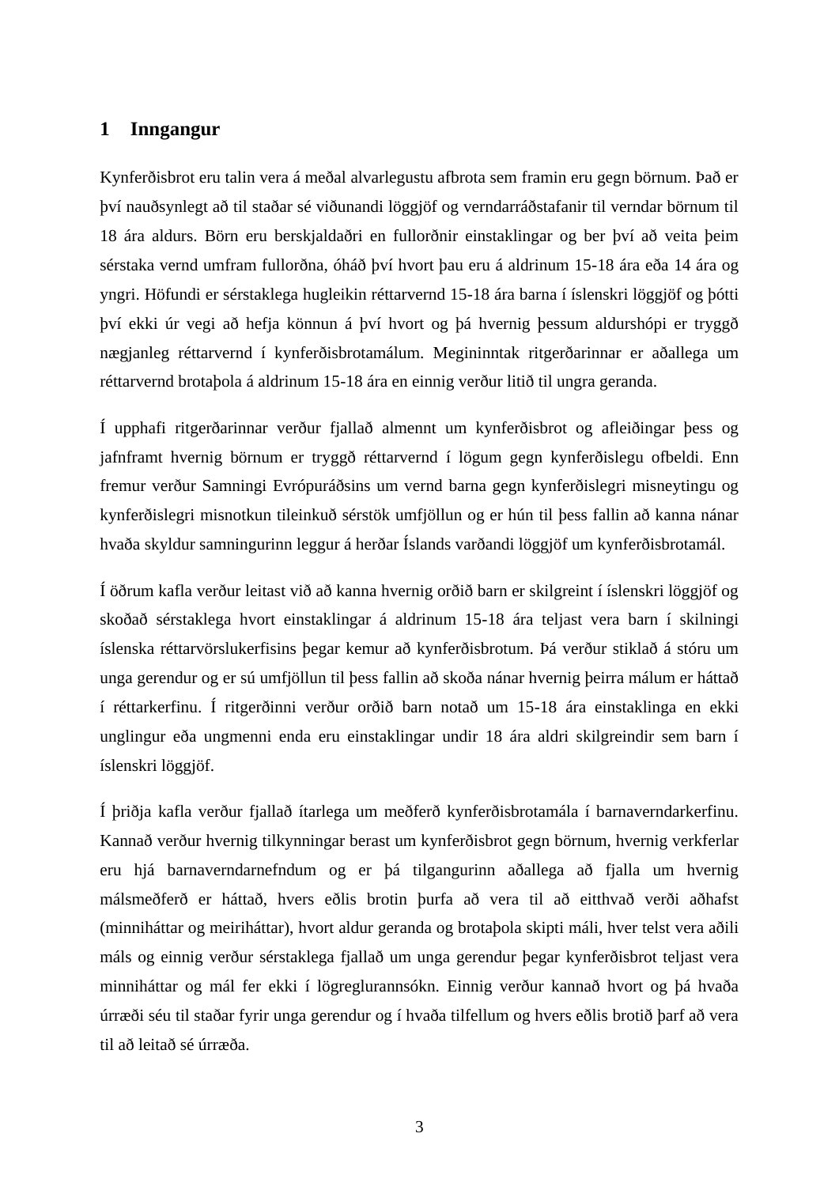# 1 Inngangur

Kynferðisbrot eru talin vera á meðal alvarlegustu afbrota sem framin eru gegn börnum. Það er því nauðsynlegt að til staðar sé viðunandi löggjöf og verndarráðstafanir til verndar börnum til 18 ára aldurs. Börn eru berskjaldaðri en fullorðnir einstaklingar og ber því að veita þeim sérstaka vernd umfram fullorðna, óháð því hvort þau eru á aldrinum 15-18 ára eða 14 ára og yngri. Höfundi er sérstaklega hugleikin réttarvernd 15-18 ára barna í íslenskri löggjöf og þótti því ekki úr vegi að hefja könnun á því hvort og þá hvernig þessum aldurshópi er tryggð nægjanleg réttarvernd í kynferðisbrotamálum. Megininntak ritgerðarinnar er aðallega um réttarvernd brotaþola á aldrinum 15-18 ára en einnig verður litið til ungra geranda.

Í upphafi ritgerðarinnar verður fjallað almennt um kynferðisbrot og afleiðingar þess og jafnframt hvernig börnum er tryggð réttarvernd í lögum gegn kynferðislegu ofbeldi. Enn fremur verður Samningi Evrópuráðsins um vernd barna gegn kynferðislegri misneytingu og kynferðislegri misnotkun tileinkuð sérstök umfjöllun og er hún til þess fallin að kanna nánar hvaða skyldur samningurinn leggur á herðar Íslands varðandi löggjöf um kynferðisbrotamál.

Í öðrum kafla verður leitast við að kanna hvernig orðið barn er skilgreint í íslenskri löggjöf og skoðað sérstaklega hvort einstaklingar á aldrinum 15-18 ára teljast vera barn í skilningi íslenska réttarvörslukerfisins þegar kemur að kynferðisbrotum. Þá verður stiklað á stóru um unga gerendur og er sú umfjöllun til þess fallin að skoða nánar hvernig þeirra málum er háttað í réttarkerfinu. Í ritgerðinni verður orðið barn notað um 15-18 ára einstaklinga en ekki unglingur eða ungmenni enda eru einstaklingar undir 18 ára aldri skilgreindir sem barn í íslenskri löggjöf.

Í þriðja kafla verður fjallað ítarlega um meðferð kynferðisbrotamála í barnaverndarkerfinu. Kannað verður hvernig tilkynningar berast um kynferðisbrot gegn börnum, hvernig verkferlar eru hjá barnaverndarnefndum og er þá tilgangurinn aðallega að fjalla um hvernig málsmeðferð er háttað, hvers eðlis brotin þurfa að vera til að eitthvað verði aðhafst (minniháttar og meiriháttar), hvort aldur geranda og brotaþola skipti máli, hver telst vera aðili máls og einnig verður sérstaklega fjallað um unga gerendur þegar kynferðisbrot teljast vera minniháttar og mál fer ekki í lögreglurannsókn. Einnig verður kannað hvort og þá hvaða úrræði séu til staðar fyrir unga gerendur og í hvaða tilfellum og hvers eðlis brotið þarf að vera til að leitað sé úrræða.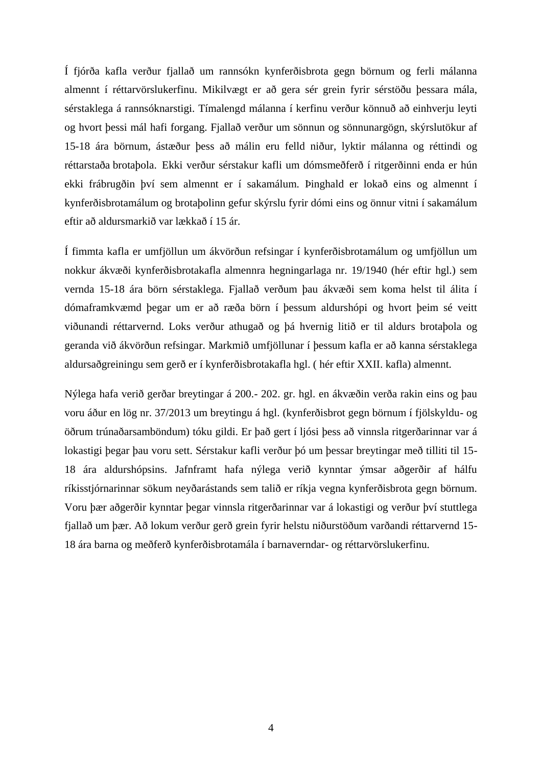Í fjórða kafla verður fjallað um rannsókn kynferðisbrota gegn börnum og ferli málanna almennt í réttarvörslukerfinu. Mikilvægt er að gera sér grein fyrir sérstöðu þessara mála, sérstaklega á rannsóknarstigi. Tímalengd málanna í kerfinu verður könnuð að einhverju leyti og hvort þessi mál hafi forgang. Fjallað verður um sönnun og sönnunargögn, skýrslutökur af 15-18 ára börnum, ástæður þess að málin eru felld niður, lyktir málanna og réttindi og réttarstaða brotaþola. Ekki verður sérstakur kafli um dómsmeðferð í ritgerðinni enda er hún ekki frábrugðin því sem almennt er í sakamálum. Þinghald er lokað eins og almennt í kynferðisbrotamálum og brotaþolinn gefur skýrslu fyrir dómi eins og önnur vitni í sakamálum eftir að aldursmarkið var lækkað í 15 ár.

Í fimmta kafla er umfjöllun um ákvörðun refsingar í kynferðisbrotamálum og umfjöllun um nokkur ákvæði kynferðisbrotakafla almennra hegningarlaga nr. 19/1940 (hér eftir hgl.) sem vernda 15-18 ára börn sérstaklega. Fjallað verðum þau ákvæði sem koma helst til álita í dómaframkvæmd þegar um er að ræða börn í þessum aldurshópi og hvort þeim sé veitt viðunandi réttarvernd. Loks verður athugað og þá hvernig litið er til aldurs brotaþola og geranda við ákvörðun refsingar. Markmið umfjöllunar í þessum kafla er að kanna sérstaklega aldursaðgreiningu sem gerð er í kynferðisbrotakafla hgl. ( hér eftir XXII. kafla) almennt.

Nýlega hafa verið gerðar breytingar á 200.- 202. gr. hgl. en ákvæðin verða rakin eins og þau voru áður en lög nr. 37/2013 um breytingu á hgl. (kynferðisbrot gegn börnum í fjölskyldu- og öðrum trúnaðarsamböndum) tóku gildi. Er það gert í ljósi þess að vinnsla ritgerðarinnar var á lokastigi þegar þau voru sett. Sérstakur kafli verður þó um þessar breytingar með tilliti til 15-18 ára aldurshópsins. Jafnframt hafa nýlega verið kynntar ýmsar aðgerðir af hálfu ríkisstjórnarinnar sökum neyðarástands sem talið er ríkja vegna kynferðisbrota gegn börnum. Voru þær aðgerðir kynntar þegar vinnsla ritgerðarinnar var á lokastigi og verður því stuttlega fjallað um þær. Að lokum verður gerð grein fyrir helstu niðurstöðum varðandi réttarvernd 15-18 ára barna og meðferð kynferðisbrotamála í barnaverndar- og réttarvörslukerfinu.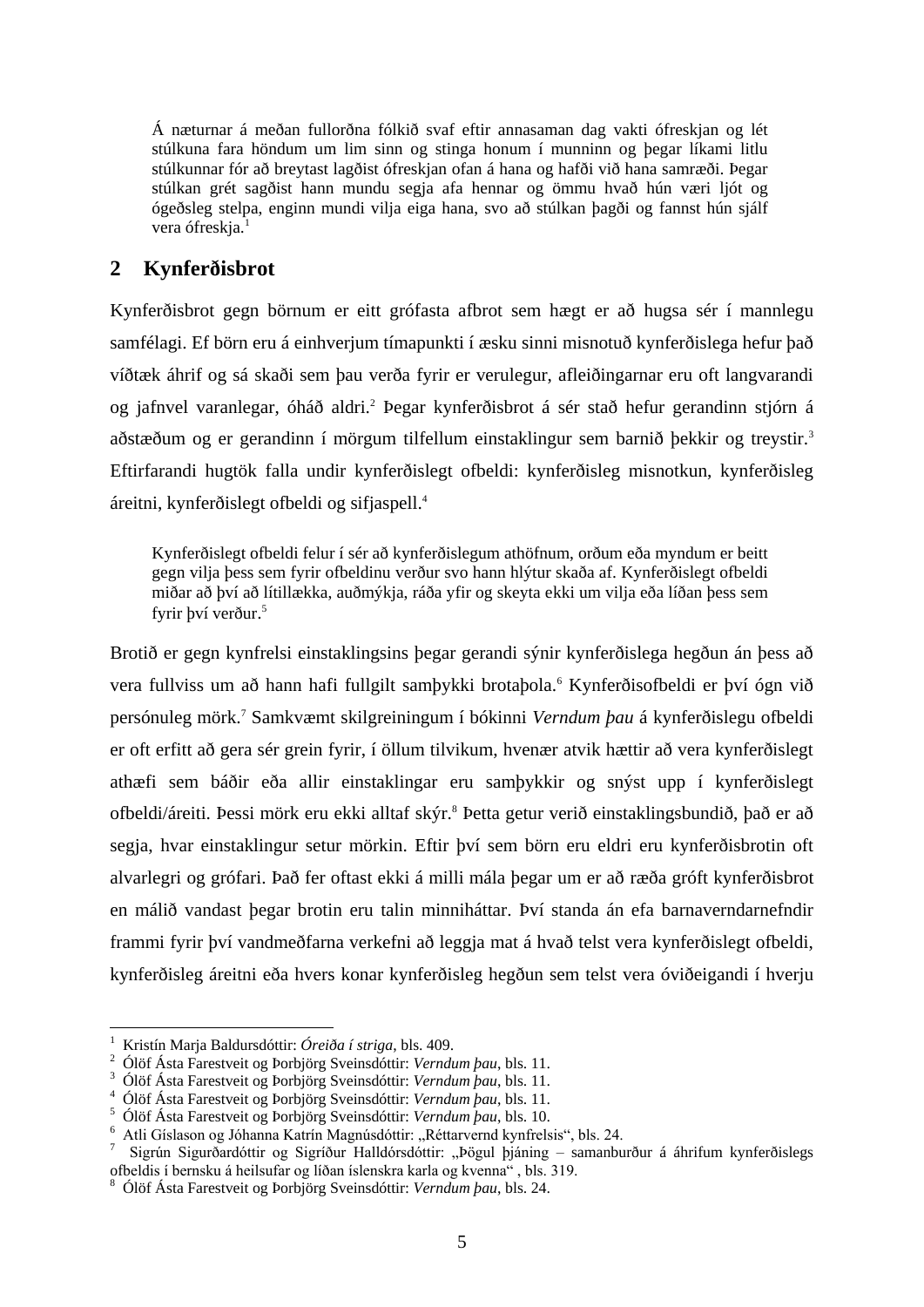> Á næturnar á meðan fullorðna fólkið svaf eftir annasaman dag vakti ófreskjan og lét stúlkuna fara höndum um lim sinn og stinga honum í munninn og þegar líkami litlu stúlkunnar fór að breytast lagðist ófreskjan ofan á hana og hafði við hana samræði. Þegar stúlkan grét sagðist hann mundu segja afa hennar og ömmu hvað hún væri ljót og ógeðsleg stelpa, enginn mundi vilja eiga hana, svo að stúlkan þagði og fannst hún sjálf vera ófreskja.[1]

## 2 Kynferðisbrot

Kynferðisbrot gegn börnum er eitt grófasta afbrot sem hægt er að hugsa sér í mannlegu samfélagi. Ef börn eru á einhverjum tímapunkti í æsku sinni misnotuð kynferðislega hefur það víðtæk áhrif og sá skaði sem þau verða fyrir er verulegur, afleiðingarnar eru oft langvarandi og jafnvel varanlegar, óháð aldri.[2] Þegar kynferðisbrot á sér stað hefur gerandinn stjórn á aðstæðum og er gerandinn í mörgum tilfellum einstaklingur sem barnið þekkir og treystir.[3] Eftirfarandi hugtök falla undir kynferðislegt ofbeldi: kynferðisleg misnotkun, kynferðisleg áreitni, kynferðislegt ofbeldi og sifjaspell.[4]

> Kynferðislegt ofbeldi felur í sér að kynferðislegum athöfnum, orðum eða myndum er beitt gegn vilja þess sem fyrir ofbeldinu verður svo hann hlýtur skaða af. Kynferðislegt ofbeldi miðar að því að lítillækka, auðmýkja, ráða yfir og skeyta ekki um vilja eða líðan þess sem fyrir því verður.[5]

Brotið er gegn kynfrelsi einstaklingsins þegar gerandi sýnir kynferðislega hegðun án þess að vera fullviss um að hann hafi fullgilt samþykki brotaþola.[6] Kynferðisofbeldi er því ógn við persónuleg mörk.[7] Samkvæmt skilgreiningum í bókinni *Verndum þau* á kynferðislegu ofbeldi er oft erfitt að gera sér grein fyrir, í öllum tilvikum, hvenær atvik hættir að vera kynferðislegt athæfi sem báðir eða allir einstaklingar eru samþykkir og snýst upp í kynferðislegt ofbeldi/áreiti. Þessi mörk eru ekki alltaf skýr.[8] Þetta getur verið einstaklingsbundið, það er að segja, hvar einstaklingur setur mörkin. Eftir því sem börn eru eldri eru kynferðisbrotin oft alvarlegri og grófari. Það fer oftast ekki á milli mála þegar um er að ræða gróft kynferðisbrot en málið vandast þegar brotin eru talin minniháttar. Því standa án efa barnaverndarnefndir frammi fyrir því vandmeðfarna verkefni að leggja mat á hvað telst vera kynferðislegt ofbeldi, kynferðisleg áreitni eða hvers konar kynferðisleg hegðun sem telst vera óviðeigandi í hverju

---

[1] Kristín Marja Baldursdóttir: *Óreiða í striga*, bls. 409.
[2] Ólöf Ásta Farestveit og Þorbjörg Sveinsdóttir: *Verndum þau*, bls. 11.
[3] Ólöf Ásta Farestveit og Þorbjörg Sveinsdóttir: *Verndum þau*, bls. 11.
[4] Ólöf Ásta Farestveit og Þorbjörg Sveinsdóttir: *Verndum þau*, bls. 11.
[5] Ólöf Ásta Farestveit og Þorbjörg Sveinsdóttir: *Verndum þau*, bls. 10.
[6] Atli Gíslason og Jóhanna Katrín Magnúsdóttir: „Réttarvernd kynfrelsis“, bls. 24.
[7] Sigrún Sigurðardóttir og Sigríður Halldórsdóttir: „Þögul þjáning – samanburður á áhrifum kynferðislegs ofbeldis í bernsku á heilsufar og líðan íslenskra karla og kvenna“ , bls. 319.
[8] Ólöf Ásta Farestveit og Þorbjörg Sveinsdóttir: *Verndum þau*, bls. 24.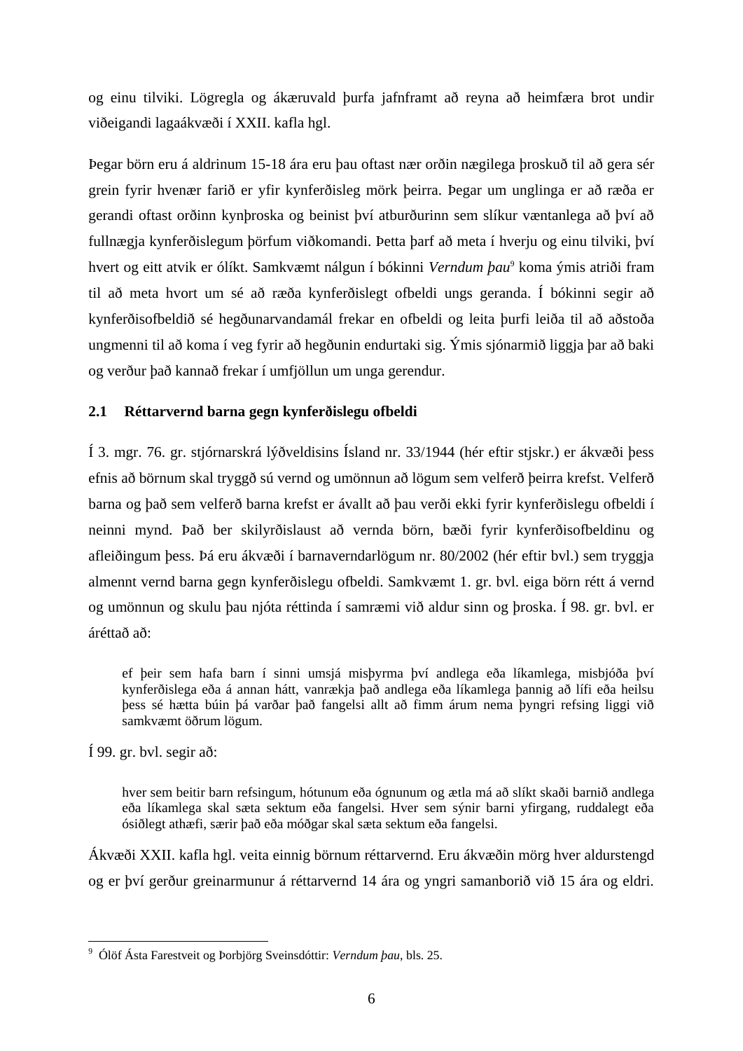og einu tilviki. Lögregla og ákæruvald þurfa jafnframt að reyna að heimfæra brot undir viðeigandi lagaákvæði í XXII. kafla hgl.

Þegar börn eru á aldrinum 15-18 ára eru þau oftast nær orðin nægilega þroskuð til að gera sér grein fyrir hvenær farið er yfir kynferðisleg mörk þeirra. Þegar um unglinga er að ræða er gerandi oftast orðinn kynþroska og beinist því atburðurinn sem slíkur væntanlega að því að fullnægja kynferðislegum þörfum viðkomandi. Þetta þarf að meta í hverju og einu tilviki, því hvert og eitt atvik er ólíkt. Samkvæmt nálgun í bókinni *Verndum þau*[9] koma ýmis atriði fram til að meta hvort um sé að ræða kynferðislegt ofbeldi ungs geranda. Í bókinni segir að kynferðisofbeldið sé hegðunarvandamál frekar en ofbeldi og leita þurfi leiða til að aðstoða ungmenni til að koma í veg fyrir að hegðunin endurtaki sig. Ýmis sjónarmið liggja þar að baki og verður það kannað frekar í umfjöllun um unga gerendur.

## 2.1 Réttarvernd barna gegn kynferðislegu ofbeldi

Í 3. mgr. 76. gr. stjórnarskrá lýðveldisins Ísland nr. 33/1944 (hér eftir stjskr.) er ákvæði þess efnis að börnum skal tryggð sú vernd og umönnun að lögum sem velferð þeirra krefst. Velferð barna og það sem velferð barna krefst er ávallt að þau verði ekki fyrir kynferðislegu ofbeldi í neinni mynd. Það ber skilyrðislaust að vernda börn, bæði fyrir kynferðisofbeldinu og afleiðingum þess. Þá eru ákvæði í barnaverndarlögum nr. 80/2002 (hér eftir bvl.) sem tryggja almennt vernd barna gegn kynferðislegu ofbeldi. Samkvæmt 1. gr. bvl. eiga börn rétt á vernd og umönnun og skulu þau njóta réttinda í samræmi við aldur sinn og þroska. Í 98. gr. bvl. er áréttað að:

> ef þeir sem hafa barn í sinni umsjá misþyrma því andlega eða líkamlega, misbjóða því kynferðislega eða á annan hátt, vanrækja það andlega eða líkamlega þannig að lífi eða heilsu þess sé hætta búin þá varðar það fangelsi allt að fimm árum nema þyngri refsing liggi við samkvæmt öðrum lögum.

Í 99. gr. bvl. segir að:

> hver sem beitir barn refsingum, hótunum eða ógnunum og ætla má að slíkt skaði barnið andlega eða líkamlega skal sæta sektum eða fangelsi. Hver sem sýnir barni yfirgang, ruddalegt eða ósiðlegt athæfi, særir það eða móðgar skal sæta sektum eða fangelsi.

Ákvæði XXII. kafla hgl. veita einnig börnum réttarvernd. Eru ákvæðin mörg hver aldurstengd og er því gerður greinarmunur á réttarvernd 14 ára og yngri samanborið við 15 ára og eldri.

[9] Ólöf Ásta Farestveit og Þorbjörg Sveinsdóttir: *Verndum þau*, bls. 25.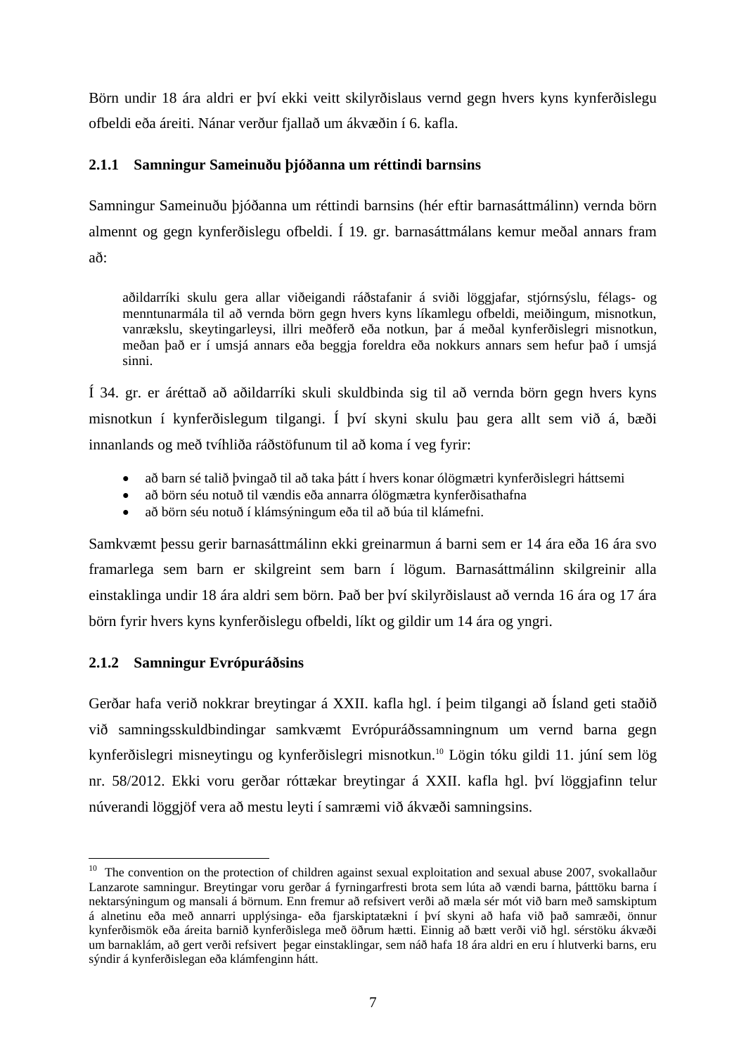Börn undir 18 ára aldri er því ekki veitt skilyrðislaus vernd gegn hvers kyns kynferðislegu ofbeldi eða áreiti. Nánar verður fjallað um ákvæðin í 6. kafla.

### 2.1.1 Samningur Sameinuðu þjóðanna um réttindi barnsins

Samningur Sameinuðu þjóðanna um réttindi barnsins (hér eftir barnasáttmálinn) vernda börn almennt og gegn kynferðislegu ofbeldi. Í 19. gr. barnasáttmálans kemur meðal annars fram að:

> aðildarríki skulu gera allar viðeigandi ráðstafanir á sviði löggjafar, stjórnsýslu, félags- og menntunarmála til að vernda börn gegn hvers kyns líkamlegu ofbeldi, meiðingum, misnotkun, vanrækslu, skeytingarleysi, illri meðferð eða notkun, þar á meðal kynferðislegri misnotkun, meðan það er í umsjá annars eða beggja foreldra eða nokkurs annars sem hefur það í umsjá sinni.

Í 34. gr. er áréttað að aðildarríki skuli skuldbinda sig til að vernda börn gegn hvers kyns misnotkun í kynferðislegum tilgangi. Í því skyni skulu þau gera allt sem við á, bæði innanlands og með tvíhliða ráðstöfunum til að koma í veg fyrir:

- að barn sé talið þvingað til að taka þátt í hvers konar ólögmætri kynferðislegri háttsemi
- að börn séu notuð til vændis eða annarra ólögmætra kynferðisathafna
- að börn séu notuð í klámsýningum eða til að búa til klámefni.

Samkvæmt þessu gerir barnasáttmálinn ekki greinarmun á barni sem er 14 ára eða 16 ára svo framarlega sem barn er skilgreint sem barn í lögum. Barnasáttmálinn skilgreinir alla einstaklinga undir 18 ára aldri sem börn. Það ber því skilyrðislaust að vernda 16 ára og 17 ára börn fyrir hvers kyns kynferðislegu ofbeldi, líkt og gildir um 14 ára og yngri.

### 2.1.2 Samningur Evrópuráðsins

Gerðar hafa verið nokkrar breytingar á XXII. kafla hgl. í þeim tilgangi að Ísland geti staðið við samningsskuldbindingar samkvæmt Evrópuráðssamningnum um vernd barna gegn kynferðislegri misneytingu og kynferðislegri misnotkun.[10] Lögin tóku gildi 11. júní sem lög nr. 58/2012. Ekki voru gerðar róttækar breytingar á XXII. kafla hgl. því löggjafinn telur núverandi löggjöf vera að mestu leyti í samræmi við ákvæði samningsins.

---

[10] The convention on the protection of children against sexual exploitation and sexual abuse 2007, svokallaður Lanzarote samningur. Breytingar voru gerðar á fyrningarfresti brota sem lúta að vændi barna, þátttöku barna í nektarsýningum og mansali á börnum. Enn fremur að refsivert verði að mæla sér mót við barn með samskiptum á alnetinu eða með annarri upplýsinga- eða fjarskiptatækni í því skyni að hafa við það samræði, önnur kynferðismök eða áreita barnið kynferðislega með öðrum hætti. Einnig að bætt verði við hgl. sérstöku ákvæði um barnaklám, að gert verði refsivert þegar einstaklingar, sem náð hafa 18 ára aldri en eru í hlutverki barns, eru sýndir á kynferðislegan eða klámfenginn hátt.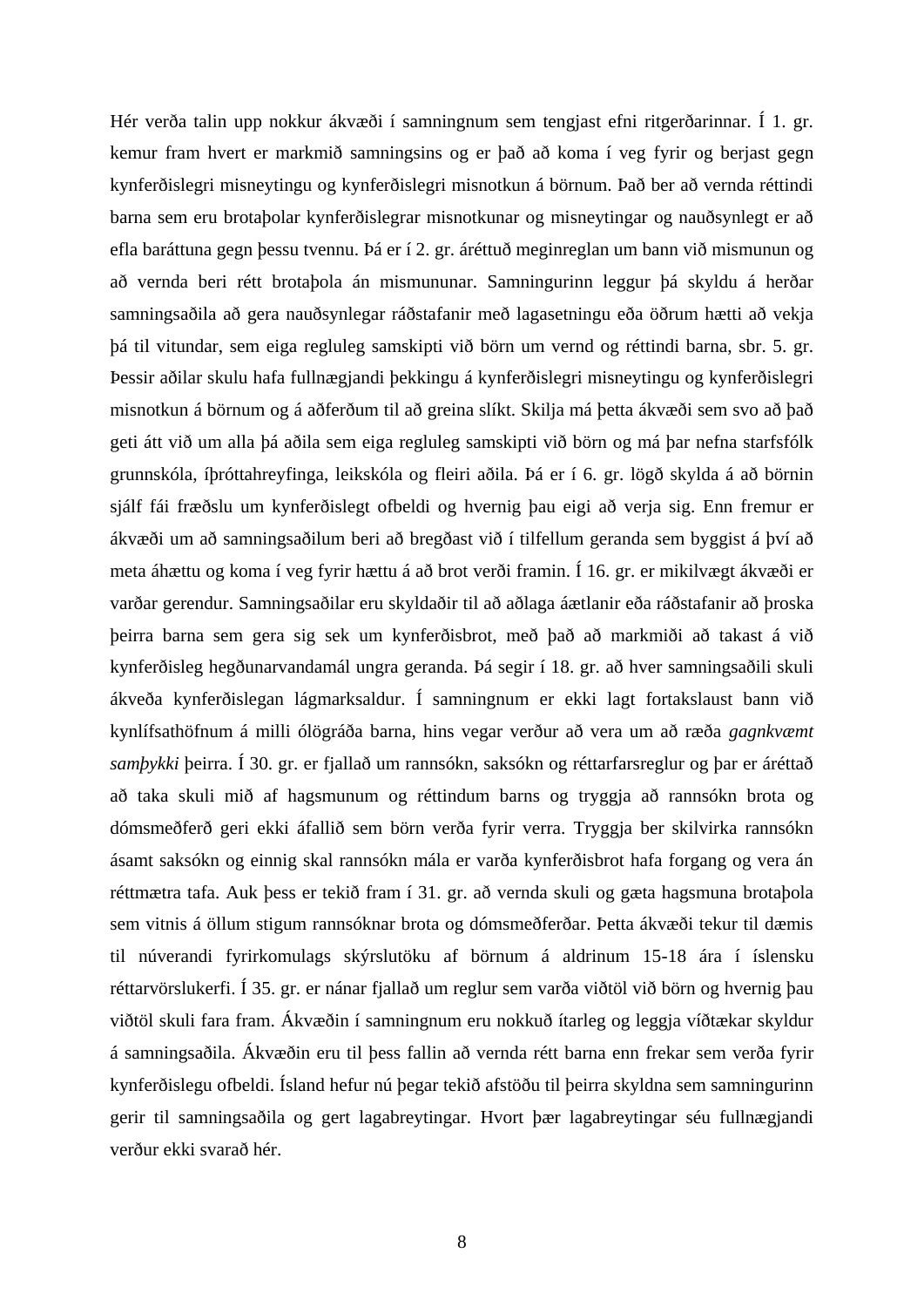Hér verða talin upp nokkur ákvæði í samningnum sem tengjast efni ritgerðarinnar. Í 1. gr. kemur fram hvert er markmið samningsins og er það að koma í veg fyrir og berjast gegn kynferðislegri misneytingu og kynferðislegri misnotkun á börnum. Það ber að vernda réttindi barna sem eru brotaþolar kynferðislegrar misnotkunar og misneytingar og nauðsynlegt er að efla baráttuna gegn þessu tvennu. Þá er í 2. gr. áréttuð meginreglan um bann við mismunun og að vernda beri rétt brotaþola án mismununar. Samningurinn leggur þá skyldu á herðar samningsaðila að gera nauðsynlegar ráðstafanir með lagasetningu eða öðrum hætti að vekja þá til vitundar, sem eiga regluleg samskipti við börn um vernd og réttindi barna, sbr. 5. gr. Þessir aðilar skulu hafa fullnægjandi þekkingu á kynferðislegri misneytingu og kynferðislegri misnotkun á börnum og á aðferðum til að greina slíkt. Skilja má þetta ákvæði sem svo að það geti átt við um alla þá aðila sem eiga regluleg samskipti við börn og má þar nefna starfsfólk grunnskóla, íþróttahreyfinga, leikskóla og fleiri aðila. Þá er í 6. gr. lögð skylda á að börnin sjálf fái fræðslu um kynferðislegt ofbeldi og hvernig þau eigi að verja sig. Enn fremur er ákvæði um að samningsaðilum beri að bregðast við í tilfellum geranda sem byggist á því að meta áhættu og koma í veg fyrir hættu á að brot verði framin. Í 16. gr. er mikilvægt ákvæði er varðar gerendur. Samningsaðilar eru skyldaðir til að aðlaga áætlanir eða ráðstafanir að þroska þeirra barna sem gera sig sek um kynferðisbrot, með það að markmiði að takast á við kynferðisleg hegðunarvandamál ungra geranda. Þá segir í 18. gr. að hver samningsaðili skuli ákveða kynferðislegan lágmarksaldur. Í samningnum er ekki lagt fortakslaust bann við kynlífsathöfnum á milli ólögráða barna, hins vegar verður að vera um að ræða *gagnkvæmt samþykki* þeirra. Í 30. gr. er fjallað um rannsókn, saksókn og réttarfarsreglur og þar er áréttað að taka skuli mið af hagsmunum og réttindum barns og tryggja að rannsókn brota og dómsmeðferð geri ekki áfallið sem börn verða fyrir verra. Tryggja ber skilvirka rannsókn ásamt saksókn og einnig skal rannsókn mála er varða kynferðisbrot hafa forgang og vera án réttmætra tafa. Auk þess er tekið fram í 31. gr. að vernda skuli og gæta hagsmuna brotaþola sem vitnis á öllum stigum rannsóknar brota og dómsmeðferðar. Þetta ákvæði tekur til dæmis til núverandi fyrirkomulags skýrslutöku af börnum á aldrinum 15-18 ára í íslensku réttarvörslukerfi. Í 35. gr. er nánar fjallað um reglur sem varða viðtöl við börn og hvernig þau viðtöl skuli fara fram. Ákvæðin í samningnum eru nokkuð ítarleg og leggja víðtækar skyldur á samningsaðila. Ákvæðin eru til þess fallin að vernda rétt barna enn frekar sem verða fyrir kynferðislegu ofbeldi. Ísland hefur nú þegar tekið afstöðu til þeirra skyldna sem samningurinn gerir til samningsaðila og gert lagabreytingar. Hvort þær lagabreytingar séu fullnægjandi verður ekki svarað hér.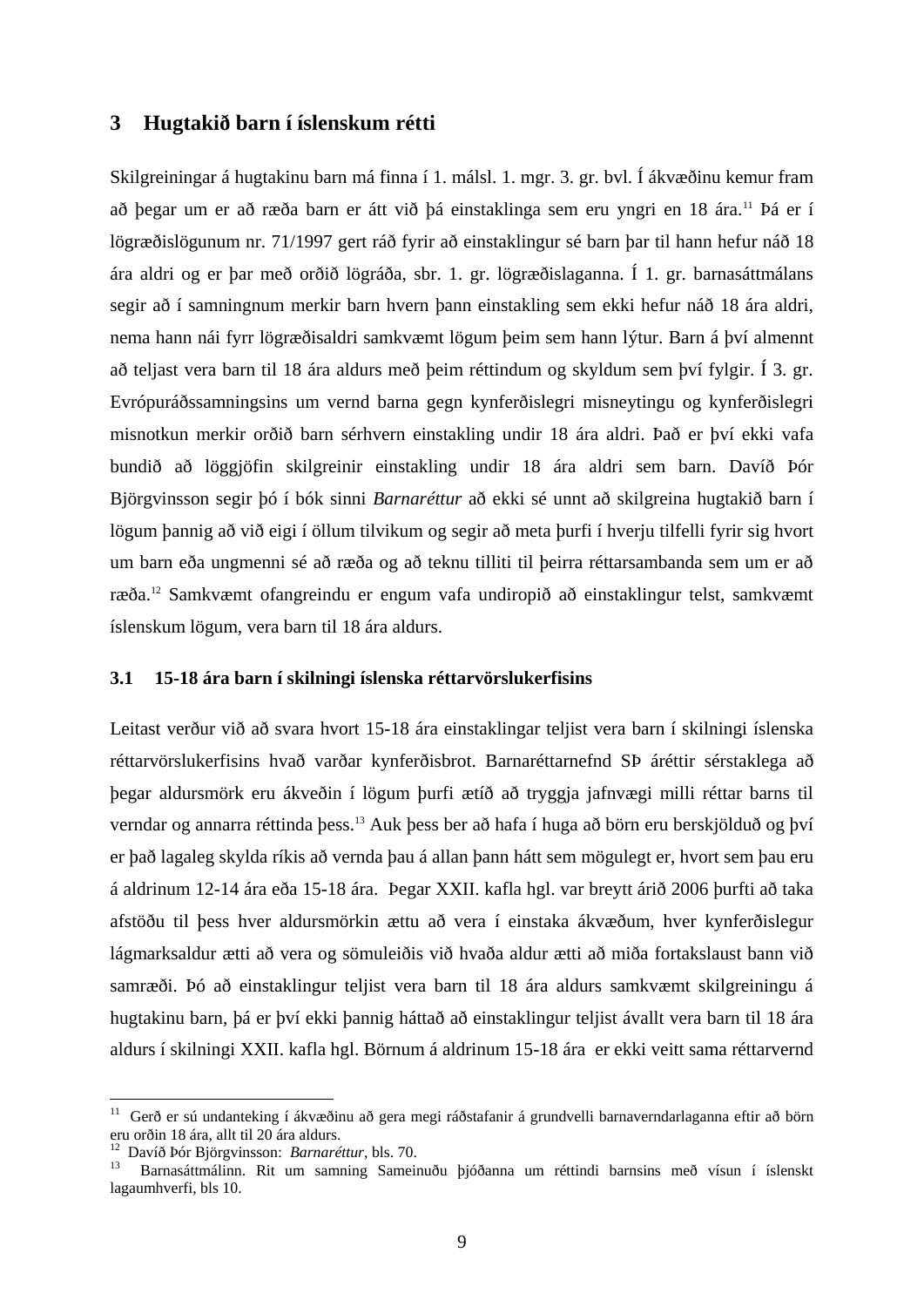# 3 Hugtakið barn í íslenskum rétti

Skilgreiningar á hugtakinu barn má finna í 1. málsl. 1. mgr. 3. gr. bvl. Í ákvæðinu kemur fram að þegar um er að ræða barn er átt við þá einstaklinga sem eru yngri en 18 ára.[11] Þá er í lögræðislögunum nr. 71/1997 gert ráð fyrir að einstaklingur sé barn þar til hann hefur náð 18 ára aldri og er þar með orðið lögráða, sbr. 1. gr. lögræðislaganna. Í 1. gr. barnasáttmálans segir að í samningnum merkir barn hvern þann einstakling sem ekki hefur náð 18 ára aldri, nema hann nái fyrr lögræðisaldri samkvæmt lögum þeim sem hann lýtur. Barn á því almennt að teljast vera barn til 18 ára aldurs með þeim réttindum og skyldum sem því fylgir. Í 3. gr. Evrópuráðssamningsins um vernd barna gegn kynferðislegri misneytingu og kynferðislegri misnotkun merkir orðið barn sérhvern einstakling undir 18 ára aldri. Það er því ekki vafa bundið að löggjöfin skilgreinir einstakling undir 18 ára aldri sem barn. Davíð Þór Björgvinsson segir þó í bók sinni *Barnaréttur* að ekki sé unnt að skilgreina hugtakið barn í lögum þannig að við eigi í öllum tilvikum og segir að meta þurfi í hverju tilfelli fyrir sig hvort um barn eða ungmenni sé að ræða og að teknu tilliti til þeirra réttarsambanda sem um er að ræða.[12] Samkvæmt ofangreindu er engum vafa undiropið að einstaklingur telst, samkvæmt íslenskum lögum, vera barn til 18 ára aldurs.

## 3.1 15-18 ára barn í skilningi íslenska réttarvörslukerfisins

Leitast verður við að svara hvort 15-18 ára einstaklingar teljist vera barn í skilningi íslenska réttarvörslukerfisins hvað varðar kynferðisbrot. Barnaréttarnefnd SÞ áréttir sérstaklega að þegar aldursmörk eru ákveðin í lögum þurfi ætíð að tryggja jafnvægi milli réttar barns til verndar og annarra réttinda þess.[13] Auk þess ber að hafa í huga að börn eru berskjölduð og því er það lagaleg skylda ríkis að vernda þau á allan þann hátt sem mögulegt er, hvort sem þau eru á aldrinum 12-14 ára eða 15-18 ára. Þegar XXII. kafla hgl. var breytt árið 2006 þurfti að taka afstöðu til þess hver aldursmörkin ættu að vera í einstaka ákvæðum, hver kynferðislegur lágmarksaldur ætti að vera og sömuleiðis við hvaða aldur ætti að miða fortakslaust bann við samræði. Þó að einstaklingur teljist vera barn til 18 ára aldurs samkvæmt skilgreiningu á hugtakinu barn, þá er því ekki þannig háttað að einstaklingur teljist ávallt vera barn til 18 ára aldurs í skilningi XXII. kafla hgl. Börnum á aldrinum 15-18 ára er ekki veitt sama réttarvernd

---

[11] Gerð er sú undanteking í ákvæðinu að gera megi ráðstafanir á grundvelli barnaverndarlaganna eftir að börn eru orðin 18 ára, allt til 20 ára aldurs.

[12] Davíð Þór Björgvinsson: *Barnaréttur*, bls. 70.

[13] Barnasáttmálinn. Rit um samning Sameinuðu þjóðanna um réttindi barnsins með vísun í íslenskt lagaumhverfi, bls 10.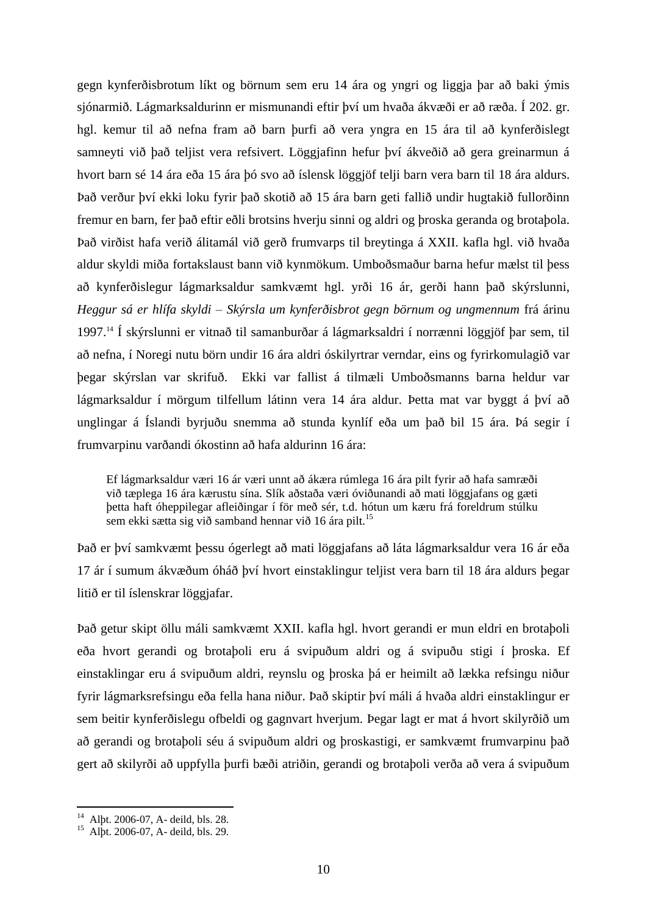gegn kynferðisbrotum líkt og börnum sem eru 14 ára og yngri og liggja þar að baki ýmis sjónarmið. Lágmarksaldurinn er mismunandi eftir því um hvaða ákvæði er að ræða. Í 202. gr. hgl. kemur til að nefna fram að barn þurfi að vera yngra en 15 ára til að kynferðislegt samneyti við það teljist vera refsivert. Löggjafinn hefur því ákveðið að gera greinarmun á hvort barn sé 14 ára eða 15 ára þó svo að íslensk löggjöf telji barn vera barn til 18 ára aldurs. Það verður því ekki loku fyrir það skotið að 15 ára barn geti fallið undir hugtakið fullorðinn fremur en barn, fer það eftir eðli brotsins hverju sinni og aldri og þroska geranda og brotaþola. Það virðist hafa verið álitamál við gerð frumvarps til breytinga á XXII. kafla hgl. við hvaða aldur skyldi miða fortakslaust bann við kynmökum. Umboðsmaður barna hefur mælst til þess að kynferðislegur lágmarksaldur samkvæmt hgl. yrði 16 ár, gerði hann það skýrslunni, *Heggur sá er hlífa skyldi – Skýrsla um kynferðisbrot gegn börnum og ungmennum* frá árinu 1997.[14] Í skýrslunni er vitnað til samanburðar á lágmarksaldri í norrænni löggjöf þar sem, til að nefna, í Noregi nutu börn undir 16 ára aldri óskilyrtrar verndar, eins og fyrirkomulagið var þegar skýrslan var skrifuð. Ekki var fallist á tilmæli Umboðsmanns barna heldur var lágmarksaldur í mörgum tilfellum látinn vera 14 ára aldur. Þetta mat var byggt á því að unglingar á Íslandi byrjuðu snemma að stunda kynlíf eða um það bil 15 ára. Þá segir í frumvarpinu varðandi ókostinn að hafa aldurinn 16 ára:

> Ef lágmarksaldur væri 16 ár væri unnt að ákæra rúmlega 16 ára pilt fyrir að hafa samræði við tæplega 16 ára kærustu sína. Slík aðstaða væri óviðunandi að mati löggjafans og gæti þetta haft óheppilegar afleiðingar í för með sér, t.d. hótun um kæru frá foreldrum stúlku sem ekki sætta sig við samband hennar við 16 ára pilt.[15]

Það er því samkvæmt þessu ógerlegt að mati löggjafans að láta lágmarksaldur vera 16 ár eða 17 ár í sumum ákvæðum óháð því hvort einstaklingur teljist vera barn til 18 ára aldurs þegar litið er til íslenskrar löggjafar.

Það getur skipt öllu máli samkvæmt XXII. kafla hgl. hvort gerandi er mun eldri en brotaþoli eða hvort gerandi og brotaþoli eru á svipuðum aldri og á svipuðu stigi í þroska. Ef einstaklingar eru á svipuðum aldri, reynslu og þroska þá er heimilt að lækka refsingu niður fyrir lágmarksrefsingu eða fella hana niður. Það skiptir því máli á hvaða aldri einstaklingur er sem beitir kynferðislegu ofbeldi og gagnvart hverjum. Þegar lagt er mat á hvort skilyrðið um að gerandi og brotaþoli séu á svipuðum aldri og þroskastigi, er samkvæmt frumvarpinu það gert að skilyrði að uppfylla þurfi bæði atriðin, gerandi og brotaþoli verða að vera á svipuðum

---

[14] Alþt. 2006-07, A- deild, bls. 28.
[15] Alþt. 2006-07, A- deild, bls. 29.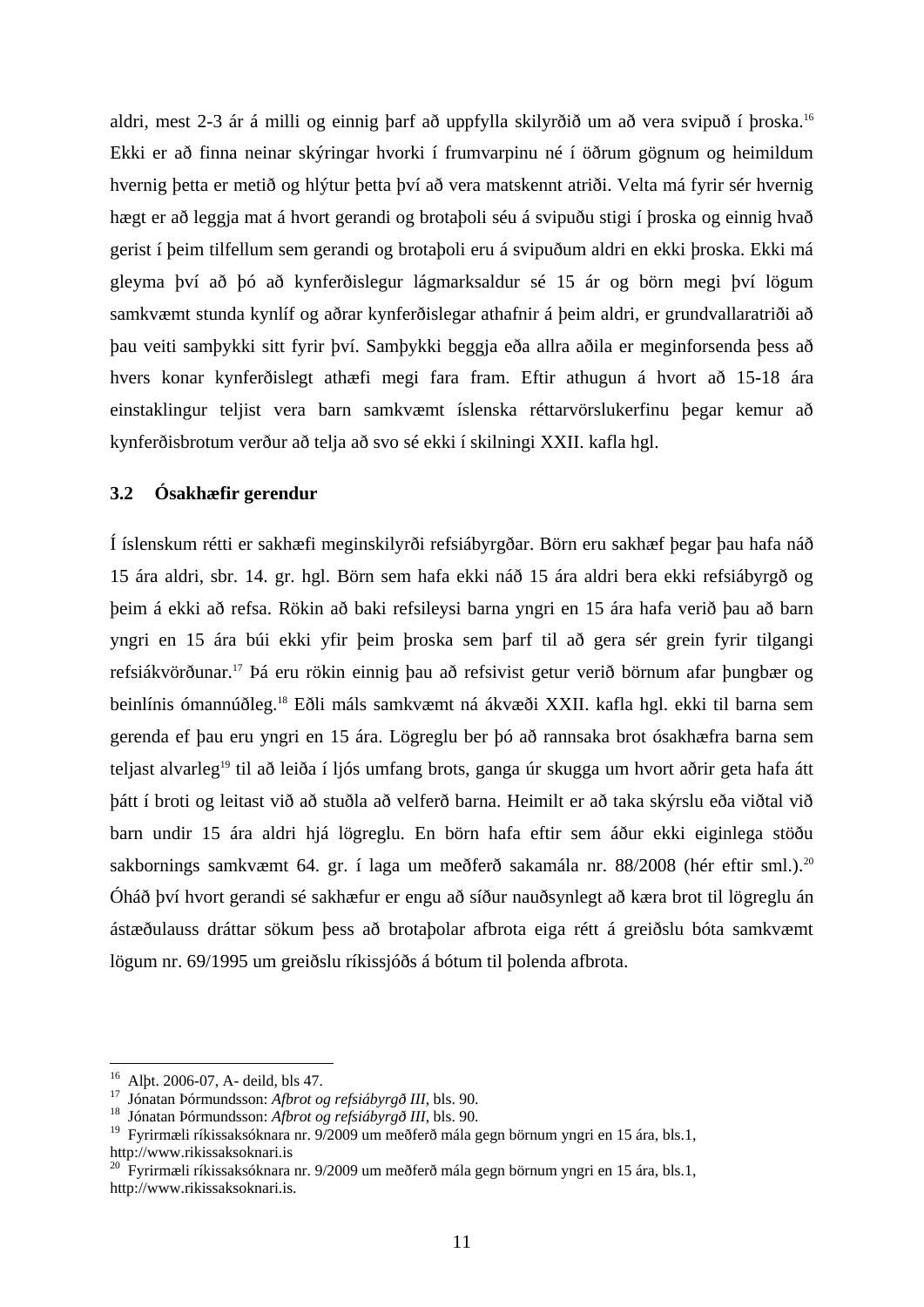aldri, mest 2-3 ár á milli og einnig þarf að uppfylla skilyrðið um að vera svipuð í þroska.[16] Ekki er að finna neinar skýringar hvorki í frumvarpinu né í öðrum gögnum og heimildum hvernig þetta er metið og hlýtur þetta því að vera matskennt atriði. Velta má fyrir sér hvernig hægt er að leggja mat á hvort gerandi og brotaþoli séu á svipuðu stigi í þroska og einnig hvað gerist í þeim tilfellum sem gerandi og brotaþoli eru á svipuðum aldri en ekki þroska. Ekki má gleyma því að þó að kynferðislegur lágmarksaldur sé 15 ár og börn megi því lögum samkvæmt stunda kynlíf og aðrar kynferðislegar athafnir á þeim aldri, er grundvallaratriði að þau veiti samþykki sitt fyrir því. Samþykki beggja eða allra aðila er meginforsenda þess að hvers konar kynferðislegt athæfi megi fara fram. Eftir athugun á hvort að 15-18 ára einstaklingur teljist vera barn samkvæmt íslenska réttarvörslukerfinu þegar kemur að kynferðisbrotum verður að telja að svo sé ekki í skilningi XXII. kafla hgl.

### 3.2 Ósakhæfir gerendur

Í íslenskum rétti er sakhæfi meginskilyrði refsiábyrgðar. Börn eru sakhæf þegar þau hafa náð 15 ára aldri, sbr. 14. gr. hgl. Börn sem hafa ekki náð 15 ára aldri bera ekki refsiábyrgð og þeim á ekki að refsa. Rökin að baki refsileysi barna yngri en 15 ára hafa verið þau að barn yngri en 15 ára búi ekki yfir þeim þroska sem þarf til að gera sér grein fyrir tilgangi refsiákvörðunar.[17] Þá eru rökin einnig þau að refsivist getur verið börnum afar þungbær og beinlínis ómannúðleg.[18] Eðli máls samkvæmt ná ákvæði XXII. kafla hgl. ekki til barna sem gerenda ef þau eru yngri en 15 ára. Lögreglu ber þó að rannsaka brot ósakhæfra barna sem teljast alvarleg[19] til að leiða í ljós umfang brots, ganga úr skugga um hvort aðrir geta hafa átt þátt í broti og leitast við að stuðla að velferð barna. Heimilt er að taka skýrslu eða viðtal við barn undir 15 ára aldri hjá lögreglu. En börn hafa eftir sem áður ekki eiginlega stöðu sakbornings samkvæmt 64. gr. í laga um meðferð sakamála nr. 88/2008 (hér eftir sml.).[20] Óháð því hvort gerandi sé sakhæfur er engu að síður nauðsynlegt að kæra brot til lögreglu án ástæðulauss dráttar sökum þess að brotaþolar afbrota eiga rétt á greiðslu bóta samkvæmt lögum nr. 69/1995 um greiðslu ríkissjóðs á bótum til þolenda afbrota.

---

[16] Alþt. 2006-07, A- deild, bls 47.
[17] Jónatan Þórmundsson: *Afbrot og refsiábyrgð III*, bls. 90.
[18] Jónatan Þórmundsson: *Afbrot og refsiábyrgð III*, bls. 90.
[19] Fyrirmæli ríkissaksóknara nr. 9/2009 um meðferð mála gegn börnum yngri en 15 ára, bls.1, http://www.rikissaksoknari.is
[20] Fyrirmæli ríkissaksóknara nr. 9/2009 um meðferð mála gegn börnum yngri en 15 ára, bls.1, http://www.rikissaksoknari.is.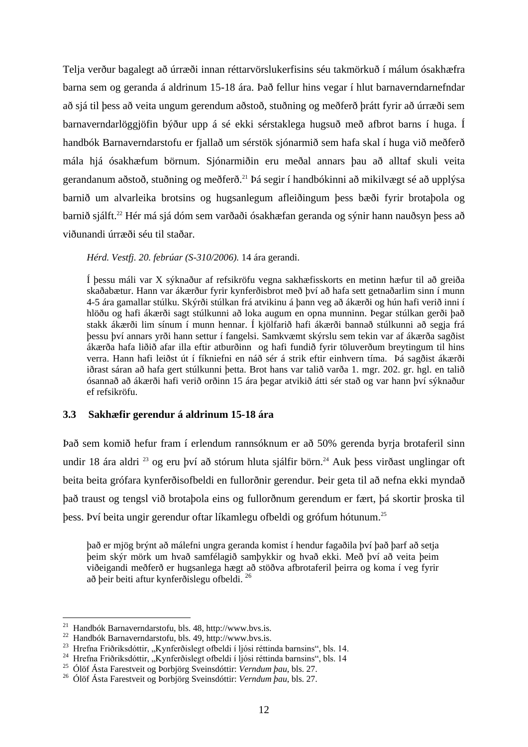Telja verður bagalegt að úrræði innan réttarvörslukerfisins séu takmörkuð í málum ósakhæfra barna sem og geranda á aldrinum 15-18 ára. Það fellur hins vegar í hlut barnaverndarnefndar að sjá til þess að veita ungum gerendum aðstoð, stuðning og meðferð þrátt fyrir að úrræði sem barnaverndarlöggjöfin býður upp á sé ekki sérstaklega hugsuð með afbrot barns í huga. Í handbók Barnaverndarstofu er fjallað um sérstök sjónarmið sem hafa skal í huga við meðferð mála hjá ósakhæfum börnum. Sjónarmiðin eru meðal annars þau að alltaf skuli veita gerandanum aðstoð, stuðning og meðferð.[21] Þá segir í handbókinni að mikilvægt sé að upplýsa barnið um alvarleika brotsins og hugsanlegum afleiðingum þess bæði fyrir brotaþola og barnið sjálft.[22] Hér má sjá dóm sem varðaði ósakhæfan geranda og sýnir hann nauðsyn þess að viðunandi úrræði séu til staðar.

> *Hérd. Vestfj. 20. febrúar (S-310/2006).* 14 ára gerandi.
>
> Í þessu máli var X sýknaður af refsikröfu vegna sakhæfisskorts en metinn hæfur til að greiða skaðabætur. Hann var ákærður fyrir kynferðisbrot með því að hafa sett getnaðarlim sinn í munn 4-5 ára gamallar stúlku. Skýrði stúlkan frá atvikinu á þann veg að ákærði og hún hafi verið inni í hlöðu og hafi ákærði sagt stúlkunni að loka augum en opna munninn. Þegar stúlkan gerði það stakk ákærði lim sínum í munn hennar. Í kjölfarið hafi ákærði bannað stúlkunni að segja frá þessu því annars yrði hann settur í fangelsi. Samkvæmt skýrslu sem tekin var af ákærða sagðist ákærða hafa liðið afar illa eftir atburðinn og hafi fundið fyrir töluverðum breytingum til hins verra. Hann hafi leiðst út í fíkniefni en náð sér á strik eftir einhvern tíma. Þá sagðist ákærði iðrast sáran að hafa gert stúlkunni þetta. Brot hans var talið varða 1. mgr. 202. gr. hgl. en talið ósannað að ákærði hafi verið orðinn 15 ára þegar atvikið átti sér stað og var hann því sýknaður ef refsikröfu.

### 3.3 Sakhæfir gerendur á aldrinum 15-18 ára

Það sem komið hefur fram í erlendum rannsóknum er að 50% gerenda byrja brotaferil sinn undir 18 ára aldri [23] og eru því að stórum hluta sjálfir börn.[24] Auk þess virðast unglingar oft beita beita grófara kynferðisofbeldi en fullorðnir gerendur. Þeir geta til að nefna ekki myndað það traust og tengsl við brotaþola eins og fullorðnum gerendum er fært, þá skortir þroska til þess. Því beita ungir gerendur oftar líkamlegu ofbeldi og grófum hótunum.[25]

> það er mjög brýnt að málefni ungra geranda komist í hendur fagaðila því það þarf að setja þeim skýr mörk um hvað samfélagið samþykkir og hvað ekki. Með því að veita þeim viðeigandi meðferð er hugsanlega hægt að stöðva afbrotaferil þeirra og koma í veg fyrir að þeir beiti aftur kynferðislegu ofbeldi. [26]

---

[21] Handbók Barnaverndarstofu, bls. 48, http://www.bvs.is.
[22] Handbók Barnaverndarstofu, bls. 49, http://www.bvs.is.
[23] Hrefna Friðriksdóttir, „Kynferðislegt ofbeldi í ljósi réttinda barnsins", bls. 14.
[24] Hrefna Friðriksdóttir, „Kynferðislegt ofbeldi í ljósi réttinda barnsins", bls. 14
[25] Ólöf Ásta Farestveit og Þorbjörg Sveinsdóttir: *Verndum þau*, bls. 27.
[26] Ólöf Ásta Farestveit og Þorbjörg Sveinsdóttir: *Verndum þau*, bls. 27.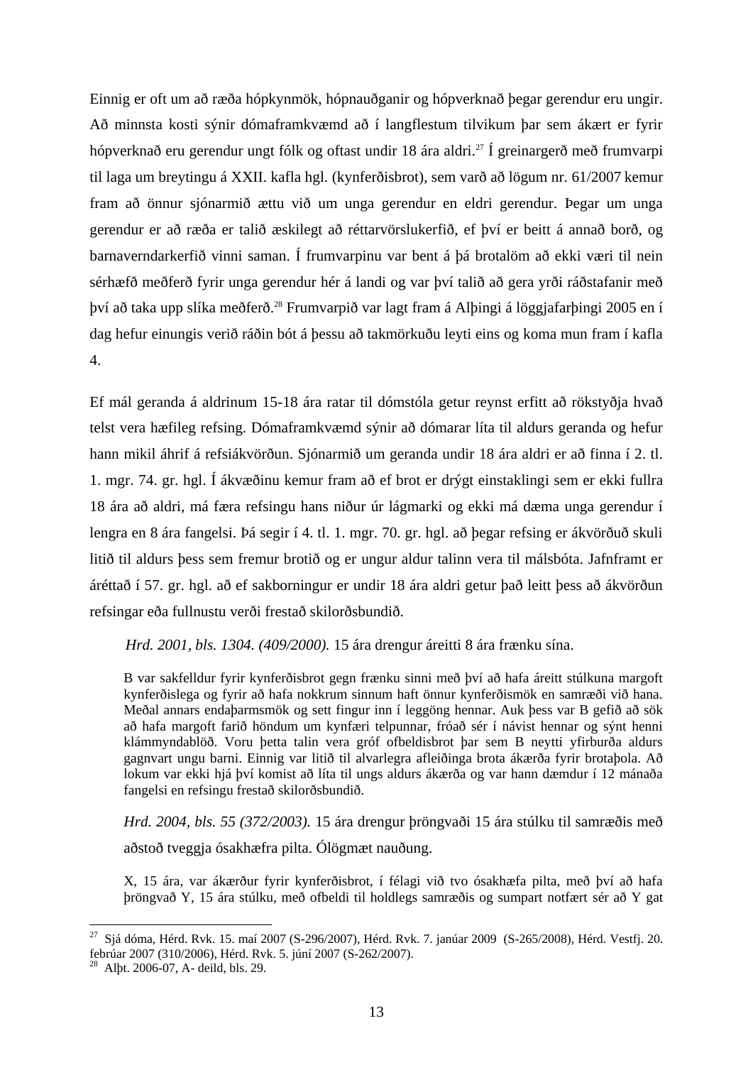Einnig er oft um að ræða hópkynmök, hópnauðganir og hópverknað þegar gerendur eru ungir. Að minnsta kosti sýnir dómaframkvæmd að í langflestum tilvikum þar sem ákært er fyrir hópverknað eru gerendur ungt fólk og oftast undir 18 ára aldri.[27] Í greinargerð með frumvarpi til laga um breytingu á XXII. kafla hgl. (kynferðisbrot), sem varð að lögum nr. 61/2007 kemur fram að önnur sjónarmið ættu við um unga gerendur en eldri gerendur. Þegar um unga gerendur er að ræða er talið æskilegt að réttarvörslukerfið, ef því er beitt á annað borð, og barnaverndarkerfið vinni saman. Í frumvarpinu var bent á þá brotalöm að ekki væri til nein sérhæfð meðferð fyrir unga gerendur hér á landi og var því talið að gera yrði ráðstafanir með því að taka upp slíka meðferð.[28] Frumvarpið var lagt fram á Alþingi á löggjafarþingi 2005 en í dag hefur einungis verið ráðin bót á þessu að takmörkuðu leyti eins og koma mun fram í kafla 4.

Ef mál geranda á aldrinum 15-18 ára ratar til dómstóla getur reynst erfitt að rökstyðja hvað telst vera hæfileg refsing. Dómaframkvæmd sýnir að dómarar líta til aldurs geranda og hefur hann mikil áhrif á refsiákvörðun. Sjónarmið um geranda undir 18 ára aldri er að finna í 2. tl. 1. mgr. 74. gr. hgl. Í ákvæðinu kemur fram að ef brot er drýgt einstaklingi sem er ekki fullra 18 ára að aldri, má færa refsingu hans niður úr lágmarki og ekki má dæma unga gerendur í lengra en 8 ára fangelsi. Þá segir í 4. tl. 1. mgr. 70. gr. hgl. að þegar refsing er ákvörðuð skuli litið til aldurs þess sem fremur brotið og er ungur aldur talinn vera til málsbóta. Jafnframt er áréttað í 57. gr. hgl. að ef sakborningur er undir 18 ára aldri getur það leitt þess að ákvörðun refsingar eða fullnustu verði frestað skilorðsbundið.

*Hrd. 2001, bls. 1304. (409/2000).* 15 ára drengur áreitti 8 ára frænku sína.

> B var sakfelldur fyrir kynferðisbrot gegn frænku sinni með því að hafa áreitt stúlkuna margoft kynferðislega og fyrir að hafa nokkrum sinnum haft önnur kynferðismök en samræði við hana. Meðal annars endaþarmsmök og sett fingur inn í leggöng hennar. Auk þess var B gefið að sök að hafa margoft farið höndum um kynfæri telpunnar, fróað sér í návist hennar og sýnt henni klámmyndablöð. Voru þetta talin vera gróf ofbeldisbrot þar sem B neytti yfirburða aldurs gagnvart ungu barni. Einnig var litið til alvarlegra afleiðinga brota ákærða fyrir brotaþola. Að lokum var ekki hjá því komist að líta til ungs aldurs ákærða og var hann dæmdur í 12 mánaða fangelsi en refsingu frestað skilorðsbundið.

*Hrd. 2004, bls. 55 (372/2003).* 15 ára drengur þröngvaði 15 ára stúlku til samræðis með aðstoð tveggja ósakhæfra pilta. Ólögmæt nauðung.

> X, 15 ára, var ákærður fyrir kynferðisbrot, í félagi við tvo ósakhæfa pilta, með því að hafa þröngvað Y, 15 ára stúlku, með ofbeldi til holdlegs samræðis og sumpart notfært sér að Y gat

---

[27] Sjá dóma, Hérd. Rvk. 15. maí 2007 (S-296/2007), Hérd. Rvk. 7. janúar 2009 (S-265/2008), Hérd. Vestfj. 20. febrúar 2007 (310/2006), Hérd. Rvk. 5. júní 2007 (S-262/2007).

[28] Alþt. 2006-07, A- deild, bls. 29.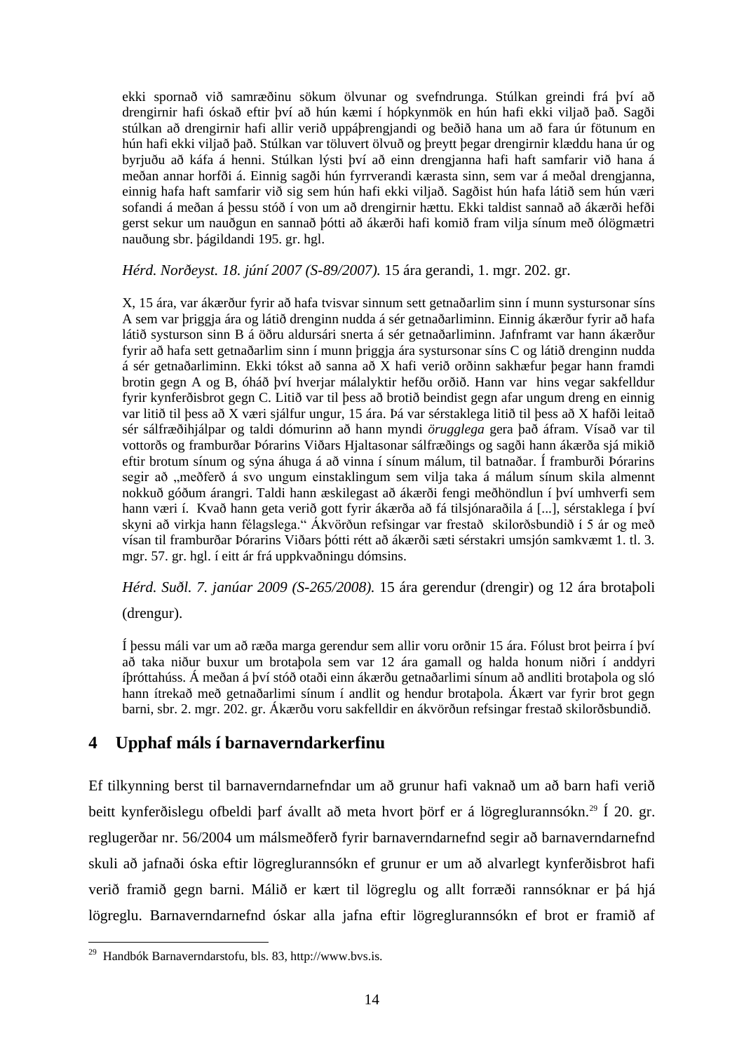ekki spornað við samræðinu sökum ölvunar og svefndrunga. Stúlkan greindi frá því að drengirnir hafi óskað eftir því að hún kæmi í hópkynmök en hún hafi ekki viljað það. Sagði stúlkan að drengirnir hafi allir verið uppáþrengjandi og beðið hana um að fara úr fötunum en hún hafi ekki viljað það. Stúlkan var töluvert ölvuð og þreytt þegar drengirnir klæddu hana úr og byrjuðu að káfa á henni. Stúlkan lýsti því að einn drengjanna hafi haft samfarir við hana á meðan annar horfði á. Einnig sagði hún fyrrverandi kærasta sinn, sem var á meðal drengjanna, einnig hafa haft samfarir við sig sem hún hafi ekki viljað. Sagðist hún hafa látið sem hún væri sofandi á meðan á þessu stóð í von um að drengirnir hættu. Ekki taldist sannað að ákærði hefði gerst sekur um nauðgun en sannað þótti að ákærði hafi komið fram vilja sínum með ólögmætri nauðung sbr. þágildandi 195. gr. hgl.

*Hérd. Norðeyst. 18. júní 2007 (S-89/2007).* 15 ára gerandi, 1. mgr. 202. gr.

X, 15 ára, var ákærður fyrir að hafa tvisvar sinnum sett getnaðarlim sinn í munn systursonar síns A sem var þriggja ára og látið drenginn nudda á sér getnaðarliminn. Einnig ákærður fyrir að hafa látið systurson sinn B á öðru aldursári snerta á sér getnaðarliminn. Jafnframt var hann ákærður fyrir að hafa sett getnaðarlim sinn í munn þriggja ára systursonar síns C og látið drenginn nudda á sér getnaðarliminn. Ekki tókst að sanna að X hafi verið orðinn sakhæfur þegar hann framdi brotin gegn A og B, óháð því hverjar málalyktir hefðu orðið. Hann var hins vegar sakfelldur fyrir kynferðisbrot gegn C. Litið var til þess að brotið beindist gegn afar ungum dreng en einnig var litið til þess að X væri sjálfur ungur, 15 ára. Þá var sérstaklega litið til þess að X hafði leitað sér sálfræðihjálpar og taldi dómurinn að hann myndi *örugglega* gera það áfram. Vísað var til vottorðs og framburðar Þórarins Viðars Hjaltasonar sálfræðings og sagði hann ákærða sjá mikið eftir brotum sínum og sýna áhuga á að vinna í sínum málum, til batnaðar. Í framburði Þórarins segir að „meðferð á svo ungum einstaklingum sem vilja taka á málum sínum skila almennt nokkuð góðum árangri. Taldi hann æskilegast að ákærði fengi meðhöndlun í því umhverfi sem hann væri í. Kvað hann geta verið gott fyrir ákærða að fá tilsjónaraðila á [...], sérstaklega í því skyni að virkja hann félagslega.“ Ákvörðun refsingar var frestað skilorðsbundið í 5 ár og með vísan til framburðar Þórarins Viðars þótti rétt að ákærði sæti sérstakri umsjón samkvæmt 1. tl. 3. mgr. 57. gr. hgl. í eitt ár frá uppkvaðningu dómsins.

*Hérd. Suðl. 7. janúar 2009 (S-265/2008).* 15 ára gerendur (drengir) og 12 ára brotaþoli (drengur).

Í þessu máli var um að ræða marga gerendur sem allir voru orðnir 15 ára. Fólust brot þeirra í því að taka niður buxur um brotaþola sem var 12 ára gamall og halda honum niðri í anddyri íþróttahúss. Á meðan á því stóð otaði einn ákærðu getnaðarlimi sínum að andliti brotaþola og sló hann ítrekað með getnaðarlimi sínum í andlit og hendur brotaþola. Ákært var fyrir brot gegn barni, sbr. 2. mgr. 202. gr. Ákærðu voru sakfelldir en ákvörðun refsingar frestað skilorðsbundið.

## 4 Upphaf máls í barnaverndarkerfinu

Ef tilkynning berst til barnaverndarnefndar um að grunur hafi vaknað um að barn hafi verið beitt kynferðislegu ofbeldi þarf ávallt að meta hvort þörf er á lögreglurannsókn.[29] Í 20. gr. reglugerðar nr. 56/2004 um málsmeðferð fyrir barnaverndarnefnd segir að barnaverndarnefnd skuli að jafnaði óska eftir lögreglurannsókn ef grunur er um að alvarlegt kynferðisbrot hafi verið framið gegn barni. Málið er kært til lögreglu og allt forræði rannsóknar er þá hjá lögreglu. Barnaverndarnefnd óskar alla jafna eftir lögreglurannsókn ef brot er framið af

[29] Handbók Barnaverndarstofu, bls. 83, http://www.bvs.is.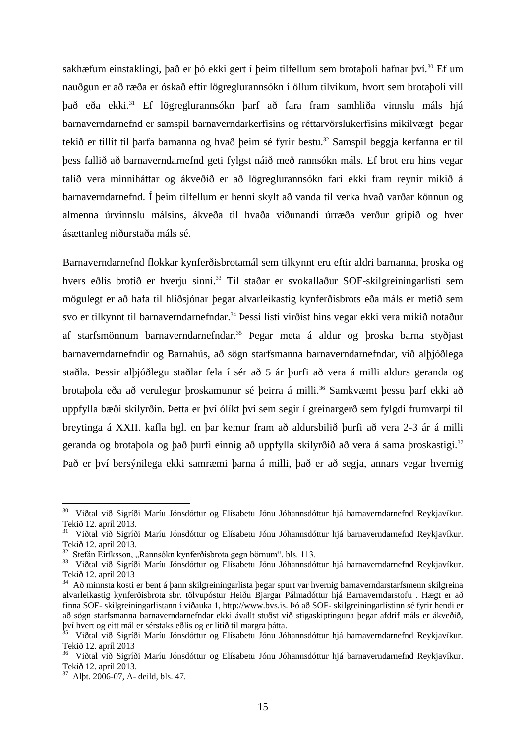sakhæfum einstaklingi, það er þó ekki gert í þeim tilfellum sem brotaþoli hafnar því.[30] Ef um nauðgun er að ræða er óskað eftir lögreglurannsókn í öllum tilvikum, hvort sem brotaþoli vill það eða ekki.[31] Ef lögreglurannsókn þarf að fara fram samhliða vinnslu máls hjá barnaverndarnefnd er samspil barnaverndarkerfisins og réttarvörslukerfisins mikilvægt þegar tekið er tillit til þarfa barnanna og hvað þeim sé fyrir bestu.[32] Samspil beggja kerfanna er til þess fallið að barnaverndarnefnd geti fylgst náið með rannsókn máls. Ef brot eru hins vegar talið vera minniháttar og ákveðið er að lögreglurannsókn fari ekki fram reynir mikið á barnaverndarnefnd. Í þeim tilfellum er henni skylt að vanda til verka hvað varðar könnun og almenna úrvinnslu málsins, ákveða til hvaða viðunandi úrræða verður gripið og hver ásættanleg niðurstaða máls sé.

Barnaverndarnefnd flokkar kynferðisbrotamál sem tilkynnt eru eftir aldri barnanna, þroska og hvers eðlis brotið er hverju sinni.[33] Til staðar er svokallaður SOF-skilgreiningarlisti sem mögulegt er að hafa til hliðsjónar þegar alvarleikastig kynferðisbrots eða máls er metið sem svo er tilkynnt til barnaverndarnefndar.[34] Þessi listi virðist hins vegar ekki vera mikið notaður af starfsmönnum barnaverndarnefndar.[35] Þegar meta á aldur og þroska barna styðjast barnaverndarnefndir og Barnahús, að sögn starfsmanna barnaverndarnefndar, við alþjóðlega staðla. Þessir alþjóðlegu staðlar fela í sér að 5 ár þurfi að vera á milli aldurs geranda og brotaþola eða að verulegur þroskamunur sé þeirra á milli.[36] Samkvæmt þessu þarf ekki að uppfylla bæði skilyrðin. Þetta er því ólíkt því sem segir í greinargerð sem fylgdi frumvarpi til breytinga á XXII. kafla hgl. en þar kemur fram að aldursbilið þurfi að vera 2-3 ár á milli geranda og brotaþola og það þurfi einnig að uppfylla skilyrðið að vera á sama þroskastigi.[37] Það er því bersýnilega ekki samræmi þarna á milli, það er að segja, annars vegar hvernig

---

[30] Viðtal við Sigríði Maríu Jónsdóttur og Elísabetu Jónu Jóhannsdóttur hjá barnaverndarnefnd Reykjavíkur. Tekið 12. apríl 2013.

[31] Viðtal við Sigríði Maríu Jónsdóttur og Elísabetu Jónu Jóhannsdóttur hjá barnaverndarnefnd Reykjavíkur. Tekið 12. apríl 2013.

[32] Stefán Eiríksson, „Rannsókn kynferðisbrota gegn börnum“, bls. 113.

[33] Viðtal við Sigríði Maríu Jónsdóttur og Elísabetu Jónu Jóhannsdóttur hjá barnaverndarnefnd Reykjavíkur. Tekið 12. apríl 2013

[34] Að minnsta kosti er bent á þann skilgreiningarlista þegar spurt var hvernig barnaverndarstarfsmenn skilgreina alvarleikastig kynferðisbrota sbr. tölvupóstur Heiðu Bjargar Pálmadóttur hjá Barnaverndarstofu . Hægt er að finna SOF- skilgreiningarlistann í viðauka 1, http://www.bvs.is. Þó að SOF- skilgreiningarlistinn sé fyrir hendi er að sögn starfsmanna barnaverndarnefndar ekki ávallt stuðst við stigaskiptinguna þegar afdrif máls er ákveðið, því hvert og eitt mál er sérstaks eðlis og er litið til margra þátta.

[35] Viðtal við Sigríði Maríu Jónsdóttur og Elísabetu Jónu Jóhannsdóttur hjá barnaverndarnefnd Reykjavíkur. Tekið 12. apríl 2013

[36] Viðtal við Sigríði Maríu Jónsdóttur og Elísabetu Jónu Jóhannsdóttur hjá barnaverndarnefnd Reykjavíkur. Tekið 12. apríl 2013.

[37] Alþt. 2006-07, A- deild, bls. 47.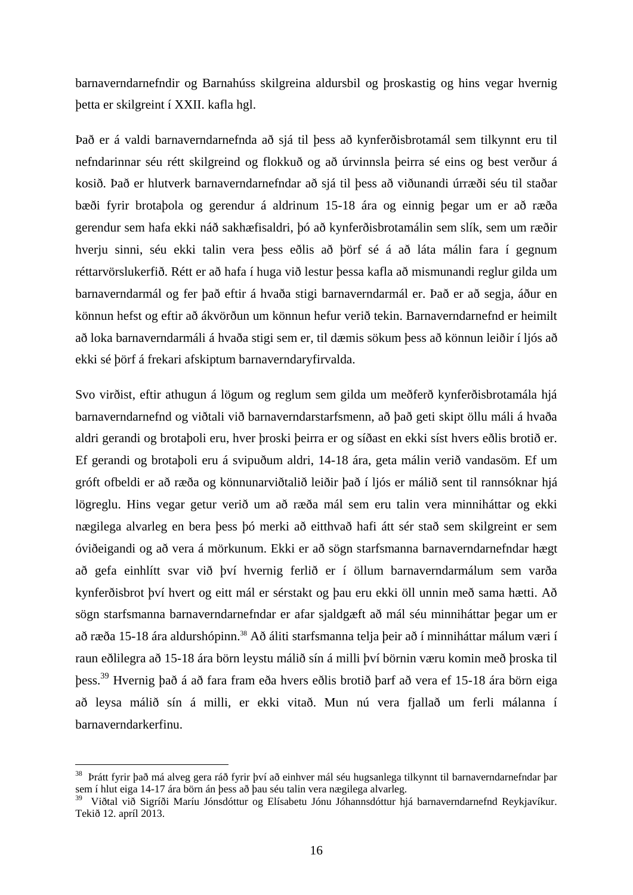barnaverndarnefndir og Barnahúss skilgreina aldursbil og þroskastig og hins vegar hvernig þetta er skilgreint í XXII. kafla hgl.

Það er á valdi barnaverndarnefnda að sjá til þess að kynferðisbrotamál sem tilkynnt eru til nefndarinnar séu rétt skilgreind og flokkuð og að úrvinnsla þeirra sé eins og best verður á kosið. Það er hlutverk barnaverndarnefndar að sjá til þess að viðunandi úrræði séu til staðar bæði fyrir brotaþola og gerendur á aldrinum 15-18 ára og einnig þegar um er að ræða gerendur sem hafa ekki náð sakhæfisaldri, þó að kynferðisbrotamálin sem slík, sem um ræðir hverju sinni, séu ekki talin vera þess eðlis að þörf sé á að láta málin fara í gegnum réttarvörslukerfið. Rétt er að hafa í huga við lestur þessa kafla að mismunandi reglur gilda um barnaverndarmál og fer það eftir á hvaða stigi barnaverndarmál er. Það er að segja, áður en könnun hefst og eftir að ákvörðun um könnun hefur verið tekin. Barnaverndarnefnd er heimilt að loka barnaverndarmáli á hvaða stigi sem er, til dæmis sökum þess að könnun leiðir í ljós að ekki sé þörf á frekari afskiptum barnaverndaryfirvalda.

Svo virðist, eftir athugun á lögum og reglum sem gilda um meðferð kynferðisbrotamála hjá barnaverndarnefnd og viðtali við barnaverndarstarfsmenn, að það geti skipt öllu máli á hvaða aldri gerandi og brotaþoli eru, hver þroski þeirra er og síðast en ekki síst hvers eðlis brotið er. Ef gerandi og brotaþoli eru á svipuðum aldri, 14-18 ára, geta málin verið vandasöm. Ef um gróft ofbeldi er að ræða og könnunarviðtalið leiðir það í ljós er málið sent til rannsóknar hjá lögreglu. Hins vegar getur verið um að ræða mál sem eru talin vera minniháttar og ekki nægilega alvarleg en bera þess þó merki að eitthvað hafi átt sér stað sem skilgreint er sem óviðeigandi og að vera á mörkunum. Ekki er að sögn starfsmanna barnaverndarnefndar hægt að gefa einhlítt svar við því hvernig ferlið er í öllum barnaverndarmálum sem varða kynferðisbrot því hvert og eitt mál er sérstakt og þau eru ekki öll unnin með sama hætti. Að sögn starfsmanna barnaverndarnefndar er afar sjaldgæft að mál séu minniháttar þegar um er að ræða 15-18 ára aldurshópinn.[38] Að áliti starfsmanna telja þeir að í minniháttar málum væri í raun eðlilegra að 15-18 ára börn leystu málið sín á milli því börnin væru komin með þroska til þess.[39] Hvernig það á að fara fram eða hvers eðlis brotið þarf að vera ef 15-18 ára börn eiga að leysa málið sín á milli, er ekki vitað. Mun nú vera fjallað um ferli málanna í barnaverndarkerfinu.

---

[38] Þrátt fyrir það má alveg gera ráð fyrir því að einhver mál séu hugsanlega tilkynnt til barnaverndarnefndar þar sem í hlut eiga 14-17 ára börn án þess að þau séu talin vera nægilega alvarleg.

[39] Viðtal við Sigríði Maríu Jónsdóttur og Elísabetu Jónu Jóhannsdóttur hjá barnaverndarnefnd Reykjavíkur. Tekið 12. apríl 2013.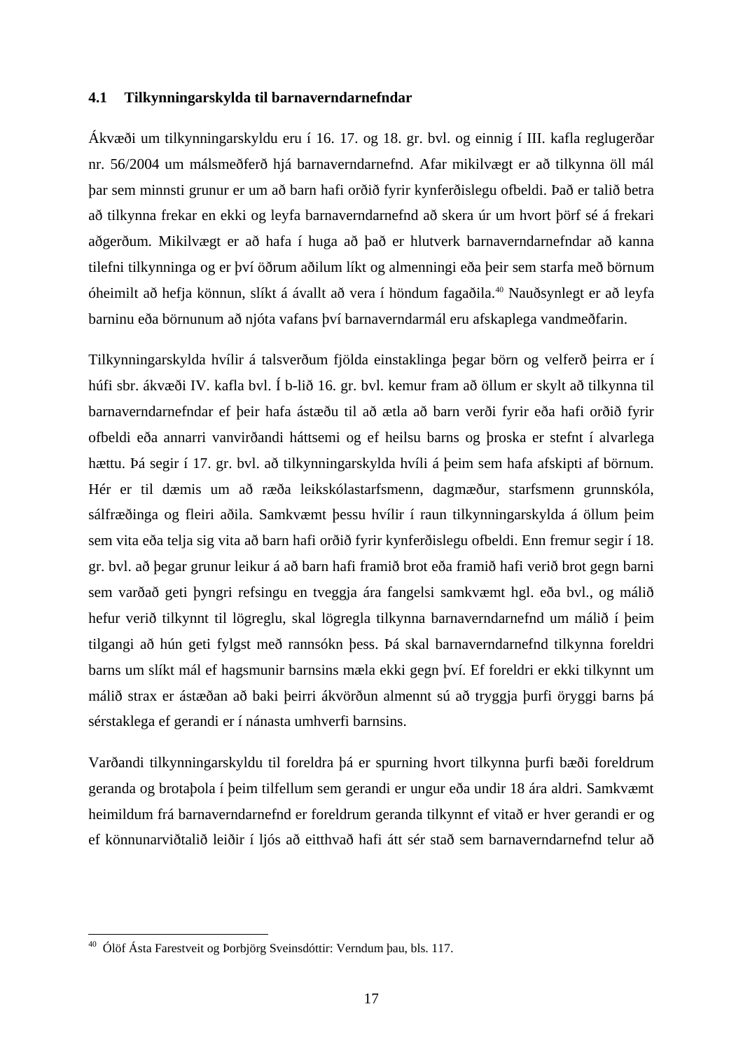### 4.1 Tilkynningarskylda til barnaverndarnefndar

Ákvæði um tilkynningarskyldu eru í 16. 17. og 18. gr. bvl. og einnig í III. kafla reglugerðar nr. 56/2004 um málsmeðferð hjá barnaverndarnefnd. Afar mikilvægt er að tilkynna öll mál þar sem minnsti grunur er um að barn hafi orðið fyrir kynferðislegu ofbeldi. Það er talið betra að tilkynna frekar en ekki og leyfa barnaverndarnefnd að skera úr um hvort þörf sé á frekari aðgerðum. Mikilvægt er að hafa í huga að það er hlutverk barnaverndarnefndar að kanna tilefni tilkynninga og er því öðrum aðilum líkt og almenningi eða þeir sem starfa með börnum óheimilt að hefja könnun, slíkt á ávallt að vera í höndum fagaðila.[40] Nauðsynlegt er að leyfa barninu eða börnunum að njóta vafans því barnaverndarmál eru afskaplega vandmeðfarin.

Tilkynningarskylda hvílir á talsverðum fjölda einstaklinga þegar börn og velferð þeirra er í húfi sbr. ákvæði IV. kafla bvl. Í b-lið 16. gr. bvl. kemur fram að öllum er skylt að tilkynna til barnaverndarnefndar ef þeir hafa ástæðu til að ætla að barn verði fyrir eða hafi orðið fyrir ofbeldi eða annarri vanvirðandi háttsemi og ef heilsu barns og þroska er stefnt í alvarlega hættu. Þá segir í 17. gr. bvl. að tilkynningarskylda hvíli á þeim sem hafa afskipti af börnum. Hér er til dæmis um að ræða leikskólastarfsmenn, dagmæður, starfsmenn grunnskóla, sálfræðinga og fleiri aðila. Samkvæmt þessu hvílir í raun tilkynningarskylda á öllum þeim sem vita eða telja sig vita að barn hafi orðið fyrir kynferðislegu ofbeldi. Enn fremur segir í 18. gr. bvl. að þegar grunur leikur á að barn hafi framið brot eða framið hafi verið brot gegn barni sem varðað geti þyngri refsingu en tveggja ára fangelsi samkvæmt hgl. eða bvl., og málið hefur verið tilkynnt til lögreglu, skal lögregla tilkynna barnaverndarnefnd um málið í þeim tilgangi að hún geti fylgst með rannsókn þess. Þá skal barnaverndarnefnd tilkynna foreldri barns um slíkt mál ef hagsmunir barnsins mæla ekki gegn því. Ef foreldri er ekki tilkynnt um málið strax er ástæðan að baki þeirri ákvörðun almennt sú að tryggja þurfi öryggi barns þá sérstaklega ef gerandi er í nánasta umhverfi barnsins.

Varðandi tilkynningarskyldu til foreldra þá er spurning hvort tilkynna þurfi bæði foreldrum geranda og brotaþola í þeim tilfellum sem gerandi er ungur eða undir 18 ára aldri. Samkvæmt heimildum frá barnaverndarnefnd er foreldrum geranda tilkynnt ef vitað er hver gerandi er og ef könnunarviðtalið leiðir í ljós að eitthvað hafi átt sér stað sem barnaverndarnefnd telur að

---

[40] Ólöf Ásta Farestveit og Þorbjörg Sveinsdóttir: Verndum þau, bls. 117.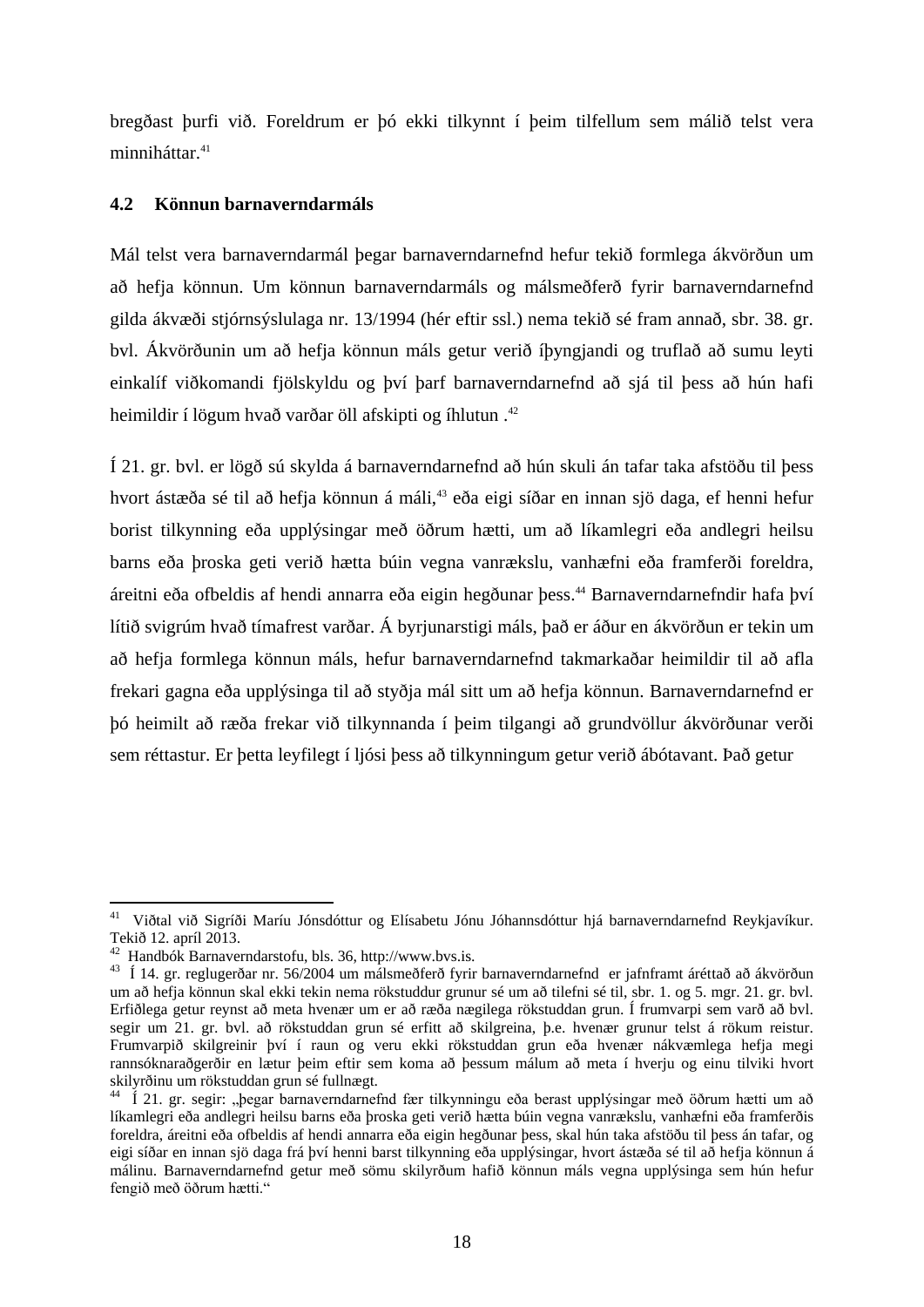bregðast þurfi við. Foreldrum er þó ekki tilkynnt í þeim tilfellum sem málið telst vera minniháttar.[41]

### 4.2 Könnun barnaverndarmáls

Mál telst vera barnaverndarmál þegar barnaverndarnefnd hefur tekið formlega ákvörðun um að hefja könnun. Um könnun barnaverndarmáls og málsmeðferð fyrir barnaverndarnefnd gilda ákvæði stjórnsýslulaga nr. 13/1994 (hér eftir ssl.) nema tekið sé fram annað, sbr. 38. gr. bvl. Ákvörðunin um að hefja könnun máls getur verið íþyngjandi og truflað að sumu leyti einkalíf viðkomandi fjölskyldu og því þarf barnaverndarnefnd að sjá til þess að hún hafi heimildir í lögum hvað varðar öll afskipti og íhlutun .[42]

Í 21. gr. bvl. er lögð sú skylda á barnaverndarnefnd að hún skuli án tafar taka afstöðu til þess hvort ástæða sé til að hefja könnun á máli,[43] eða eigi síðar en innan sjö daga, ef henni hefur borist tilkynning eða upplýsingar með öðrum hætti, um að líkamlegri eða andlegri heilsu barns eða þroska geti verið hætta búin vegna vanrækslu, vanhæfni eða framferði foreldra, áreitni eða ofbeldis af hendi annarra eða eigin hegðunar þess.[44] Barnaverndarnefndir hafa því lítið svigrúm hvað tímafrest varðar. Á byrjunarstigi máls, það er áður en ákvörðun er tekin um að hefja formlega könnun máls, hefur barnaverndarnefnd takmarkaðar heimildir til að afla frekari gagna eða upplýsinga til að styðja mál sitt um að hefja könnun. Barnaverndarnefnd er þó heimilt að ræða frekar við tilkynnanda í þeim tilgangi að grundvöllur ákvörðunar verði sem réttastur. Er þetta leyfilegt í ljósi þess að tilkynningum getur verið ábótavant. Það getur

---

[41] Viðtal við Sigríði Maríu Jónsdóttur og Elísabetu Jónu Jóhannsdóttur hjá barnaverndarnefnd Reykjavíkur. Tekið 12. apríl 2013.

[42] Handbók Barnaverndarstofu, bls. 36, http://www.bvs.is.

[43] Í 14. gr. reglugerðar nr. 56/2004 um málsmeðferð fyrir barnaverndarnefnd er jafnframt áréttað að ákvörðun um að hefja könnun skal ekki tekin nema rökstuddur grunur sé um að tilefni sé til, sbr. 1. og 5. mgr. 21. gr. bvl. Erfiðlega getur reynst að meta hvenær um er að ræða nægilega rökstuddan grun. Í frumvarpi sem varð að bvl. segir um 21. gr. bvl. að rökstuddan grun sé erfitt að skilgreina, þ.e. hvenær grunur telst á rökum reistur. Frumvarpið skilgreinir því í raun og veru ekki rökstuddan grun eða hvenær nákvæmlega hefja megi rannsóknaraðgerðir en lætur þeim eftir sem koma að þessum málum að meta í hverju og einu tilviki hvort skilyrðinu um rökstuddan grun sé fullnægt.

[44] Í 21. gr. segir: „Þegar barnaverndarnefnd fær tilkynningu eða berast upplýsingar með öðrum hætti um að líkamlegri eða andlegri heilsu barns eða þroska geti verið hætta búin vegna vanrækslu, vanhæfni eða framferðis foreldra, áreitni eða ofbeldis af hendi annarra eða eigin hegðunar þess, skal hún taka afstöðu til þess án tafar, og eigi síðar en innan sjö daga frá því henni barst tilkynning eða upplýsingar, hvort ástæða sé til að hefja könnun á málinu. Barnaverndarnefnd getur með sömu skilyrðum hafið könnun máls vegna upplýsinga sem hún hefur fengið með öðrum hætti.“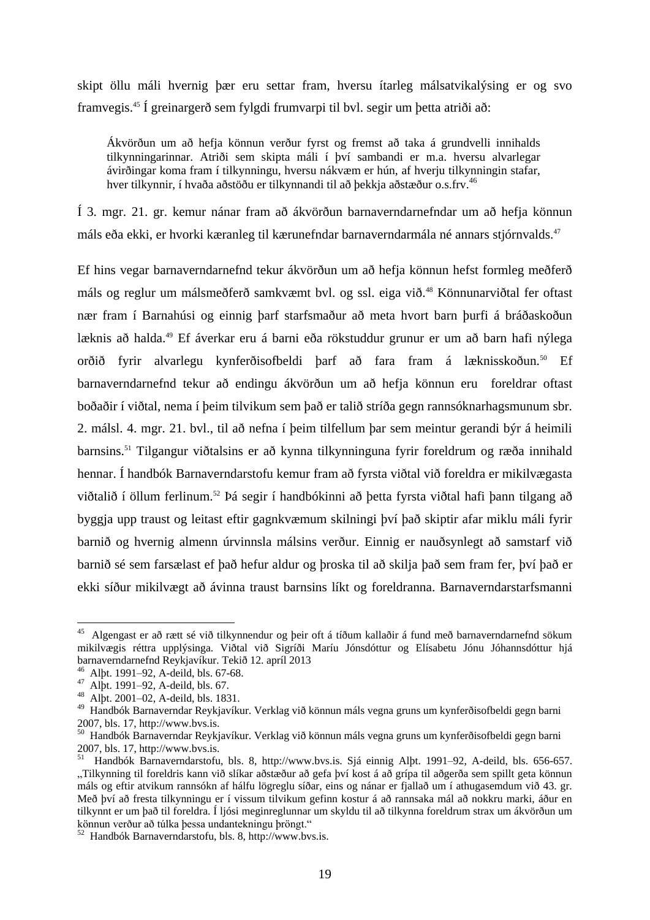skipt öllu máli hvernig þær eru settar fram, hversu ítarleg málsatvikalýsing er og svo framvegis.[45] Í greinargerð sem fylgdi frumvarpi til bvl. segir um þetta atriði að:

> Ákvörðun um að hefja könnun verður fyrst og fremst að taka á grundvelli innihalds tilkynningarinnar. Atriði sem skipta máli í því sambandi er m.a. hversu alvarlegar ávirðingar koma fram í tilkynningu, hversu nákvæm er hún, af hverju tilkynningin stafar, hver tilkynnir, í hvaða aðstöðu er tilkynnandi til að þekkja aðstæður o.s.frv.[46]

Í 3. mgr. 21. gr. kemur nánar fram að ákvörðun barnaverndarnefndar um að hefja könnun máls eða ekki, er hvorki kæranleg til kærunefndar barnaverndarmála né annars stjórnvalds.[47]

Ef hins vegar barnaverndarnefnd tekur ákvörðun um að hefja könnun hefst formleg meðferð máls og reglur um málsmeðferð samkvæmt bvl. og ssl. eiga við.[48] Könnunarviðtal fer oftast nær fram í Barnahúsi og einnig þarf starfsmaður að meta hvort barn þurfi á bráðaskoðun læknis að halda.[49] Ef áverkar eru á barni eða rökstuddur grunur er um að barn hafi nýlega orðið fyrir alvarlegu kynferðisofbeldi þarf að fara fram á læknisskoðun.[50] Ef barnaverndarnefnd tekur að endingu ákvörðun um að hefja könnun eru foreldrar oftast boðaðir í viðtal, nema í þeim tilvikum sem það er talið stríða gegn rannsóknarhagsmunum sbr. 2. málsl. 4. mgr. 21. bvl., til að nefna í þeim tilfellum þar sem meintur gerandi býr á heimili barnsins.[51] Tilgangur viðtalsins er að kynna tilkynninguna fyrir foreldrum og ræða innihald hennar. Í handbók Barnaverndarstofu kemur fram að fyrsta viðtal við foreldra er mikilvægasta viðtalið í öllum ferlinum.[52] Þá segir í handbókinni að þetta fyrsta viðtal hafi þann tilgang að byggja upp traust og leitast eftir gagnkvæmum skilningi því það skiptir afar miklu máli fyrir barnið og hvernig almenn úrvinnsla málsins verður. Einnig er nauðsynlegt að samstarf við barnið sé sem farsælast ef það hefur aldur og þroska til að skilja það sem fram fer, því það er ekki síður mikilvægt að ávinna traust barnsins líkt og foreldranna. Barnaverndarstarfsmanni

---

[45] Algengast er að rætt sé við tilkynnendur og þeir oft á tíðum kallaðir á fund með barnaverndarnefnd sökum mikilvægis réttra upplýsinga. Viðtal við Sigríði Maríu Jónsdóttur og Elísabetu Jónu Jóhannsdóttur hjá barnaverndarnefnd Reykjavíkur. Tekið 12. apríl 2013

[46] Alþt. 1991–92, A-deild, bls. 67-68.

[47] Alþt. 1991–92, A-deild, bls. 67.

[48] Alþt. 2001–02, A-deild, bls. 1831.

[49] Handbók Barnaverndar Reykjavíkur. Verklag við könnun máls vegna gruns um kynferðisofbeldi gegn barni 2007, bls. 17, http://www.bvs.is.

[50] Handbók Barnaverndar Reykjavíkur. Verklag við könnun máls vegna gruns um kynferðisofbeldi gegn barni 2007, bls. 17, http://www.bvs.is.

[51] Handbók Barnaverndarstofu, bls. 8, http://www.bvs.is. Sjá einnig Alþt. 1991–92, A-deild, bls. 656-657. „Tilkynning til foreldris kann við slíkar aðstæður að gefa því kost á að grípa til aðgerða sem spillt geta könnun máls og eftir atvikum rannsókn af hálfu lögreglu síðar, eins og nánar er fjallað um í athugasemdum við 43. gr. Með því að fresta tilkynningu er í vissum tilvikum gefinn kostur á að rannsaka mál að nokkru marki, áður en tilkynnt er um það til foreldra. Í ljósi meginreglunnar um skyldu til að tilkynna foreldrum strax um ákvörðun um könnun verður að túlka þessa undantekningu þröngt."

[52] Handbók Barnaverndarstofu, bls. 8, http://www.bvs.is.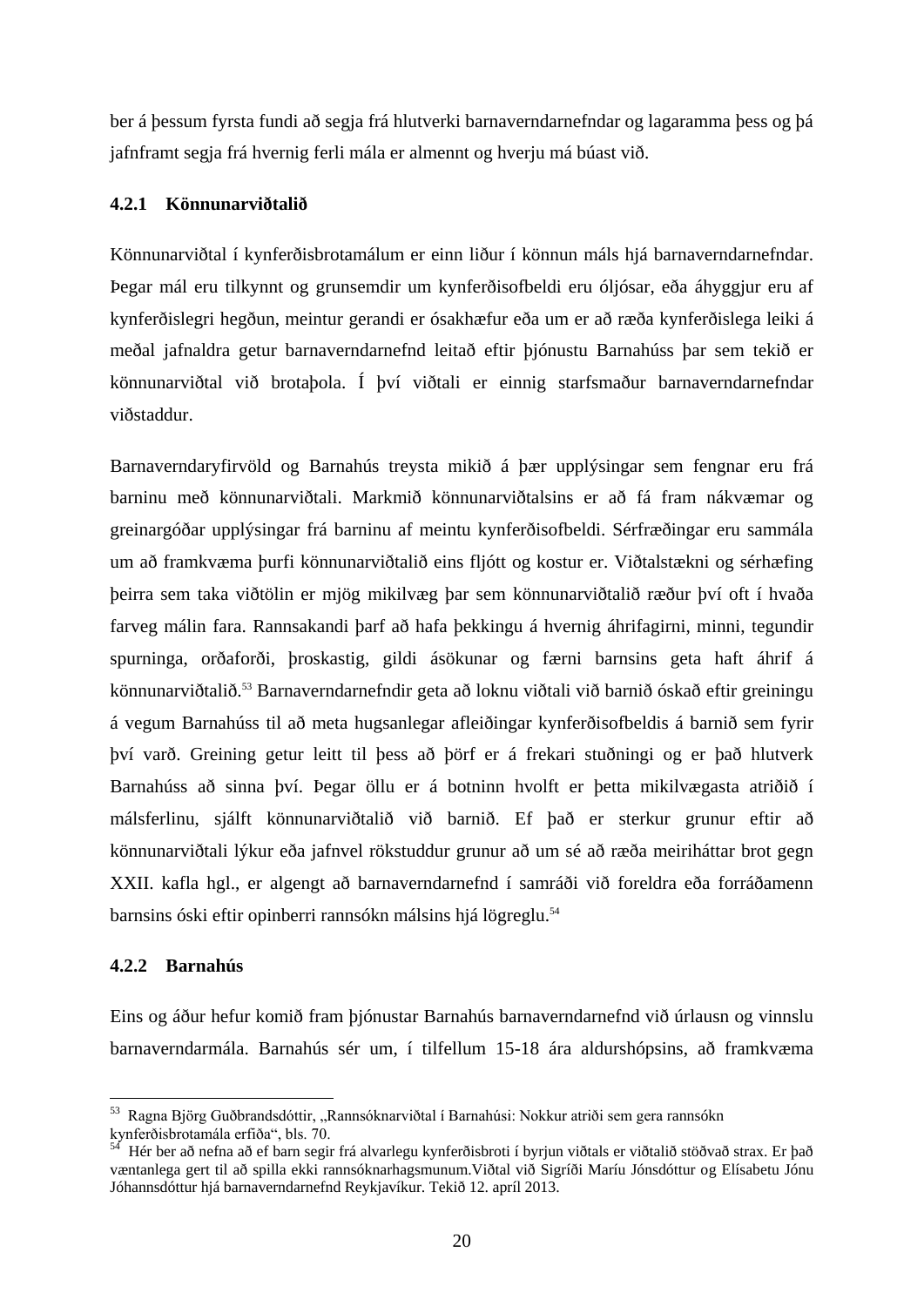ber á þessum fyrsta fundi að segja frá hlutverki barnaverndarnefndar og lagaramma þess og þá jafnframt segja frá hvernig ferli mála er almennt og hverju má búast við.

### 4.2.1 Könnunarviðtalið

Könnunarviðtal í kynferðisbrotamálum er einn liður í könnun máls hjá barnaverndarnefndar. Þegar mál eru tilkynnt og grunsemdir um kynferðisofbeldi eru óljósar, eða áhyggjur eru af kynferðislegri hegðun, meintur gerandi er ósakhæfur eða um er að ræða kynferðislega leiki á meðal jafnaldra getur barnaverndarnefnd leitað eftir þjónustu Barnahúss þar sem tekið er könnunarviðtal við brotaþola. Í því viðtali er einnig starfsmaður barnaverndarnefndar viðstaddur.

Barnaverndaryfirvöld og Barnahús treysta mikið á þær upplýsingar sem fengnar eru frá barninu með könnunarviðtali. Markmið könnunarviðtalsins er að fá fram nákvæmar og greinargóðar upplýsingar frá barninu af meintu kynferðisofbeldi. Sérfræðingar eru sammála um að framkvæma þurfi könnunarviðtalið eins fljótt og kostur er. Viðtalstækni og sérhæfing þeirra sem taka viðtölin er mjög mikilvæg þar sem könnunarviðtalið ræður því oft í hvaða farveg málin fara. Rannsakandi þarf að hafa þekkingu á hvernig áhrifagirni, minni, tegundir spurninga, orðaforði, þroskastig, gildi ásökunar og færni barnsins geta haft áhrif á könnunarviðtalið.[53] Barnaverndarnefndir geta að loknu viðtali við barnið óskað eftir greiningu á vegum Barnahúss til að meta hugsanlegar afleiðingar kynferðisofbeldis á barnið sem fyrir því varð. Greining getur leitt til þess að þörf er á frekari stuðningi og er það hlutverk Barnahúss að sinna því. Þegar öllu er á botninn hvolft er þetta mikilvægasta atriðið í málsferlinu, sjálft könnunarviðtalið við barnið. Ef það er sterkur grunur eftir að könnunarviðtali lýkur eða jafnvel rökstuddur grunur að um sé að ræða meiriháttar brot gegn XXII. kafla hgl., er algengt að barnaverndarnefnd í samráði við foreldra eða forráðamenn barnsins óski eftir opinberri rannsókn málsins hjá lögreglu.[54]

### 4.2.2 Barnahús

Eins og áður hefur komið fram þjónustar Barnahús barnaverndarnefnd við úrlausn og vinnslu barnaverndarmála. Barnahús sér um, í tilfellum 15-18 ára aldurshópsins, að framkvæma

---

[53] Ragna Björg Guðbrandsdóttir, „Rannsóknarviðtal í Barnahúsi: Nokkur atriði sem gera rannsókn kynferðisbrotamála erfiða", bls. 70.

[54] Hér ber að nefna að ef barn segir frá alvarlegu kynferðisbroti í byrjun viðtals er viðtalið stöðvað strax. Er það væntanlega gert til að spilla ekki rannsóknarhagsmunum.Viðtal við Sigríði Maríu Jónsdóttur og Elísabetu Jónu Jóhannsdóttur hjá barnaverndarnefnd Reykjavíkur. Tekið 12. apríl 2013.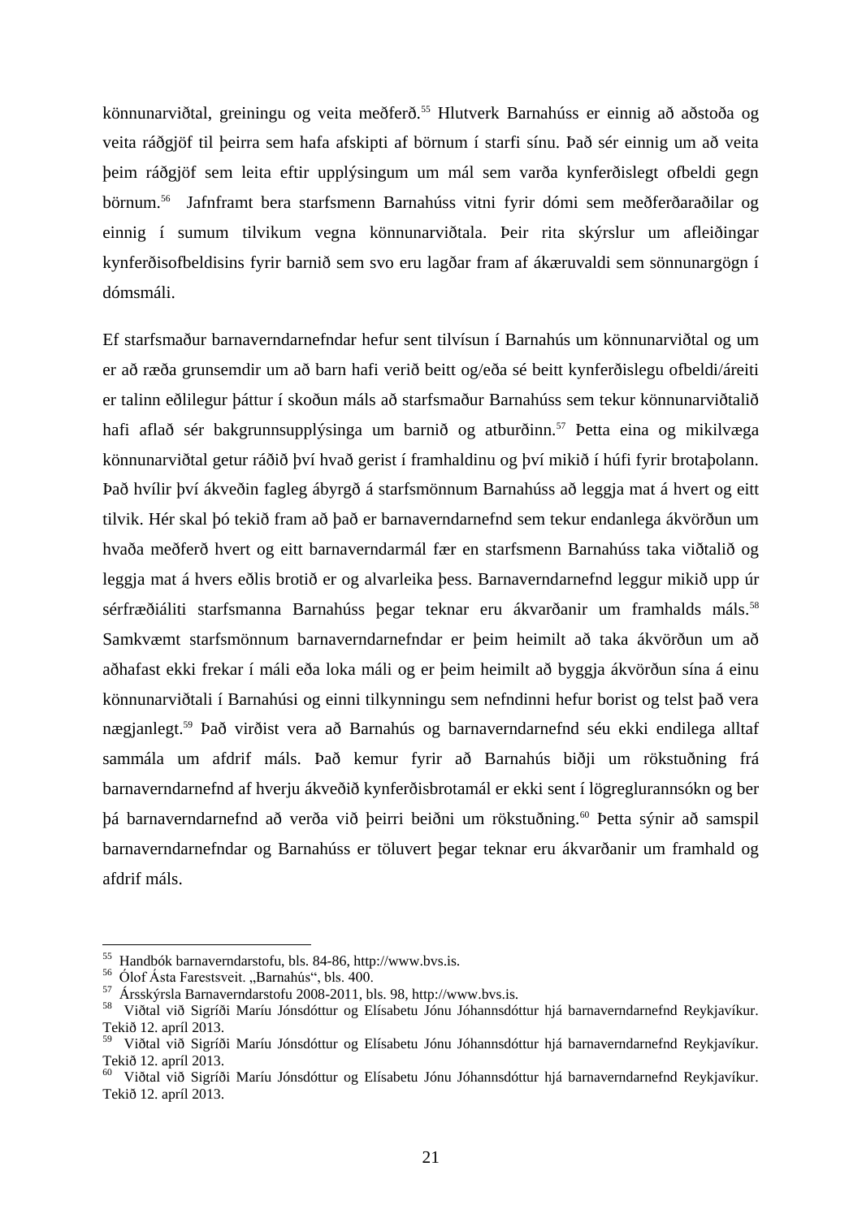könnunarviðtal, greiningu og veita meðferð.[55] Hlutverk Barnahúss er einnig að aðstoða og veita ráðgjöf til þeirra sem hafa afskipti af börnum í starfi sínu. Það sér einnig um að veita þeim ráðgjöf sem leita eftir upplýsingum um mál sem varða kynferðislegt ofbeldi gegn börnum.[56] Jafnframt bera starfsmenn Barnahúss vitni fyrir dómi sem meðferðaraðilar og einnig í sumum tilvikum vegna könnunarviðtala. Þeir rita skýrslur um afleiðingar kynferðisofbeldisins fyrir barnið sem svo eru lagðar fram af ákæruvaldi sem sönnunargögn í dómsmáli.

Ef starfsmaður barnaverndarnefndar hefur sent tilvísun í Barnahús um könnunarviðtal og um er að ræða grunsemdir um að barn hafi verið beitt og/eða sé beitt kynferðislegu ofbeldi/áreiti er talinn eðlilegur þáttur í skoðun máls að starfsmaður Barnahúss sem tekur könnunarviðtalið hafi aflað sér bakgrunnsupplýsinga um barnið og atburðinn.[57] Þetta eina og mikilvæga könnunarviðtal getur ráðið því hvað gerist í framhaldinu og því mikið í húfi fyrir brotaþolann. Það hvílir því ákveðin fagleg ábyrgð á starfsmönnum Barnahúss að leggja mat á hvert og eitt tilvik. Hér skal þó tekið fram að það er barnaverndarnefnd sem tekur endanlega ákvörðun um hvaða meðferð hvert og eitt barnaverndarmál fær en starfsmenn Barnahúss taka viðtalið og leggja mat á hvers eðlis brotið er og alvarleika þess. Barnaverndarnefnd leggur mikið upp úr sérfræðiáliti starfsmanna Barnahúss þegar teknar eru ákvarðanir um framhalds máls.[58] Samkvæmt starfsmönnum barnaverndarnefndar er þeim heimilt að taka ákvörðun um að aðhafast ekki frekar í máli eða loka máli og er þeim heimilt að byggja ákvörðun sína á einu könnunarviðtali í Barnahúsi og einni tilkynningu sem nefndinni hefur borist og telst það vera nægjanlegt.[59] Það virðist vera að Barnahús og barnaverndarnefnd séu ekki endilega alltaf sammála um afdrif máls. Það kemur fyrir að Barnahús biðji um rökstuðning frá barnaverndarnefnd af hverju ákveðið kynferðisbrotamál er ekki sent í lögreglurannsókn og ber þá barnaverndarnefnd að verða við þeirri beiðni um rökstuðning.[60] Þetta sýnir að samspil barnaverndarnefndar og Barnahúss er töluvert þegar teknar eru ákvarðanir um framhald og afdrif máls.

---

[55] Handbók barnaverndarstofu, bls. 84-86, http://www.bvs.is.
[56] Ólof Ásta Farestsveit. „Barnahús", bls. 400.
[57] Ársskýrsla Barnaverndarstofu 2008-2011, bls. 98, http://www.bvs.is.
[58] Viðtal við Sigríði Maríu Jónsdóttur og Elísabetu Jónu Jóhannsdóttur hjá barnaverndarnefnd Reykjavíkur. Tekið 12. apríl 2013.
[59] Viðtal við Sigríði Maríu Jónsdóttur og Elísabetu Jónu Jóhannsdóttur hjá barnaverndarnefnd Reykjavíkur. Tekið 12. apríl 2013.
[60] Viðtal við Sigríði Maríu Jónsdóttur og Elísabetu Jónu Jóhannsdóttur hjá barnaverndarnefnd Reykjavíkur. Tekið 12. apríl 2013.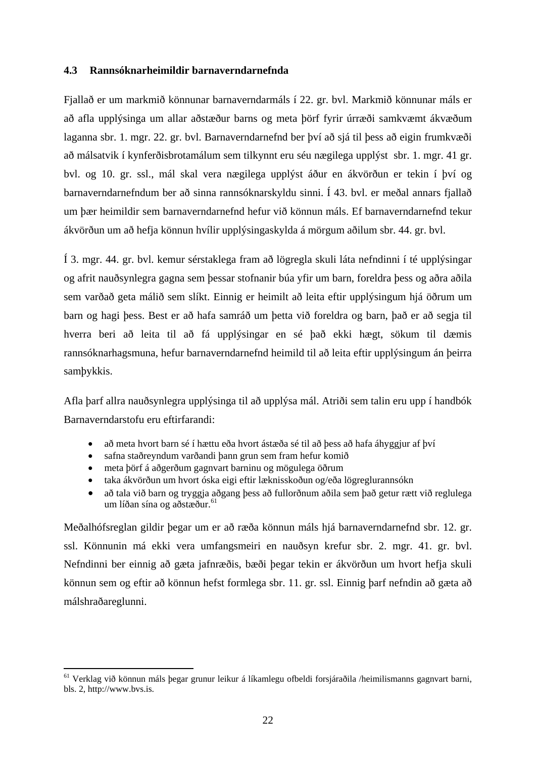### 4.3 Rannsóknarheimildir barnaverndarnefnda

Fjallað er um markmið könnunar barnaverndarmáls í 22. gr. bvl. Markmið könnunar máls er að afla upplýsinga um allar aðstæður barns og meta þörf fyrir úrræði samkvæmt ákvæðum laganna sbr. 1. mgr. 22. gr. bvl. Barnaverndarnefnd ber því að sjá til þess að eigin frumkvæði að málsatvik í kynferðisbrotamálum sem tilkynnt eru séu nægilega upplýst sbr. 1. mgr. 41 gr. bvl. og 10. gr. ssl., mál skal vera nægilega upplýst áður en ákvörðun er tekin í því og barnaverndarnefndum ber að sinna rannsóknarskyldu sinni. Í 43. bvl. er meðal annars fjallað um þær heimildir sem barnaverndarnefnd hefur við könnun máls. Ef barnaverndarnefnd tekur ákvörðun um að hefja könnun hvílir upplýsingaskylda á mörgum aðilum sbr. 44. gr. bvl.

Í 3. mgr. 44. gr. bvl. kemur sérstaklega fram að lögregla skuli láta nefndinni í té upplýsingar og afrit nauðsynlegra gagna sem þessar stofnanir búa yfir um barn, foreldra þess og aðra aðila sem varðað geta málið sem slíkt. Einnig er heimilt að leita eftir upplýsingum hjá öðrum um barn og hagi þess. Best er að hafa samráð um þetta við foreldra og barn, það er að segja til hverra beri að leita til að fá upplýsingar en sé það ekki hægt, sökum til dæmis rannsóknarhagsmuna, hefur barnaverndarnefnd heimild til að leita eftir upplýsingum án þeirra samþykkis.

Afla þarf allra nauðsynlegra upplýsinga til að upplýsa mál. Atriði sem talin eru upp í handbók Barnaverndarstofu eru eftirfarandi:

- að meta hvort barn sé í hættu eða hvort ástæða sé til að þess að hafa áhyggjur af því
- safna staðreyndum varðandi þann grun sem fram hefur komið
- meta þörf á aðgerðum gagnvart barninu og mögulega öðrum
- taka ákvörðun um hvort óska eigi eftir læknisskoðun og/eða lögreglurannsókn
- að tala við barn og tryggja aðgang þess að fullorðnum aðila sem það getur rætt við reglulega um líðan sína og aðstæður.[61]

Meðalhófsreglan gildir þegar um er að ræða könnun máls hjá barnaverndarnefnd sbr. 12. gr. ssl. Könnunin má ekki vera umfangsmeiri en nauðsyn krefur sbr. 2. mgr. 41. gr. bvl. Nefndinni ber einnig að gæta jafnræðis, bæði þegar tekin er ákvörðun um hvort hefja skuli könnun sem og eftir að könnun hefst formlega sbr. 11. gr. ssl. Einnig þarf nefndin að gæta að málshraðareglunni.

[61] Verklag við könnun máls þegar grunur leikur á líkamlegu ofbeldi forsjáraðila /heimilismanns gagnvart barni, bls. 2, http://www.bvs.is.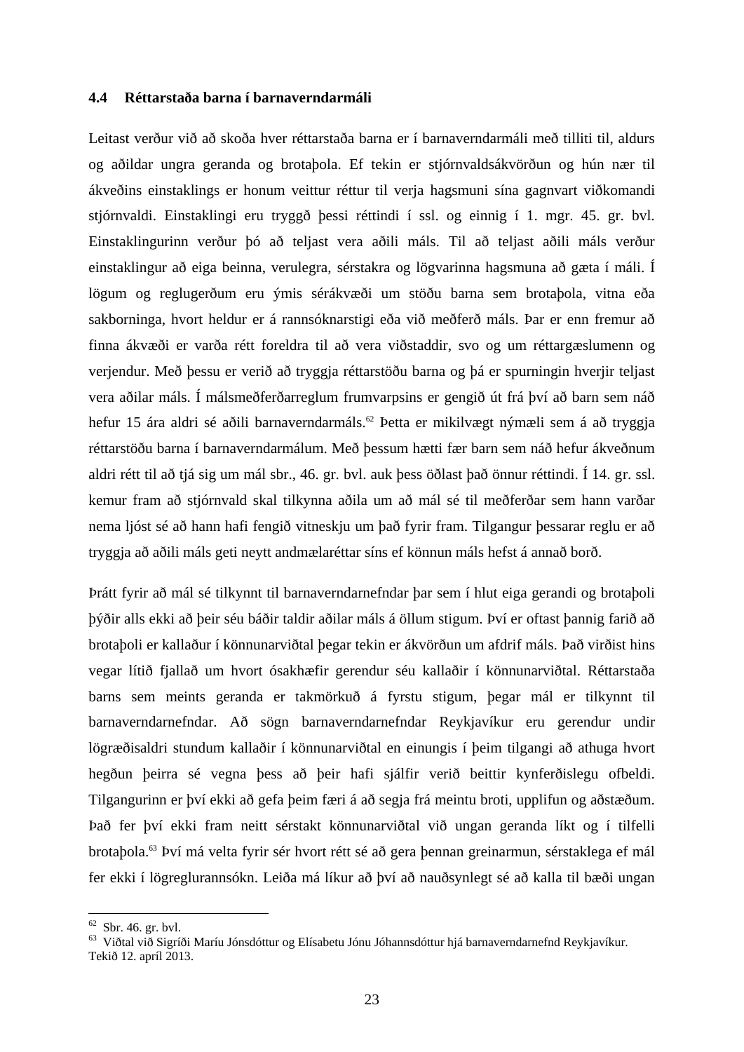### 4.4 Réttarstaða barna í barnaverndarmáli

Leitast verður við að skoða hver réttarstaða barna er í barnaverndarmáli með tilliti til, aldurs og aðildar ungra geranda og brotaþola. Ef tekin er stjórnvaldsákvörðun og hún nær til ákveðins einstaklings er honum veittur réttur til verja hagsmuni sína gagnvart viðkomandi stjórnvaldi. Einstaklingi eru tryggð þessi réttindi í ssl. og einnig í 1. mgr. 45. gr. bvl. Einstaklingurinn verður þó að teljast vera aðili máls. Til að teljast aðili máls verður einstaklingur að eiga beinna, verulegra, sérstakra og lögvarinna hagsmuna að gæta í máli. Í lögum og reglugerðum eru ýmis sérákvæði um stöðu barna sem brotaþola, vitna eða sakborninga, hvort heldur er á rannsóknarstigi eða við meðferð máls. Þar er enn fremur að finna ákvæði er varða rétt foreldra til að vera viðstaddir, svo og um réttargæslumenn og verjendur. Með þessu er verið að tryggja réttarstöðu barna og þá er spurningin hverjir teljast vera aðilar máls. Í málsmeðferðarreglum frumvarpsins er gengið út frá því að barn sem náð hefur 15 ára aldri sé aðili barnaverndarmáls.[62] Þetta er mikilvægt nýmæli sem á að tryggja réttarstöðu barna í barnaverndarmálum. Með þessum hætti fær barn sem náð hefur ákveðnum aldri rétt til að tjá sig um mál sbr., 46. gr. bvl. auk þess öðlast það önnur réttindi. Í 14. gr. ssl. kemur fram að stjórnvald skal tilkynna aðila um að mál sé til meðferðar sem hann varðar nema ljóst sé að hann hafi fengið vitneskju um það fyrir fram. Tilgangur þessarar reglu er að tryggja að aðili máls geti neytt andmælaréttar síns ef könnun máls hefst á annað borð.

Þrátt fyrir að mál sé tilkynnt til barnaverndarnefndar þar sem í hlut eiga gerandi og brotaþoli þýðir alls ekki að þeir séu báðir taldir aðilar máls á öllum stigum. Því er oftast þannig farið að brotaþoli er kallaður í könnunarviðtal þegar tekin er ákvörðun um afdrif máls. Það virðist hins vegar lítið fjallað um hvort ósakhæfir gerendur séu kallaðir í könnunarviðtal. Réttarstaða barns sem meints geranda er takmörkuð á fyrstu stigum, þegar mál er tilkynnt til barnaverndarnefndar. Að sögn barnaverndarnefndar Reykjavíkur eru gerendur undir lögræðisaldri stundum kallaðir í könnunarviðtal en einungis í þeim tilgangi að athuga hvort hegðun þeirra sé vegna þess að þeir hafi sjálfir verið beittir kynferðislegu ofbeldi. Tilgangurinn er því ekki að gefa þeim færi á að segja frá meintu broti, upplifun og aðstæðum. Það fer því ekki fram neitt sérstakt könnunarviðtal við ungan geranda líkt og í tilfelli brotaþola.[63] Því má velta fyrir sér hvort rétt sé að gera þennan greinarmun, sérstaklega ef mál fer ekki í lögreglurannsókn. Leiða má líkur að því að nauðsynlegt sé að kalla til bæði ungan

---

[62] Sbr. 46. gr. bvl.

[63] Viðtal við Sigríði Maríu Jónsdóttur og Elísabetu Jónu Jóhannsdóttur hjá barnaverndarnefnd Reykjavíkur. Tekið 12. apríl 2013.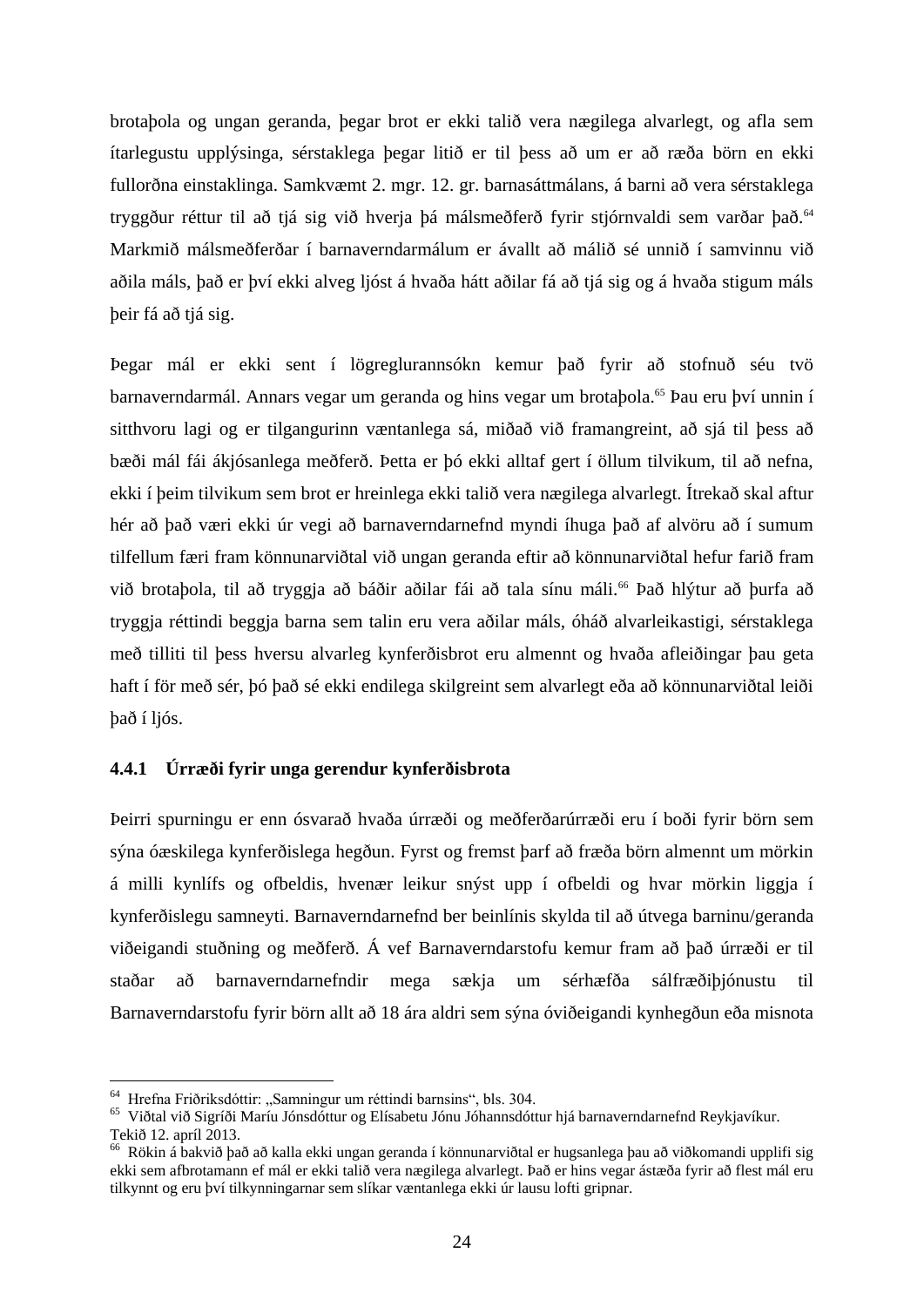brotaþola og ungan geranda, þegar brot er ekki talið vera nægilega alvarlegt, og afla sem ítarlegustu upplýsinga, sérstaklega þegar litið er til þess að um er að ræða börn en ekki fullorðna einstaklinga. Samkvæmt 2. mgr. 12. gr. barnasáttmálans, á barni að vera sérstaklega tryggður réttur til að tjá sig við hverja þá málsmeðferð fyrir stjórnvaldi sem varðar það.[64] Markmið málsmeðferðar í barnaverndarmálum er ávallt að málið sé unnið í samvinnu við aðila máls, það er því ekki alveg ljóst á hvaða hátt aðilar fá að tjá sig og á hvaða stigum máls þeir fá að tjá sig.

Þegar mál er ekki sent í lögreglurannsókn kemur það fyrir að stofnuð séu tvö barnaverndarmál. Annars vegar um geranda og hins vegar um brotaþola.[65] Þau eru því unnin í sitthvoru lagi og er tilgangurinn væntanlega sá, miðað við framangreint, að sjá til þess að bæði mál fái ákjósanlega meðferð. Þetta er þó ekki alltaf gert í öllum tilvikum, til að nefna, ekki í þeim tilvikum sem brot er hreinlega ekki talið vera nægilega alvarlegt. Ítrekað skal aftur hér að það væri ekki úr vegi að barnaverndarnefnd myndi íhuga það af alvöru að í sumum tilfellum færi fram könnunarviðtal við ungan geranda eftir að könnunarviðtal hefur farið fram við brotaþola, til að tryggja að báðir aðilar fái að tala sínu máli.[66] Það hlýtur að þurfa að tryggja réttindi beggja barna sem talin eru vera aðilar máls, óháð alvarleikastigi, sérstaklega með tilliti til þess hversu alvarleg kynferðisbrot eru almennt og hvaða afleiðingar þau geta haft í för með sér, þó það sé ekki endilega skilgreint sem alvarlegt eða að könnunarviðtal leiði það í ljós.

### 4.4.1 Úrræði fyrir unga gerendur kynferðisbrota

Þeirri spurningu er enn ósvarað hvaða úrræði og meðferðarúrræði eru í boði fyrir börn sem sýna óæskilega kynferðislega hegðun. Fyrst og fremst þarf að fræða börn almennt um mörkin á milli kynlífs og ofbeldis, hvenær leikur snýst upp í ofbeldi og hvar mörkin liggja í kynferðislegu samneyti. Barnaverndarnefnd ber beinlínis skylda til að útvega barninu/geranda viðeigandi stuðning og meðferð. Á vef Barnaverndarstofu kemur fram að það úrræði er til staðar að barnaverndarnefndir mega sækja um sérhæfða sálfræðiþjónustu til Barnaverndarstofu fyrir börn allt að 18 ára aldri sem sýna óviðeigandi kynhegðun eða misnota

---

[64] Hrefna Friðriksdóttir: „Samningur um réttindi barnsins“, bls. 304.

[65] Viðtal við Sigríði Maríu Jónsdóttur og Elísabetu Jónu Jóhannsdóttur hjá barnaverndarnefnd Reykjavíkur. Tekið 12. apríl 2013.

[66] Rökin á bakvið það að kalla ekki ungan geranda í könnunarviðtal er hugsanlega þau að viðkomandi upplifi sig ekki sem afbrotamann ef mál er ekki talið vera nægilega alvarlegt. Það er hins vegar ástæða fyrir að flest mál eru tilkynnt og eru því tilkynningarnar sem slíkar væntanlega ekki úr lausu lofti gripnar.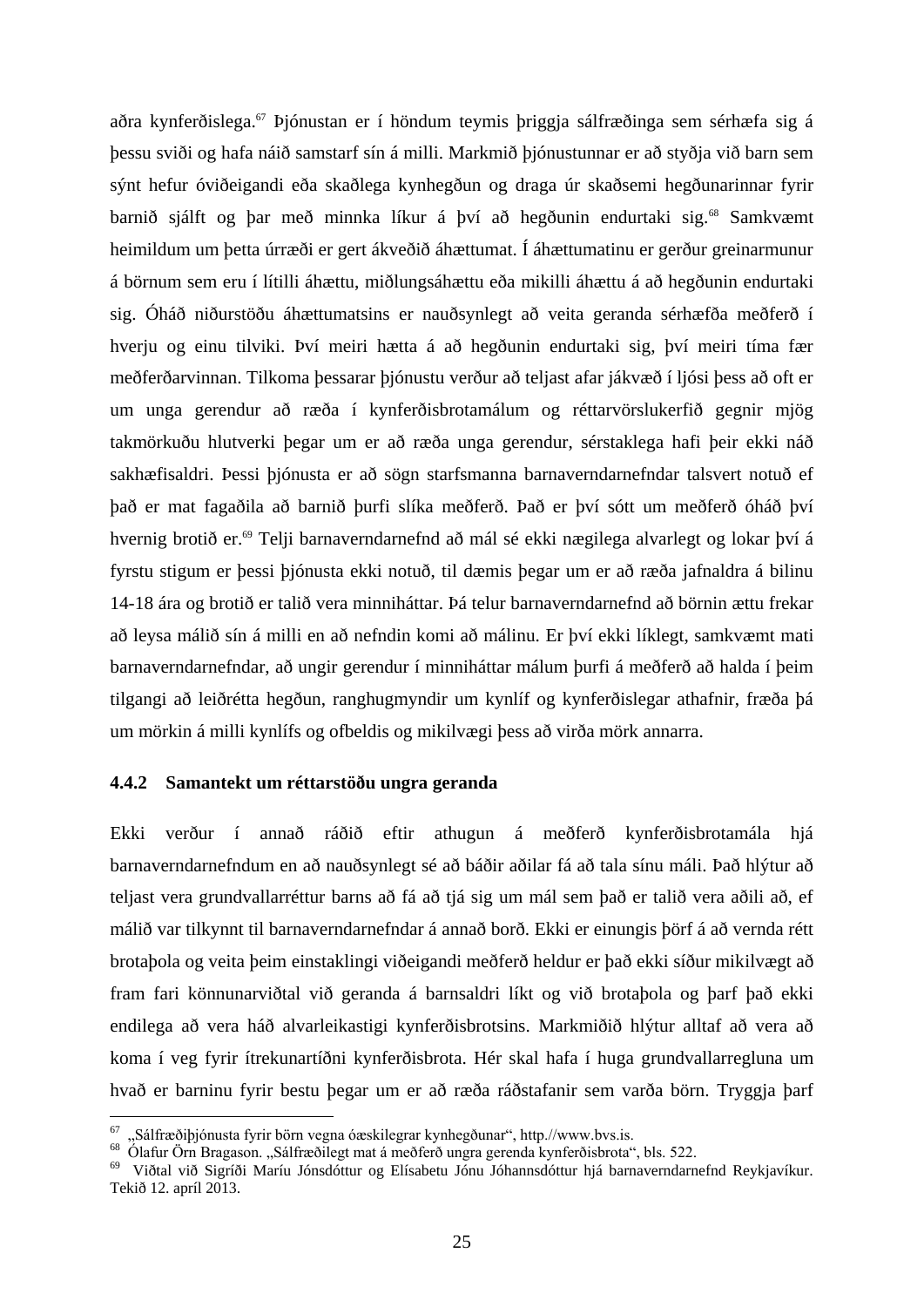aðra kynferðislega.[67] Þjónustan er í höndum teymis þriggja sálfræðinga sem sérhæfa sig á þessu sviði og hafa náið samstarf sín á milli. Markmið þjónustunnar er að styðja við barn sem sýnt hefur óviðeigandi eða skaðlega kynhegðun og draga úr skaðsemi hegðunarinnar fyrir barnið sjálft og þar með minnka líkur á því að hegðunin endurtaki sig.[68] Samkvæmt heimildum um þetta úrræði er gert ákveðið áhættumat. Í áhættumatinu er gerður greinarmunur á börnum sem eru í lítilli áhættu, miðlungsáhættu eða mikilli áhættu á að hegðunin endurtaki sig. Óháð niðurstöðu áhættumatsins er nauðsynlegt að veita geranda sérhæfða meðferð í hverju og einu tilviki. Því meiri hætta á að hegðunin endurtaki sig, því meiri tíma fær meðferðarvinnan. Tilkoma þessarar þjónustu verður að teljast afar jákvæð í ljósi þess að oft er um unga gerendur að ræða í kynferðisbrotamálum og réttarvörslukerfið gegnir mjög takmörkuðu hlutverki þegar um er að ræða unga gerendur, sérstaklega hafi þeir ekki náð sakhæfisaldri. Þessi þjónusta er að sögn starfsmanna barnaverndarnefndar talsvert notuð ef það er mat fagaðila að barnið þurfi slíka meðferð. Það er því sótt um meðferð óháð því hvernig brotið er.[69] Telji barnaverndarnefnd að mál sé ekki nægilega alvarlegt og lokar því á fyrstu stigum er þessi þjónusta ekki notuð, til dæmis þegar um er að ræða jafnaldra á bilinu 14-18 ára og brotið er talið vera minniháttar. Þá telur barnaverndarnefnd að börnin ættu frekar að leysa málið sín á milli en að nefndin komi að málinu. Er því ekki líklegt, samkvæmt mati barnaverndarnefndar, að ungir gerendur í minniháttar málum þurfi á meðferð að halda í þeim tilgangi að leiðrétta hegðun, ranghugmyndir um kynlíf og kynferðislegar athafnir, fræða þá um mörkin á milli kynlífs og ofbeldis og mikilvægi þess að virða mörk annarra.

### 4.4.2 Samantekt um réttarstöðu ungra geranda

Ekki verður í annað ráðið eftir athugun á meðferð kynferðisbrotamála hjá barnaverndarnefndum en að nauðsynlegt sé að báðir aðilar fá að tala sínu máli. Það hlýtur að teljast vera grundvallarréttur barns að fá að tjá sig um mál sem það er talið vera aðili að, ef málið var tilkynnt til barnaverndarnefndar á annað borð. Ekki er einungis þörf á að vernda rétt brotaþola og veita þeim einstaklingi viðeigandi meðferð heldur er það ekki síður mikilvægt að fram fari könnunarviðtal við geranda á barnsaldri líkt og við brotaþola og þarf það ekki endilega að vera háð alvarleikastigi kynferðisbrotsins. Markmiðið hlýtur alltaf að vera að koma í veg fyrir ítrekunartíðni kynferðisbrota. Hér skal hafa í huga grundvallarregluna um hvað er barninu fyrir bestu þegar um er að ræða ráðstafanir sem varða börn. Tryggja þarf

---

[67] „Sálfræðiþjónusta fyrir börn vegna óæskilegrar kynhegðunar“, http.//www.bvs.is.
[68] Ólafur Örn Bragason. „Sálfræðilegt mat á meðferð ungra gerenda kynferðisbrota“, bls. 522.
[69] Viðtal við Sigríði Maríu Jónsdóttur og Elísabetu Jónu Jóhannsdóttur hjá barnaverndarnefnd Reykjavíkur. Tekið 12. apríl 2013.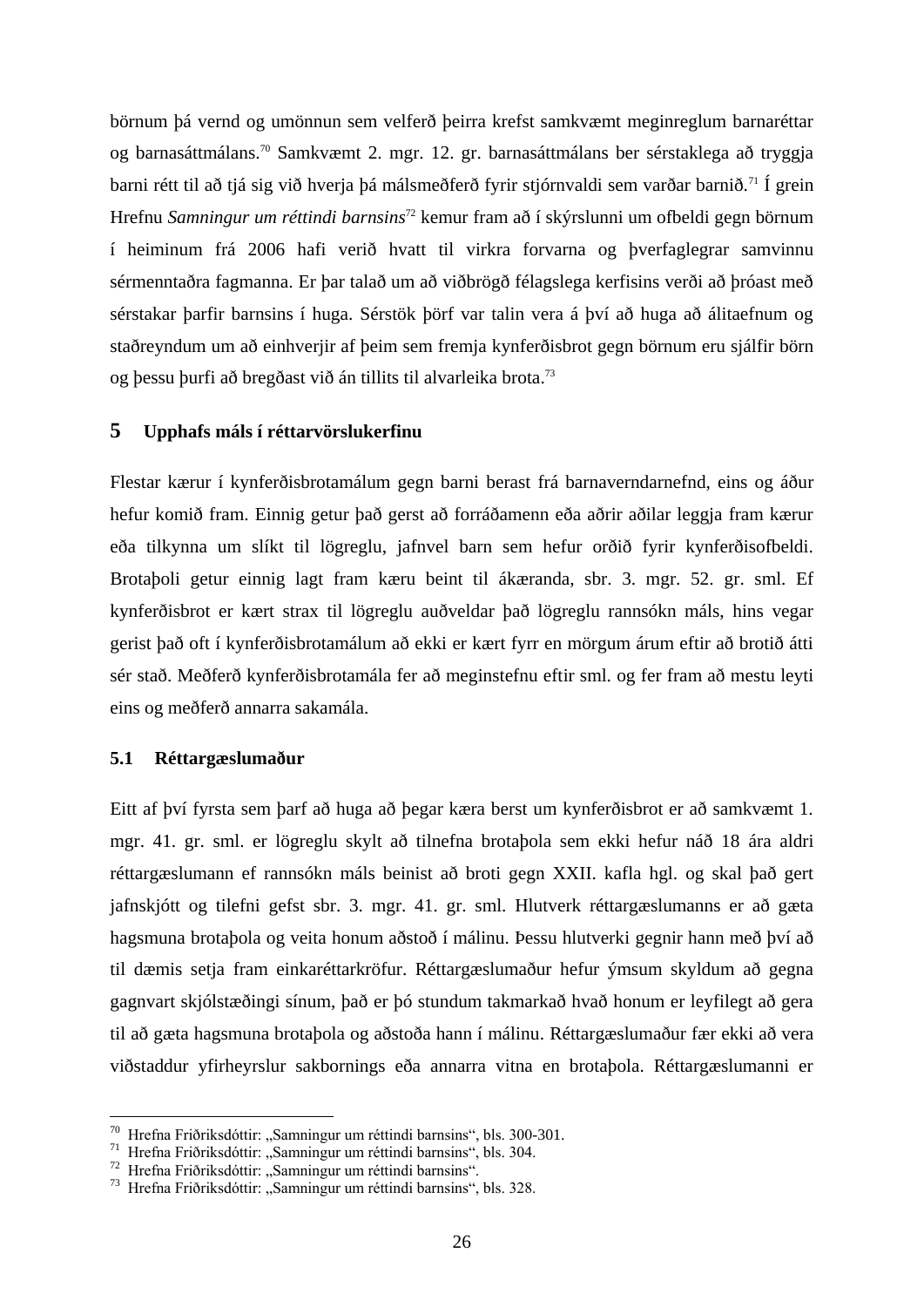börnum þá vernd og umönnun sem velferð þeirra krefst samkvæmt meginreglum barnaréttar og barnasáttmálans.[70] Samkvæmt 2. mgr. 12. gr. barnasáttmálans ber sérstaklega að tryggja barni rétt til að tjá sig við hverja þá málsmeðferð fyrir stjórnvaldi sem varðar barnið.[71] Í grein Hrefnu *Samningur um réttindi barnsins*[72] kemur fram að í skýrslunni um ofbeldi gegn börnum í heiminum frá 2006 hafi verið hvatt til virkra forvarna og þverfaglegrar samvinnu sérmenntaðra fagmanna. Er þar talað um að viðbrögð félagslega kerfisins verði að þróast með sérstakar þarfir barnsins í huga. Sérstök þörf var talin vera á því að huga að álitaefnum og staðreyndum um að einhverjir af þeim sem fremja kynferðisbrot gegn börnum eru sjálfir börn og þessu þurfi að bregðast við án tillits til alvarleika brota.[73]

# 5 Upphafs máls í réttarvörslukerfinu

Flestar kærur í kynferðisbrotamálum gegn barni berast frá barnaverndarnefnd, eins og áður hefur komið fram. Einnig getur það gerst að forráðamenn eða aðrir aðilar leggja fram kærur eða tilkynna um slíkt til lögreglu, jafnvel barn sem hefur orðið fyrir kynferðisofbeldi. Brotaþoli getur einnig lagt fram kæru beint til ákæranda, sbr. 3. mgr. 52. gr. sml. Ef kynferðisbrot er kært strax til lögreglu auðveldar það lögreglu rannsókn máls, hins vegar gerist það oft í kynferðisbrotamálum að ekki er kært fyrr en mörgum árum eftir að brotið átti sér stað. Meðferð kynferðisbrotamála fer að meginstefnu eftir sml. og fer fram að mestu leyti eins og meðferð annarra sakamála.

## 5.1 Réttargæslumaður

Eitt af því fyrsta sem þarf að huga að þegar kæra berst um kynferðisbrot er að samkvæmt 1. mgr. 41. gr. sml. er lögreglu skylt að tilnefna brotaþola sem ekki hefur náð 18 ára aldri réttargæslumann ef rannsókn máls beinist að broti gegn XXII. kafla hgl. og skal það gert jafnskjótt og tilefni gefst sbr. 3. mgr. 41. gr. sml. Hlutverk réttargæslumanns er að gæta hagsmuna brotaþola og veita honum aðstoð í málinu. Þessu hlutverki gegnir hann með því að til dæmis setja fram einkaréttarkröfur. Réttargæslumaður hefur ýmsum skyldum að gegna gagnvart skjólstæðingi sínum, það er þó stundum takmarkað hvað honum er leyfilegt að gera til að gæta hagsmuna brotaþola og aðstoða hann í málinu. Réttargæslumaður fær ekki að vera viðstaddur yfirheyrslur sakbornings eða annarra vitna en brotaþola. Réttargæslumanni er

---

[70] Hrefna Friðriksdóttir: „Samningur um réttindi barnsins", bls. 300-301.
[71] Hrefna Friðriksdóttir: „Samningur um réttindi barnsins", bls. 304.
[72] Hrefna Friðriksdóttir: „Samningur um réttindi barnsins".
[73] Hrefna Friðriksdóttir: „Samningur um réttindi barnsins", bls. 328.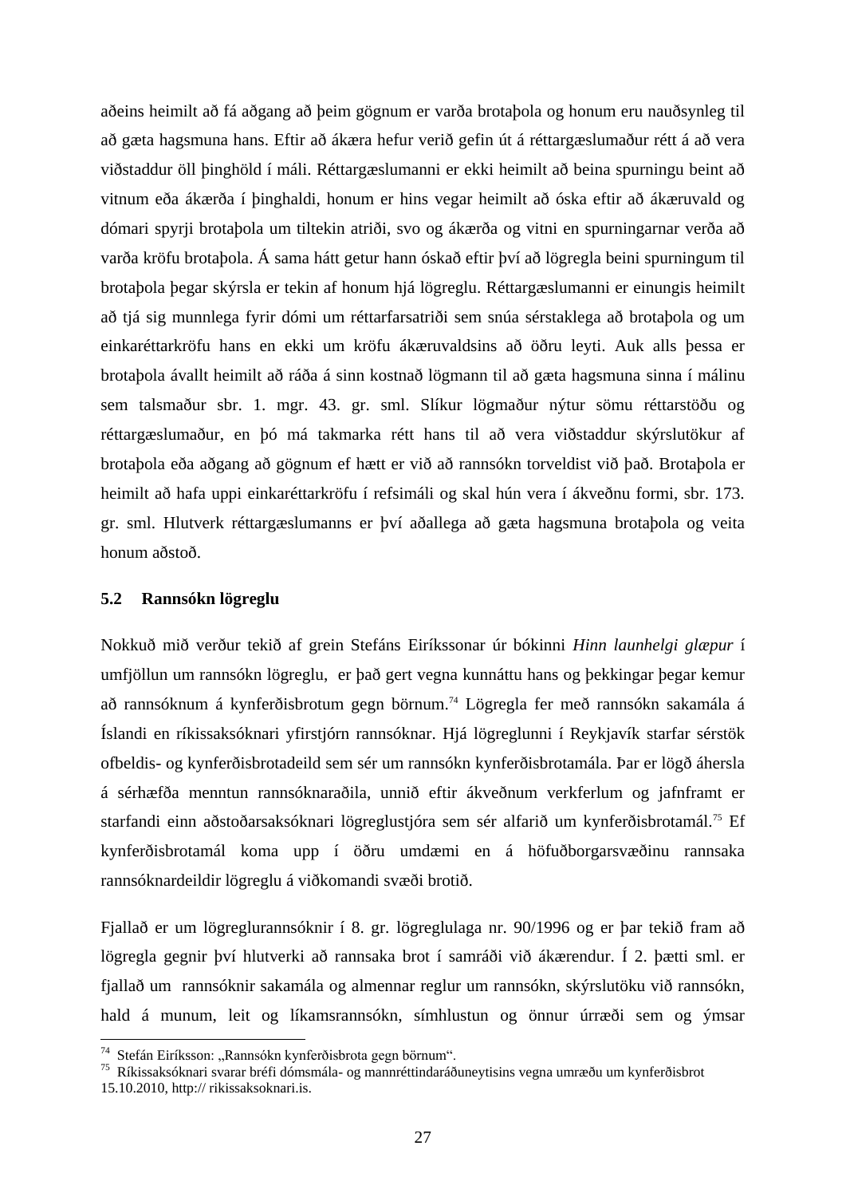aðeins heimilt að fá aðgang að þeim gögnum er varða brotaþola og honum eru nauðsynleg til að gæta hagsmuna hans. Eftir að ákæra hefur verið gefin út á réttargæslumaður rétt á að vera viðstaddur öll þinghöld í máli. Réttargæslumanni er ekki heimilt að beina spurningu beint að vitnum eða ákærða í þinghaldi, honum er hins vegar heimilt að óska eftir að ákæruvald og dómari spyrji brotaþola um tiltekin atriði, svo og ákærða og vitni en spurningarnar verða að varða kröfu brotaþola. Á sama hátt getur hann óskað eftir því að lögregla beini spurningum til brotaþola þegar skýrsla er tekin af honum hjá lögreglu. Réttargæslumanni er einungis heimilt að tjá sig munnlega fyrir dómi um réttarfarsatriði sem snúa sérstaklega að brotaþola og um einkaréttarkröfu hans en ekki um kröfu ákæruvaldsins að öðru leyti. Auk alls þessa er brotaþola ávallt heimilt að ráða á sinn kostnað lögmann til að gæta hagsmuna sinna í málinu sem talsmaður sbr. 1. mgr. 43. gr. sml. Slíkur lögmaður nýtur sömu réttarstöðu og réttargæslumaður, en þó má takmarka rétt hans til að vera viðstaddur skýrslutökur af brotaþola eða aðgang að gögnum ef hætt er við að rannsókn torveldist við það. Brotaþola er heimilt að hafa uppi einkaréttarkröfu í refsimáli og skal hún vera í ákveðnu formi, sbr. 173. gr. sml. Hlutverk réttargæslumanns er því aðallega að gæta hagsmuna brotaþola og veita honum aðstoð.

### 5.2 Rannsókn lögreglu

Nokkuð mið verður tekið af grein Stefáns Eiríkssonar úr bókinni *Hinn launhelgi glæpur* í umfjöllun um rannsókn lögreglu, er það gert vegna kunnáttu hans og þekkingar þegar kemur að rannsóknum á kynferðisbrotum gegn börnum.[74] Lögregla fer með rannsókn sakamála á Íslandi en ríkissaksóknari yfirstjórn rannsóknar. Hjá lögreglunni í Reykjavík starfar sérstök ofbeldis- og kynferðisbrotadeild sem sér um rannsókn kynferðisbrotamála. Þar er lögð áhersla á sérhæfða menntun rannsóknaraðila, unnið eftir ákveðnum verkferlum og jafnframt er starfandi einn aðstoðarsaksóknari lögreglustjóra sem sér alfarið um kynferðisbrotamál.[75] Ef kynferðisbrotamál koma upp í öðru umdæmi en á höfuðborgarsvæðinu rannsaka rannsóknardeildir lögreglu á viðkomandi svæði brotið.

Fjallað er um lögreglurannsóknir í 8. gr. lögreglulaga nr. 90/1996 og er þar tekið fram að lögregla gegnir því hlutverki að rannsaka brot í samráði við ákærendur. Í 2. þætti sml. er fjallað um rannsóknir sakamála og almennar reglur um rannsókn, skýrslutöku við rannsókn, hald á munum, leit og líkamsrannsókn, símhlustun og önnur úrræði sem og ýmsar

---

[74] Stefán Eiríksson: „Rannsókn kynferðisbrota gegn börnum".

[75] Ríkissaksóknari svarar bréfi dómsmála- og mannréttindaráðuneytisins vegna umræðu um kynferðisbrot 15.10.2010, http:// rikissaksoknari.is.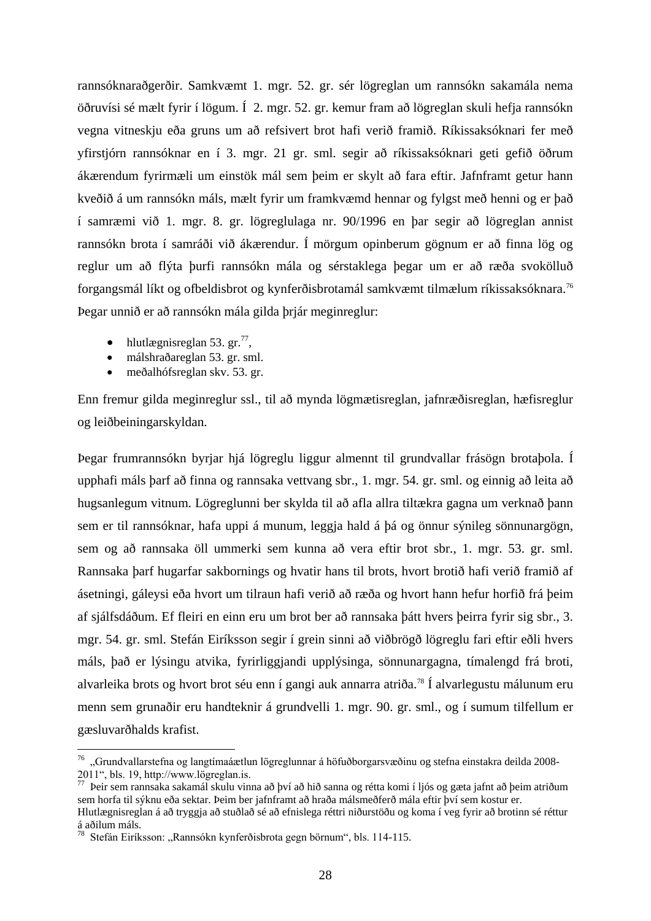rannsóknaraðgerðir. Samkvæmt 1. mgr. 52. gr. sér lögreglan um rannsókn sakamála nema öðruvísi sé mælt fyrir í lögum. Í 2. mgr. 52. gr. kemur fram að lögreglan skuli hefja rannsókn vegna vitneskju eða gruns um að refsivert brot hafi verið framið. Ríkissaksóknari fer með yfirstjórn rannsóknar en í 3. mgr. 21 gr. sml. segir að ríkissaksóknari geti gefið öðrum ákærendum fyrirmæli um einstök mál sem þeim er skylt að fara eftir. Jafnframt getur hann kveðið á um rannsókn máls, mælt fyrir um framkvæmd hennar og fylgst með henni og er það í samræmi við 1. mgr. 8. gr. lögreglulaga nr. 90/1996 en þar segir að lögreglan annist rannsókn brota í samráði við ákærendur. Í mörgum opinberum gögnum er að finna lög og reglur um að flýta þurfi rannsókn mála og sérstaklega þegar um er að ræða svokölluð forgangsmál líkt og ofbeldisbrot og kynferðisbrotamál samkvæmt tilmælum ríkissaksóknara.[76] Þegar unnið er að rannsókn mála gilda þrjár meginreglur:

- hlutlægnisreglan 53. gr.[77],
- málshraðareglan 53. gr. sml.
- meðalhófsreglan skv. 53. gr.

Enn fremur gilda meginreglur ssl., til að mynda lögmætisreglan, jafnræðisreglan, hæfisreglur og leiðbeiningarskyldan.

Þegar frumrannsókn byrjar hjá lögreglu liggur almennt til grundvallar frásögn brotaþola. Í upphafi máls þarf að finna og rannsaka vettvang sbr., 1. mgr. 54. gr. sml. og einnig að leita að hugsanlegum vitnum. Lögreglunni ber skylda til að afla allra tiltækra gagna um verknað þann sem er til rannsóknar, hafa uppi á munum, leggja hald á þá og önnur sýnileg sönnunargögn, sem og að rannsaka öll ummerki sem kunna að vera eftir brot sbr., 1. mgr. 53. gr. sml. Rannsaka þarf hugarfar sakbornings og hvatir hans til brots, hvort brotið hafi verið framið af ásetningi, gáleysi eða hvort um tilraun hafi verið að ræða og hvort hann hefur horfið frá þeim af sjálfsdáðum. Ef fleiri en einn eru um brot ber að rannsaka þátt hvers þeirra fyrir sig sbr., 3. mgr. 54. gr. sml. Stefán Eiríksson segir í grein sinni að viðbrögð lögreglu fari eftir eðli hvers máls, það er lýsingu atvika, fyrirliggjandi upplýsinga, sönnunargagna, tímalengd frá broti, alvarleika brots og hvort brot séu enn í gangi auk annarra atriða.[78] Í alvarlegustu málunum eru menn sem grunaðir eru handteknir á grundvelli 1. mgr. 90. gr. sml., og í sumum tilfellum er gæsluvarðhalds krafist.

---

[76] „Grundvallarstefna og langtímaáætlun lögreglunnar á höfuðborgarsvæðinu og stefna einstakra deilda 2008-2011", bls. 19, http://www.lögreglan.is.

[77] Þeir sem rannsaka sakamál skulu vinna að því að hið sanna og rétta komi í ljós og gæta jafnt að þeim atriðum sem horfa til sýknu eða sektar. Þeim ber jafnframt að hraða málsmeðferð mála eftir því sem kostur er. Hlutlægnisreglan á að tryggja að stuðlað sé að efnislega réttri niðurstöðu og koma í veg fyrir að brotinn sé réttur á aðilum máls.

[78] Stefán Eiríksson: „Rannsókn kynferðisbrota gegn börnum", bls. 114-115.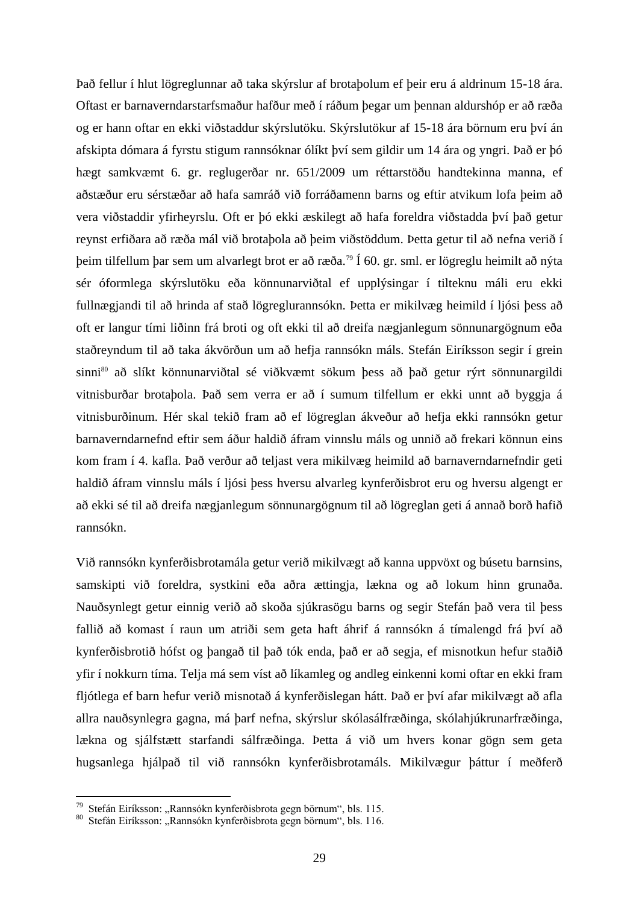Það fellur í hlut lögreglunnar að taka skýrslur af brotaþolum ef þeir eru á aldrinum 15-18 ára. Oftast er barnaverndarstarfsmaður hafður með í ráðum þegar um þennan aldurshóp er að ræða og er hann oftar en ekki viðstaddur skýrslutöku. Skýrslutökur af 15-18 ára börnum eru því án afskipta dómara á fyrstu stigum rannsóknar ólíkt því sem gildir um 14 ára og yngri. Það er þó hægt samkvæmt 6. gr. reglugerðar nr. 651/2009 um réttarstöðu handtekinna manna, ef aðstæður eru sérstæðar að hafa samráð við forráðamenn barns og eftir atvikum lofa þeim að vera viðstaddir yfirheyrslu. Oft er þó ekki æskilegt að hafa foreldra viðstadda því það getur reynst erfiðara að ræða mál við brotaþola að þeim viðstöddum. Þetta getur til að nefna verið í þeim tilfellum þar sem um alvarlegt brot er að ræða.[79] Í 60. gr. sml. er lögreglu heimilt að nýta sér óformlega skýrslutöku eða könnunarviðtal ef upplýsingar í tilteknu máli eru ekki fullnægjandi til að hrinda af stað lögreglurannsókn. Þetta er mikilvæg heimild í ljósi þess að oft er langur tími liðinn frá broti og oft ekki til að dreifa nægjanlegum sönnunargögnum eða staðreyndum til að taka ákvörðun um að hefja rannsókn máls. Stefán Eiríksson segir í grein sinni[80] að slíkt könnunarviðtal sé viðkvæmt sökum þess að það getur rýrt sönnunargildi vitnisburðar brotaþola. Það sem verra er að í sumum tilfellum er ekki unnt að byggja á vitnisburðinum. Hér skal tekið fram að ef lögreglan ákveður að hefja ekki rannsókn getur barnaverndarnefnd eftir sem áður haldið áfram vinnslu máls og unnið að frekari könnun eins kom fram í 4. kafla. Það verður að teljast vera mikilvæg heimild að barnaverndarnefndir geti haldið áfram vinnslu máls í ljósi þess hversu alvarleg kynferðisbrot eru og hversu algengt er að ekki sé til að dreifa nægjanlegum sönnunargögnum til að lögreglan geti á annað borð hafið rannsókn.

Við rannsókn kynferðisbrotamála getur verið mikilvægt að kanna uppvöxt og búsetu barnsins, samskipti við foreldra, systkini eða aðra ættingja, lækna og að lokum hinn grunaða. Nauðsynlegt getur einnig verið að skoða sjúkrasögu barns og segir Stefán það vera til þess fallið að komast í raun um atriði sem geta haft áhrif á rannsókn á tímalengd frá því að kynferðisbrotið hófst og þangað til það tók enda, það er að segja, ef misnotkun hefur staðið yfir í nokkurn tíma. Telja má sem víst að líkamleg og andleg einkenni komi oftar en ekki fram fljótlega ef barn hefur verið misnotað á kynferðislegan hátt. Það er því afar mikilvægt að afla allra nauðsynlegra gagna, má þarf nefna, skýrslur skólasálfræðinga, skólahjúkrunarfræðinga, lækna og sjálfstætt starfandi sálfræðinga. Þetta á við um hvers konar gögn sem geta hugsanlega hjálpað til við rannsókn kynferðisbrotamáls. Mikilvægur þáttur í meðferð

[79] Stefán Eiríksson: „Rannsókn kynferðisbrota gegn börnum", bls. 115.
[80] Stefán Eiríksson: „Rannsókn kynferðisbrota gegn börnum", bls. 116.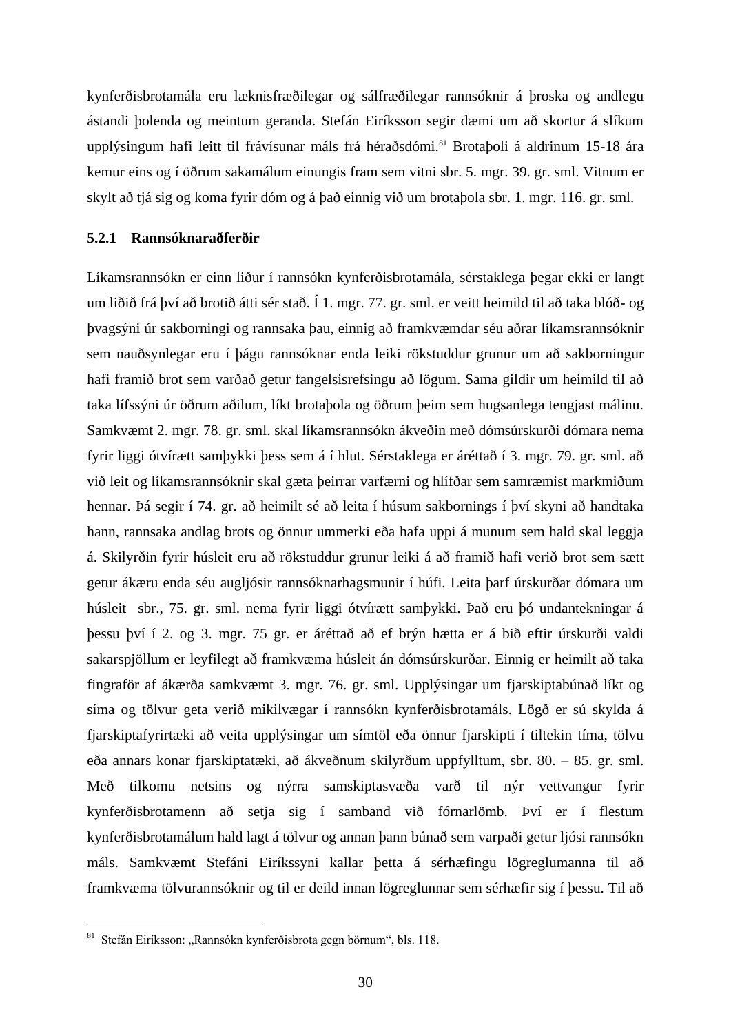kynferðisbrotamála eru læknisfræðilegar og sálfræðilegar rannsóknir á þroska og andlegu ástandi þolenda og meintum geranda. Stefán Eiríksson segir dæmi um að skortur á slíkum upplýsingum hafi leitt til frávísunar máls frá héraðsdómi.[81] Brotaþoli á aldrinum 15-18 ára kemur eins og í öðrum sakamálum einungis fram sem vitni sbr. 5. mgr. 39. gr. sml. Vitnum er skylt að tjá sig og koma fyrir dóm og á það einnig við um brotaþola sbr. 1. mgr. 116. gr. sml.

### 5.2.1 Rannsóknaraðferðir

Líkamsrannsókn er einn liður í rannsókn kynferðisbrotamála, sérstaklega þegar ekki er langt um liðið frá því að brotið átti sér stað. Í 1. mgr. 77. gr. sml. er veitt heimild til að taka blóð- og þvagsýni úr sakborningi og rannsaka þau, einnig að framkvæmdar séu aðrar líkamsrannsóknir sem nauðsynlegar eru í þágu rannsóknar enda leiki rökstuddur grunur um að sakborningur hafi framið brot sem varðað getur fangelsisrefsingu að lögum. Sama gildir um heimild til að taka lífssýni úr öðrum aðilum, líkt brotaþola og öðrum þeim sem hugsanlega tengjast málinu. Samkvæmt 2. mgr. 78. gr. sml. skal líkamsrannsókn ákveðin með dómsúrskurði dómara nema fyrir liggi ótvírætt samþykki þess sem á í hlut. Sérstaklega er áréttað í 3. mgr. 79. gr. sml. að við leit og líkamsrannsóknir skal gæta þeirrar varfærni og hlífðar sem samræmist markmiðum hennar. Þá segir í 74. gr. að heimilt sé að leita í húsum sakbornings í því skyni að handtaka hann, rannsaka andlag brots og önnur ummerki eða hafa uppi á munum sem hald skal leggja á. Skilyrðin fyrir húsleit eru að rökstuddur grunur leiki á að framið hafi verið brot sem sætt getur ákæru enda séu augljósir rannsóknarhagsmunir í húfi. Leita þarf úrskurðar dómara um húsleit sbr., 75. gr. sml. nema fyrir liggi ótvírætt samþykki. Það eru þó undantekningar á þessu því í 2. og 3. mgr. 75 gr. er áréttað að ef brýn hætta er á bið eftir úrskurði valdi sakarspjöllum er leyfilegt að framkvæma húsleit án dómsúrskurðar. Einnig er heimilt að taka fingraför af ákærða samkvæmt 3. mgr. 76. gr. sml. Upplýsingar um fjarskiptabúnað líkt og síma og tölvur geta verið mikilvægar í rannsókn kynferðisbrotamáls. Lögð er sú skylda á fjarskiptafyrirtæki að veita upplýsingar um símtöl eða önnur fjarskipti í tiltekin tíma, tölvu eða annars konar fjarskiptatæki, að ákveðnum skilyrðum uppfylltum, sbr. 80. – 85. gr. sml. Með tilkomu netsins og nýrra samskiptasvæða varð til nýr vettvangur fyrir kynferðisbrotamenn að setja sig í samband við fórnarlömb. Því er í flestum kynferðisbrotamálum hald lagt á tölvur og annan þann búnað sem varpaði getur ljósi rannsókn máls. Samkvæmt Stefáni Eiríkssyni kallar þetta á sérhæfingu lögreglumanna til að framkvæma tölvurannsóknir og til er deild innan lögreglunnar sem sérhæfir sig í þessu. Til að

---

[81] Stefán Eiríksson: „Rannsókn kynferðisbrota gegn börnum", bls. 118.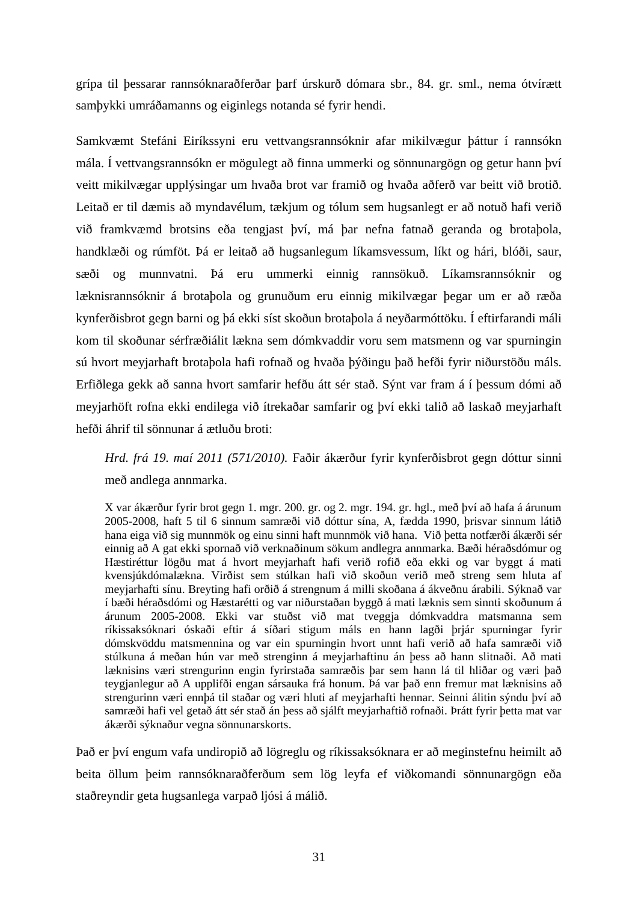grípa til þessarar rannsóknaraðferðar þarf úrskurð dómara sbr., 84. gr. sml., nema ótvírætt samþykki umráðamanns og eiginlegs notanda sé fyrir hendi.

Samkvæmt Stefáni Eiríkssyni eru vettvangsrannsóknir afar mikilvægur þáttur í rannsókn mála. Í vettvangsrannsókn er mögulegt að finna ummerki og sönnunargögn og getur hann því veitt mikilvægar upplýsingar um hvaða brot var framið og hvaða aðferð var beitt við brotið. Leitað er til dæmis að myndavélum, tækjum og tólum sem hugsanlegt er að notuð hafi verið við framkvæmd brotsins eða tengjast því, má þar nefna fatnað geranda og brotaþola, handklæði og rúmföt. Þá er leitað að hugsanlegum líkamsvessum, líkt og hári, blóði, saur, sæði og munnvatni. Þá eru ummerki einnig rannsökuð. Líkamsrannsóknir og læknisrannsóknir á brotaþola og grunuðum eru einnig mikilvægar þegar um er að ræða kynferðisbrot gegn barni og þá ekki síst skoðun brotaþola á neyðarmóttöku. Í eftirfarandi máli kom til skoðunar sérfræðiálit lækna sem dómkvaddir voru sem matsmenn og var spurningin sú hvort meyjarhaft brotaþola hafi rofnað og hvaða þýðingu það hefði fyrir niðurstöðu máls. Erfiðlega gekk að sanna hvort samfarir hefðu átt sér stað. Sýnt var fram á í þessum dómi að meyjarhöft rofna ekki endilega við ítrekaðar samfarir og því ekki talið að laskað meyjarhaft hefði áhrif til sönnunar á ætluðu broti:

> *Hrd. frá 19. maí 2011 (571/2010).* Faðir ákærður fyrir kynferðisbrot gegn dóttur sinni með andlega annmarka.
>
> X var ákærður fyrir brot gegn 1. mgr. 200. gr. og 2. mgr. 194. gr. hgl., með því að hafa á árunum 2005-2008, haft 5 til 6 sinnum samræði við dóttur sína, A, fædda 1990, þrisvar sinnum látið hana eiga við sig munnmök og einu sinni haft munnmök við hana. Við þetta notfærði ákærði sér einnig að A gat ekki spornað við verknaðinum sökum andlegra annmarka. Bæði héraðsdómur og Hæstiréttur lögðu mat á hvort meyjarhaft hafi verið rofið eða ekki og var byggt á mati kvensjúkdómalækna. Virðist sem stúlkan hafi við skoðun verið með streng sem hluta af meyjarhafti sínu. Breyting hafi orðið á strengnum á milli skoðana á ákveðnu árabili. Sýknað var í bæði héraðsdómi og Hæstarétti og var niðurstaðan byggð á mati læknis sem sinnti skoðunum á árunum 2005-2008. Ekki var stuðst við mat tveggja dómkvaddra matsmanna sem ríkissaksóknari óskaði eftir á síðari stigum máls en hann lagði þrjár spurningar fyrir dómskvöddu matsmennina og var ein spurningin hvort unnt hafi verið að hafa samræði við stúlkuna á meðan hún var með strenginn á meyjarhaftinu án þess að hann slitnaði. Að mati læknisins væri strengurinn engin fyrirstaða samræðis þar sem hann lá til hliðar og væri það teygjanlegur að A upplifði engan sársauka frá honum. Þá var það enn fremur mat læknisins að strengurinn væri ennþá til staðar og væri hluti af meyjarhafti hennar. Seinni álitin sýndu því að samræði hafi vel getað átt sér stað án þess að sjálft meyjarhaftið rofnaði. Þrátt fyrir þetta mat var ákærði sýknaður vegna sönnunarskorts.

Það er því engum vafa undiropið að lögreglu og ríkissaksóknara er að meginstefnu heimilt að beita öllum þeim rannsóknaraðferðum sem lög leyfa ef viðkomandi sönnunargögn eða staðreyndir geta hugsanlega varpað ljósi á málið.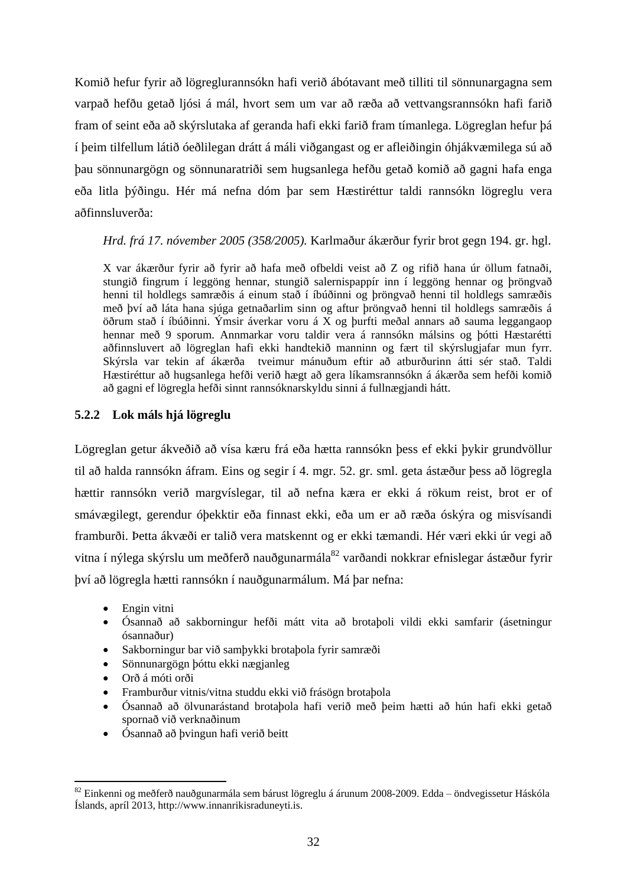Komið hefur fyrir að lögreglurannsókn hafi verið ábótavant með tilliti til sönnunargagna sem varpað hefðu getað ljósi á mál, hvort sem um var að ræða að vettvangsrannsókn hafi farið fram of seint eða að skýrslutaka af geranda hafi ekki farið fram tímanlega. Lögreglan hefur þá í þeim tilfellum látið óeðlilegan drátt á máli viðgangast og er afleiðingin óhjákvæmilega sú að þau sönnunargögn og sönnunaratriði sem hugsanlega hefðu getað komið að gagni hafa enga eða litla þýðingu. Hér má nefna dóm þar sem Hæstiréttur taldi rannsókn lögreglu vera aðfinnsluverða:

*Hrd. frá 17. nóvember 2005 (358/2005).* Karlmaður ákærður fyrir brot gegn 194. gr. hgl.

X var ákærður fyrir að fyrir að hafa með ofbeldi veist að Z og rifið hana úr öllum fatnaði, stungið fingrum í leggöng hennar, stungið salernispappír inn í leggöng hennar og þröngvað henni til holdlegs samræðis á einum stað í íbúðinni og þröngvað henni til holdlegs samræðis með því að láta hana sjúga getnaðarlim sinn og aftur þröngvað henni til holdlegs samræðis á öðrum stað í íbúðinni. Ýmsir áverkar voru á X og þurfti meðal annars að sauma leggangaop hennar með 9 sporum. Annmarkar voru taldir vera á rannsókn málsins og þótti Hæstarétti aðfinnsluvert að lögreglan hafi ekki handtekið manninn og fært til skýrslugjafar mun fyrr. Skýrsla var tekin af ákærða tveimur mánuðum eftir að atburðurinn átti sér stað. Taldi Hæstiréttur að hugsanlega hefði verið hægt að gera líkamsrannsókn á ákærða sem hefði komið að gagni ef lögregla hefði sinnt rannsóknarskyldu sinni á fullnægjandi hátt.

### 5.2.2 Lok máls hjá lögreglu

Lögreglan getur ákveðið að vísa kæru frá eða hætta rannsókn þess ef ekki þykir grundvöllur til að halda rannsókn áfram. Eins og segir í 4. mgr. 52. gr. sml. geta ástæður þess að lögregla hættir rannsókn verið margvíslegar, til að nefna kæra er ekki á rökum reist, brot er of smávægilegt, gerendur óþekktir eða finnast ekki, eða um er að ræða óskýra og misvísandi framburði. Þetta ákvæði er talið vera matskennt og er ekki tæmandi. Hér væri ekki úr vegi að vitna í nýlega skýrslu um meðferð nauðgunarmála[82] varðandi nokkrar efnislegar ástæður fyrir því að lögregla hætti rannsókn í nauðgunarmálum. Má þar nefna:

- Engin vitni
- Ósannað að sakborningur hefði mátt vita að brotaþoli vildi ekki samfarir (ásetningur ósannaður)
- Sakborningur bar við samþykki brotaþola fyrir samræði
- Sönnunargögn þóttu ekki nægjanleg
- Orð á móti orði
- Framburður vitnis/vitna studdu ekki við frásögn brotaþola
- Ósannað að ölvunarástand brotaþola hafi verið með þeim hætti að hún hafi ekki getað spornað við verknaðinum
- Ósannað að þvingun hafi verið beitt

[82] Einkenni og meðferð nauðgunarmála sem bárust lögreglu á árunum 2008-2009. Edda – öndvegissetur Háskóla Íslands, apríl 2013, http://www.innanrikisraduneyti.is.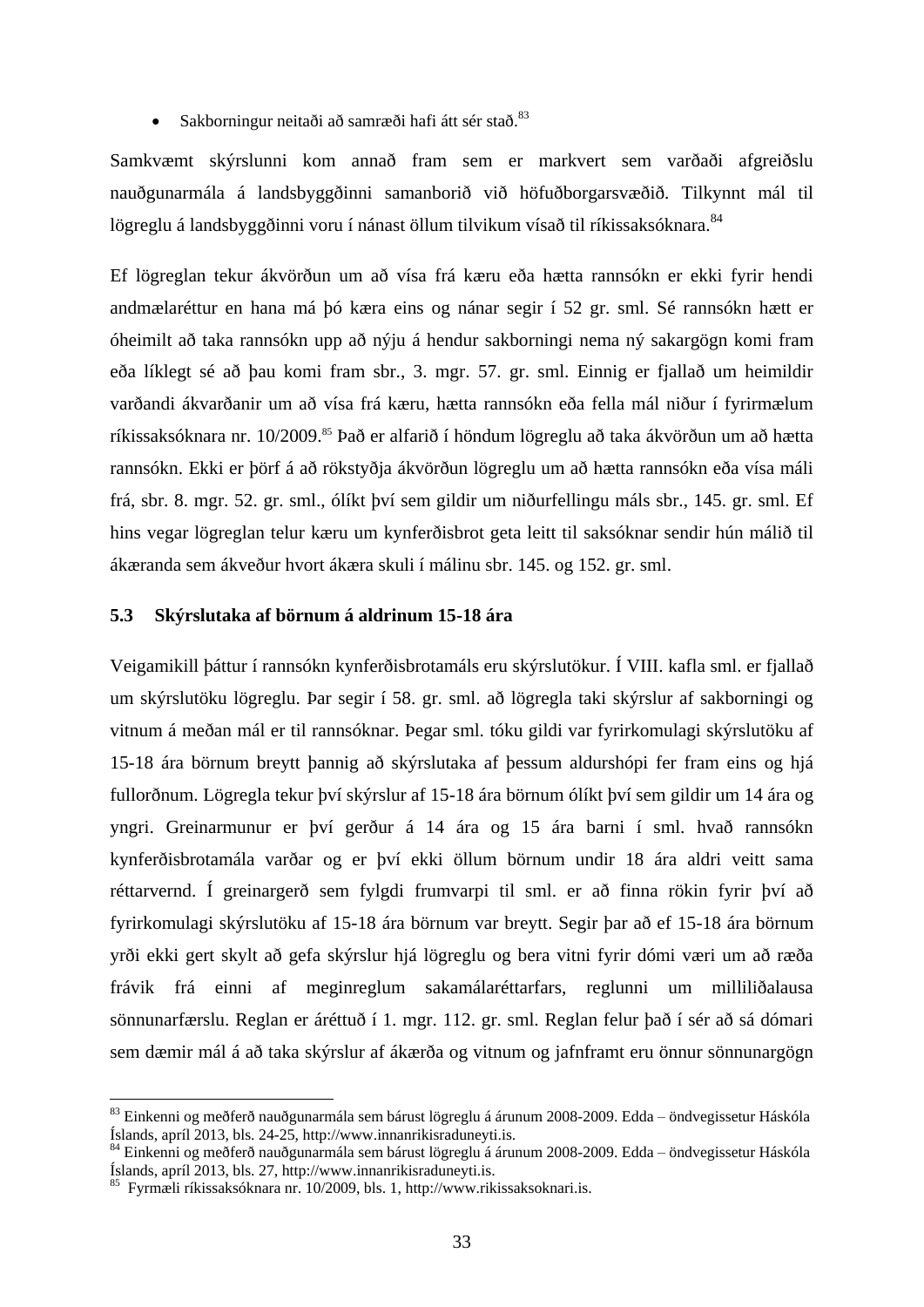- Sakborningur neitaði að samræði hafi átt sér stað.[83]

Samkvæmt skýrslunni kom annað fram sem er markvert sem varðaði afgreiðslu nauðgunarmála á landsbyggðinni samanborið við höfuðborgarsvæðið. Tilkynnt mál til lögreglu á landsbyggðinni voru í nánast öllum tilvikum vísað til ríkissaksóknara.[84]

Ef lögreglan tekur ákvörðun um að vísa frá kæru eða hætta rannsókn er ekki fyrir hendi andmælaréttur en hana má þó kæra eins og nánar segir í 52 gr. sml. Sé rannsókn hætt er óheimilt að taka rannsókn upp að nýju á hendur sakborningi nema ný sakargögn komi fram eða líklegt sé að þau komi fram sbr., 3. mgr. 57. gr. sml. Einnig er fjallað um heimildir varðandi ákvarðanir um að vísa frá kæru, hætta rannsókn eða fella mál niður í fyrirmælum ríkissaksóknara nr. 10/2009.[85] Það er alfarið í höndum lögreglu að taka ákvörðun um að hætta rannsókn. Ekki er þörf á að rökstyðja ákvörðun lögreglu um að hætta rannsókn eða vísa máli frá, sbr. 8. mgr. 52. gr. sml., ólíkt því sem gildir um niðurfellingu máls sbr., 145. gr. sml. Ef hins vegar lögreglan telur kæru um kynferðisbrot geta leitt til saksóknar sendir hún málið til ákæranda sem ákveður hvort ákæra skuli í málinu sbr. 145. og 152. gr. sml.

### 5.3 Skýrslutaka af börnum á aldrinum 15-18 ára

Veigamikill þáttur í rannsókn kynferðisbrotamáls eru skýrslutökur. Í VIII. kafla sml. er fjallað um skýrslutöku lögreglu. Þar segir í 58. gr. sml. að lögregla taki skýrslur af sakborningi og vitnum á meðan mál er til rannsóknar. Þegar sml. tóku gildi var fyrirkomulagi skýrslutöku af 15-18 ára börnum breytt þannig að skýrslutaka af þessum aldurshópi fer fram eins og hjá fullorðnum. Lögregla tekur því skýrslur af 15-18 ára börnum ólíkt því sem gildir um 14 ára og yngri. Greinarmunur er því gerður á 14 ára og 15 ára barni í sml. hvað rannsókn kynferðisbrotamála varðar og er því ekki öllum börnum undir 18 ára aldri veitt sama réttarvernd. Í greinargerð sem fylgdi frumvarpi til sml. er að finna rökin fyrir því að fyrirkomulagi skýrslutöku af 15-18 ára börnum var breytt. Segir þar að ef 15-18 ára börnum yrði ekki gert skylt að gefa skýrslur hjá lögreglu og bera vitni fyrir dómi væri um að ræða frávik frá einni af meginreglum sakamálaréttarfars, reglunni um milliliðalausa sönnunarfærslu. Reglan er áréttuð í 1. mgr. 112. gr. sml. Reglan felur það í sér að sá dómari sem dæmir mál á að taka skýrslur af ákærða og vitnum og jafnframt eru önnur sönnunargögn

---

[83] Einkenni og meðferð nauðgunarmála sem bárust lögreglu á árunum 2008-2009. Edda – öndvegissetur Háskóla Íslands, apríl 2013, bls. 24-25, http://www.innanrikisraduneyti.is.

[84] Einkenni og meðferð nauðgunarmála sem bárust lögreglu á árunum 2008-2009. Edda – öndvegissetur Háskóla Íslands, apríl 2013, bls. 27, http://www.innanrikisraduneyti.is.

[85] Fyrmæli ríkissaksóknara nr. 10/2009, bls. 1, http://www.rikissaksoknari.is.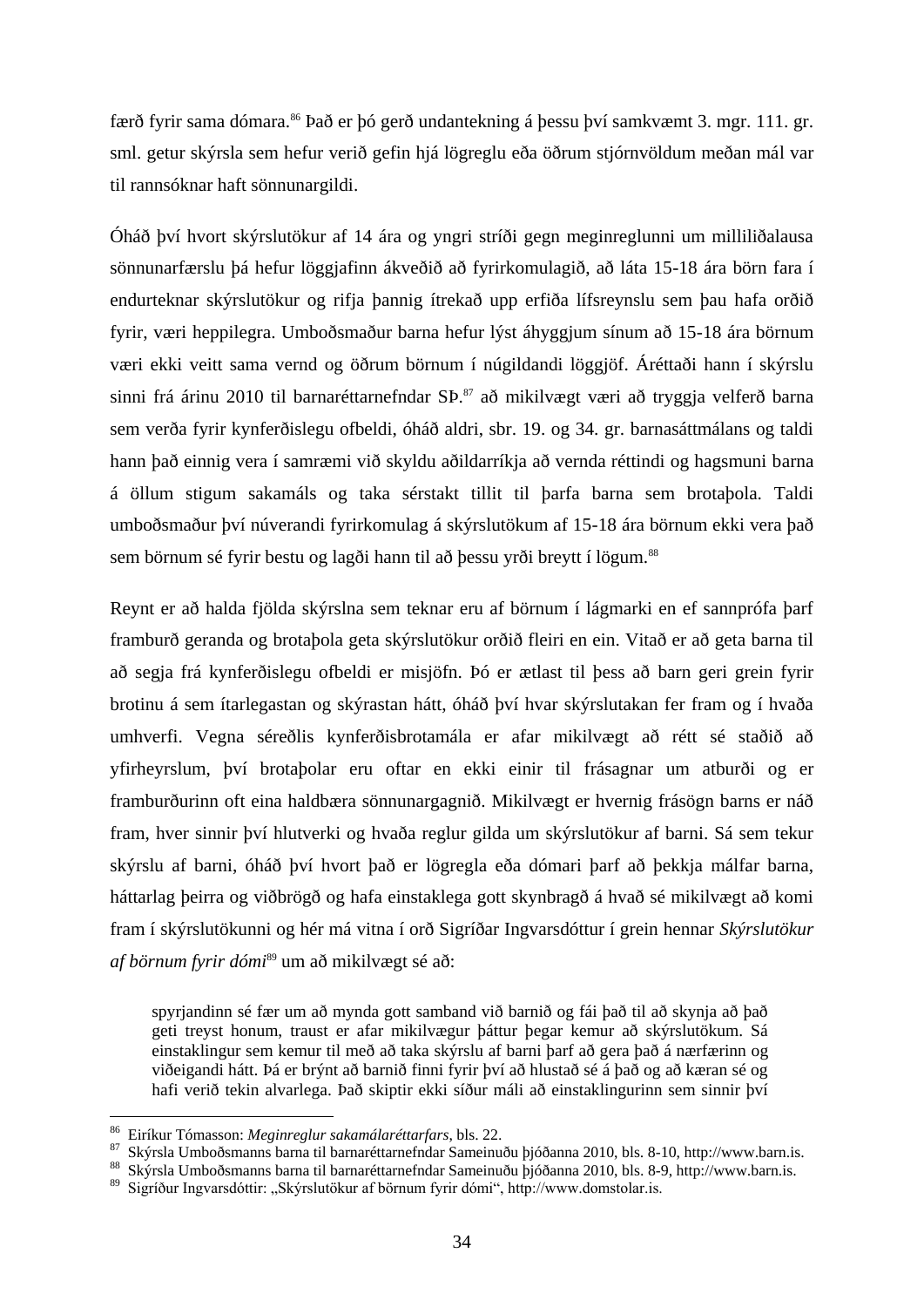færð fyrir sama dómara.[86] Það er þó gerð undantekning á þessu því samkvæmt 3. mgr. 111. gr. sml. getur skýrsla sem hefur verið gefin hjá lögreglu eða öðrum stjórnvöldum meðan mál var til rannsóknar haft sönnunargildi.

Óháð því hvort skýrslutökur af 14 ára og yngri stríði gegn meginreglunni um milliliðalausa sönnunarfærslu þá hefur löggjafinn ákveðið að fyrirkomulagið, að láta 15-18 ára börn fara í endurteknar skýrslutökur og rifja þannig ítrekað upp erfiða lífsreynslu sem þau hafa orðið fyrir, væri heppilegra. Umboðsmaður barna hefur lýst áhyggjum sínum að 15-18 ára börnum væri ekki veitt sama vernd og öðrum börnum í núgildandi löggjöf. Áréttaði hann í skýrslu sinni frá árinu 2010 til barnaréttarnefndar SÞ.[87] að mikilvægt væri að tryggja velferð barna sem verða fyrir kynferðislegu ofbeldi, óháð aldri, sbr. 19. og 34. gr. barnasáttmálans og taldi hann það einnig vera í samræmi við skyldu aðildarríkja að vernda réttindi og hagsmuni barna á öllum stigum sakamáls og taka sérstakt tillit til þarfa barna sem brotaþola. Taldi umboðsmaður því núverandi fyrirkomulag á skýrslutökum af 15-18 ára börnum ekki vera það sem börnum sé fyrir bestu og lagði hann til að þessu yrði breytt í lögum.[88]

Reynt er að halda fjölda skýrslna sem teknar eru af börnum í lágmarki en ef sannprófa þarf framburð geranda og brotaþola geta skýrslutökur orðið fleiri en ein. Vitað er að geta barna til að segja frá kynferðislegu ofbeldi er misjöfn. Þó er ætlast til þess að barn geri grein fyrir brotinu á sem ítarlegastan og skýrastan hátt, óháð því hvar skýrslutakan fer fram og í hvaða umhverfi. Vegna séreðlis kynferðisbrotamála er afar mikilvægt að rétt sé staðið að yfirheyrslum, því brotaþolar eru oftar en ekki einir til frásagnar um atburði og er framburðurinn oft eina haldbæra sönnunargagnið. Mikilvægt er hvernig frásögn barns er náð fram, hver sinnir því hlutverki og hvaða reglur gilda um skýrslutökur af barni. Sá sem tekur skýrslu af barni, óháð því hvort það er lögregla eða dómari þarf að þekkja málfar barna, háttarlag þeirra og viðbrögð og hafa einstaklega gott skynbragð á hvað sé mikilvægt að komi fram í skýrslutökunni og hér má vitna í orð Sigríðar Ingvarsdóttur í grein hennar *Skýrslutökur af börnum fyrir dómi*[89] um að mikilvægt sé að:

> spyrjandinn sé fær um að mynda gott samband við barnið og fái það til að skynja að það geti treyst honum, traust er afar mikilvægur þáttur þegar kemur að skýrslutökum. Sá einstaklingur sem kemur til með að taka skýrslu af barni þarf að gera það á nærfærinn og viðeigandi hátt. Þá er brýnt að barnið finni fyrir því að hlustað sé á það og að kæran sé og hafi verið tekin alvarlega. Það skiptir ekki síður máli að einstaklingurinn sem sinnir því

---

[86] Eiríkur Tómasson: *Meginreglur sakamálaréttarfars*, bls. 22.

[87] Skýrsla Umboðsmanns barna til barnaréttarnefndar Sameinuðu þjóðanna 2010, bls. 8-10, http://www.barn.is.

[88] Skýrsla Umboðsmanns barna til barnaréttarnefndar Sameinuðu þjóðanna 2010, bls. 8-9, http://www.barn.is.

[89] Sigríður Ingvarsdóttir: „Skýrslutökur af börnum fyrir dómi“, http://www.domstolar.is.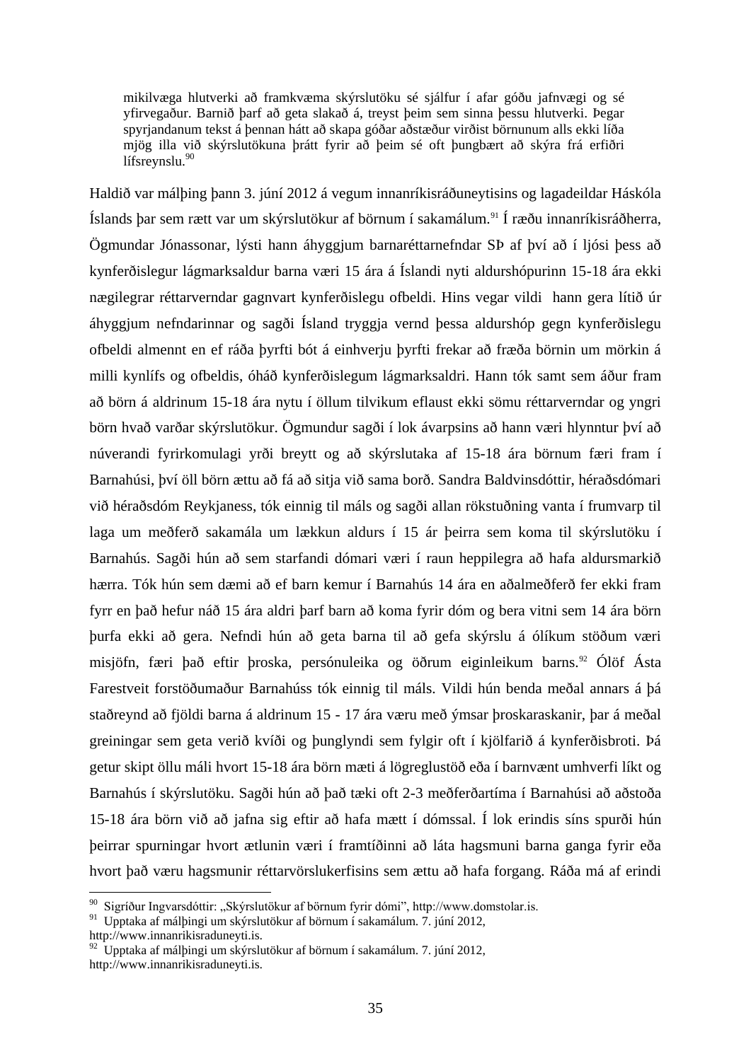> mikilvæga hlutverki að framkvæma skýrslutöku sé sjálfur í afar góðu jafnvægi og sé yfirvegaður. Barnið þarf að geta slakað á, treyst þeim sem sinna þessu hlutverki. Þegar spyrjandanum tekst á þennan hátt að skapa góðar aðstæður virðist börnunum alls ekki líða mjög illa við skýrslutökuna þrátt fyrir að þeim sé oft þungbært að skýra frá erfiðri lífsreynslu.[90]

Haldið var málþing þann 3. júní 2012 á vegum innanríkisráðuneytisins og lagadeildar Háskóla Íslands þar sem rætt var um skýrslutökur af börnum í sakamálum.[91] Í ræðu innanríkisráðherra, Ögmundar Jónassonar, lýsti hann áhyggjum barnaréttarnefndar SÞ af því að í ljósi þess að kynferðislegur lágmarksaldur barna væri 15 ára á Íslandi nyti aldurshópurinn 15-18 ára ekki nægilegrar réttarverndar gagnvart kynferðislegu ofbeldi. Hins vegar vildi hann gera lítið úr áhyggjum nefndarinnar og sagði Ísland tryggja vernd þessa aldurshóp gegn kynferðislegu ofbeldi almennt en ef ráða þyrfti bót á einhverju þyrfti frekar að fræða börnin um mörkin á milli kynlífs og ofbeldis, óháð kynferðislegum lágmarksaldri. Hann tók samt sem áður fram að börn á aldrinum 15-18 ára nytu í öllum tilvikum eflaust ekki sömu réttarverndar og yngri börn hvað varðar skýrslutökur. Ögmundur sagði í lok ávarpsins að hann væri hlynntur því að núverandi fyrirkomulagi yrði breytt og að skýrslutaka af 15-18 ára börnum færi fram í Barnahúsi, því öll börn ættu að fá að sitja við sama borð. Sandra Baldvinsdóttir, héraðsdómari við héraðsdóm Reykjaness, tók einnig til máls og sagði allan rökstuðning vanta í frumvarp til laga um meðferð sakamála um lækkun aldurs í 15 ár þeirra sem koma til skýrslutöku í Barnahús. Sagði hún að sem starfandi dómari væri í raun heppilegra að hafa aldursmarkið hærra. Tók hún sem dæmi að ef barn kemur í Barnahús 14 ára en aðalmeðferð fer ekki fram fyrr en það hefur náð 15 ára aldri þarf barn að koma fyrir dóm og bera vitni sem 14 ára börn þurfa ekki að gera. Nefndi hún að geta barna til að gefa skýrslu á ólíkum stöðum væri misjöfn, færi það eftir þroska, persónuleika og öðrum eiginleikum barns.[92] Ólöf Ásta Farestveit forstöðumaður Barnahúss tók einnig til máls. Vildi hún benda meðal annars á þá staðreynd að fjöldi barna á aldrinum 15 - 17 ára væru með ýmsar þroskaraskanir, þar á meðal greiningar sem geta verið kvíði og þunglyndi sem fylgir oft í kjölfarið á kynferðisbroti. Þá getur skipt öllu máli hvort 15-18 ára börn mæti á lögreglustöð eða í barnvænt umhverfi líkt og Barnahús í skýrslutöku. Sagði hún að það tæki oft 2-3 meðferðartíma í Barnahúsi að aðstoða 15-18 ára börn við að jafna sig eftir að hafa mætt í dómssal. Í lok erindis síns spurði hún þeirrar spurningar hvort ætlunin væri í framtíðinni að láta hagsmuni barna ganga fyrir eða hvort það væru hagsmunir réttarvörslukerfisins sem ættu að hafa forgang. Ráða má af erindi

---

[90] Sigríður Ingvarsdóttir: „Skýrslutökur af börnum fyrir dómi", http://www.domstolar.is.

[91] Upptaka af málþingi um skýrslutökur af börnum í sakamálum. 7. júní 2012, http://www.innanrikisraduneyti.is.

[92] Upptaka af málþingi um skýrslutökur af börnum í sakamálum. 7. júní 2012, http://www.innanrikisraduneyti.is.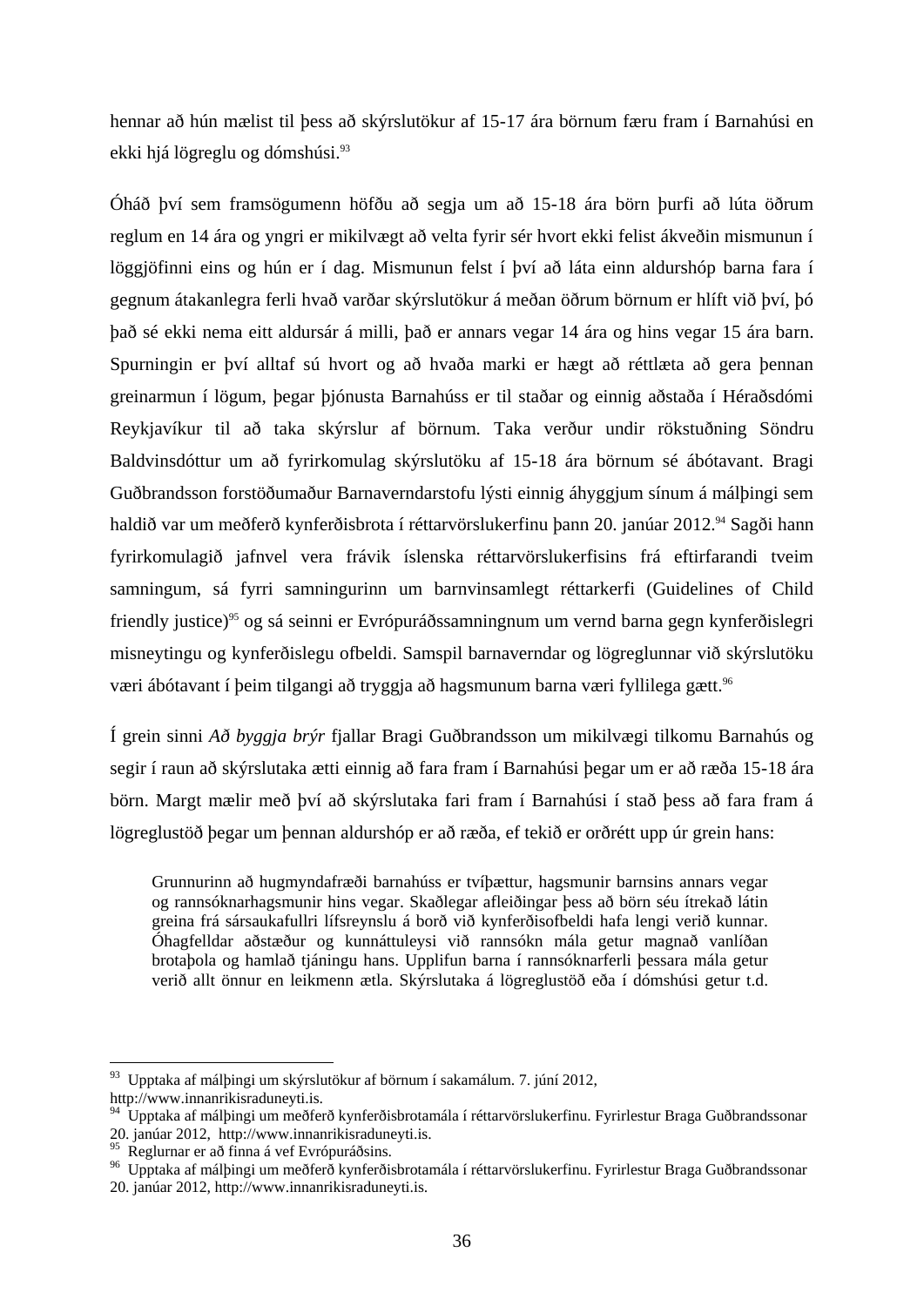hennar að hún mælist til þess að skýrslutökur af 15-17 ára börnum færu fram í Barnahúsi en ekki hjá lögreglu og dómshúsi.[93]

Óháð því sem framsögumenn höfðu að segja um að 15-18 ára börn þurfi að lúta öðrum reglum en 14 ára og yngri er mikilvægt að velta fyrir sér hvort ekki felist ákveðin mismunun í löggjöfinni eins og hún er í dag. Mismunun felst í því að láta einn aldurshóp barna fara í gegnum átakanlegra ferli hvað varðar skýrslutökur á meðan öðrum börnum er hlíft við því, þó það sé ekki nema eitt aldursár á milli, það er annars vegar 14 ára og hins vegar 15 ára barn. Spurningin er því alltaf sú hvort og að hvaða marki er hægt að réttlæta að gera þennan greinarmun í lögum, þegar þjónusta Barnahúss er til staðar og einnig aðstaða í Héraðsdómi Reykjavíkur til að taka skýrslur af börnum. Taka verður undir rökstuðning Söndru Baldvinsdóttur um að fyrirkomulag skýrslutöku af 15-18 ára börnum sé ábótavant. Bragi Guðbrandsson forstöðumaður Barnaverndarstofu lýsti einnig áhyggjum sínum á málþingi sem haldið var um meðferð kynferðisbrota í réttarvörslukerfinu þann 20. janúar 2012.[94] Sagði hann fyrirkomulagið jafnvel vera frávik íslenska réttarvörslukerfisins frá eftirfarandi tveim samningum, sá fyrri samningurinn um barnvinsamlegt réttarkerfi (Guidelines of Child friendly justice)[95] og sá seinni er Evrópuráðssamningnum um vernd barna gegn kynferðislegri misneytingu og kynferðislegu ofbeldi. Samspil barnaverndar og lögreglunnar við skýrslutöku væri ábótavant í þeim tilgangi að tryggja að hagsmunum barna væri fyllilega gætt.[96]

Í grein sinni *Að byggja brýr* fjallar Bragi Guðbrandsson um mikilvægi tilkomu Barnahús og segir í raun að skýrslutaka ætti einnig að fara fram í Barnahúsi þegar um er að ræða 15-18 ára börn. Margt mælir með því að skýrslutaka fari fram í Barnahúsi í stað þess að fara fram á lögreglustöð þegar um þennan aldurshóp er að ræða, ef tekið er orðrétt upp úr grein hans:

> Grunnurinn að hugmyndafræði barnahúss er tvíþættur, hagsmunir barnsins annars vegar og rannsóknarhagsmunir hins vegar. Skaðlegar afleiðingar þess að börn séu ítrekað látin greina frá sársaukafullri lífsreynslu á borð við kynferðisofbeldi hafa lengi verið kunnar. Óhagfelldar aðstæður og kunnáttuleysi við rannsókn mála getur magnað vanlíðan brotaþola og hamlað tjáningu hans. Upplifun barna í rannsóknarferli þessara mála getur verið allt önnur en leikmenn ætla. Skýrslutaka á lögreglustöð eða í dómshúsi getur t.d.

---

[93] Upptaka af málþingi um skýrslutökur af börnum í sakamálum. 7. júní 2012, http://www.innanrikisraduneyti.is.

[94] Upptaka af málþingi um meðferð kynferðisbrotamála í réttarvörslukerfinu. Fyrirlestur Braga Guðbrandssonar 20. janúar 2012, http://www.innanrikisraduneyti.is.

[95] Reglurnar er að finna á vef Evrópuráðsins.

[96] Upptaka af málþingi um meðferð kynferðisbrotamála í réttarvörslukerfinu. Fyrirlestur Braga Guðbrandssonar 20. janúar 2012, http://www.innanrikisraduneyti.is.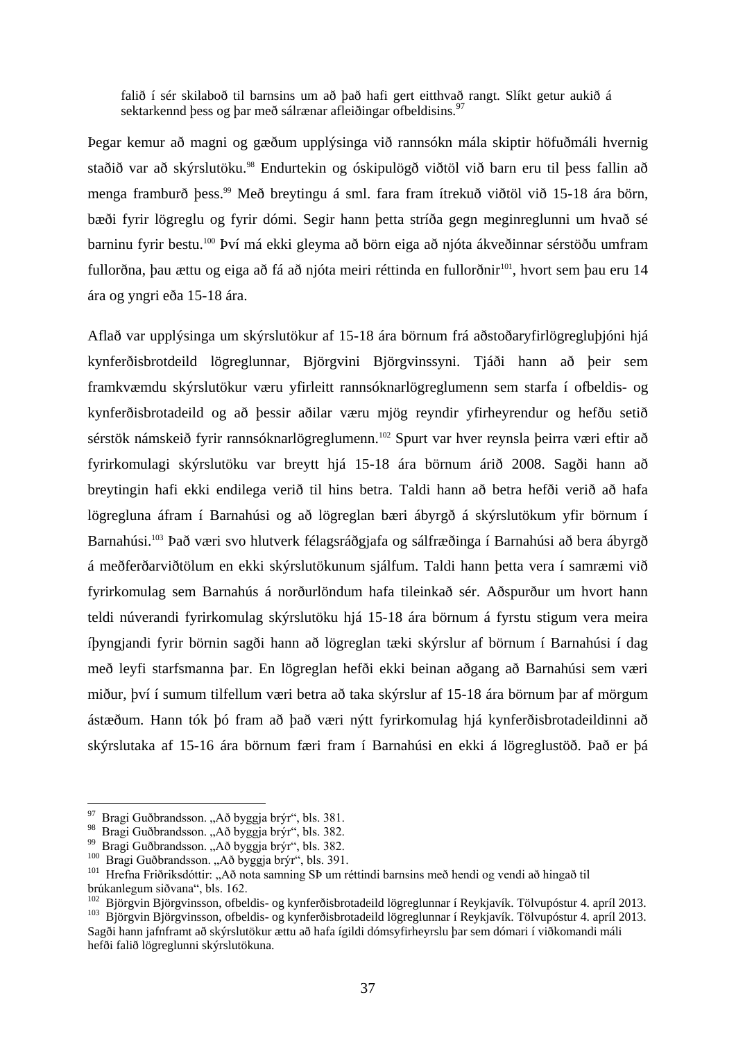> falið í sér skilaboð til barnsins um að það hafi gert eitthvað rangt. Slíkt getur aukið á sektarkennd þess og þar með sálrænar afleiðingar ofbeldisins.[97]

Þegar kemur að magni og gæðum upplýsinga við rannsókn mála skiptir höfuðmáli hvernig staðið var að skýrslutöku.[98] Endurtekin og óskipulögð viðtöl við barn eru til þess fallin að menga framburð þess.[99] Með breytingu á sml. fara fram ítrekuð viðtöl við 15-18 ára börn, bæði fyrir lögreglu og fyrir dómi. Segir hann þetta stríða gegn meginreglunni um hvað sé barninu fyrir bestu.[100] Því má ekki gleyma að börn eiga að njóta ákveðinnar sérstöðu umfram fullorðna, þau ættu og eiga að fá að njóta meiri réttinda en fullorðnir[101], hvort sem þau eru 14 ára og yngri eða 15-18 ára.

Aflað var upplýsinga um skýrslutökur af 15-18 ára börnum frá aðstoðaryfirlögregluþjóni hjá kynferðisbrotdeild lögreglunnar, Björgvini Björgvinssyni. Tjáði hann að þeir sem framkvæmdu skýrslutökur væru yfirleitt rannsóknarlögreglumenn sem starfa í ofbeldis- og kynferðisbrotadeild og að þessir aðilar væru mjög reyndir yfirheyrendur og hefðu setið sérstök námskeið fyrir rannsóknarlögreglumenn.[102] Spurt var hver reynsla þeirra væri eftir að fyrirkomulagi skýrslutöku var breytt hjá 15-18 ára börnum árið 2008. Sagði hann að breytingin hafi ekki endilega verið til hins betra. Taldi hann að betra hefði verið að hafa lögregluna áfram í Barnahúsi og að lögreglan bæri ábyrgð á skýrslutökum yfir börnum í Barnahúsi.[103] Það væri svo hlutverk félagsráðgjafa og sálfræðinga í Barnahúsi að bera ábyrgð á meðferðarviðtölum en ekki skýrslutökunum sjálfum. Taldi hann þetta vera í samræmi við fyrirkomulag sem Barnahús á norðurlöndum hafa tileinkað sér. Aðspurður um hvort hann teldi núverandi fyrirkomulag skýrslutöku hjá 15-18 ára börnum á fyrstu stigum vera meira íþyngjandi fyrir börnin sagði hann að lögreglan tæki skýrslur af börnum í Barnahúsi í dag með leyfi starfsmanna þar. En lögreglan hefði ekki beinan aðgang að Barnahúsi sem væri miður, því í sumum tilfellum væri betra að taka skýrslur af 15-18 ára börnum þar af mörgum ástæðum. Hann tók þó fram að það væri nýtt fyrirkomulag hjá kynferðisbrotadeildinni að skýrslutaka af 15-16 ára börnum færi fram í Barnahúsi en ekki á lögreglustöð. Það er þá

---

[97] Bragi Guðbrandsson. „Að byggja brýr", bls. 381.
[98] Bragi Guðbrandsson. „Að byggja brýr", bls. 382.
[99] Bragi Guðbrandsson. „Að byggja brýr", bls. 382.
[100] Bragi Guðbrandsson. „Að byggja brýr", bls. 391.
[101] Hrefna Friðriksdóttir: „Að nota samning SÞ um réttindi barnsins með hendi og vendi að hingað til brúkanlegum siðvana", bls. 162.
[102] Björgvin Björgvinsson, ofbeldis- og kynferðisbrotadeild lögreglunnar í Reykjavík. Tölvupóstur 4. apríl 2013.
[103] Björgvin Björgvinsson, ofbeldis- og kynferðisbrotadeild lögreglunnar í Reykjavík. Tölvupóstur 4. apríl 2013. Sagði hann jafnframt að skýrslutökur ættu að hafa ígildi dómsyfirheyrslu þar sem dómari í viðkomandi máli hefði falið lögreglunni skýrslutökuna.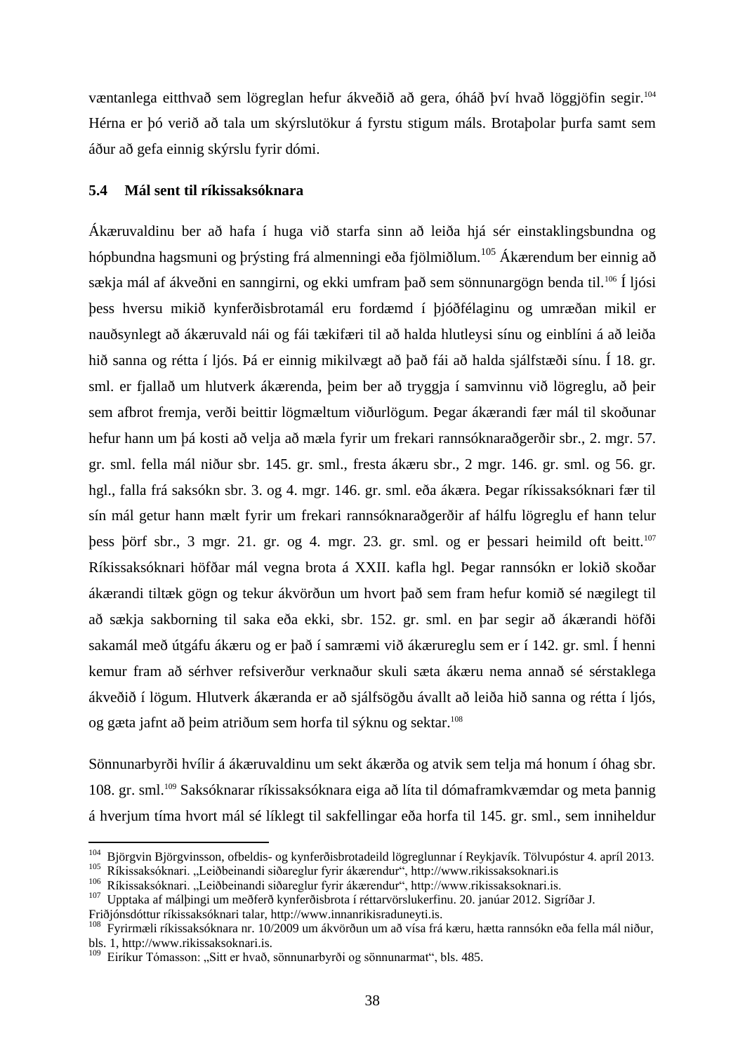væntanlega eitthvað sem lögreglan hefur ákveðið að gera, óháð því hvað löggjöfin segir.[104] Hérna er þó verið að tala um skýrslutökur á fyrstu stigum máls. Brotaþolar þurfa samt sem áður að gefa einnig skýrslu fyrir dómi.

### 5.4 Mál sent til ríkissaksóknara

Ákæruvaldinu ber að hafa í huga við starfa sinn að leiða hjá sér einstaklingsbundna og hópbundna hagsmuni og þrýsting frá almenningi eða fjölmiðlum.[105] Ákærendum ber einnig að sækja mál af ákveðni en sanngirni, og ekki umfram það sem sönnunargögn benda til.[106] Í ljósi þess hversu mikið kynferðisbrotamál eru fordæmd í þjóðfélaginu og umræðan mikil er nauðsynlegt að ákæruvald nái og fái tækifæri til að halda hlutleysi sínu og einblíni á að leiða hið sanna og rétta í ljós. Þá er einnig mikilvægt að það fái að halda sjálfstæði sínu. Í 18. gr. sml. er fjallað um hlutverk ákærenda, þeim ber að tryggja í samvinnu við lögreglu, að þeir sem afbrot fremja, verði beittir lögmæltum viðurlögum. Þegar ákærandi fær mál til skoðunar hefur hann um þá kosti að velja að mæla fyrir um frekari rannsóknaraðgerðir sbr., 2. mgr. 57. gr. sml. fella mál niður sbr. 145. gr. sml., fresta ákæru sbr., 2 mgr. 146. gr. sml. og 56. gr. hgl., falla frá saksókn sbr. 3. og 4. mgr. 146. gr. sml. eða ákæra. Þegar ríkissaksóknari fær til sín mál getur hann mælt fyrir um frekari rannsóknaraðgerðir af hálfu lögreglu ef hann telur þess þörf sbr., 3 mgr. 21. gr. og 4. mgr. 23. gr. sml. og er þessari heimild oft beitt.[107] Ríkissaksóknari höfðar mál vegna brota á XXII. kafla hgl. Þegar rannsókn er lokið skoðar ákærandi tiltæk gögn og tekur ákvörðun um hvort það sem fram hefur komið sé nægilegt til að sækja sakborning til saka eða ekki, sbr. 152. gr. sml. en þar segir að ákærandi höfði sakamál með útgáfu ákæru og er það í samræmi við ákærureglu sem er í 142. gr. sml. Í henni kemur fram að sérhver refsiverður verknaður skuli sæta ákæru nema annað sé sérstaklega ákveðið í lögum. Hlutverk ákæranda er að sjálfsögðu ávallt að leiða hið sanna og rétta í ljós, og gæta jafnt að þeim atriðum sem horfa til sýknu og sektar.[108]

Sönnunarbyrði hvílir á ákæruvaldinu um sekt ákærða og atvik sem telja má honum í óhag sbr. 108. gr. sml.[109] Saksóknarar ríkissaksóknara eiga að líta til dómaframkvæmdar og meta þannig á hverjum tíma hvort mál sé líklegt til sakfellingar eða horfa til 145. gr. sml., sem inniheldur

---

[104] Björgvin Björgvinsson, ofbeldis- og kynferðisbrotadeild lögreglunnar í Reykjavík. Tölvupóstur 4. apríl 2013.
[105] Ríkissaksóknari. „Leiðbeinandi siðareglur fyrir ákærendur“, http://www.rikissaksoknari.is
[106] Ríkissaksóknari. „Leiðbeinandi siðareglur fyrir ákærendur“, http://www.rikissaksoknari.is.
[107] Upptaka af málþingi um meðferð kynferðisbrota í réttarvörslukerfinu. 20. janúar 2012. Sigríðar J. Friðjónsdóttur ríkissaksóknari talar, http://www.innanrikisraduneyti.is.
[108] Fyrirmæli ríkissaksóknara nr. 10/2009 um ákvörðun um að vísa frá kæru, hætta rannsókn eða fella mál niður, bls. 1, http://www.rikissaksoknari.is.
[109] Eiríkur Tómasson: „Sitt er hvað, sönnunarbyrði og sönnunarmat“, bls. 485.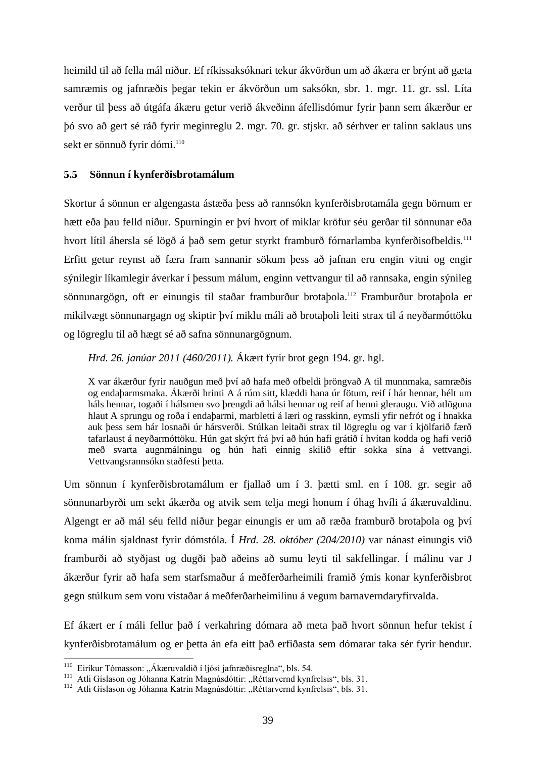heimild til að fella mál niður. Ef ríkissaksóknari tekur ákvörðun um að ákæra er brýnt að gæta samræmis og jafnræðis þegar tekin er ákvörðun um saksókn, sbr. 1. mgr. 11. gr. ssl. Líta verður til þess að útgáfa ákæru getur verið ákveðinn áfellisdómur fyrir þann sem ákærður er þó svo að gert sé ráð fyrir meginreglu 2. mgr. 70. gr. stjskr. að sérhver er talinn saklaus uns sekt er sönnuð fyrir dómi.[110]

### 5.5 Sönnun í kynferðisbrotamálum

Skortur á sönnun er algengasta ástæða þess að rannsókn kynferðisbrotamála gegn börnum er hætt eða þau felld niður. Spurningin er því hvort of miklar kröfur séu gerðar til sönnunar eða hvort lítil áhersla sé lögð á það sem getur styrkt framburð fórnarlamba kynferðisofbeldis.[111] Erfitt getur reynst að færa fram sannanir sökum þess að jafnan eru engin vitni og engir sýnilegir líkamlegir áverkar í þessum málum, enginn vettvangur til að rannsaka, engin sýnileg sönnunargögn, oft er einungis til staðar framburður brotaþola.[112] Framburður brotaþola er mikilvægt sönnunargagn og skiptir því miklu máli að brotaþoli leiti strax til á neyðarmóttöku og lögreglu til að hægt sé að safna sönnunargögnum.

> *Hrd. 26. janúar 2011 (460/2011).* Ákært fyrir brot gegn 194. gr. hgl.
>
> X var ákærður fyrir nauðgun með því að hafa með ofbeldi þröngvað A til munnmaka, samræðis og endaþarmsmaka. Ákærði hrinti A á rúm sitt, klæddi hana úr fötum, reif í hár hennar, hélt um háls hennar, togaði í hálsmen svo þrengdi að hálsi hennar og reif af henni gleraugu. Við atlöguna hlaut A sprungu og roða í endaþarmi, marbletti á læri og rasskinn, eymsli yfir nefrót og í hnakka auk þess sem hár losnaði úr hársverði. Stúlkan leitaði strax til lögreglu og var í kjölfarið færð tafarlaust á neyðarmóttöku. Hún gat skýrt frá því að hún hafi grátið í hvítan kodda og hafi verið með svarta augnmálningu og hún hafi einnig skilið eftir sokka sína á vettvangi. Vettvangsrannsókn staðfesti þetta.

Um sönnun í kynferðisbrotamálum er fjallað um í 3. þætti sml. en í 108. gr. segir að sönnunarbyrði um sekt ákærða og atvik sem telja megi honum í óhag hvíli á ákæruvaldinu. Algengt er að mál séu felld niður þegar einungis er um að ræða framburð brotaþola og því koma málin sjaldnast fyrir dómstóla. Í *Hrd. 28. október (204/2010)* var nánast einungis við framburði að styðjast og dugði það aðeins að sumu leyti til sakfellingar. Í málinu var J ákærður fyrir að hafa sem starfsmaður á meðferðarheimili framið ýmis konar kynferðisbrot gegn stúlkum sem voru vistaðar á meðferðarheimilinu á vegum barnaverndaryfirvalda.

Ef ákært er í máli fellur það í verkahring dómara að meta það hvort sönnun hefur tekist í kynferðisbrotamálum og er þetta án efa eitt það erfiðasta sem dómarar taka sér fyrir hendur.

---

[110] Eiríkur Tómasson: „Ákæruvaldið í ljósi jafnræðisreglna“, bls. 54.
[111] Atli Gíslason og Jóhanna Katrín Magnúsdóttir: „Réttarvernd kynfrelsis“, bls. 31.
[112] Atli Gíslason og Jóhanna Katrín Magnúsdóttir: „Réttarvernd kynfrelsis“, bls. 31.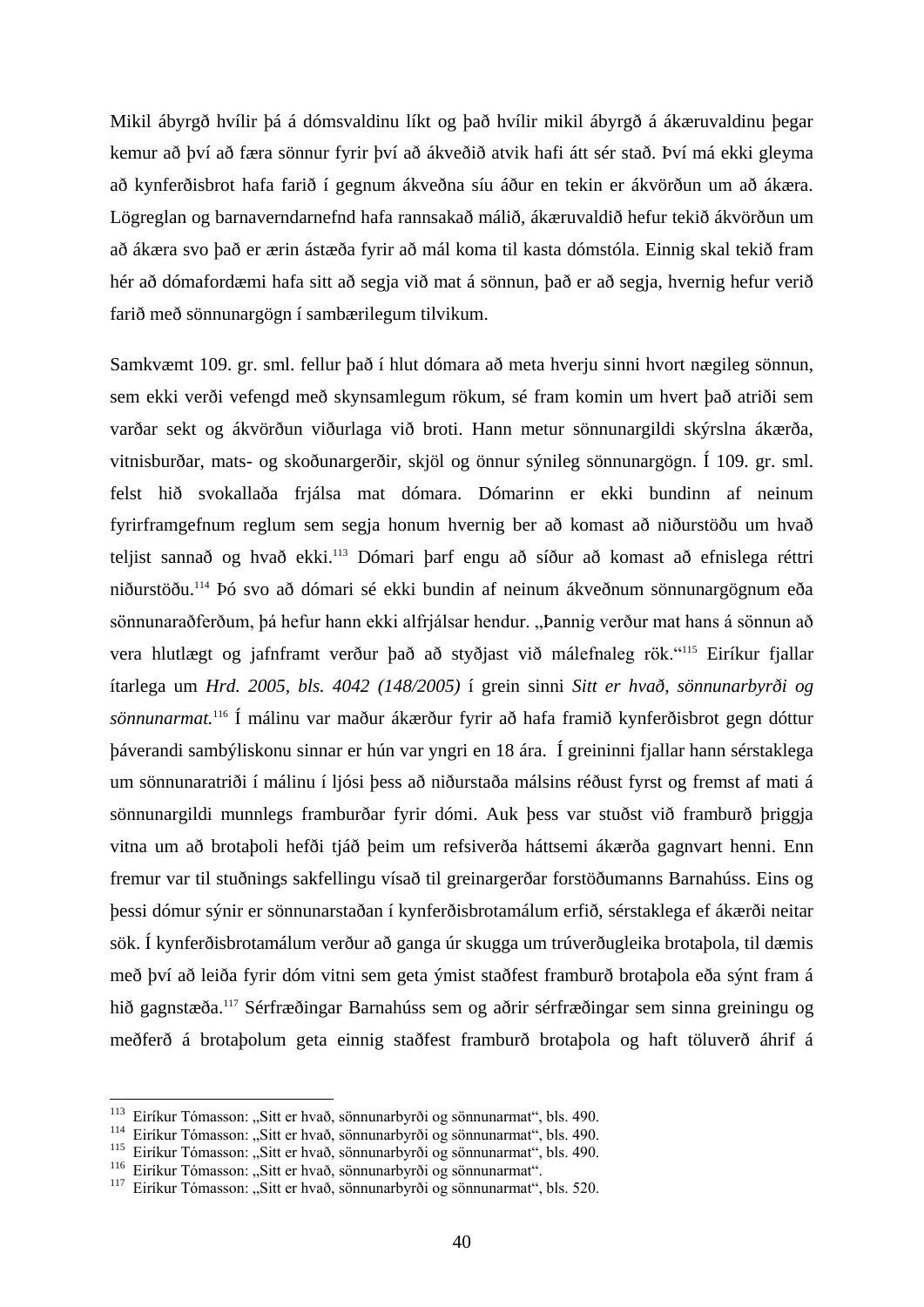Mikil ábyrgð hvílir þá á dómsvaldinu líkt og það hvílir mikil ábyrgð á ákæruvaldinu þegar kemur að því að færa sönnur fyrir því að ákveðið atvik hafi átt sér stað. Því má ekki gleyma að kynferðisbrot hafa farið í gegnum ákveðna síu áður en tekin er ákvörðun um að ákæra. Lögreglan og barnaverndarnefnd hafa rannsakað málið, ákæruvaldið hefur tekið ákvörðun um að ákæra svo það er ærin ástæða fyrir að mál koma til kasta dómstóla. Einnig skal tekið fram hér að dómafordæmi hafa sitt að segja við mat á sönnun, það er að segja, hvernig hefur verið farið með sönnunargögn í sambærilegum tilvikum.

Samkvæmt 109. gr. sml. fellur það í hlut dómara að meta hverju sinni hvort nægileg sönnun, sem ekki verði vefengd með skynsamlegum rökum, sé fram komin um hvert það atriði sem varðar sekt og ákvörðun viðurlaga við broti. Hann metur sönnunargildi skýrslna ákærða, vitnisburðar, mats- og skoðunargerðir, skjöl og önnur sýnileg sönnunargögn. Í 109. gr. sml. felst hið svokallaða frjálsa mat dómara. Dómarinn er ekki bundinn af neinum fyrirframgefnum reglum sem segja honum hvernig ber að komast að niðurstöðu um hvað teljist sannað og hvað ekki.[113] Dómari þarf engu að síður að komast að efnislega réttri niðurstöðu.[114] Þó svo að dómari sé ekki bundin af neinum ákveðnum sönnunargögnum eða sönnunaraðferðum, þá hefur hann ekki alfrjálsar hendur. „Þannig verður mat hans á sönnun að vera hlutlægt og jafnframt verður það að styðjast við málefnaleg rök."[115] Eiríkur fjallar ítarlega um *Hrd. 2005, bls. 4042 (148/2005)* í grein sinni *Sitt er hvað, sönnunarbyrði og sönnunarmat.*[116] Í málinu var maður ákærður fyrir að hafa framið kynferðisbrot gegn dóttur þáverandi sambýliskonu sinnar er hún var yngri en 18 ára. Í greininni fjallar hann sérstaklega um sönnunaratriði í málinu í ljósi þess að niðurstaða málsins réðust fyrst og fremst af mati á sönnunargildi munnlegs framburðar fyrir dómi. Auk þess var stuðst við framburð þriggja vitna um að brotaþoli hefði tjáð þeim um refsiverða háttsemi ákærða gagnvart henni. Enn fremur var til stuðnings sakfellingu vísað til greinargerðar forstöðumanns Barnahúss. Eins og þessi dómur sýnir er sönnunarstaðan í kynferðisbrotamálum erfið, sérstaklega ef ákærði neitar sök. Í kynferðisbrotamálum verður að ganga úr skugga um trúverðugleika brotaþola, til dæmis með því að leiða fyrir dóm vitni sem geta ýmist staðfest framburð brotaþola eða sýnt fram á hið gagnstæða.[117] Sérfræðingar Barnahúss sem og aðrir sérfræðingar sem sinna greiningu og meðferð á brotaþolum geta einnig staðfest framburð brotaþola og haft töluverð áhrif á

---

[113] Eiríkur Tómasson: „Sitt er hvað, sönnunarbyrði og sönnunarmat", bls. 490.
[114] Eiríkur Tómasson: „Sitt er hvað, sönnunarbyrði og sönnunarmat", bls. 490.
[115] Eiríkur Tómasson: „Sitt er hvað, sönnunarbyrði og sönnunarmat", bls. 490.
[116] Eiríkur Tómasson: „Sitt er hvað, sönnunarbyrði og sönnunarmat".
[117] Eiríkur Tómasson: „Sitt er hvað, sönnunarbyrði og sönnunarmat", bls. 520.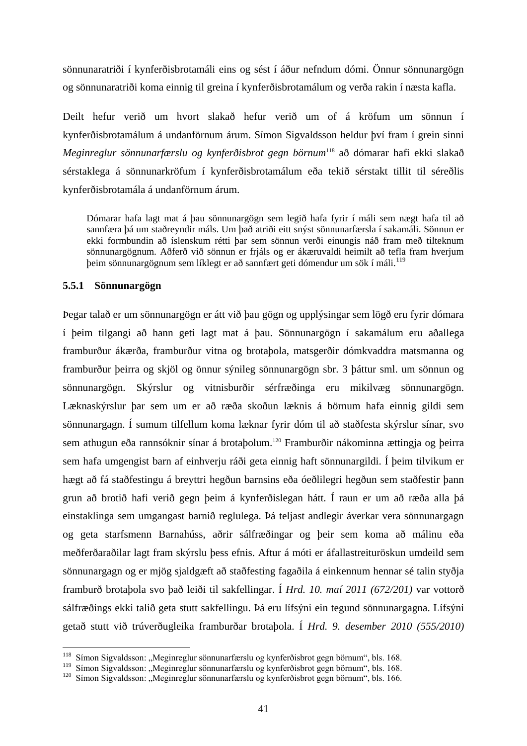sönnunaratriði í kynferðisbrotamáli eins og sést í áður nefndum dómi. Önnur sönnunargögn og sönnunaratriði koma einnig til greina í kynferðisbrotamálum og verða rakin í næsta kafla.

Deilt hefur verið um hvort slakað hefur verið um of á kröfum um sönnun í kynferðisbrotamálum á undanförnum árum. Símon Sigvaldsson heldur því fram í grein sinni *Meginreglur sönnunarfærslu og kynferðisbrot gegn börnum*[118] að dómarar hafi ekki slakað sérstaklega á sönnunarkröfum í kynferðisbrotamálum eða tekið sérstakt tillit til séreðlis kynferðisbrotamála á undanförnum árum.

> Dómarar hafa lagt mat á þau sönnunargögn sem legið hafa fyrir í máli sem nægt hafa til að sannfæra þá um staðreyndir máls. Um það atriði eitt snýst sönnunarfærsla í sakamáli. Sönnun er ekki formbundin að íslenskum rétti þar sem sönnun verði einungis náð fram með tilteknum sönnunargögnum. Aðferð við sönnun er frjáls og er ákæruvaldi heimilt að tefla fram hverjum þeim sönnunargögnum sem líklegt er að sannfært geti dómendur um sök í máli.[119]

### 5.5.1 Sönnunargögn

Þegar talað er um sönnunargögn er átt við þau gögn og upplýsingar sem lögð eru fyrir dómara í þeim tilgangi að hann geti lagt mat á þau. Sönnunargögn í sakamálum eru aðallega framburður ákærða, framburður vitna og brotaþola, matsgerðir dómkvaddra matsmanna og framburður þeirra og skjöl og önnur sýnileg sönnunargögn sbr. 3 þáttur sml. um sönnun og sönnunargögn. Skýrslur og vitnisburðir sérfræðinga eru mikilvæg sönnunargögn. Læknaskýrslur þar sem um er að ræða skoðun læknis á börnum hafa einnig gildi sem sönnunargagn. Í sumum tilfellum koma læknar fyrir dóm til að staðfesta skýrslur sínar, svo sem athugun eða rannsóknir sínar á brotaþolum.[120] Framburðir nákominna ættingja og þeirra sem hafa umgengist barn af einhverju ráði geta einnig haft sönnunargildi. Í þeim tilvikum er hægt að fá staðfestingu á breyttri hegðun barnsins eða óeðlilegri hegðun sem staðfestir þann grun að brotið hafi verið gegn þeim á kynferðislegan hátt. Í raun er um að ræða alla þá einstaklinga sem umgangast barnið reglulega. Þá teljast andlegir áverkar vera sönnunargagn og geta starfsmenn Barnahúss, aðrir sálfræðingar og þeir sem koma að málinu eða meðferðaraðilar lagt fram skýrslu þess efnis. Aftur á móti er áfallastreituröskun umdeild sem sönnunargagn og er mjög sjaldgæft að staðfesting fagaðila á einkennum hennar sé talin styðja framburð brotaþola svo það leiði til sakfellingar. Í *Hrd. 10. maí 2011 (672/201)* var vottorð sálfræðings ekki talið geta stutt sakfellingu. Þá eru lífsýni ein tegund sönnunargagna. Lífsýni getað stutt við trúverðugleika framburðar brotaþola. Í *Hrd. 9. desember 2010 (555/2010)*

---

[118] Símon Sigvaldsson: „Meginreglur sönnunarfærslu og kynferðisbrot gegn börnum“, bls. 168.
[119] Símon Sigvaldsson: „Meginreglur sönnunarfærslu og kynferðisbrot gegn börnum“, bls. 168.
[120] Símon Sigvaldsson: „Meginreglur sönnunarfærslu og kynferðisbrot gegn börnum“, bls. 166.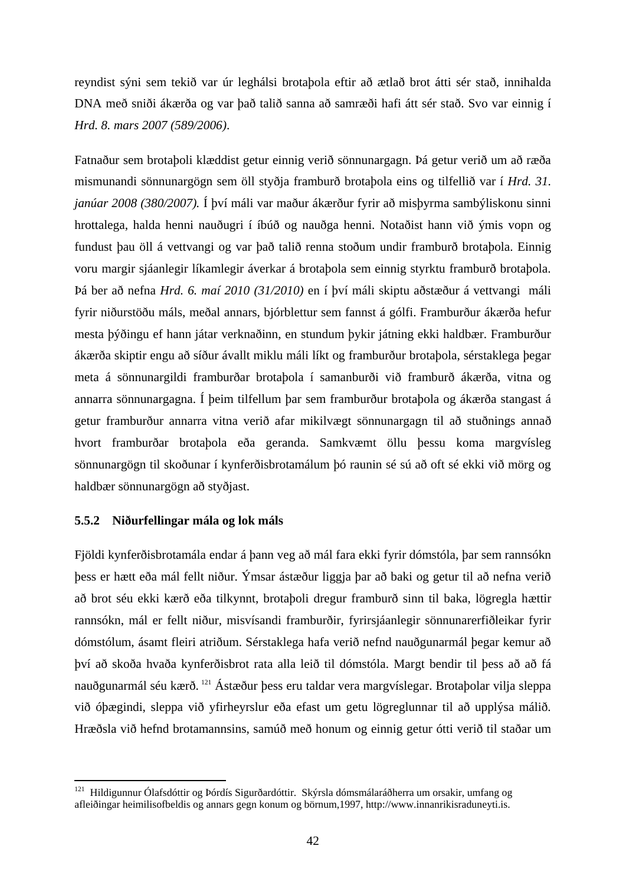reyndist sýni sem tekið var úr leghálsi brotaþola eftir að ætlað brot átti sér stað, innihalda DNA með sniði ákærða og var það talið sanna að samræði hafi átt sér stað. Svo var einnig í *Hrd. 8. mars 2007 (589/2006)*.

Fatnaður sem brotaþoli klæddist getur einnig verið sönnunargagn. Þá getur verið um að ræða mismunandi sönnunargögn sem öll styðja framburð brotaþola eins og tilfellið var í *Hrd. 31. janúar 2008 (380/2007).* Í því máli var maður ákærður fyrir að misþyrma sambýliskonu sinni hrottalega, halda henni nauðugri í íbúð og nauðga henni. Notaðist hann við ýmis vopn og fundust þau öll á vettvangi og var það talið renna stoðum undir framburð brotaþola. Einnig voru margir sjáanlegir líkamlegir áverkar á brotaþola sem einnig styrktu framburð brotaþola. Þá ber að nefna *Hrd. 6. maí 2010 (31/2010)* en í því máli skiptu aðstæður á vettvangi máli fyrir niðurstöðu máls, meðal annars, bjórblettur sem fannst á gólfi. Framburður ákærða hefur mesta þýðingu ef hann játar verknaðinn, en stundum þykir játning ekki haldbær. Framburður ákærða skiptir engu að síður ávallt miklu máli líkt og framburður brotaþola, sérstaklega þegar meta á sönnunargildi framburðar brotaþola í samanburði við framburð ákærða, vitna og annarra sönnunargagna. Í þeim tilfellum þar sem framburður brotaþola og ákærða stangast á getur framburður annarra vitna verið afar mikilvægt sönnunargagn til að stuðnings annað hvort framburðar brotaþola eða geranda. Samkvæmt öllu þessu koma margvísleg sönnunargögn til skoðunar í kynferðisbrotamálum þó raunin sé sú að oft sé ekki við mörg og haldbær sönnunargögn að styðjast.

### 5.5.2 Niðurfellingar mála og lok máls

Fjöldi kynferðisbrotamála endar á þann veg að mál fara ekki fyrir dómstóla, þar sem rannsókn þess er hætt eða mál fellt niður. Ýmsar ástæður liggja þar að baki og getur til að nefna verið að brot séu ekki kærð eða tilkynnt, brotaþoli dregur framburð sinn til baka, lögregla hættir rannsókn, mál er fellt niður, misvísandi framburðir, fyrirsjáanlegir sönnunarerfiðleikar fyrir dómstólum, ásamt fleiri atriðum. Sérstaklega hafa verið nefnd nauðgunarmál þegar kemur að því að skoða hvaða kynferðisbrot rata alla leið til dómstóla. Margt bendir til þess að að fá nauðgunarmál séu kærð.[121] Ástæður þess eru taldar vera margvíslegar. Brotaþolar vilja sleppa við óþægindi, sleppa við yfirheyrslur eða efast um getu lögreglunnar til að upplýsa málið. Hræðsla við hefnd brotamannsins, samúð með honum og einnig getur ótti verið til staðar um

---

[121] Hildigunnur Ólafsdóttir og Þórdís Sigurðardóttir. Skýrsla dómsmálaráðherra um orsakir, umfang og afleiðingar heimilisofbeldis og annars gegn konum og börnum,1997, http://www.innanrikisraduneyti.is.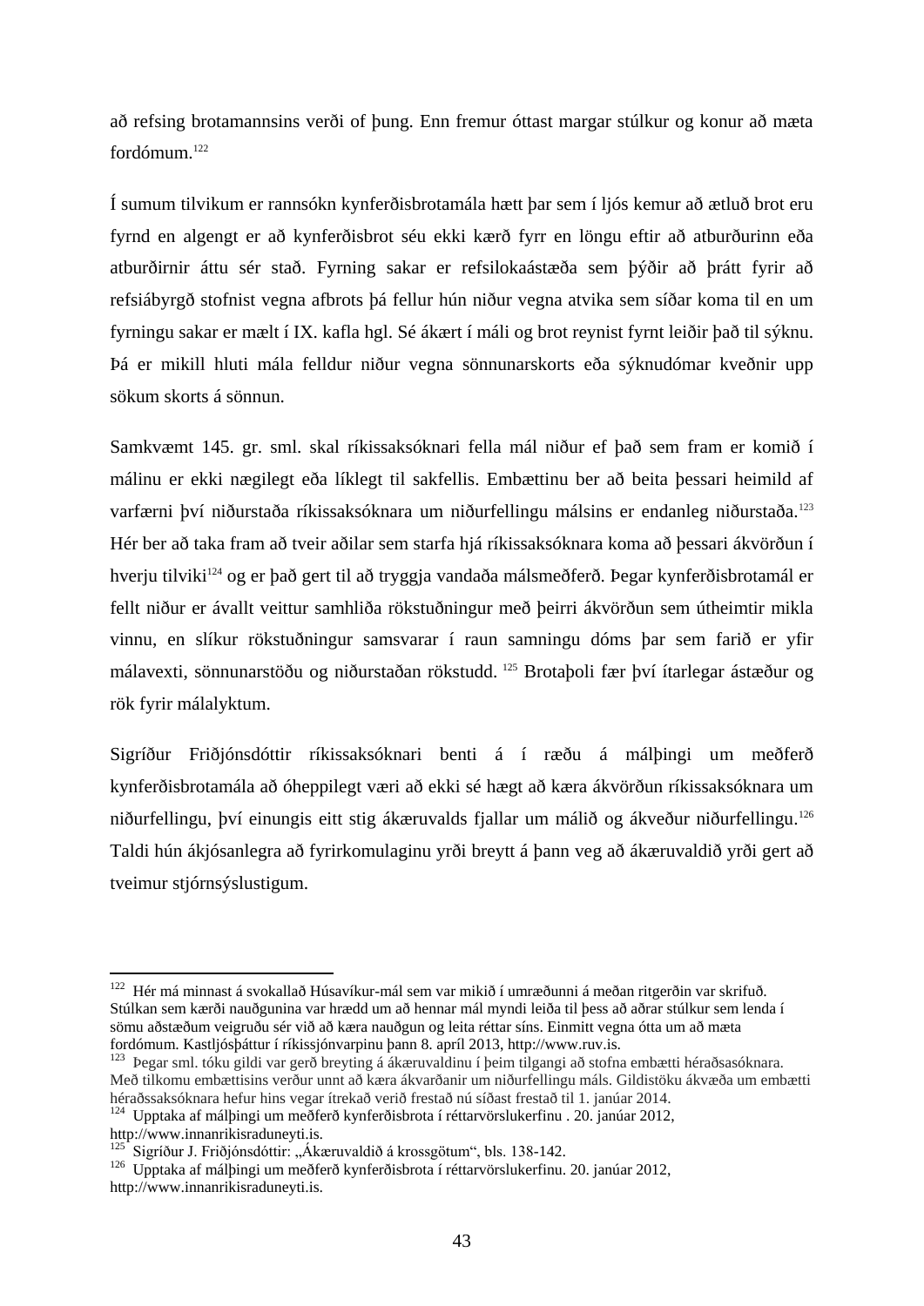að refsing brotamannsins verði of þung. Enn fremur óttast margar stúlkur og konur að mæta fordómum.[122]

Í sumum tilvikum er rannsókn kynferðisbrotamála hætt þar sem í ljós kemur að ætluð brot eru fyrnd en algengt er að kynferðisbrot séu ekki kærð fyrr en löngu eftir að atburðurinn eða atburðirnir áttu sér stað. Fyrning sakar er refsilokaástæða sem þýðir að þrátt fyrir að refsiábyrgð stofnist vegna afbrots þá fellur hún niður vegna atvika sem síðar koma til en um fyrningu sakar er mælt í IX. kafla hgl. Sé ákært í máli og brot reynist fyrnt leiðir það til sýknu. Þá er mikill hluti mála felldur niður vegna sönnunarskorts eða sýknudómar kveðnir upp sökum skorts á sönnun.

Samkvæmt 145. gr. sml. skal ríkissaksóknari fella mál niður ef það sem fram er komið í málinu er ekki nægilegt eða líklegt til sakfellis. Embættinu ber að beita þessari heimild af varfærni því niðurstaða ríkissaksóknara um niðurfellingu málsins er endanleg niðurstaða.[123] Hér ber að taka fram að tveir aðilar sem starfa hjá ríkissaksóknara koma að þessari ákvörðun í hverju tilviki[124] og er það gert til að tryggja vandaða málsmeðferð. Þegar kynferðisbrotamál er fellt niður er ávallt veittur samhliða rökstuðningur með þeirri ákvörðun sem útheimtir mikla vinnu, en slíkur rökstuðningur samsvarar í raun samningu dóms þar sem farið er yfir málavexti, sönnunarstöðu og niðurstaðan rökstudd.[125] Brotaþoli fær því ítarlegar ástæður og rök fyrir málalyktum.

Sigríður Friðjónsdóttir ríkissaksóknari benti á í ræðu á málþingi um meðferð kynferðisbrotamála að óheppilegt væri að ekki sé hægt að kæra ákvörðun ríkissaksóknara um niðurfellingu, því einungis eitt stig ákæruvalds fjallar um málið og ákveður niðurfellingu.[126] Taldi hún ákjósanlegra að fyrirkomulaginu yrði breytt á þann veg að ákæruvaldið yrði gert að tveimur stjórnsýslustigum.

---

[122] Hér má minnast á svokallað Húsavíkur-mál sem var mikið í umræðunni á meðan ritgerðin var skrifuð. Stúlkan sem kærði nauðgunina var hrædd um að hennar mál myndi leiða til þess að aðrar stúlkur sem lenda í sömu aðstæðum veigruðu sér við að kæra nauðgun og leita réttar síns. Einmitt vegna ótta um að mæta fordómum. Kastljósþáttur í ríkissjónvarpinu þann 8. apríl 2013, http://www.ruv.is.

[123] Þegar sml. tóku gildi var gerð breyting á ákæruvaldinu í þeim tilgangi að stofna embætti héraðsaósóknara. Með tilkomu embættisins verður unnt að kæra ákvarðanir um niðurfellingu máls. Gildistöku ákvæða um embætti héraðssaksóknara hefur hins vegar ítrekað verið frestað nú síðast frestað til 1. janúar 2014.

[124] Upptaka af málþingi um meðferð kynferðisbrota í réttarvörslukerfinu . 20. janúar 2012, http://www.innanrikisraduneyti.is.

[125] Sigríður J. Friðjónsdóttir: „Ákæruvaldið á krossgötum", bls. 138-142.

[126] Upptaka af málþingi um meðferð kynferðisbrota í réttarvörslukerfinu. 20. janúar 2012, http://www.innanrikisraduneyti.is.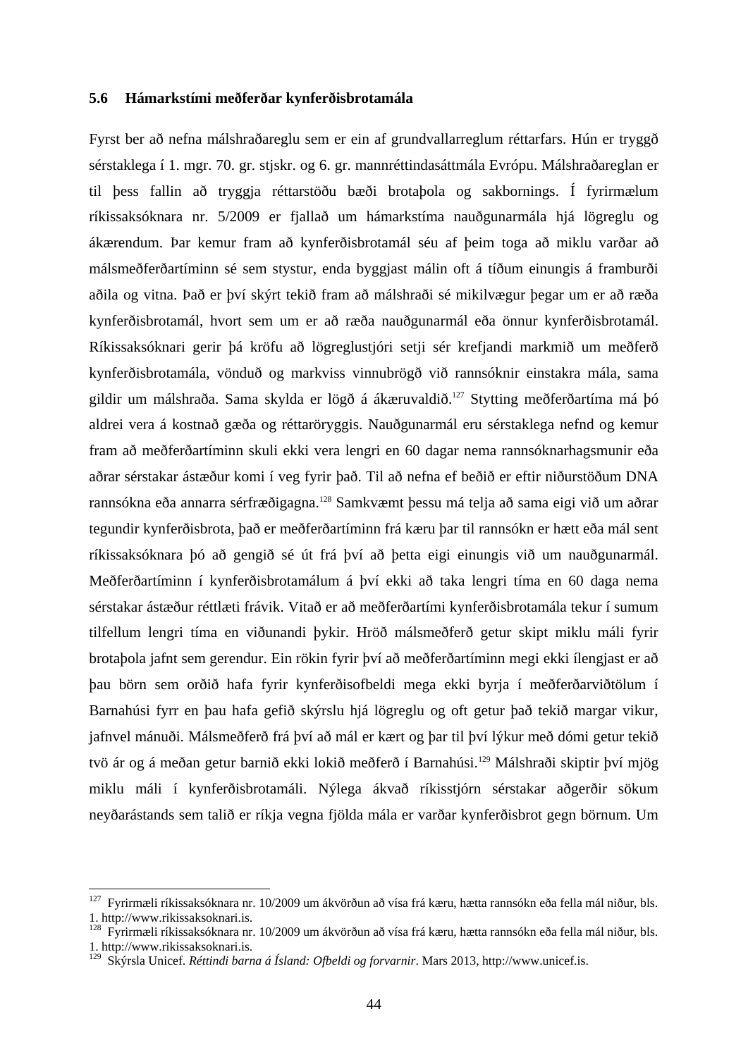### 5.6 Hámarkstími meðferðar kynferðisbrotamála

Fyrst ber að nefna málshraðareglu sem er ein af grundvallarreglum réttarfars. Hún er tryggð sérstaklega í 1. mgr. 70. gr. stjskr. og 6. gr. mannréttindasáttmála Evrópu. Málshraðareglan er til þess fallin að tryggja réttarstöðu bæði brotaþola og sakbornings. Í fyrirmælum ríkissaksóknara nr. 5/2009 er fjallað um hámarkstíma nauðgunarmála hjá lögreglu og ákærendum. Þar kemur fram að kynferðisbrotamál séu af þeim toga að miklu varðar að málsmeðferðartíminn sé sem stystur, enda byggjast málin oft á tíðum einungis á framburði aðila og vitna. Það er því skýrt tekið fram að málshraði sé mikilvægur þegar um er að ræða kynferðisbrotamál, hvort sem um er að ræða nauðgunarmál eða önnur kynferðisbrotamál. Ríkissaksóknari gerir þá kröfu að lögreglustjóri setji sér krefjandi markmið um meðferð kynferðisbrotamála, vönduð og markviss vinnubrögð við rannsóknir einstakra mála, sama gildir um málshraða. Sama skylda er lögð á ákæruvaldið.[127] Stytting meðferðartíma má þó aldrei vera á kostnað gæða og réttaröryggis. Nauðgunarmál eru sérstaklega nefnd og kemur fram að meðferðartíminn skuli ekki vera lengri en 60 dagar nema rannsóknarhagsmunir eða aðrar sérstakar ástæður komi í veg fyrir það. Til að nefna ef beðið er eftir niðurstöðum DNA rannsókna eða annarra sérfræðigagna.[128] Samkvæmt þessu má telja að sama eigi við um aðrar tegundir kynferðisbrota, það er meðferðartíminn frá kæru þar til rannsókn er hætt eða mál sent ríkissaksóknara þó að gengið sé út frá því að þetta eigi einungis við um nauðgunarmál. Meðferðartíminn í kynferðisbrotamálum á því ekki að taka lengri tíma en 60 daga nema sérstakar ástæður réttlæti frávik. Vitað er að meðferðartími kynferðisbrotamála tekur í sumum tilfellum lengri tíma en viðunandi þykir. Hröð málsmeðferð getur skipt miklu máli fyrir brotaþola jafnt sem gerendur. Ein rökin fyrir því að meðferðartíminn megi ekki ílengjast er að þau börn sem orðið hafa fyrir kynferðisofbeldi mega ekki byrja í meðferðarviðtölum í Barnahúsi fyrr en þau hafa gefið skýrslu hjá lögreglu og oft getur það tekið margar vikur, jafnvel mánuði. Málsmeðferð frá því að mál er kært og þar til því lýkur með dómi getur tekið tvö ár og á meðan getur barnið ekki lokið meðferð í Barnahúsi.[129] Málshraði skiptir því mjög miklu máli í kynferðisbrotamáli. Nýlega ákvað ríkisstjórn sérstakar aðgerðir sökum neyðarástands sem talið er ríkja vegna fjölda mála er varðar kynferðisbrot gegn börnum. Um

---

[127] Fyrirmæli ríkissaksóknara nr. 10/2009 um ákvörðun að vísa frá kæru, hætta rannsókn eða fella mál niður, bls. 1. http://www.rikissaksoknari.is.

[128] Fyrirmæli ríkissaksóknara nr. 10/2009 um ákvörðun að vísa frá kæru, hætta rannsókn eða fella mál niður, bls. 1. http://www.rikissaksoknari.is.

[129] Skýrsla Unicef. *Réttindi barna á Ísland: Ofbeldi og forvarnir*. Mars 2013, http://www.unicef.is.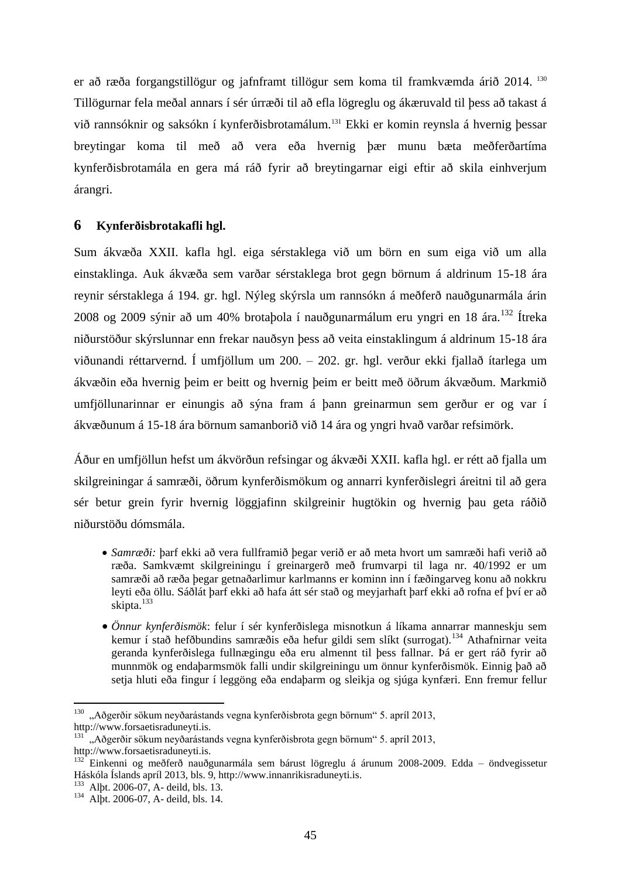er að ræða forgangstillögur og jafnframt tillögur sem koma til framkvæmda árið 2014. [130] Tillögurnar fela meðal annars í sér úrræði til að efla lögreglu og ákæruvald til þess að takast á við rannsóknir og saksókn í kynferðisbrotamálum.[131] Ekki er komin reynsla á hvernig þessar breytingar koma til með að vera eða hvernig þær munu bæta meðferðartíma kynferðisbrotamála en gera má ráð fyrir að breytingarnar eigi eftir að skila einhverjum árangri.

# 6 Kynferðisbrotakafli hgl.

Sum ákvæða XXII. kafla hgl. eiga sérstaklega við um börn en sum eiga við um alla einstaklinga. Auk ákvæða sem varðar sérstaklega brot gegn börnum á aldrinum 15-18 ára reynir sérstaklega á 194. gr. hgl. Nýleg skýrsla um rannsókn á meðferð nauðgunarmála árin 2008 og 2009 sýnir að um 40% brotaþola í nauðgunarmálum eru yngri en 18 ára.[132] Ítreka niðurstöður skýrslunnar enn frekar nauðsyn þess að veita einstaklingum á aldrinum 15-18 ára viðunandi réttarvernd. Í umfjöllum um 200. – 202. gr. hgl. verður ekki fjallað ítarlega um ákvæðin eða hvernig þeim er beitt og hvernig þeim er beitt með öðrum ákvæðum. Markmið umfjöllunarinnar er einungis að sýna fram á þann greinarmun sem gerður er og var í ákvæðunum á 15-18 ára börnum samanborið við 14 ára og yngri hvað varðar refsimörk.

Áður en umfjöllun hefst um ákvörðun refsingar og ákvæði XXII. kafla hgl. er rétt að fjalla um skilgreiningar á samræði, öðrum kynferðismökum og annarri kynferðislegri áreitni til að gera sér betur grein fyrir hvernig löggjafinn skilgreinir hugtökin og hvernig þau geta ráðið niðurstöðu dómsmála.

- *Samræði:* þarf ekki að vera fullframið þegar verið er að meta hvort um samræði hafi verið að ræða. Samkvæmt skilgreiningu í greinargerð með frumvarpi til laga nr. 40/1992 er um samræði að ræða þegar getnaðarlimur karlmanns er kominn inn í fæðingarveg konu að nokkru leyti eða öllu. Sáðlát þarf ekki að hafa átt sér stað og meyjarhaft þarf ekki að rofna ef því er að skipta.[133]
- *Önnur kynferðismök*: felur í sér kynferðislega misnotkun á líkama annarrar manneskju sem kemur í stað hefðbundins samræðis eða hefur gildi sem slíkt (surrogat).[134] Athafnirnar veita geranda kynferðislega fullnægingu eða eru almennt til þess fallnar. Þá er gert ráð fyrir að munnmök og endaþarmsmök falli undir skilgreiningu um önnur kynferðismök. Einnig það að setja hluti eða fingur í leggöng eða endaþarm og sleikja og sjúga kynfæri. Enn fremur fellur

---

[130] „Aðgerðir sökum neyðarástands vegna kynferðisbrota gegn börnum" 5. apríl 2013, http://www.forsaetisraduneyti.is.
[131] „Aðgerðir sökum neyðarástands vegna kynferðisbrota gegn börnum" 5. apríl 2013, http://www.forsaetisraduneyti.is.
[132] Einkenni og meðferð nauðgunarmála sem bárust lögreglu á árunum 2008-2009. Edda – öndvegissetur Háskóla Íslands apríl 2013, bls. 9, http://www.innanrikisraduneyti.is.
[133] Alþt. 2006-07, A- deild, bls. 13.
[134] Alþt. 2006-07, A- deild, bls. 14.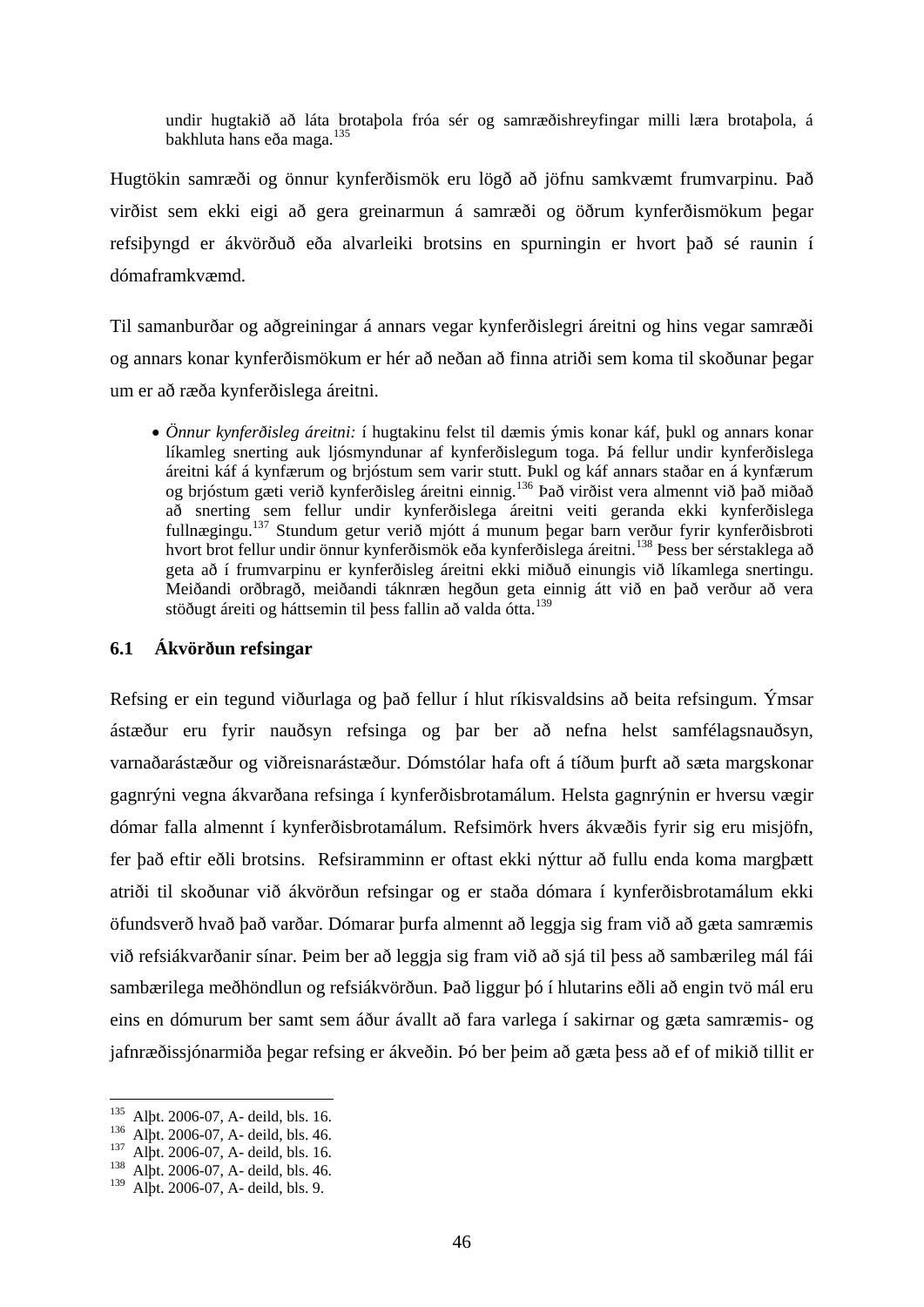> undir hugtakið að láta brotaþola fróa sér og samræðishreyfingar milli læra brotaþola, á bakhluta hans eða maga.[135]

Hugtökin samræði og önnur kynferðismök eru lögð að jöfnu samkvæmt frumvarpinu. Það virðist sem ekki eigi að gera greinarmun á samræði og öðrum kynferðismökum þegar refsiþyngd er ákvörðuð eða alvarleiki brotsins en spurningin er hvort það sé raunin í dómaframkvæmd.

Til samanburðar og aðgreiningar á annars vegar kynferðislegri áreitni og hins vegar samræði og annars konar kynferðismökum er hér að neðan að finna atriði sem koma til skoðunar þegar um er að ræða kynferðislega áreitni.

- *Önnur kynferðisleg áreitni:* í hugtakinu felst til dæmis ýmis konar káf, þukl og annars konar líkamleg snerting auk ljósmyndunar af kynferðislegum toga. Þá fellur undir kynferðislega áreitni káf á kynfærum og brjóstum sem varir stutt. Þukl og káf annars staðar en á kynfærum og brjóstum gæti verið kynferðisleg áreitni einnig.[136] Það virðist vera almennt við það miðað að snerting sem fellur undir kynferðislega áreitni veiti geranda ekki kynferðislega fullnægingu.[137] Stundum getur verið mjótt á munum þegar barn verður fyrir kynferðisbroti hvort brot fellur undir önnur kynferðismök eða kynferðislega áreitni.[138] Þess ber sérstaklega að geta að í frumvarpinu er kynferðisleg áreitni ekki miðuð einungis við líkamlega snertingu. Meiðandi orðbragð, meiðandi táknræn hegðun geta einnig átt við en það verður að vera stöðugt áreiti og háttsemin til þess fallin að valda ótta.[139]

### 6.1 Ákvörðun refsingar

Refsing er ein tegund viðurlaga og það fellur í hlut ríkisvaldsins að beita refsingum. Ýmsar ástæður eru fyrir nauðsyn refsinga og þar ber að nefna helst samfélagsnauðsyn, varnaðarástæður og viðreisnarástæður. Dómstólar hafa oft á tíðum þurft að sæta margskonar gagnrýni vegna ákvarðana refsinga í kynferðisbrotamálum. Helsta gagnrýnin er hversu vægir dómar falla almennt í kynferðisbrotamálum. Refsimörk hvers ákvæðis fyrir sig eru misjöfn, fer það eftir eðli brotsins. Refsiramminn er oftast ekki nýttur að fullu enda koma margþætt atriði til skoðunar við ákvörðun refsingar og er staða dómara í kynferðisbrotamálum ekki öfundsverð hvað það varðar. Dómarar þurfa almennt að leggja sig fram við að gæta samræmis við refsiákvarðanir sínar. Þeim ber að leggja sig fram við að sjá til þess að sambærileg mál fái sambærilega meðhöndlun og refsiákvörðun. Það liggur þó í hlutarins eðli að engin tvö mál eru eins en dómurum ber samt sem áður ávallt að fara varlega í sakirnar og gæta samræmis- og jafnræðissjónarmiða þegar refsing er ákveðin. Þó ber þeim að gæta þess að ef of mikið tillit er

---

[135] Alþt. 2006-07, A- deild, bls. 16.
[136] Alþt. 2006-07, A- deild, bls. 46.
[137] Alþt. 2006-07, A- deild, bls. 16.
[138] Alþt. 2006-07, A- deild, bls. 46.
[139] Alþt. 2006-07, A- deild, bls. 9.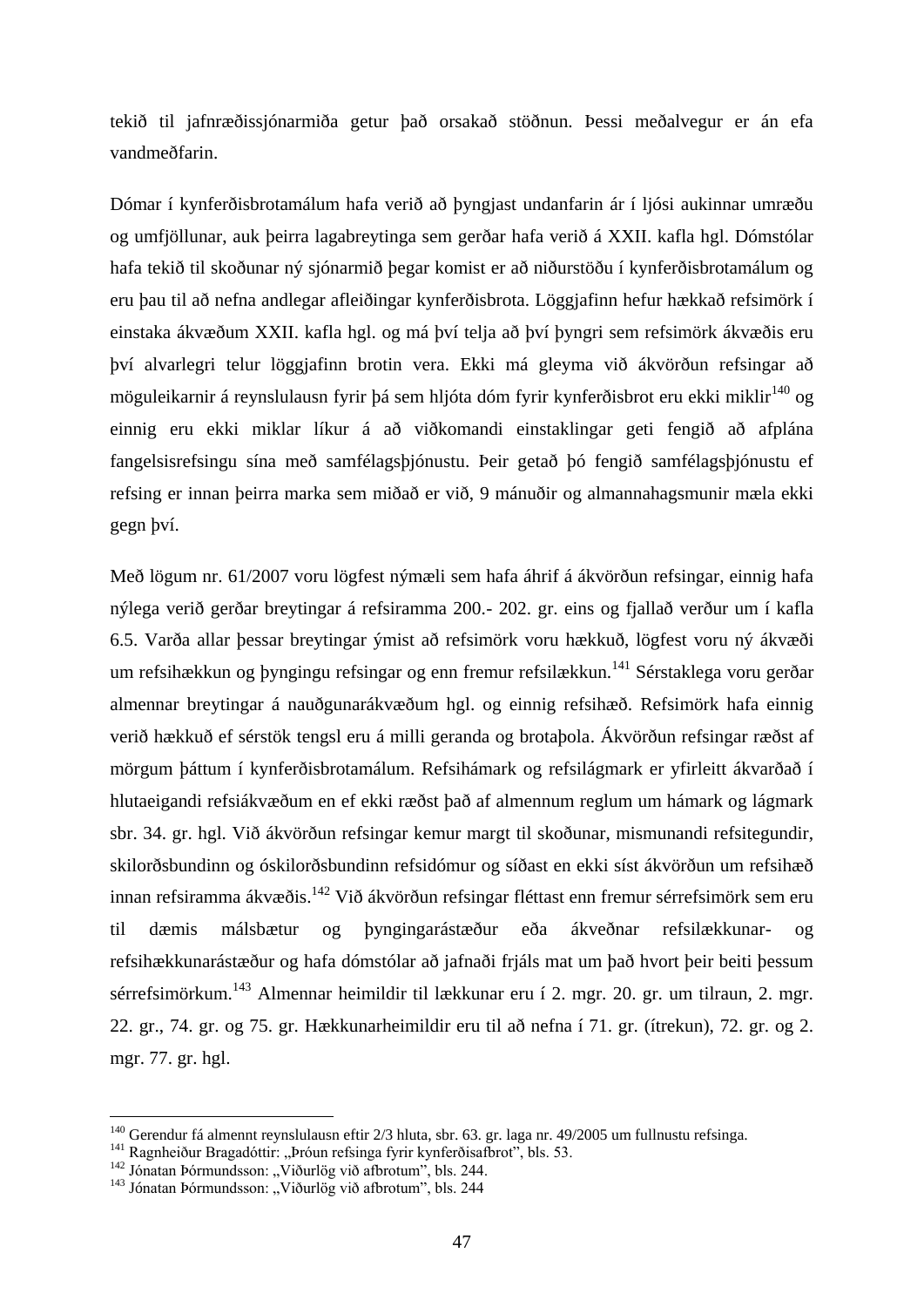tekið til jafnræðissjónarmiða getur það orsakað stöðnun. Þessi meðalvegur er án efa vandmeðfarin.

Dómar í kynferðisbrotamálum hafa verið að þyngjast undanfarin ár í ljósi aukinnar umræðu og umfjöllunar, auk þeirra lagabreytinga sem gerðar hafa verið á XXII. kafla hgl. Dómstólar hafa tekið til skoðunar ný sjónarmið þegar komist er að niðurstöðu í kynferðisbrotamálum og eru þau til að nefna andlegar afleiðingar kynferðisbrota. Löggjafinn hefur hækkað refsimörk í einstaka ákvæðum XXII. kafla hgl. og má því telja að því þyngri sem refsimörk ákvæðis eru því alvarlegri telur löggjafinn brotin vera. Ekki má gleyma við ákvörðun refsingar að möguleikarnir á reynslulausn fyrir þá sem hljóta dóm fyrir kynferðisbrot eru ekki miklir[140] og einnig eru ekki miklar líkur á að viðkomandi einstaklingar geti fengið að afplána fangelsisrefsingu sína með samfélagsþjónustu. Þeir getað þó fengið samfélagsþjónustu ef refsing er innan þeirra marka sem miðað er við, 9 mánuðir og almannahagsmunir mæla ekki gegn því.

Með lögum nr. 61/2007 voru lögfest nýmæli sem hafa áhrif á ákvörðun refsingar, einnig hafa nýlega verið gerðar breytingar á refsiramma 200.- 202. gr. eins og fjallað verður um í kafla 6.5. Varða allar þessar breytingar ýmist að refsimörk voru hækkuð, lögfest voru ný ákvæði um refsihækkun og þyngingu refsingar og enn fremur refsilækkun.[141] Sérstaklega voru gerðar almennar breytingar á nauðgunarákvæðum hgl. og einnig refsihæð. Refsimörk hafa einnig verið hækkuð ef sérstök tengsl eru á milli geranda og brotaþola. Ákvörðun refsingar ræðst af mörgum þáttum í kynferðisbrotamálum. Refsihámark og refsilágmark er yfirleitt ákvarðað í hlutaeigandi refsiákvæðum en ef ekki ræðst það af almennum reglum um hámark og lágmark sbr. 34. gr. hgl. Við ákvörðun refsingar kemur margt til skoðunar, mismunandi refsitegundir, skilorðsbundinn og óskilorðsbundinn refsidómur og síðast en ekki síst ákvörðun um refsihæð innan refsiramma ákvæðis.[142] Við ákvörðun refsingar fléttast enn fremur sérrefsimörk sem eru til dæmis málsbætur og þyngingarástæður eða ákveðnar refsilækkunar- og refsihækkunarástæður og hafa dómstólar að jafnaði frjáls mat um það hvort þeir beiti þessum sérrefsimörkum.[143] Almennar heimildir til lækkunar eru í 2. mgr. 20. gr. um tilraun, 2. mgr. 22. gr., 74. gr. og 75. gr. Hækkunarheimildir eru til að nefna í 71. gr. (ítrekun), 72. gr. og 2. mgr. 77. gr. hgl.

---

[140] Gerendur fá almennt reynslulausn eftir 2/3 hluta, sbr. 63. gr. laga nr. 49/2005 um fullnustu refsinga.

[141] Ragnheiður Bragadóttir: „Þróun refsinga fyrir kynferðisafbrot", bls. 53.

[142] Jónatan Þórmundsson: „Viðurlög við afbrotum", bls. 244.

[143] Jónatan Þórmundsson: „Viðurlög við afbrotum", bls. 244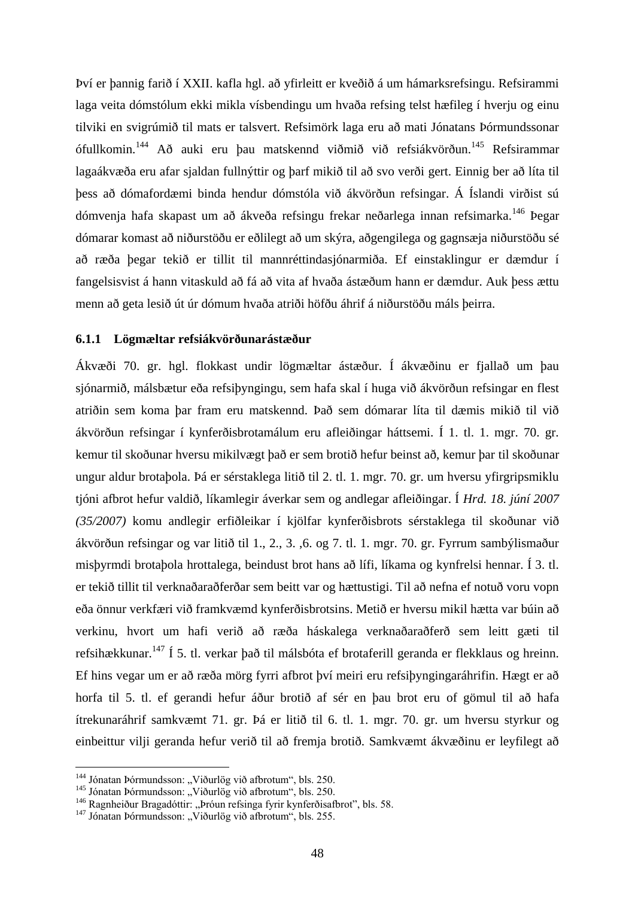Því er þannig farið í XXII. kafla hgl. að yfirleitt er kveðið á um hámarksrefsingu. Refsirammi laga veita dómstólum ekki mikla vísbendingu um hvaða refsing telst hæfileg í hverju og einu tilviki en svigrúmið til mats er talsvert. Refsimörk laga eru að mati Jónatans Þórmundssonar ófullkomin.[144] Að auki eru þau matskennd viðmið við refsiákvörðun.[145] Refsirammar lagaákvæða eru afar sjaldan fullnýttir og þarf mikið til að svo verði gert. Einnig ber að líta til þess að dómafordæmi binda hendur dómstóla við ákvörðun refsingar. Á Íslandi virðist sú dómvenja hafa skapast um að ákveða refsingu frekar neðarlega innan refsimarka.[146] Þegar dómarar komast að niðurstöðu er eðlilegt að um skýra, aðgengilega og gagnsæja niðurstöðu sé að ræða þegar tekið er tillit til mannréttindasjónarmiða. Ef einstaklingur er dæmdur í fangelsisvist á hann vitaskuld að fá að vita af hvaða ástæðum hann er dæmdur. Auk þess ættu menn að geta lesið út úr dómum hvaða atriði höfðu áhrif á niðurstöðu máls þeirra.

### 6.1.1 Lögmæltar refsiákvörðunarástæður

Ákvæði 70. gr. hgl. flokkast undir lögmæltar ástæður. Í ákvæðinu er fjallað um þau sjónarmið, málsbætur eða refsiþyngingu, sem hafa skal í huga við ákvörðun refsingar en flest atriðin sem koma þar fram eru matskennd. Það sem dómarar líta til dæmis mikið til við ákvörðun refsingar í kynferðisbrotamálum eru afleiðingar háttsemi. Í 1. tl. 1. mgr. 70. gr. kemur til skoðunar hversu mikilvægt það er sem brotið hefur beinst að, kemur þar til skoðunar ungur aldur brotaþola. Þá er sérstaklega litið til 2. tl. 1. mgr. 70. gr. um hversu yfirgripsmiklu tjóni afbrot hefur valdið, líkamlegir áverkar sem og andlegar afleiðingar. Í *Hrd. 18. júní 2007 (35/2007)* komu andlegir erfiðleikar í kjölfar kynferðisbrots sérstaklega til skoðunar við ákvörðun refsingar og var litið til 1., 2., 3. ,6. og 7. tl. 1. mgr. 70. gr. Fyrrum sambýlismaður misþyrmdi brotaþola hrottalega, beindust brot hans að lífi, líkama og kynfrelsi hennar. Í 3. tl. er tekið tillit til verknaðaraðferðar sem beitt var og hættustigi. Til að nefna ef notuð voru vopn eða önnur verkfæri við framkvæmd kynferðisbrotsins. Metið er hversu mikil hætta var búin að verkinu, hvort um hafi verið að ræða háskalega verknaðaraðferð sem leitt gæti til refsihækkunar.[147] Í 5. tl. verkar það til málsbóta ef brotaferill geranda er flekklaus og hreinn. Ef hins vegar um er að ræða mörg fyrri afbrot því meiri eru refsiþyngingaráhrifin. Hægt er að horfa til 5. tl. ef gerandi hefur áður brotið af sér en þau brot eru of gömul til að hafa ítrekunaráhrif samkvæmt 71. gr. Þá er litið til 6. tl. 1. mgr. 70. gr. um hversu styrkur og einbeittur vilji geranda hefur verið til að fremja brotið. Samkvæmt ákvæðinu er leyfilegt að

---

[144] Jónatan Þórmundsson: „Viðurlög við afbrotum“, bls. 250.
[145] Jónatan Þórmundsson: „Viðurlög við afbrotum“, bls. 250.
[146] Ragnheiður Bragadóttir: „Þróun refsinga fyrir kynferðisafbrot”, bls. 58.
[147] Jónatan Þórmundsson: „Viðurlög við afbrotum“, bls. 255.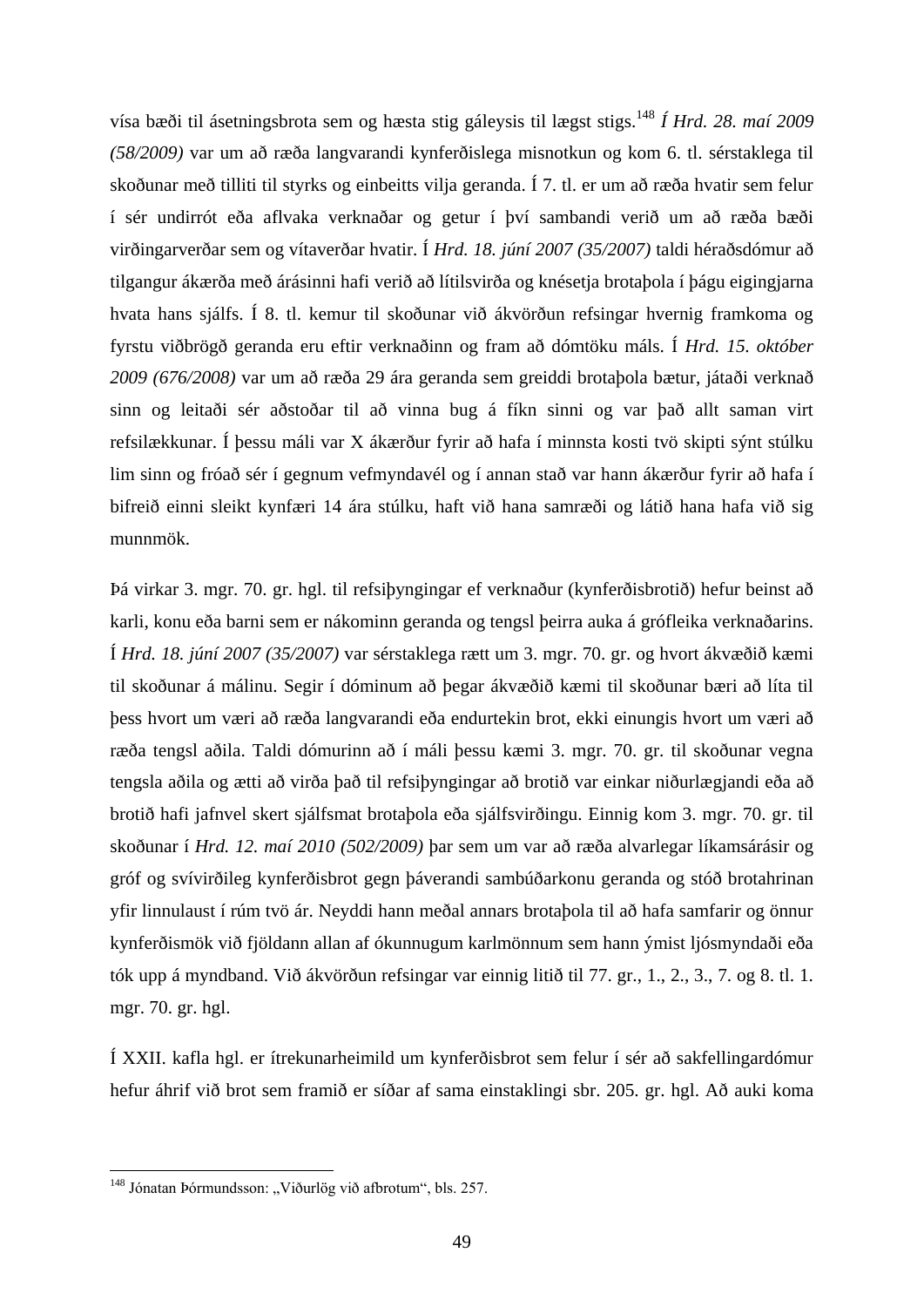vísa bæði til ásetningsbrota sem og hæsta stig gáleysis til lægst stigs.[148] *Í Hrd. 28. maí 2009 (58/2009)* var um að ræða langvarandi kynferðislega misnotkun og kom 6. tl. sérstaklega til skoðunar með tilliti til styrks og einbeitts vilja geranda. Í 7. tl. er um að ræða hvatir sem felur í sér undirrót eða aflvaka verknaðar og getur í því sambandi verið um að ræða bæði virðingarverðar sem og vítaverðar hvatir. Í *Hrd. 18. júní 2007 (35/2007)* taldi héraðsdómur að tilgangur ákærða með árásinni hafi verið að lítilsvirða og knésetja brotaþola í þágu eigingjarna hvata hans sjálfs. Í 8. tl. kemur til skoðunar við ákvörðun refsingar hvernig framkoma og fyrstu viðbrögð geranda eru eftir verknaðinn og fram að dómtöku máls. Í *Hrd. 15. október 2009 (676/2008)* var um að ræða 29 ára geranda sem greiddi brotaþola bætur, játaði verknað sinn og leitaði sér aðstoðar til að vinna bug á fíkn sinni og var það allt saman virt refsilækkunar. Í þessu máli var X ákærður fyrir að hafa í minnsta kosti tvö skipti sýnt stúlku lim sinn og fróað sér í gegnum vefmyndavél og í annan stað var hann ákærður fyrir að hafa í bifreið einni sleikt kynfæri 14 ára stúlku, haft við hana samræði og látið hana hafa við sig munnmök.

Þá virkar 3. mgr. 70. gr. hgl. til refsiþyngingar ef verknaður (kynferðisbrotið) hefur beinst að karli, konu eða barni sem er nákominn geranda og tengsl þeirra auka á grófleika verknaðarins. Í *Hrd. 18. júní 2007 (35/2007)* var sérstaklega rætt um 3. mgr. 70. gr. og hvort ákvæðið kæmi til skoðunar á málinu. Segir í dóminum að þegar ákvæðið kæmi til skoðunar bæri að líta til þess hvort um væri að ræða langvarandi eða endurtekin brot, ekki einungis hvort um væri að ræða tengsl aðila. Taldi dómurinn að í máli þessu kæmi 3. mgr. 70. gr. til skoðunar vegna tengsla aðila og ætti að virða það til refsiþyngingar að brotið var einkar niðurlægjandi eða að brotið hafi jafnvel skert sjálfsmat brotaþola eða sjálfsvirðingu. Einnig kom 3. mgr. 70. gr. til skoðunar í *Hrd. 12. maí 2010 (502/2009)* þar sem um var að ræða alvarlegar líkamsárásir og gróf og svívirðileg kynferðisbrot gegn þáverandi sambúðarkonu geranda og stóð brotahrinan yfir linnulaust í rúm tvö ár. Neyddi hann meðal annars brotaþola til að hafa samfarir og önnur kynferðismök við fjöldann allan af ókunnugum karlmönnum sem hann ýmist ljósmyndaði eða tók upp á myndband. Við ákvörðun refsingar var einnig litið til 77. gr., 1., 2., 3., 7. og 8. tl. 1. mgr. 70. gr. hgl.

Í XXII. kafla hgl. er ítrekunarheimild um kynferðisbrot sem felur í sér að sakfellingardómur hefur áhrif við brot sem framið er síðar af sama einstaklingi sbr. 205. gr. hgl. Að auki koma

[148] Jónatan Þórmundsson: „Viðurlög við afbrotum", bls. 257.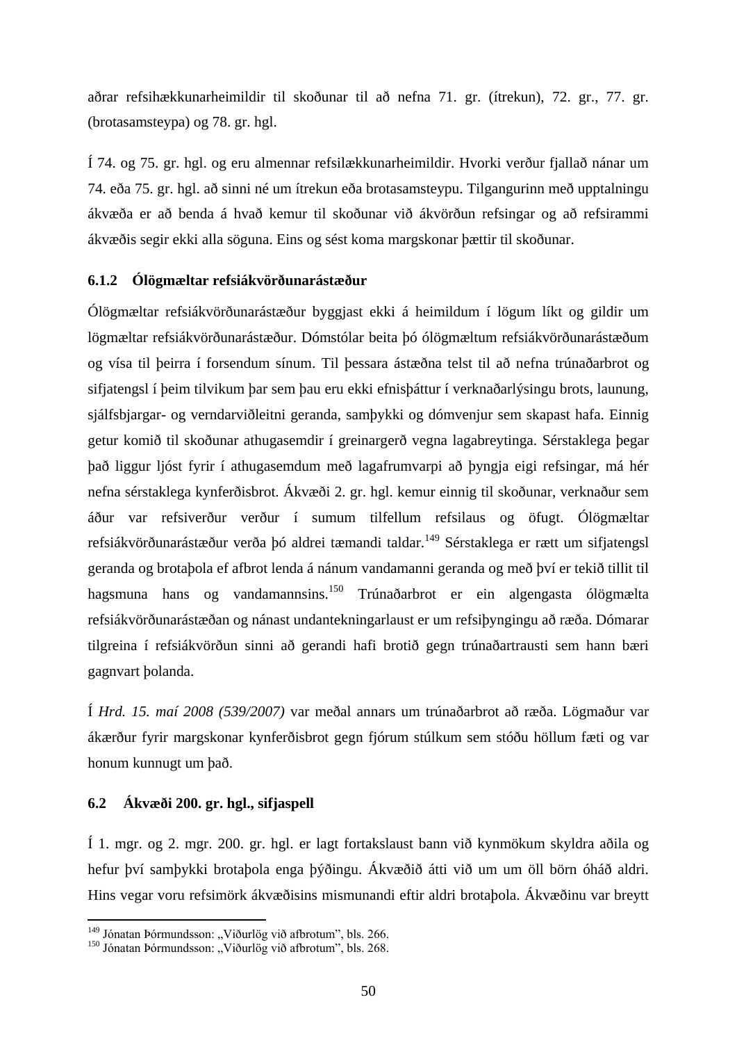aðrar refsihækkunarheimildir til skoðunar til að nefna 71. gr. (ítrekun), 72. gr., 77. gr. (brotasamsteypa) og 78. gr. hgl.

Í 74. og 75. gr. hgl. og eru almennar refsilækkunarheimildir. Hvorki verður fjallað nánar um 74. eða 75. gr. hgl. að sinni né um ítrekun eða brotasamsteypu. Tilgangurinn með upptalningu ákvæða er að benda á hvað kemur til skoðunar við ákvörðun refsingar og að refsirammi ákvæðis segir ekki alla söguna. Eins og sést koma margskonar þættir til skoðunar.

### 6.1.2 Ólögmæltar refsiákvörðunarástæður

Ólögmæltar refsiákvörðunarástæður byggjast ekki á heimildum í lögum líkt og gildir um lögmæltar refsiákvörðunarástæður. Dómstólar beita þó ólögmæltum refsiákvörðunarástæðum og vísa til þeirra í forsendum sínum. Til þessara ástæðna telst til að nefna trúnaðarbrot og sifjatengsl í þeim tilvikum þar sem þau eru ekki efnisþáttur í verknaðarlýsingu brots, launung, sjálfsbjargar- og verndarviðleitni geranda, samþykki og dómvenjur sem skapast hafa. Einnig getur komið til skoðunar athugasemdir í greinargerð vegna lagabreytinga. Sérstaklega þegar það liggur ljóst fyrir í athugasemdum með lagafrumvarpi að þyngja eigi refsingar, má hér nefna sérstaklega kynferðisbrot. Ákvæði 2. gr. hgl. kemur einnig til skoðunar, verknaður sem áður var refsiverður verður í sumum tilfellum refsilaus og öfugt. Ólögmæltar refsiákvörðunarástæður verða þó aldrei tæmandi taldar.[149] Sérstaklega er rætt um sifjatengsl geranda og brotaþola ef afbrot lenda á nánum vandamanni geranda og með því er tekið tillit til hagsmuna hans og vandamannsins.[150] Trúnaðarbrot er ein algengasta ólögmælta refsiákvörðunarástæðan og nánast undantekningarlaust er um refsiþyngingu að ræða. Dómarar tilgreina í refsiákvörðun sinni að gerandi hafi brotið gegn trúnaðartrausti sem hann bæri gagnvart þolanda.

Í *Hrd. 15. maí 2008 (539/2007)* var meðal annars um trúnaðarbrot að ræða. Lögmaður var ákærður fyrir margskonar kynferðisbrot gegn fjórum stúlkum sem stóðu höllum fæti og var honum kunnugt um það.

## 6.2 Ákvæði 200. gr. hgl., sifjaspell

Í 1. mgr. og 2. mgr. 200. gr. hgl. er lagt fortakslaust bann við kynmökum skyldra aðila og hefur því samþykki brotaþola enga þýðingu. Ákvæðið átti við um um öll börn óháð aldri. Hins vegar voru refsimörk ákvæðisins mismunandi eftir aldri brotaþola. Ákvæðinu var breytt

---

[149] Jónatan Þórmundsson: „Viðurlög við afbrotum", bls. 266.

[150] Jónatan Þórmundsson: „Viðurlög við afbrotum", bls. 268.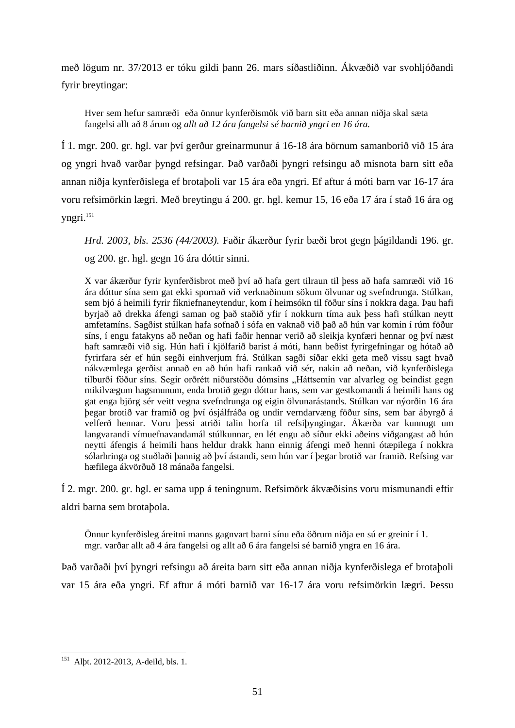með lögum nr. 37/2013 er tóku gildi þann 26. mars síðastliðinn. Ákvæðið var svohljóðandi fyrir breytingar:

> Hver sem hefur samræði eða önnur kynferðismök við barn sitt eða annan niðja skal sæta fangelsi allt að 8 árum og *allt að 12 ára fangelsi sé barnið yngri en 16 ára.*

Í 1. mgr. 200. gr. hgl. var því gerður greinarmunur á 16-18 ára börnum samanborið við 15 ára og yngri hvað varðar þyngd refsingar. Það varðaði þyngri refsingu að misnota barn sitt eða annan niðja kynferðislega ef brotaþoli var 15 ára eða yngri. Ef aftur á móti barn var 16-17 ára voru refsimörkin lægri. Með breytingu á 200. gr. hgl. kemur 15, 16 eða 17 ára í stað 16 ára og yngri.[151]

> *Hrd. 2003, bls. 2536 (44/2003).* Faðir ákærður fyrir bæði brot gegn þágildandi 196. gr. og 200. gr. hgl. gegn 16 ára dóttir sinni.
>
> X var ákærður fyrir kynferðisbrot með því að hafa gert tilraun til þess að hafa samræði við 16 ára dóttur sína sem gat ekki spornað við verknaðinum sökum ölvunar og svefndrunga. Stúlkan, sem bjó á heimili fyrir fíkniefnaneytendur, kom í heimsókn til föður síns í nokkra daga. Þau hafi byrjað að drekka áfengi saman og það staðið yfir í nokkurn tíma auk þess hafi stúlkan neytt amfetamíns. Sagðist stúlkan hafa sofnað í sófa en vaknað við það að hún var komin í rúm föður síns, í engu fatakyns að neðan og hafi faðir hennar verið að sleikja kynfæri hennar og því næst haft samræði við sig. Hún hafi í kjölfarið barist á móti, hann beðist fyrirgefningar og hótað að fyrirfara sér ef hún segði einhverjum frá. Stúlkan sagði síðar ekki geta með vissu sagt hvað nákvæmlega gerðist annað en að hún hafi rankað við sér, nakin að neðan, við kynferðislega tilburði föður síns. Segir orðrétt niðurstöðu dómsins „Háttsemin var alvarleg og beindist gegn mikilvægum hagsmunum, enda brotið gegn dóttur hans, sem var gestkomandi á heimili hans og gat enga björg sér veitt vegna svefndrunga og eigin ölvunarástands. Stúlkan var nýorðin 16 ára þegar brotið var framið og því ósjálfráða og undir verndarvæng föður síns, sem bar ábyrgð á velferð hennar. Voru þessi atriði talin horfa til refsiþyngingar. Ákærða var kunnugt um langvarandi vímuefnavandamál stúlkunnar, en lét engu að síður ekki aðeins viðgangast að hún neytti áfengis á heimili hans heldur drakk hann einnig áfengi með henni ótæpilega í nokkra sólarhringa og stuðlaði þannig að því ástandi, sem hún var í þegar brotið var framið. Refsing var hæfilega ákvörðuð 18 mánaða fangelsi.

Í 2. mgr. 200. gr. hgl. er sama upp á teningnum. Refsimörk ákvæðisins voru mismunandi eftir aldri barna sem brotaþola.

> Önnur kynferðisleg áreitni manns gagnvart barni sínu eða öðrum niðja en sú er greinir í 1. mgr. varðar allt að 4 ára fangelsi og allt að 6 ára fangelsi sé barnið yngra en 16 ára.

Það varðaði því þyngri refsingu að áreita barn sitt eða annan niðja kynferðislega ef brotaþoli var 15 ára eða yngri. Ef aftur á móti barnið var 16-17 ára voru refsimörkin lægri. Þessu

[151] Alþt. 2012-2013, A-deild, bls. 1.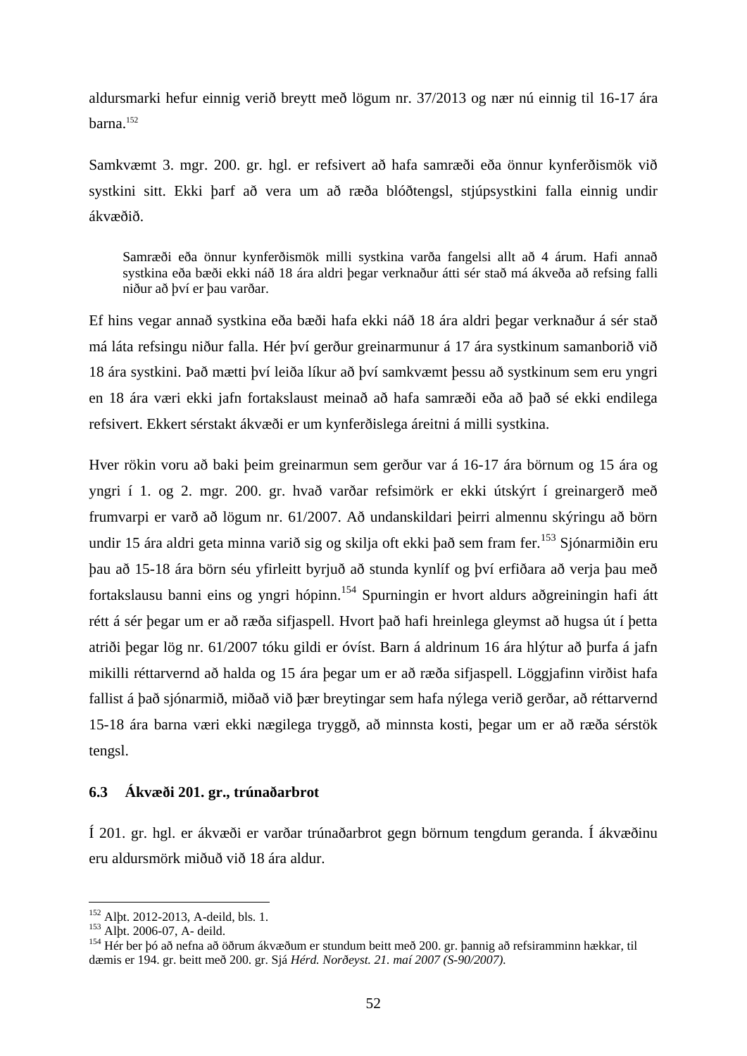aldursmarki hefur einnig verið breytt með lögum nr. 37/2013 og nær nú einnig til 16-17 ára barna.[152]

Samkvæmt 3. mgr. 200. gr. hgl. er refsivert að hafa samræði eða önnur kynferðismök við systkini sitt. Ekki þarf að vera um að ræða blóðtengsl, stjúpsystkini falla einnig undir ákvæðið.

> Samræði eða önnur kynferðismök milli systkina varða fangelsi allt að 4 árum. Hafi annað systkina eða bæði ekki náð 18 ára aldri þegar verknaður átti sér stað má ákveða að refsing falli niður að því er þau varðar.

Ef hins vegar annað systkina eða bæði hafa ekki náð 18 ára aldri þegar verknaður á sér stað má láta refsingu niður falla. Hér því gerður greinarmunur á 17 ára systkinum samanborið við 18 ára systkini. Það mætti því leiða líkur að því samkvæmt þessu að systkinum sem eru yngri en 18 ára væri ekki jafn fortakslaust meinað að hafa samræði eða að það sé ekki endilega refsivert. Ekkert sérstakt ákvæði er um kynferðislega áreitni á milli systkina.

Hver rökin voru að baki þeim greinarmun sem gerður var á 16-17 ára börnum og 15 ára og yngri í 1. og 2. mgr. 200. gr. hvað varðar refsimörk er ekki útskýrt í greinargerð með frumvarpi er varð að lögum nr. 61/2007. Að undanskildari þeirri almennu skýringu að börn undir 15 ára aldri geta minna varið sig og skilja oft ekki það sem fram fer.[153] Sjónarmiðin eru þau að 15-18 ára börn séu yfirleitt byrjuð að stunda kynlíf og því erfiðara að verja þau með fortakslausu banni eins og yngri hópinn.[154] Spurningin er hvort aldurs aðgreiningin hafi átt rétt á sér þegar um er að ræða sifjaspell. Hvort það hafi hreinlega gleymst að hugsa út í þetta atriði þegar lög nr. 61/2007 tóku gildi er óvíst. Barn á aldrinum 16 ára hlýtur að þurfa á jafn mikilli réttarvernd að halda og 15 ára þegar um er að ræða sifjaspell. Löggjafinn virðist hafa fallist á það sjónarmið, miðað við þær breytingar sem hafa nýlega verið gerðar, að réttarvernd 15-18 ára barna væri ekki nægilega tryggð, að minnsta kosti, þegar um er að ræða sérstök tengsl.

### 6.3 Ákvæði 201. gr., trúnaðarbrot

Í 201. gr. hgl. er ákvæði er varðar trúnaðarbrot gegn börnum tengdum geranda. Í ákvæðinu eru aldursmörk miðuð við 18 ára aldur.

---

[152] Alþt. 2012-2013, A-deild, bls. 1.
[153] Alþt. 2006-07, A- deild.
[154] Hér ber þó að nefna að öðrum ákvæðum er stundum beitt með 200. gr. þannig að refsiramminn hækkar, til dæmis er 194. gr. beitt með 200. gr. Sjá *Hérd. Norðeyst. 21. maí 2007 (S-90/2007).*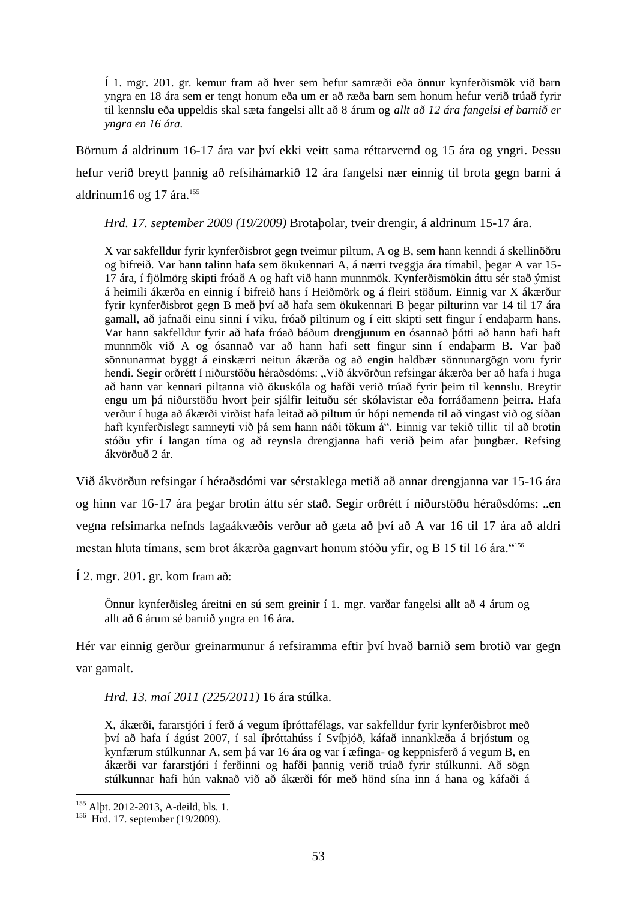> Í 1. mgr. 201. gr. kemur fram að hver sem hefur samræði eða önnur kynferðismök við barn yngra en 18 ára sem er tengt honum eða um er að ræða barn sem honum hefur verið trúað fyrir til kennslu eða uppeldis skal sæta fangelsi allt að 8 árum og *allt að 12 ára fangelsi ef barnið er yngra en 16 ára.*

Börnum á aldrinum 16-17 ára var því ekki veitt sama réttarvernd og 15 ára og yngri. Þessu hefur verið breytt þannig að refsihámarkið 12 ára fangelsi nær einnig til brota gegn barni á aldrinum16 og 17 ára.[155]

> *Hrd. 17. september 2009 (19/2009)* Brotaþolar, tveir drengir, á aldrinum 15-17 ára.
>
> X var sakfelldur fyrir kynferðisbrot gegn tveimur piltum, A og B, sem hann kenndi á skellinöðru og bifreið. Var hann talinn hafa sem ökukennari A, á nærri tveggja ára tímabil, þegar A var 15-17 ára, í fjölmörg skipti fróað A og haft við hann munnmök. Kynferðismökin áttu sér stað ýmist á heimili ákærða en einnig í bifreið hans í Heiðmörk og á fleiri stöðum. Einnig var X ákærður fyrir kynferðisbrot gegn B með því að hafa sem ökukennari B þegar pilturinn var 14 til 17 ára gamall, að jafnaði einu sinni í viku, fróað piltinum og í eitt skipti sett fingur í endaþarm hans. Var hann sakfelldur fyrir að hafa fróað báðum drengjunum en ósannað þótti að hann hafi haft munnmök við A og ósannað var að hann hafi sett fingur sinn í endaþarm B. Var það sönnunarmat byggt á einskærri neitun ákærða og að engin haldbær sönnunargögn voru fyrir hendi. Segir orðrétt í niðurstöðu héraðsdóms: „Við ákvörðun refsingar ákærða ber að hafa í huga að hann var kennari piltanna við ökuskóla og hafði verið trúað fyrir þeim til kennslu. Breytir engu um þá niðurstöðu hvort þeir sjálfir leituðu sér skólavistar eða forráðamenn þeirra. Hafa verður í huga að ákærði virðist hafa leitað að piltum úr hópi nemenda til að vingast við og síðan haft kynferðislegt samneyti við þá sem hann náði tökum á“. Einnig var tekið tillit til að brotin stóðu yfir í langan tíma og að reynsla drengjanna hafi verið þeim afar þungbær. Refsing ákvörðuð 2 ár.

Við ákvörðun refsingar í héraðsdómi var sérstaklega metið að annar drengjanna var 15-16 ára og hinn var 16-17 ára þegar brotin áttu sér stað. Segir orðrétt í niðurstöðu héraðsdóms: „en vegna refsimarka nefnds lagaákvæðis verður að gæta að því að A var 16 til 17 ára að aldri mestan hluta tímans, sem brot ákærða gagnvart honum stóðu yfir, og B 15 til 16 ára.“[156]

Í 2. mgr. 201. gr. kom fram að:

> Önnur kynferðisleg áreitni en sú sem greinir í 1. mgr. varðar fangelsi allt að 4 árum og allt að 6 árum sé barnið yngra en 16 ára.

Hér var einnig gerður greinarmunur á refsiramma eftir því hvað barnið sem brotið var gegn var gamalt.

> *Hrd. 13. maí 2011 (225/2011)* 16 ára stúlka.
>
> X, ákærði, fararstjóri í ferð á vegum íþróttafélags, var sakfelldur fyrir kynferðisbrot með því að hafa í ágúst 2007, í sal íþróttahúss í Svíþjóð, káfað innanklæða á brjóstum og kynfærum stúlkunnar A, sem þá var 16 ára og var í æfinga- og keppnisferð á vegum B, en ákærði var fararstjóri í ferðinni og hafði þannig verið trúað fyrir stúlkunni. Að sögn stúlkunnar hafi hún vaknað við að ákærði fór með hönd sína inn á hana og káfaði á

---

[155] Alþt. 2012-2013, A-deild, bls. 1.

[156] Hrd. 17. september (19/2009).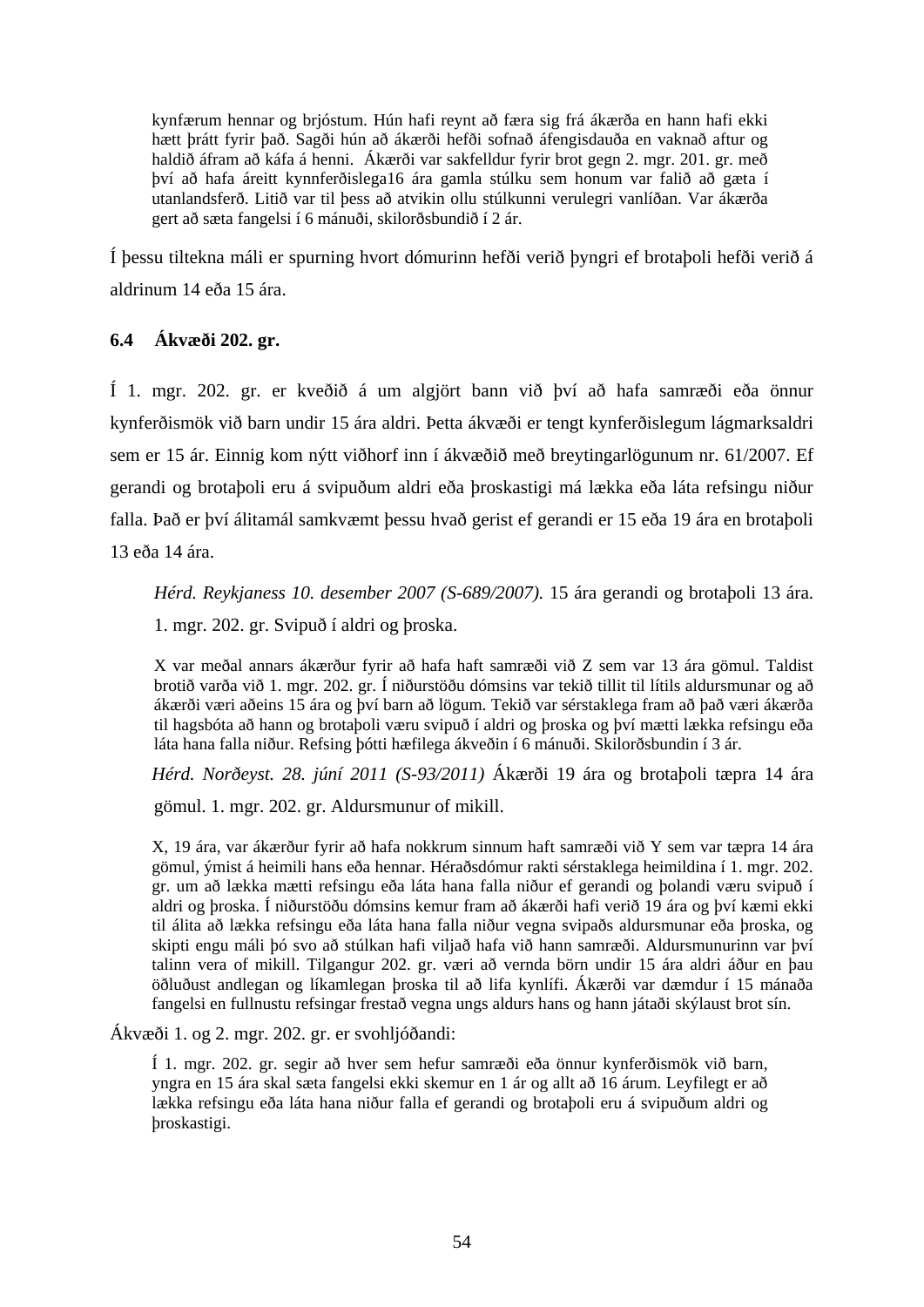> kynfærum hennar og brjóstum. Hún hafi reynt að færa sig frá ákærða en hann hafi ekki hætt þrátt fyrir það. Sagði hún að ákærði hefði sofnað áfengisdauða en vaknað aftur og haldið áfram að káfa á henni. Ákærði var sakfelldur fyrir brot gegn 2. mgr. 201. gr. með því að hafa áreitt kynnferðislega16 ára gamla stúlku sem honum var falið að gæta í utanlandsferð. Litið var til þess að atvikin ollu stúlkunni verulegri vanlíðan. Var ákærða gert að sæta fangelsi í 6 mánuði, skilorðsbundið í 2 ár.

Í þessu tiltekna máli er spurning hvort dómurinn hefði verið þyngri ef brotaþoli hefði verið á aldrinum 14 eða 15 ára.

### 6.4 Ákvæði 202. gr.

Í 1. mgr. 202. gr. er kveðið á um algjört bann við því að hafa samræði eða önnur kynferðismök við barn undir 15 ára aldri. Þetta ákvæði er tengt kynferðislegum lágmarksaldri sem er 15 ár. Einnig kom nýtt viðhorf inn í ákvæðið með breytingarlögunum nr. 61/2007. Ef gerandi og brotaþoli eru á svipuðum aldri eða þroskastigi má lækka eða láta refsingu niður falla. Það er því álitamál samkvæmt þessu hvað gerist ef gerandi er 15 eða 19 ára en brotaþoli 13 eða 14 ára.

*Hérd. Reykjaness 10. desember 2007 (S-689/2007).* 15 ára gerandi og brotaþoli 13 ára. 1. mgr. 202. gr. Svipuð í aldri og þroska.

> X var meðal annars ákærður fyrir að hafa haft samræði við Z sem var 13 ára gömul. Taldist brotið varða við 1. mgr. 202. gr. Í niðurstöðu dómsins var tekið tillit til lítils aldursmunar og að ákærði væri aðeins 15 ára og því barn að lögum. Tekið var sérstaklega fram að það væri ákærða til hagsbóta að hann og brotaþoli væru svipuð í aldri og þroska og því mætti lækka refsingu eða láta hana falla niður. Refsing þótti hæfilega ákveðin í 6 mánuði. Skilorðsbundin í 3 ár.

*Hérd. Norðeyst. 28. júní 2011 (S-93/2011)* Ákærði 19 ára og brotaþoli tæpra 14 ára gömul. 1. mgr. 202. gr. Aldursmunur of mikill.

> X, 19 ára, var ákærður fyrir að hafa nokkrum sinnum haft samræði við Y sem var tæpra 14 ára gömul, ýmist á heimili hans eða hennar. Héraðsdómur rakti sérstaklega heimildina í 1. mgr. 202. gr. um að lækka mætti refsingu eða láta hana falla niður ef gerandi og þolandi væru svipuð í aldri og þroska. Í niðurstöðu dómsins kemur fram að ákærði hafi verið 19 ára og því kæmi ekki til álita að lækka refsingu eða láta hana falla niður vegna svipaðs aldursmunar eða þroska, og skipti engu máli þó svo að stúlkan hafi viljað hafa við hann samræði. Aldursmunurinn var því talinn vera of mikill. Tilgangur 202. gr. væri að vernda börn undir 15 ára aldri áður en þau öðluðust andlegan og líkamlegan þroska til að lifa kynlífi. Ákærði var dæmdur í 15 mánaða fangelsi en fullnustu refsingar frestað vegna ungs aldurs hans og hann játaði skýlaust brot sín.

Ákvæði 1. og 2. mgr. 202. gr. er svohljóðandi:

> Í 1. mgr. 202. gr. segir að hver sem hefur samræði eða önnur kynferðismök við barn, yngra en 15 ára skal sæta fangelsi ekki skemur en 1 ár og allt að 16 árum. Leyfilegt er að lækka refsingu eða láta hana niður falla ef gerandi og brotaþoli eru á svipuðum aldri og þroskastigi.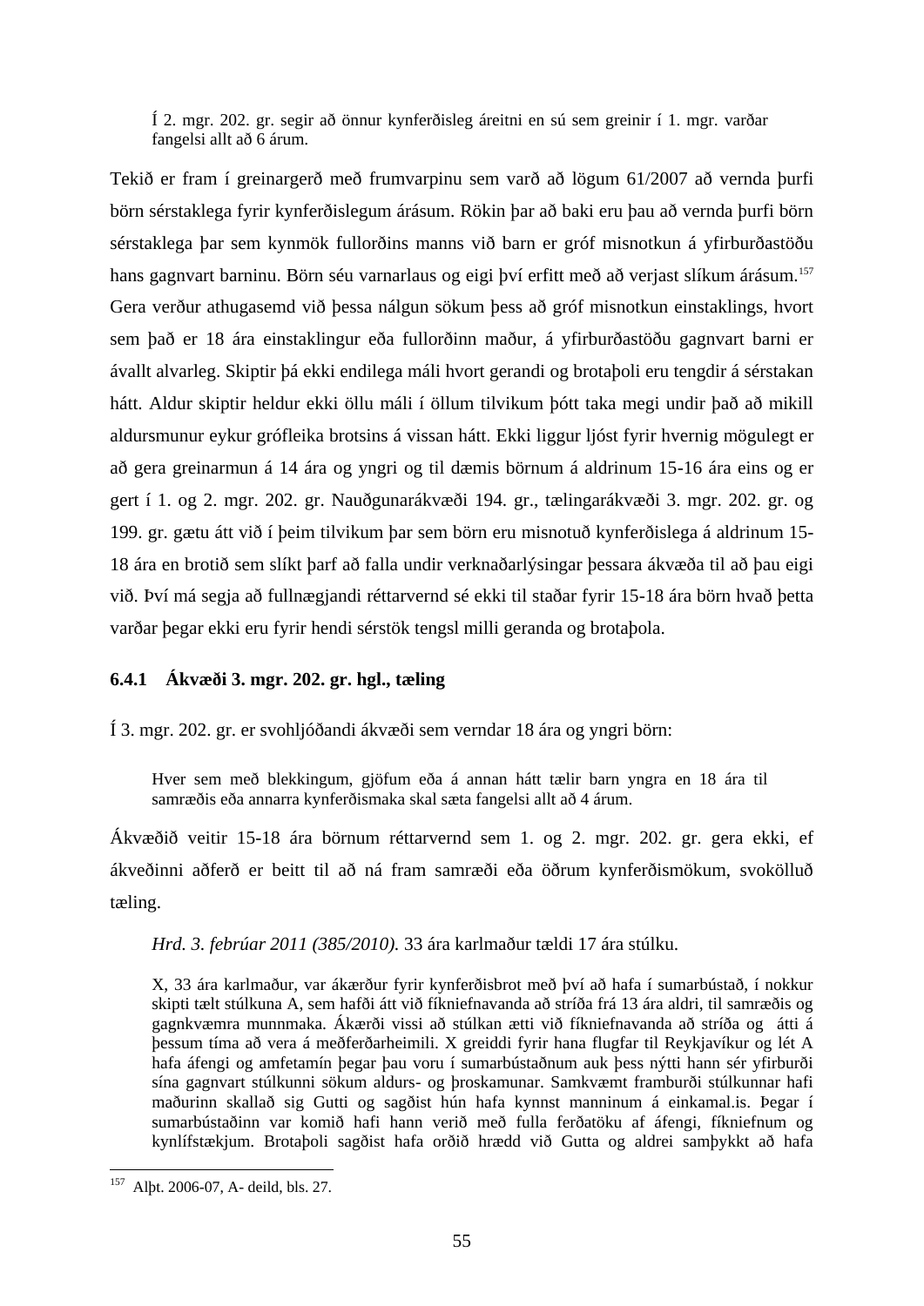> Í 2. mgr. 202. gr. segir að önnur kynferðisleg áreitni en sú sem greinir í 1. mgr. varðar fangelsi allt að 6 árum.

Tekið er fram í greinargerð með frumvarpinu sem varð að lögum 61/2007 að vernda þurfi börn sérstaklega fyrir kynferðislegum árásum. Rökin þar að baki eru þau að vernda þurfi börn sérstaklega þar sem kynmök fullorðins manns við barn er gróf misnotkun á yfirburðastöðu hans gagnvart barninu. Börn séu varnarlaus og eigi því erfitt með að verjast slíkum árásum.[157] Gera verður athugasemd við þessa nálgun sökum þess að gróf misnotkun einstaklings, hvort sem það er 18 ára einstaklingur eða fullorðinn maður, á yfirburðastöðu gagnvart barni er ávallt alvarleg. Skiptir þá ekki endilega máli hvort gerandi og brotaþoli eru tengdir á sérstakan hátt. Aldur skiptir heldur ekki öllu máli í öllum tilvikum þótt taka megi undir það að mikill aldursmunur eykur grófleika brotsins á vissan hátt. Ekki liggur ljóst fyrir hvernig mögulegt er að gera greinarmun á 14 ára og yngri og til dæmis börnum á aldrinum 15-16 ára eins og er gert í 1. og 2. mgr. 202. gr. Nauðgunarákvæði 194. gr., tælingarákvæði 3. mgr. 202. gr. og 199. gr. gætu átt við í þeim tilvikum þar sem börn eru misnotuð kynferðislega á aldrinum 15-18 ára en brotið sem slíkt þarf að falla undir verknaðarlýsingar þessara ákvæða til að þau eigi við. Því má segja að fullnægjandi réttarvernd sé ekki til staðar fyrir 15-18 ára börn hvað þetta varðar þegar ekki eru fyrir hendi sérstök tengsl milli geranda og brotaþola.

### 6.4.1 Ákvæði 3. mgr. 202. gr. hgl., tæling

Í 3. mgr. 202. gr. er svohljóðandi ákvæði sem verndar 18 ára og yngri börn:

> Hver sem með blekkingum, gjöfum eða á annan hátt tælir barn yngra en 18 ára til samræðis eða annarra kynferðismaka skal sæta fangelsi allt að 4 árum.

Ákvæðið veitir 15-18 ára börnum réttarvernd sem 1. og 2. mgr. 202. gr. gera ekki, ef ákveðinni aðferð er beitt til að ná fram samræði eða öðrum kynferðismökum, svokölluð tæling.

*Hrd. 3. febrúar 2011 (385/2010).* 33 ára karlmaður tældi 17 ára stúlku.

> X, 33 ára karlmaður, var ákærður fyrir kynferðisbrot með því að hafa í sumarbústað, í nokkur skipti tælt stúlkuna A, sem hafði átt við fíkniefnavanda að stríða frá 13 ára aldri, til samræðis og gagnkvæmra munnmaka. Ákærði vissi að stúlkan ætti við fíkniefnavanda að stríða og átti á þessum tíma að vera á meðferðarheimili. X greiddi fyrir hana flugfar til Reykjavíkur og lét A hafa áfengi og amfetamín þegar þau voru í sumarbústaðnum auk þess nýtti hann sér yfirburði sína gagnvart stúlkunni sökum aldurs- og þroskamunar. Samkvæmt framburði stúlkunnar hafi maðurinn skallað sig Gutti og sagðist hún hafa kynnst manninum á einkamal.is. Þegar í sumarbústaðinn var komið hafi hann verið með fulla ferðatöku af áfengi, fíkniefnum og kynlífstækjum. Brotaþoli sagðist hafa orðið hrædd við Gutta og aldrei samþykkt að hafa

---

[157] Alþt. 2006-07, A- deild, bls. 27.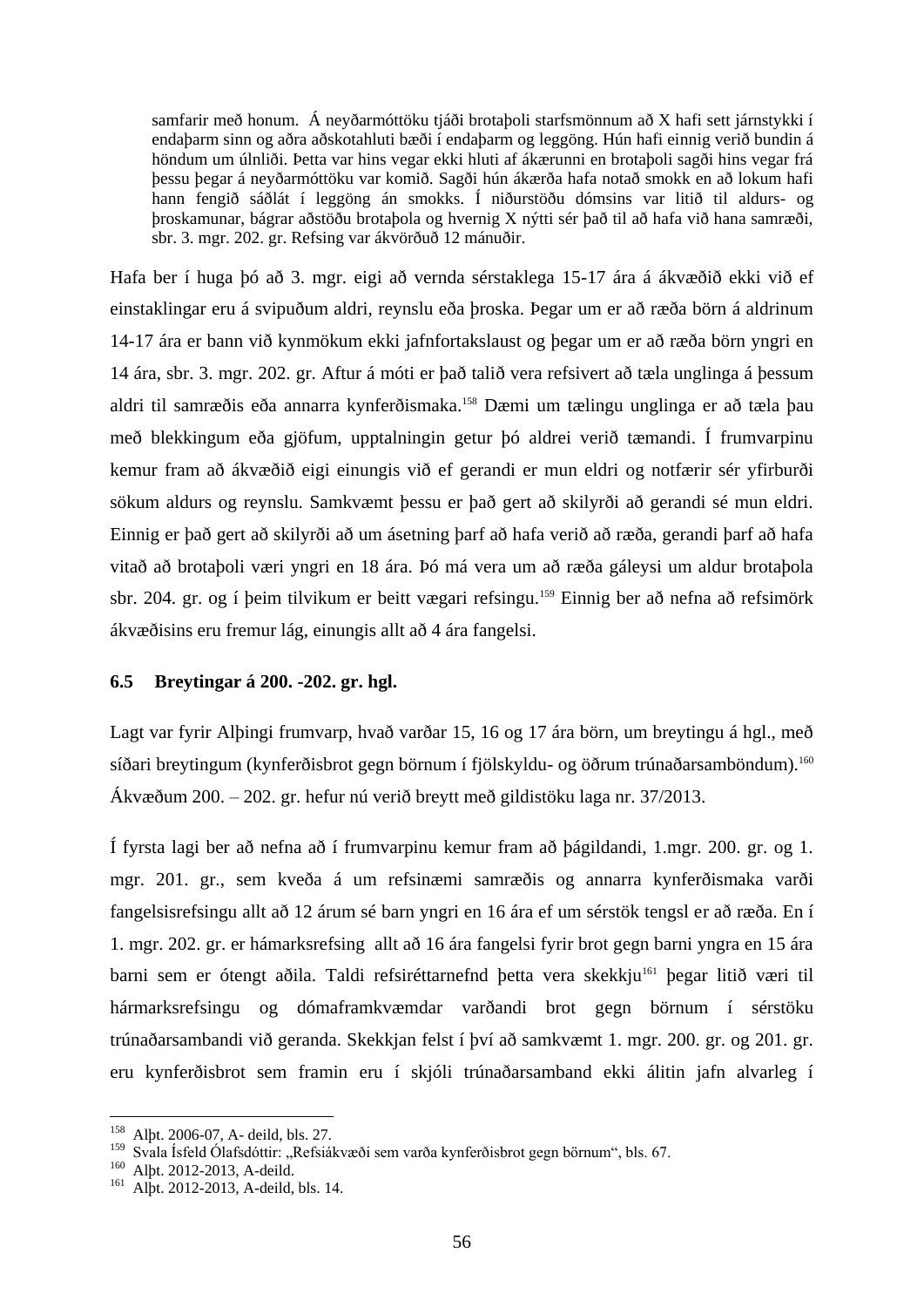> samfarir með honum.  Á neyðarmóttöku tjáði brotaþoli starfsmönnum að X hafi sett járnstykki í endaþarm sinn og aðra aðskotahluti bæði í endaþarm og leggöng. Hún hafi einnig verið bundin á höndum um úlnliði. Þetta var hins vegar ekki hluti af ákærunni en brotaþoli sagði hins vegar frá þessu þegar á neyðarmóttöku var komið. Sagði hún ákærða hafa notað smokk en að lokum hafi hann fengið sáðlát í leggöng án smokks. Í niðurstöðu dómsins var litið til aldurs- og þroskamunar, bágrar aðstöðu brotaþola og hvernig X nýtti sér það til að hafa við hana samræði, sbr. 3. mgr. 202. gr. Refsing var ákvörðuð 12 mánuðir.

Hafa ber í huga þó að 3. mgr. eigi að vernda sérstaklega 15-17 ára á ákvæðið ekki við ef einstaklingar eru á svipuðum aldri, reynslu eða þroska. Þegar um er að ræða börn á aldrinum 14-17 ára er bann við kynmökum ekki jafnfortakslaust og þegar um er að ræða börn yngri en 14 ára, sbr. 3. mgr. 202. gr. Aftur á móti er það talið vera refsivert að tæla unglinga á þessum aldri til samræðis eða annarra kynferðismaka.[158] Dæmi um tælingu unglinga er að tæla þau með blekkingum eða gjöfum, upptalningin getur þó aldrei verið tæmandi. Í frumvarpinu kemur fram að ákvæðið eigi einungis við ef gerandi er mun eldri og notfærir sér yfirburði sökum aldurs og reynslu. Samkvæmt þessu er það gert að skilyrði að gerandi sé mun eldri. Einnig er það gert að skilyrði að um ásetning þarf að hafa verið að ræða, gerandi þarf að hafa vitað að brotaþoli væri yngri en 18 ára. Þó má vera um að ræða gáleysi um aldur brotaþola sbr. 204. gr. og í þeim tilvikum er beitt vægari refsingu.[159] Einnig ber að nefna að refsimörk ákvæðisins eru fremur lág, einungis allt að 4 ára fangelsi.

### 6.5 Breytingar á 200. -202. gr. hgl.

Lagt var fyrir Alþingi frumvarp, hvað varðar 15, 16 og 17 ára börn, um breytingu á hgl., með síðari breytingum (kynferðisbrot gegn börnum í fjölskyldu- og öðrum trúnaðarsamböndum).[160] Ákvæðum 200. – 202. gr. hefur nú verið breytt með gildistöku laga nr. 37/2013.

Í fyrsta lagi ber að nefna að í frumvarpinu kemur fram að þágildandi, 1.mgr. 200. gr. og 1. mgr. 201. gr., sem kveða á um refsinæmi samræðis og annarra kynferðismaka varði fangelsisrefsingu allt að 12 árum sé barn yngri en 16 ára ef um sérstök tengsl er að ræða. En í 1. mgr. 202. gr. er hámarksrefsing  allt að 16 ára fangelsi fyrir brot gegn barni yngra en 15 ára barni sem er ótengt aðila. Taldi refsiréttarnefnd þetta vera skekkju[161] þegar litið væri til hármarksrefsingu og dómaframkvæmdar varðandi brot gegn börnum í sérstöku trúnaðarsambandi við geranda. Skekkjan felst í því að samkvæmt 1. mgr. 200. gr. og 201. gr. eru kynferðisbrot sem framin eru í skjóli trúnaðarsamband ekki álitin jafn alvarleg í

---

[158] Alþt. 2006-07, A- deild, bls. 27.
[159] Svala Ísfeld Ólafsdóttir: „Refsiákvæði sem varða kynferðisbrot gegn börnum“, bls. 67.
[160] Alþt. 2012-2013, A-deild.
[161] Alþt. 2012-2013, A-deild, bls. 14.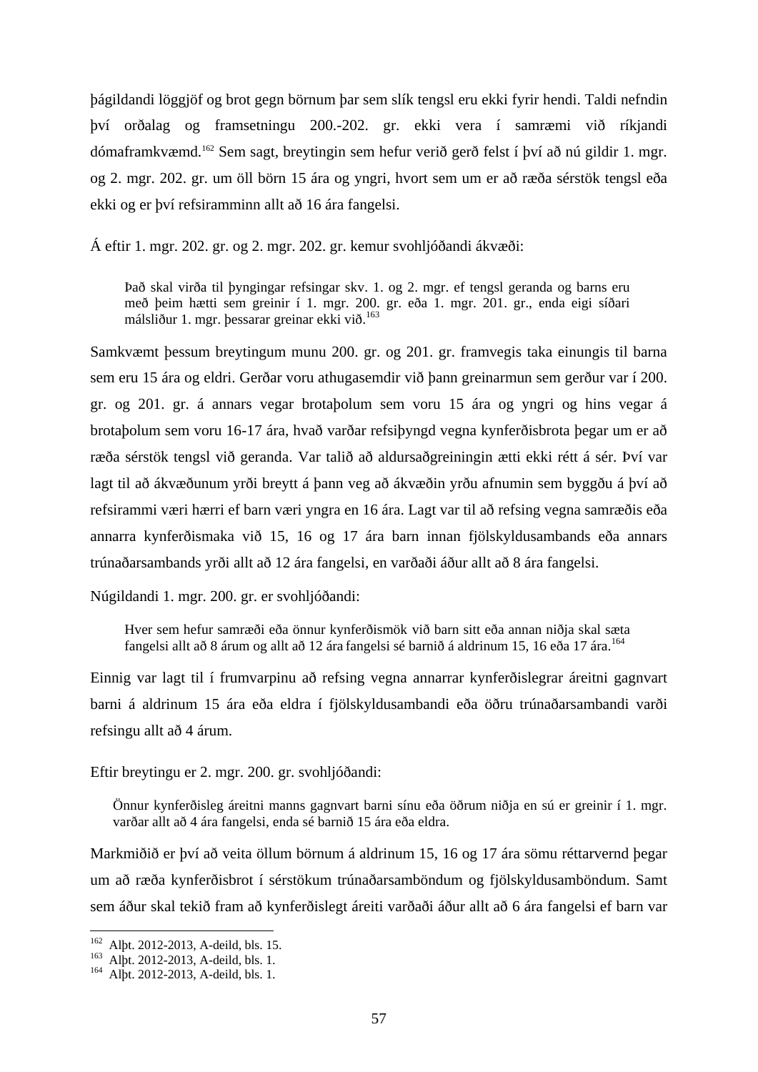þágildandi löggjöf og brot gegn börnum þar sem slík tengsl eru ekki fyrir hendi. Taldi nefndin því orðalag og framsetningu 200.-202. gr. ekki vera í samræmi við ríkjandi dómaframkvæmd.[162] Sem sagt, breytingin sem hefur verið gerð felst í því að nú gildir 1. mgr. og 2. mgr. 202. gr. um öll börn 15 ára og yngri, hvort sem um er að ræða sérstök tengsl eða ekki og er því refsiramminn allt að 16 ára fangelsi.

Á eftir 1. mgr. 202. gr. og 2. mgr. 202. gr. kemur svohljóðandi ákvæði:

> Það skal virða til þyngingar refsingar skv. 1. og 2. mgr. ef tengsl geranda og barns eru með þeim hætti sem greinir í 1. mgr. 200. gr. eða 1. mgr. 201. gr., enda eigi síðari málsliður 1. mgr. þessarar greinar ekki við.[163]

Samkvæmt þessum breytingum munu 200. gr. og 201. gr. framvegis taka einungis til barna sem eru 15 ára og eldri. Gerðar voru athugasemdir við þann greinarmun sem gerður var í 200. gr. og 201. gr. á annars vegar brotaþolum sem voru 15 ára og yngri og hins vegar á brotaþolum sem voru 16-17 ára, hvað varðar refsiþyngd vegna kynferðisbrota þegar um er að ræða sérstök tengsl við geranda. Var talið að aldursaðgreiningin ætti ekki rétt á sér. Því var lagt til að ákvæðunum yrði breytt á þann veg að ákvæðin yrðu afnumin sem byggðu á því að refsirammi væri hærri ef barn væri yngra en 16 ára. Lagt var til að refsing vegna samræðis eða annarra kynferðismaka við 15, 16 og 17 ára barn innan fjölskyldusambands eða annars trúnaðarsambands yrði allt að 12 ára fangelsi, en varðaði áður allt að 8 ára fangelsi.

Núgildandi 1. mgr. 200. gr. er svohljóðandi:

> Hver sem hefur samræði eða önnur kynferðismök við barn sitt eða annan niðja skal sæta fangelsi allt að 8 árum og allt að 12 ára fangelsi sé barnið á aldrinum 15, 16 eða 17 ára.[164]

Einnig var lagt til í frumvarpinu að refsing vegna annarrar kynferðislegrar áreitni gagnvart barni á aldrinum 15 ára eða eldra í fjölskyldusambandi eða öðru trúnaðarsambandi varði refsingu allt að 4 árum.

Eftir breytingu er 2. mgr. 200. gr. svohljóðandi:

> Önnur kynferðisleg áreitni manns gagnvart barni sínu eða öðrum niðja en sú er greinir í 1. mgr. varðar allt að 4 ára fangelsi, enda sé barnið 15 ára eða eldra.

Markmiðið er því að veita öllum börnum á aldrinum 15, 16 og 17 ára sömu réttarvernd þegar um að ræða kynferðisbrot í sérstökum trúnaðarsamböndum og fjölskyldusamböndum. Samt sem áður skal tekið fram að kynferðislegt áreiti varðaði áður allt að 6 ára fangelsi ef barn var

---

[162] Alþt. 2012-2013, A-deild, bls. 15.
[163] Alþt. 2012-2013, A-deild, bls. 1.
[164] Alþt. 2012-2013, A-deild, bls. 1.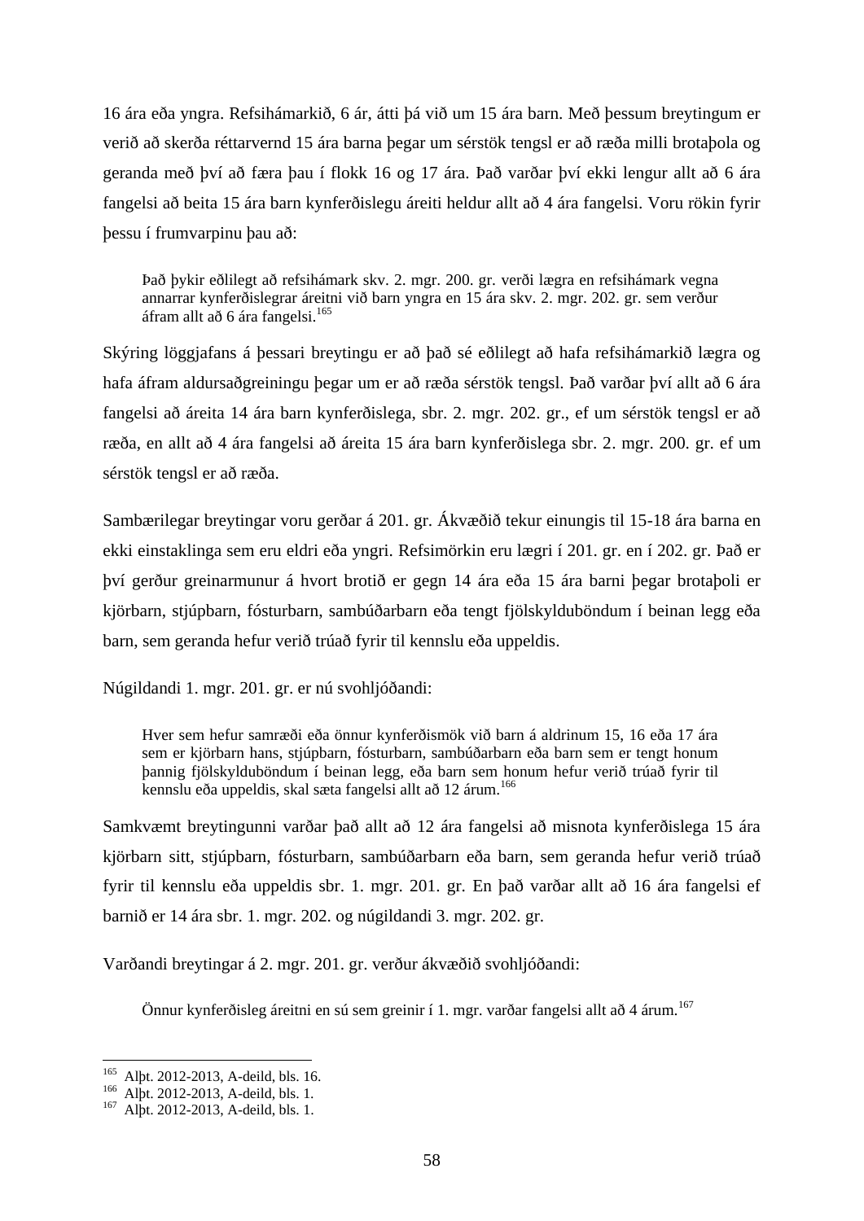16 ára eða yngra. Refsihámarkið, 6 ár, átti þá við um 15 ára barn. Með þessum breytingum er verið að skerða réttarvernd 15 ára barna þegar um sérstök tengsl er að ræða milli brotaþola og geranda með því að færa þau í flokk 16 og 17 ára. Það varðar því ekki lengur allt að 6 ára fangelsi að beita 15 ára barn kynferðislegu áreiti heldur allt að 4 ára fangelsi. Voru rökin fyrir þessu í frumvarpinu þau að:

> Það þykir eðlilegt að refsihámark skv. 2. mgr. 200. gr. verði lægra en refsihámark vegna annarrar kynferðislegrar áreitni við barn yngra en 15 ára skv. 2. mgr. 202. gr. sem verður áfram allt að 6 ára fangelsi.[165]

Skýring löggjafans á þessari breytingu er að það sé eðlilegt að hafa refsihámarkið lægra og hafa áfram aldursaðgreiningu þegar um er að ræða sérstök tengsl. Það varðar því allt að 6 ára fangelsi að áreita 14 ára barn kynferðislega, sbr. 2. mgr. 202. gr., ef um sérstök tengsl er að ræða, en allt að 4 ára fangelsi að áreita 15 ára barn kynferðislega sbr. 2. mgr. 200. gr. ef um sérstök tengsl er að ræða.

Sambærilegar breytingar voru gerðar á 201. gr. Ákvæðið tekur einungis til 15-18 ára barna en ekki einstaklinga sem eru eldri eða yngri. Refsimörkin eru lægri í 201. gr. en í 202. gr. Það er því gerður greinarmunur á hvort brotið er gegn 14 ára eða 15 ára barni þegar brotaþoli er kjörbarn, stjúpbarn, fósturbarn, sambúðarbarn eða tengt fjölskylduböndum í beinan legg eða barn, sem geranda hefur verið trúað fyrir til kennslu eða uppeldis.

Núgildandi 1. mgr. 201. gr. er nú svohljóðandi:

> Hver sem hefur samræði eða önnur kynferðismök við barn á aldrinum 15, 16 eða 17 ára sem er kjörbarn hans, stjúpbarn, fósturbarn, sambúðarbarn eða barn sem er tengt honum þannig fjölskylduböndum í beinan legg, eða barn sem honum hefur verið trúað fyrir til kennslu eða uppeldis, skal sæta fangelsi allt að 12 árum.[166]

Samkvæmt breytingunni varðar það allt að 12 ára fangelsi að misnota kynferðislega 15 ára kjörbarn sitt, stjúpbarn, fósturbarn, sambúðarbarn eða barn, sem geranda hefur verið trúað fyrir til kennslu eða uppeldis sbr. 1. mgr. 201. gr. En það varðar allt að 16 ára fangelsi ef barnið er 14 ára sbr. 1. mgr. 202. og núgildandi 3. mgr. 202. gr.

Varðandi breytingar á 2. mgr. 201. gr. verður ákvæðið svohljóðandi:

> Önnur kynferðisleg áreitni en sú sem greinir í 1. mgr. varðar fangelsi allt að 4 árum.[167]

---

[165] Alþt. 2012-2013, A-deild, bls. 16.
[166] Alþt. 2012-2013, A-deild, bls. 1.
[167] Alþt. 2012-2013, A-deild, bls. 1.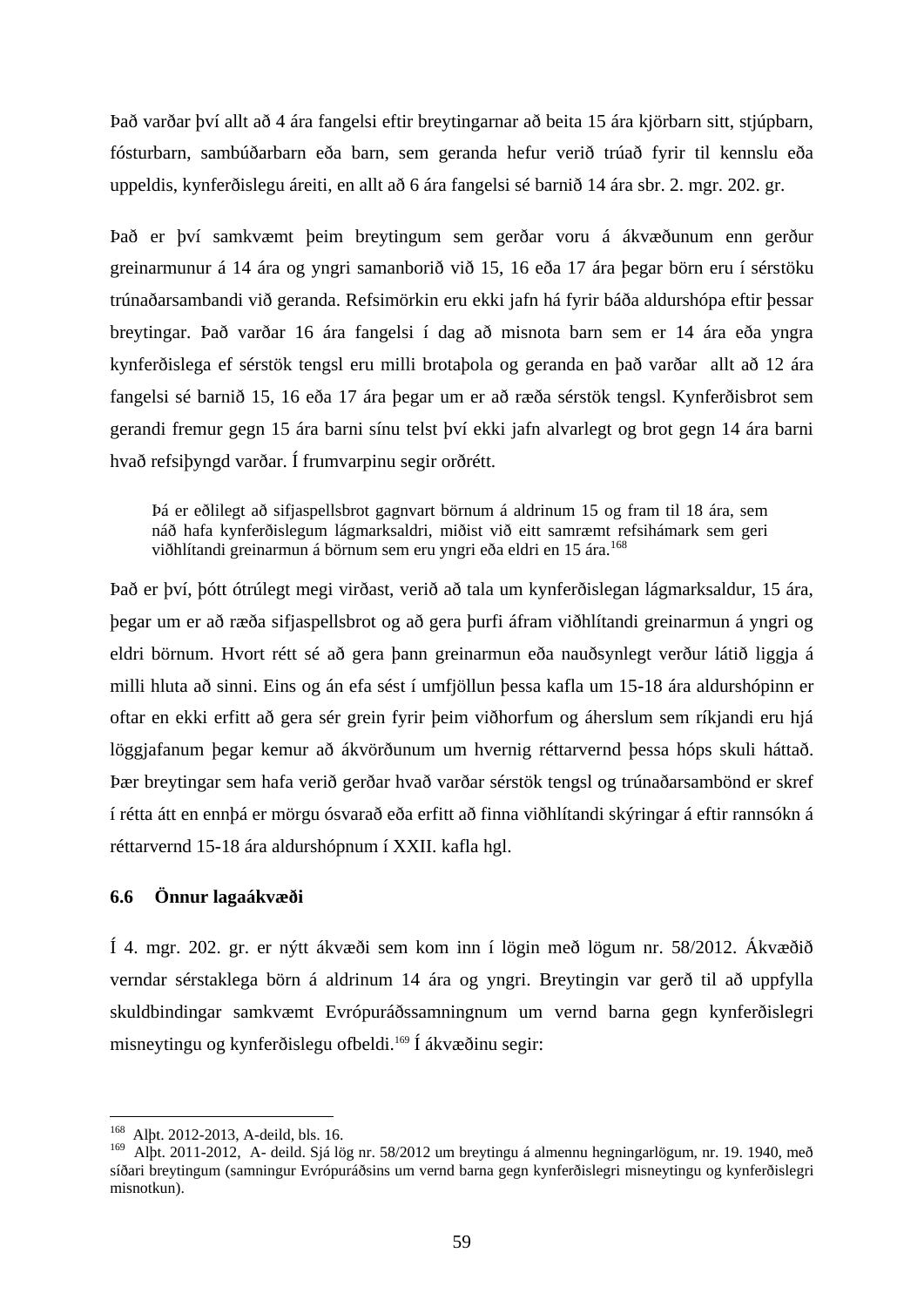Það varðar því allt að 4 ára fangelsi eftir breytingarnar að beita 15 ára kjörbarn sitt, stjúpbarn, fósturbarn, sambúðarbarn eða barn, sem geranda hefur verið trúað fyrir til kennslu eða uppeldis, kynferðislegu áreiti, en allt að 6 ára fangelsi sé barnið 14 ára sbr. 2. mgr. 202. gr.

Það er því samkvæmt þeim breytingum sem gerðar voru á ákvæðunum enn gerður greinarmunur á 14 ára og yngri samanborið við 15, 16 eða 17 ára þegar börn eru í sérstöku trúnaðarsambandi við geranda. Refsimörkin eru ekki jafn há fyrir báða aldurshópa eftir þessar breytingar. Það varðar 16 ára fangelsi í dag að misnota barn sem er 14 ára eða yngra kynferðislega ef sérstök tengsl eru milli brotaþola og geranda en það varðar allt að 12 ára fangelsi sé barnið 15, 16 eða 17 ára þegar um er að ræða sérstök tengsl. Kynferðisbrot sem gerandi fremur gegn 15 ára barni sínu telst því ekki jafn alvarlegt og brot gegn 14 ára barni hvað refsiþyngd varðar. Í frumvarpinu segir orðrétt.

> Þá er eðlilegt að sifjaspellsbrot gagnvart börnum á aldrinum 15 og fram til 18 ára, sem náð hafa kynferðislegum lágmarksaldri, miðist við eitt samræmt refsihámark sem geri viðhlítandi greinarmun á börnum sem eru yngri eða eldri en 15 ára.[168]

Það er því, þótt ótrúlegt megi virðast, verið að tala um kynferðislegan lágmarksaldur, 15 ára, þegar um er að ræða sifjaspellsbrot og að gera þurfi áfram viðhlítandi greinarmun á yngri og eldri börnum. Hvort rétt sé að gera þann greinarmun eða nauðsynlegt verður látið liggja á milli hluta að sinni. Eins og án efa sést í umfjöllun þessa kafla um 15-18 ára aldurshópinn er oftar en ekki erfitt að gera sér grein fyrir þeim viðhorfum og áherslum sem ríkjandi eru hjá löggjafanum þegar kemur að ákvörðunum um hvernig réttarvernd þessa hóps skuli háttað. Þær breytingar sem hafa verið gerðar hvað varðar sérstök tengsl og trúnaðarsambönd er skref í rétta átt en ennþá er mörgu ósvarað eða erfitt að finna viðhlítandi skýringar á eftir rannsókn á réttarvernd 15-18 ára aldurshópnum í XXII. kafla hgl.

### 6.6 Önnur lagaákvæði

Í 4. mgr. 202. gr. er nýtt ákvæði sem kom inn í lögin með lögum nr. 58/2012. Ákvæðið verndar sérstaklega börn á aldrinum 14 ára og yngri. Breytingin var gerð til að uppfylla skuldbindingar samkvæmt Evrópuráðssamningnum um vernd barna gegn kynferðislegri misneytingu og kynferðislegu ofbeldi.[169] Í ákvæðinu segir:

---

[168] Alþt. 2012-2013, A-deild, bls. 16.

[169] Alþt. 2011-2012, A- deild. Sjá lög nr. 58/2012 um breytingu á almennu hegningarlögum, nr. 19. 1940, með síðari breytingum (samningur Evrópuráðsins um vernd barna gegn kynferðislegri misneytingu og kynferðislegri misnotkun).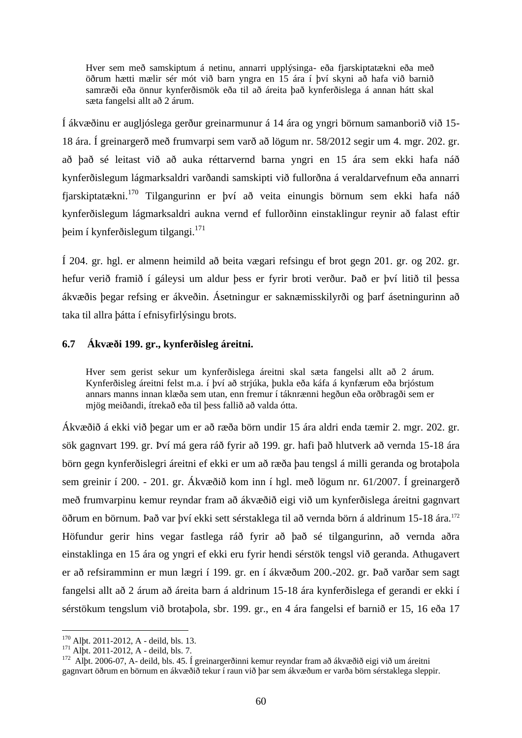> Hver sem með samskiptum á netinu, annarri upplýsinga- eða fjarskiptatækni eða með öðrum hætti mælir sér mót við barn yngra en 15 ára í því skyni að hafa við barnið samræði eða önnur kynferðismök eða til að áreita það kynferðislega á annan hátt skal sæta fangelsi allt að 2 árum.

Í ákvæðinu er augljóslega gerður greinarmunur á 14 ára og yngri börnum samanborið við 15-18 ára. Í greinargerð með frumvarpi sem varð að lögum nr. 58/2012 segir um 4. mgr. 202. gr. að það sé leitast við að auka réttarvernd barna yngri en 15 ára sem ekki hafa náð kynferðislegum lágmarksaldri varðandi samskipti við fullorðna á veraldarvefnum eða annarri fjarskiptatækni.[170] Tilgangurinn er því að veita einungis börnum sem ekki hafa náð kynferðislegum lágmarksaldri aukna vernd ef fullorðinn einstaklingur reynir að falast eftir þeim í kynferðislegum tilgangi.[171]

Í 204. gr. hgl. er almenn heimild að beita vægari refsingu ef brot gegn 201. gr. og 202. gr. hefur verið framið í gáleysi um aldur þess er fyrir broti verður. Það er því litið til þessa ákvæðis þegar refsing er ákveðin. Ásetningur er saknæmisskilyrði og þarf ásetningurinn að taka til allra þátta í efnisyfirlýsingu brots.

### 6.7 Ákvæði 199. gr., kynferðisleg áreitni.

> Hver sem gerist sekur um kynferðislega áreitni skal sæta fangelsi allt að 2 árum. Kynferðisleg áreitni felst m.a. í því að strjúka, þukla eða káfa á kynfærum eða brjóstum annars manns innan klæða sem utan, enn fremur í táknrænni hegðun eða orðbragði sem er mjög meiðandi, ítrekað eða til þess fallið að valda ótta.

Ákvæðið á ekki við þegar um er að ræða börn undir 15 ára aldri enda tæmir 2. mgr. 202. gr. sök gagnvart 199. gr. Því má gera ráð fyrir að 199. gr. hafi það hlutverk að vernda 15-18 ára börn gegn kynferðislegri áreitni ef ekki er um að ræða þau tengsl á milli geranda og brotaþola sem greinir í 200. - 201. gr. Ákvæðið kom inn í hgl. með lögum nr. 61/2007. Í greinargerð með frumvarpinu kemur reyndar fram að ákvæðið eigi við um kynferðislega áreitni gagnvart öðrum en börnum. Það var því ekki sett sérstaklega til að vernda börn á aldrinum 15-18 ára.[172] Höfundur gerir hins vegar fastlega ráð fyrir að það sé tilgangurinn, að vernda aðra einstaklinga en 15 ára og yngri ef ekki eru fyrir hendi sérstök tengsl við geranda. Athugavert er að refsiramminn er mun lægri í 199. gr. en í ákvæðum 200.-202. gr. Það varðar sem sagt fangelsi allt að 2 árum að áreita barn á aldrinum 15-18 ára kynferðislega ef gerandi er ekki í sérstökum tengslum við brotaþola, sbr. 199. gr., en 4 ára fangelsi ef barnið er 15, 16 eða 17

---

[170] Alþt. 2011-2012, A - deild, bls. 13.

[171] Alþt. 2011-2012, A - deild, bls. 7.

[172] Alþt. 2006-07, A- deild, bls. 45. Í greinargerðinni kemur reyndar fram að ákvæðið eigi við um áreitni gagnvart öðrum en börnum en ákvæðið tekur í raun við þar sem ákvæðum er varða börn sérstaklega sleppir.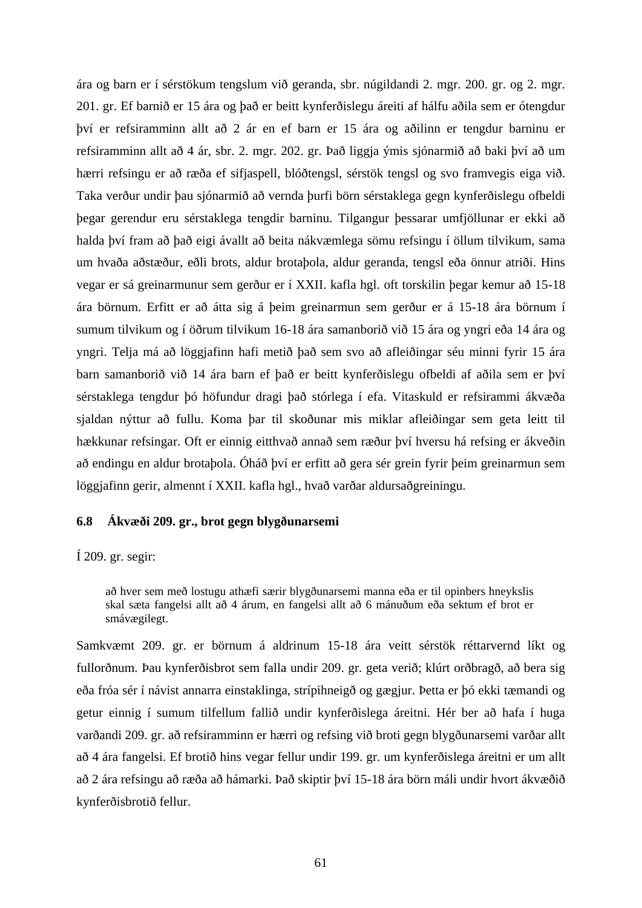ára og barn er í sérstökum tengslum við geranda, sbr. núgildandi 2. mgr. 200. gr. og 2. mgr. 201. gr. Ef barnið er 15 ára og það er beitt kynferðislegu áreiti af hálfu aðila sem er ótengdur því er refsiramminn allt að 2 ár en ef barn er 15 ára og aðilinn er tengdur barninu er refsiramminn allt að 4 ár, sbr. 2. mgr. 202. gr. Það liggja ýmis sjónarmið að baki því að um hærri refsingu er að ræða ef sifjaspell, blóðtengsl, sérstök tengsl og svo framvegis eiga við. Taka verður undir þau sjónarmið að vernda þurfi börn sérstaklega gegn kynferðislegu ofbeldi þegar gerendur eru sérstaklega tengdir barninu. Tilgangur þessarar umfjöllunar er ekki að halda því fram að það eigi ávallt að beita nákvæmlega sömu refsingu í öllum tilvikum, sama um hvaða aðstæður, eðli brots, aldur brotaþola, aldur geranda, tengsl eða önnur atriði. Hins vegar er sá greinarmunur sem gerður er í XXII. kafla hgl. oft torskilin þegar kemur að 15-18 ára börnum. Erfitt er að átta sig á þeim greinarmun sem gerður er á 15-18 ára börnum í sumum tilvikum og í öðrum tilvikum 16-18 ára samanborið við 15 ára og yngri eða 14 ára og yngri. Telja má að löggjafinn hafi metið það sem svo að afleiðingar séu minni fyrir 15 ára barn samanborið við 14 ára barn ef það er beitt kynferðislegu ofbeldi af aðila sem er því sérstaklega tengdur þó höfundur dragi það stórlega í efa. Vitaskuld er refsirammi ákvæða sjaldan nýttur að fullu. Koma þar til skoðunar mis miklar afleiðingar sem geta leitt til hækkunar refsingar. Oft er einnig eitthvað annað sem ræður því hversu há refsing er ákveðin að endingu en aldur brotaþola. Óháð því er erfitt að gera sér grein fyrir þeim greinarmun sem löggjafinn gerir, almennt í XXII. kafla hgl., hvað varðar aldursaðgreiningu.

### 6.8 Ákvæði 209. gr., brot gegn blygðunarsemi

Í 209. gr. segir:

> að hver sem með lostugu athæfi særir blygðunarsemi manna eða er til opinbers hneykslis skal sæta fangelsi allt að 4 árum, en fangelsi allt að 6 mánuðum eða sektum ef brot er smávægilegt.

Samkvæmt 209. gr. er börnum á aldrinum 15-18 ára veitt sérstök réttarvernd líkt og fullorðnum. Þau kynferðisbrot sem falla undir 209. gr. geta verið; klúrt orðbragð, að bera sig eða fróa sér í návist annarra einstaklinga, strípihneigð og gægjur. Þetta er þó ekki tæmandi og getur einnig í sumum tilfellum fallið undir kynferðislega áreitni. Hér ber að hafa í huga varðandi 209. gr. að refsiramminn er hærri og refsing við broti gegn blygðunarsemi varðar allt að 4 ára fangelsi. Ef brotið hins vegar fellur undir 199. gr. um kynferðislega áreitni er um allt að 2 ára refsingu að ræða að hámarki. Það skiptir því 15-18 ára börn máli undir hvort ákvæðið kynferðisbrotið fellur.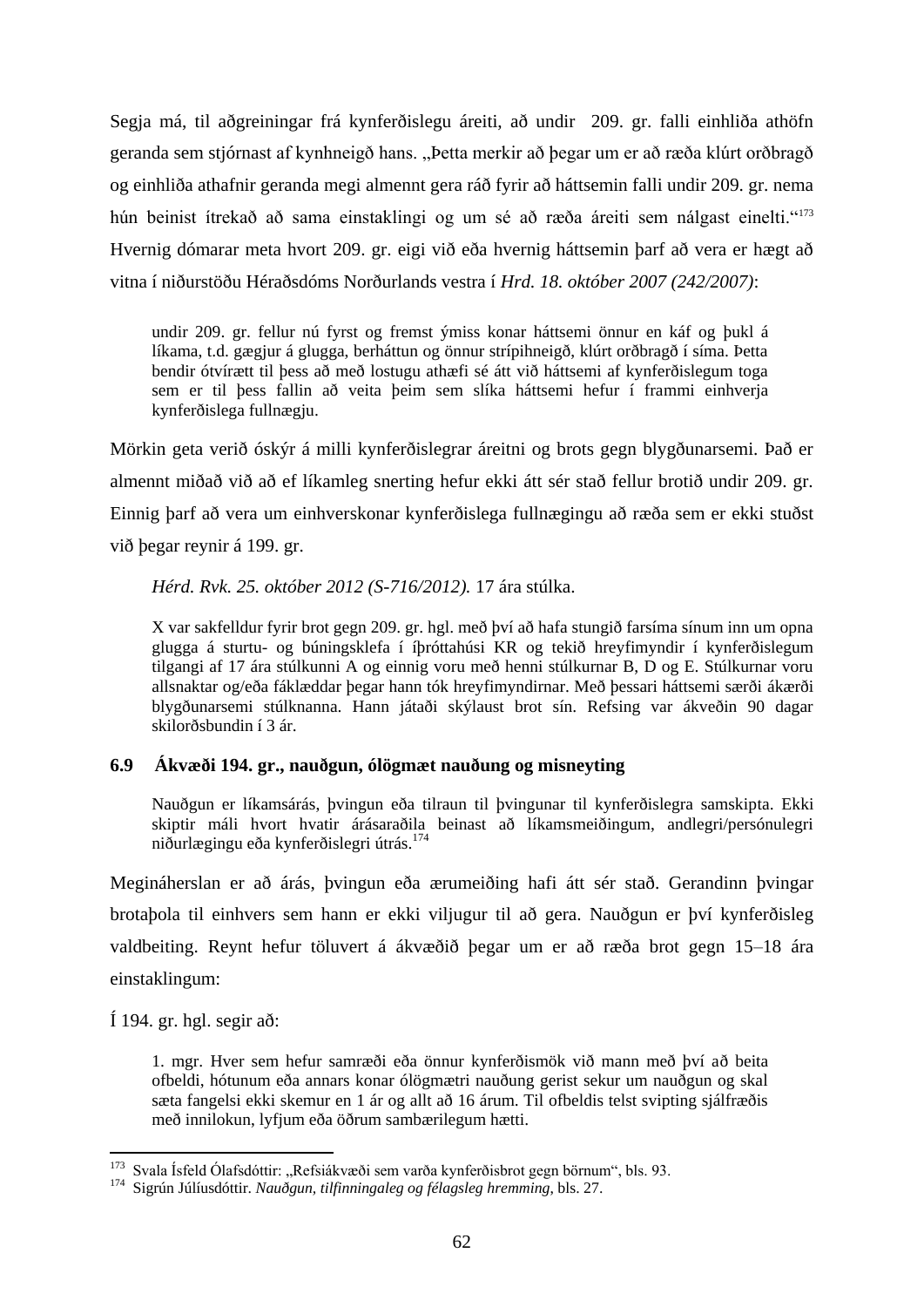Segja má, til aðgreiningar frá kynferðislegu áreiti, að undir 209. gr. falli einhliða athöfn geranda sem stjórnast af kynhneigð hans. „Þetta merkir að þegar um er að ræða klúrt orðbragð og einhliða athafnir geranda megi almennt gera ráð fyrir að háttsemin falli undir 209. gr. nema hún beinist ítrekað að sama einstaklingi og um sé að ræða áreiti sem nálgast einelti.“[173] Hvernig dómarar meta hvort 209. gr. eigi við eða hvernig háttsemin þarf að vera er hægt að vitna í niðurstöðu Héraðsdóms Norðurlands vestra í *Hrd. 18. október 2007 (242/2007)*:

> undir 209. gr. fellur nú fyrst og fremst ýmiss konar háttsemi önnur en káf og þukl á líkama, t.d. gægjur á glugga, berháttun og önnur strípihneigð, klúrt orðbragð í síma. Þetta bendir ótvírætt til þess að með lostugu athæfi sé átt við háttsemi af kynferðislegum toga sem er til þess fallin að veita þeim sem slíka háttsemi hefur í frammi einhverja kynferðislega fullnægju.

Mörkin geta verið óskýr á milli kynferðislegrar áreitni og brots gegn blygðunarsemi. Það er almennt miðað við að ef líkamleg snerting hefur ekki átt sér stað fellur brotið undir 209. gr. Einnig þarf að vera um einhverskonar kynferðislega fullnægingu að ræða sem er ekki stuðst við þegar reynir á 199. gr.

*Hérd. Rvk. 25. október 2012 (S-716/2012).* 17 ára stúlka.

> X var sakfelldur fyrir brot gegn 209. gr. hgl. með því að hafa stungið farsíma sínum inn um opna glugga á sturtu- og búningsklefa í íþróttahúsi KR og tekið hreyfimyndir í kynferðislegum tilgangi af 17 ára stúlkunni A og einnig voru með henni stúlkurnar B, D og E. Stúlkurnar voru allsnaktar og/eða fáklæddar þegar hann tók hreyfimyndirnar. Með þessari háttsemi særði ákærði blygðunarsemi stúlknanna. Hann játaði skýlaust brot sín. Refsing var ákveðin 90 dagar skilorðsbundin í 3 ár.

### 6.9 Ákvæði 194. gr., nauðgun, ólögmæt nauðung og misneyting

> Nauðgun er líkamsárás, þvingun eða tilraun til þvingunar til kynferðislegra samskipta. Ekki skiptir máli hvort hvatir árásaraðila beinast að líkamsmeiðingum, andlegri/persónulegri niðurlægingu eða kynferðislegri útrás.[174]

Megináherslan er að árás, þvingun eða ærumeiðing hafi átt sér stað. Gerandinn þvingar brotaþola til einhvers sem hann er ekki viljugur til að gera. Nauðgun er því kynferðisleg valdbeiting. Reynt hefur töluvert á ákvæðið þegar um er að ræða brot gegn 15–18 ára einstaklingum:

Í 194. gr. hgl. segir að:

> 1. mgr. Hver sem hefur samræði eða önnur kynferðismök við mann með því að beita ofbeldi, hótunum eða annars konar ólögmætri nauðung gerist sekur um nauðgun og skal sæta fangelsi ekki skemur en 1 ár og allt að 16 árum. Til ofbeldis telst svipting sjálfræðis með innilokun, lyfjum eða öðrum sambærilegum hætti.

---

[173] Svala Ísfeld Ólafsdóttir: „Refsiákvæði sem varða kynferðisbrot gegn börnum“, bls. 93.

[174] Sigrún Júlíusdóttir. *Nauðgun, tilfinningaleg og félagsleg hremming*, bls. 27.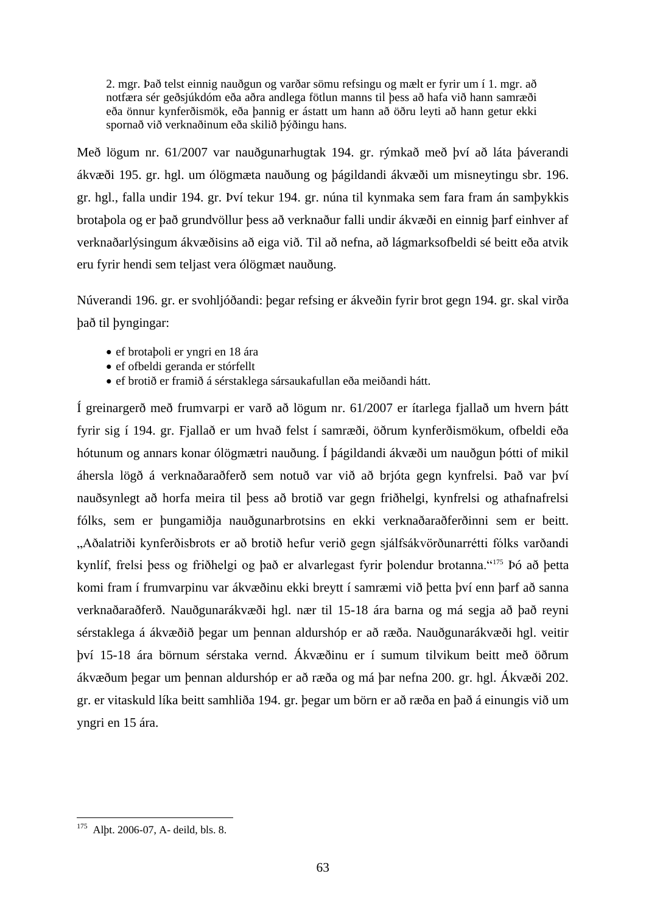> 2. mgr. Það telst einnig nauðgun og varðar sömu refsingu og mælt er fyrir um í 1. mgr. að notfæra sér geðsjúkdóm eða aðra andlega fötlun manns til þess að hafa við hann samræði eða önnur kynferðismök, eða þannig er ástatt um hann að öðru leyti að hann getur ekki spornað við verknaðinum eða skilið þýðingu hans.

Með lögum nr. 61/2007 var nauðgunarhugtak 194. gr. rýmkað með því að láta þáverandi ákvæði 195. gr. hgl. um ólögmæta nauðung og þágildandi ákvæði um misneytingu sbr. 196. gr. hgl., falla undir 194. gr. Því tekur 194. gr. núna til kynmaka sem fara fram án samþykkis brotaþola og er það grundvöllur þess að verknaður falli undir ákvæði en einnig þarf einhver af verknaðarlýsingum ákvæðisins að eiga við. Til að nefna, að lágmarksofbeldi sé beitt eða atvik eru fyrir hendi sem teljast vera ólögmæt nauðung.

Núverandi 196. gr. er svohljóðandi: þegar refsing er ákveðin fyrir brot gegn 194. gr. skal virða það til þyngingar:

- ef brotaþoli er yngri en 18 ára
- ef ofbeldi geranda er stórfellt
- ef brotið er framið á sérstaklega sársaukafullan eða meiðandi hátt.

Í greinargerð með frumvarpi er varð að lögum nr. 61/2007 er ítarlega fjallað um hvern þátt fyrir sig í 194. gr. Fjallað er um hvað felst í samræði, öðrum kynferðismökum, ofbeldi eða hótunum og annars konar ólögmætri nauðung. Í þágildandi ákvæði um nauðgun þótti of mikil áhersla lögð á verknaðaraðferð sem notuð var við að brjóta gegn kynfrelsi. Það var því nauðsynlegt að horfa meira til þess að brotið var gegn friðhelgi, kynfrelsi og athafnafrelsi fólks, sem er þungamiðja nauðgunarbrotsins en ekki verknaðaraðferðinni sem er beitt. „Aðalatriði kynferðisbrots er að brotið hefur verið gegn sjálfsákvörðunarrétti fólks varðandi kynlíf, frelsi þess og friðhelgi og það er alvarlegast fyrir þolendur brotanna.“[175] Þó að þetta komi fram í frumvarpinu var ákvæðinu ekki breytt í samræmi við þetta því enn þarf að sanna verknaðaraðferð. Nauðgunarákvæði hgl. nær til 15-18 ára barna og má segja að það reyni sérstaklega á ákvæðið þegar um þennan aldurshóp er að ræða. Nauðgunarákvæði hgl. veitir því 15-18 ára börnum sérstaka vernd. Ákvæðinu er í sumum tilvikum beitt með öðrum ákvæðum þegar um þennan aldurshóp er að ræða og má þar nefna 200. gr. hgl. Ákvæði 202. gr. er vitaskuld líka beitt samhliða 194. gr. þegar um börn er að ræða en það á einungis við um yngri en 15 ára.

---

[175] Alþt. 2006-07, A- deild, bls. 8.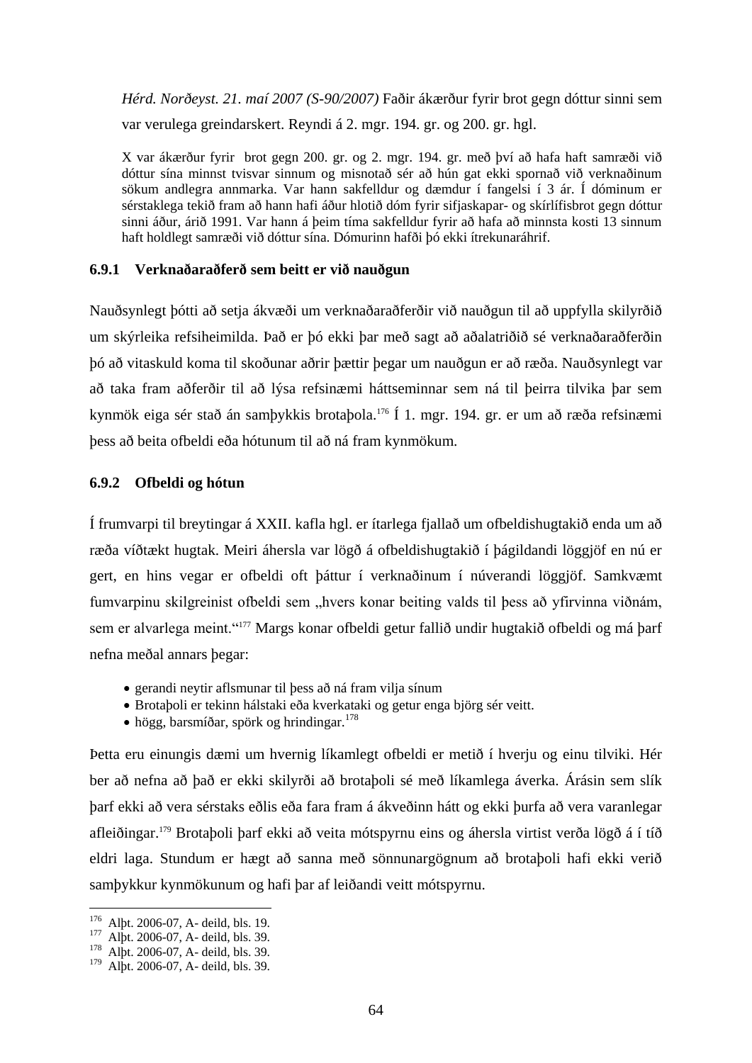*Hérd. Norðeyst. 21. maí 2007 (S-90/2007)* Faðir ákærður fyrir brot gegn dóttur sinni sem var verulega greindarskert. Reyndi á 2. mgr. 194. gr. og 200. gr. hgl.

X var ákærður fyrir brot gegn 200. gr. og 2. mgr. 194. gr. með því að hafa haft samræði við dóttur sína minnst tvisvar sinnum og misnotað sér að hún gat ekki spornað við verknaðinum sökum andlegra annmarka. Var hann sakfelldur og dæmdur í fangelsi í 3 ár. Í dóminum er sérstaklega tekið fram að hann hafi áður hlotið dóm fyrir sifjaskapar- og skírlífisbrot gegn dóttur sinni áður, árið 1991. Var hann á þeim tíma sakfelldur fyrir að hafa að minnsta kosti 13 sinnum haft holdlegt samræði við dóttur sína. Dómurinn hafði þó ekki ítrekunaráhrif.

### 6.9.1 Verknaðaraðferð sem beitt er við nauðgun

Nauðsynlegt þótti að setja ákvæði um verknaðaraðferðir við nauðgun til að uppfylla skilyrðið um skýrleika refsiheimilda. Það er þó ekki þar með sagt að aðalatriðið sé verknaðaraðferðin þó að vitaskuld koma til skoðunar aðrir þættir þegar um nauðgun er að ræða. Nauðsynlegt var að taka fram aðferðir til að lýsa refsinæmi háttseminnar sem ná til þeirra tilvika þar sem kynmök eiga sér stað án samþykkis brotaþola.[176] Í 1. mgr. 194. gr. er um að ræða refsinæmi þess að beita ofbeldi eða hótunum til að ná fram kynmökum.

### 6.9.2 Ofbeldi og hótun

Í frumvarpi til breytingar á XXII. kafla hgl. er ítarlega fjallað um ofbeldishugtakið enda um að ræða víðtækt hugtak. Meiri áhersla var lögð á ofbeldishugtakið í þágildandi löggjöf en nú er gert, en hins vegar er ofbeldi oft þáttur í verknaðinum í núverandi löggjöf. Samkvæmt fumvarpinu skilgreinist ofbeldi sem „hvers konar beiting valds til þess að yfirvinna viðnám, sem er alvarlega meint."[177] Margs konar ofbeldi getur fallið undir hugtakið ofbeldi og má þarf nefna meðal annars þegar:

- gerandi neytir aflsmunar til þess að ná fram vilja sínum
- Brotaþoli er tekinn hálstaki eða kverkataki og getur enga björg sér veitt.
- högg, barsmíðar, spörk og hrindingar.[178]

Þetta eru einungis dæmi um hvernig líkamlegt ofbeldi er metið í hverju og einu tilviki. Hér ber að nefna að það er ekki skilyrði að brotaþoli sé með líkamlega áverka. Árásin sem slík þarf ekki að vera sérstaks eðlis eða fara fram á ákveðinn hátt og ekki þurfa að vera varanlegar afleiðingar.[179] Brotaþoli þarf ekki að veita mótspyrnu eins og áhersla virtist verða lögð á í tíð eldri laga. Stundum er hægt að sanna með sönnunargögnum að brotaþoli hafi ekki verið samþykkur kynmökunum og hafi þar af leiðandi veitt mótspyrnu.

---

[176] Alþt. 2006-07, A- deild, bls. 19.
[177] Alþt. 2006-07, A- deild, bls. 39.
[178] Alþt. 2006-07, A- deild, bls. 39.
[179] Alþt. 2006-07, A- deild, bls. 39.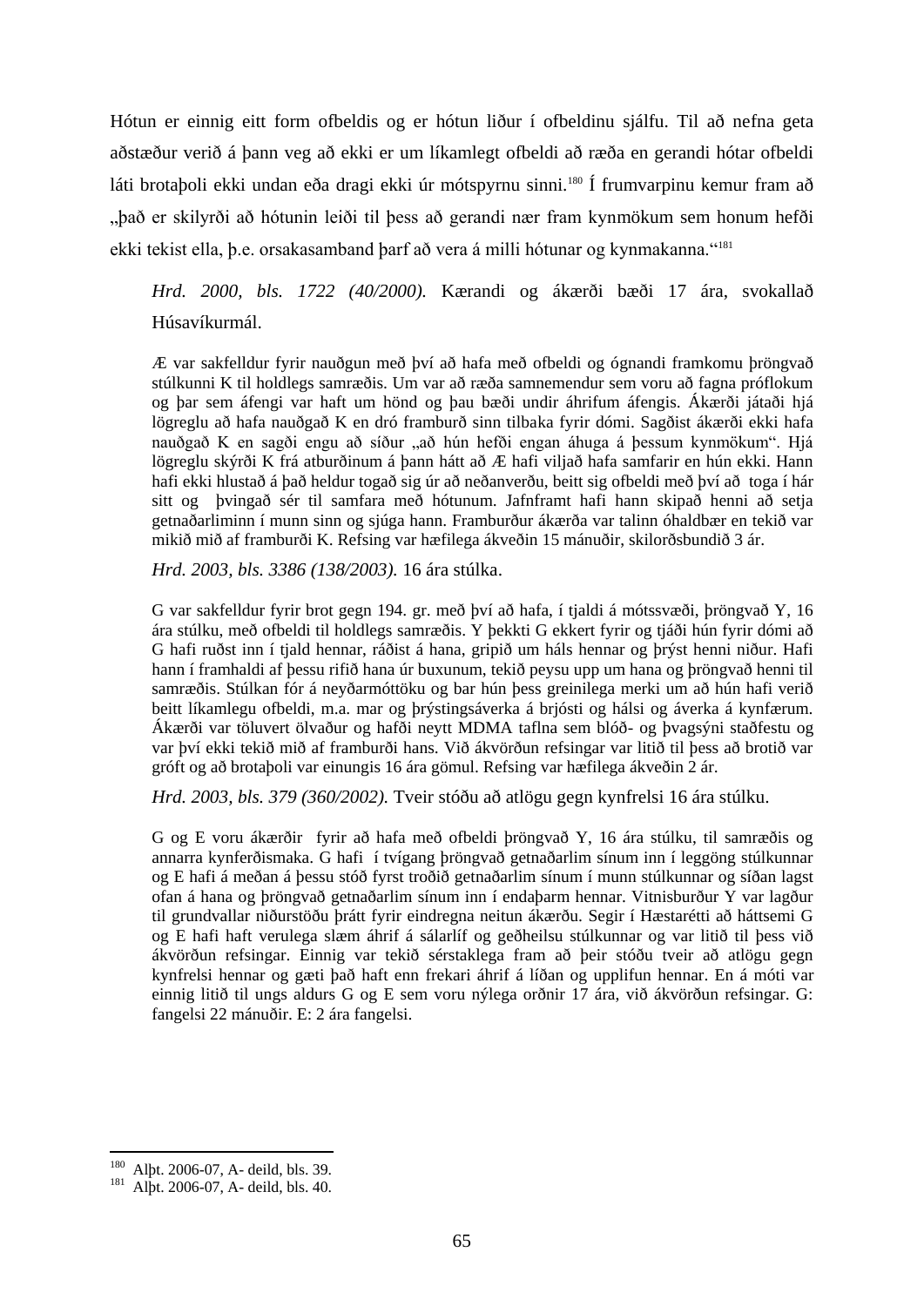Hótun er einnig eitt form ofbeldis og er hótun liður í ofbeldinu sjálfu. Til að nefna geta aðstæður verið á þann veg að ekki er um líkamlegt ofbeldi að ræða en gerandi hótar ofbeldi láti brotaþoli ekki undan eða dragi ekki úr mótspyrnu sinni.[180] Í frumvarpinu kemur fram að „það er skilyrði að hótunin leiði til þess að gerandi nær fram kynmökum sem honum hefði ekki tekist ella, þ.e. orsakasamband þarf að vera á milli hótunar og kynmakanna.“[181]

> *Hrd. 2000, bls. 1722 (40/2000).* Kærandi og ákærði bæði 17 ára, svokallað Húsavíkurmál.
>
> Æ var sakfelldur fyrir nauðgun með því að hafa með ofbeldi og ógnandi framkomu þröngvað stúlkunni K til holdlegs samræðis. Um var að ræða samnemendur sem voru að fagna próflokum og þar sem áfengi var haft um hönd og þau bæði undir áhrifum áfengis. Ákærði játaði hjá lögreglu að hafa nauðgað K en dró framburð sinn tilbaka fyrir dómi. Sagðist ákærði ekki hafa nauðgað K en sagði engu að síður „að hún hefði engan áhuga á þessum kynmökum“. Hjá lögreglu skýrði K frá atburðinum á þann hátt að Æ hafi viljað hafa samfarir en hún ekki. Hann hafi ekki hlustað á það heldur togað sig úr að neðanverðu, beitt sig ofbeldi með því að toga í hár sitt og þvingað sér til samfara með hótunum. Jafnframt hafi hann skipað henni að setja getnaðarliminn í munn sinn og sjúga hann. Framburður ákærða var talinn óhaldbær en tekið var mikið mið af framburði K. Refsing var hæfilega ákveðin 15 mánuðir, skilorðsbundið 3 ár.
>
> *Hrd. 2003, bls. 3386 (138/2003).* 16 ára stúlka.
>
> G var sakfelldur fyrir brot gegn 194. gr. með því að hafa, í tjaldi á mótssvæði, þröngvað Y, 16 ára stúlku, með ofbeldi til holdlegs samræðis. Y þekkti G ekkert fyrir og tjáði hún fyrir dómi að G hafi ruðst inn í tjald hennar, ráðist á hana, gripið um háls hennar og þrýst henni niður. Hafi hann í framhaldi af þessu rifið hana úr buxunum, tekið peysu upp um hana og þröngvað henni til samræðis. Stúlkan fór á neyðarmóttöku og bar hún þess greinilega merki um að hún hafi verið beitt líkamlegu ofbeldi, m.a. mar og þrýstingsáverka á brjósti og hálsi og áverka á kynfærum. Ákærði var töluvert ölvaður og hafði neytt MDMA taflna sem blóð- og þvagsýni staðfestu og var því ekki tekið mið af framburði hans. Við ákvörðun refsingar var litið til þess að brotið var gróft og að brotaþoli var einungis 16 ára gömul. Refsing var hæfilega ákveðin 2 ár.
>
> *Hrd. 2003, bls. 379 (360/2002).* Tveir stóðu að atlögu gegn kynfrelsi 16 ára stúlkur.
>
> G og E voru ákærðir fyrir að hafa með ofbeldi þröngvað Y, 16 ára stúlku, til samræðis og annarra kynferðismaka. G hafi í tvígang þröngvað getnaðarlim sínum inn í leggöng stúlkunnar og E hafi á meðan á þessu stóð fyrst troðið getnaðarlim sínum í munn stúlkunnar og síðan lagst ofan á hana og þröngvað getnaðarlim sínum inn í endaþarm hennar. Vitnisburður Y var lagður til grundvallar niðurstöðu þrátt fyrir eindregna neitun ákærðu. Segir í Hæstarétti að háttsemi G og E hafi haft verulega slæm áhrif á sálarlíf og geðheilsu stúlkunnar og var litið til þess við ákvörðun refsingar. Einnig var tekið sérstaklega fram að þeir stóðu tveir að atlögu gegn kynfrelsi hennar og gæti það haft enn frekari áhrif á líðan og upplifun hennar. En á móti var einnig litið til ungs aldurs G og E sem voru nýlega orðnir 17 ára, við ákvörðun refsingar. G: fangelsi 22 mánuðir. E: 2 ára fangelsi.

---

[180] Alþt. 2006-07, A- deild, bls. 39.

[181] Alþt. 2006-07, A- deild, bls. 40.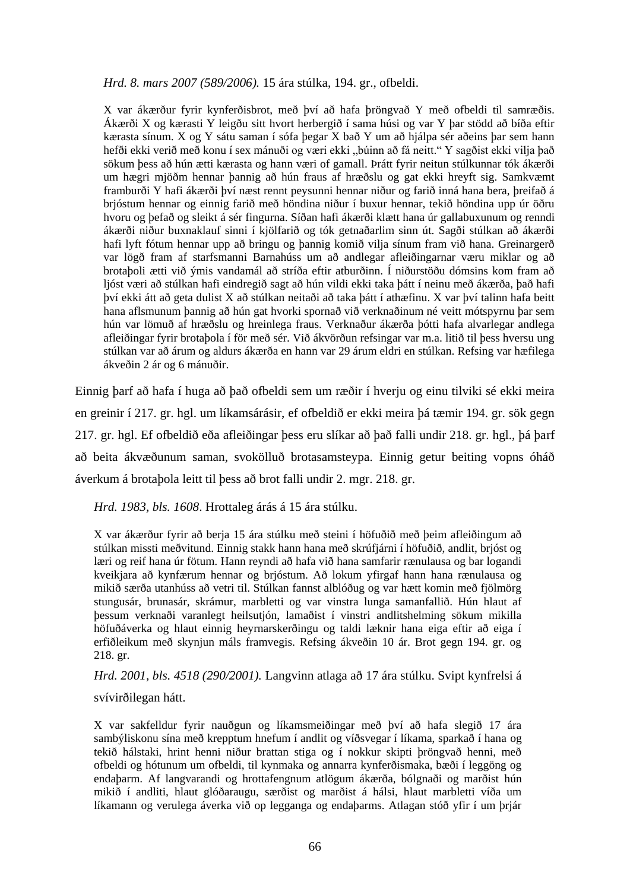*Hrd. 8. mars 2007 (589/2006).* 15 ára stúlka, 194. gr., ofbeldi.

> X var ákærður fyrir kynferðisbrot, með því að hafa þröngvað Y með ofbeldi til samræðis. Ákærði X og kærasti Y leigðu sitt hvort herbergið í sama húsi og var Y þar stödd að bíða eftir kærasta sínum. X og Y sátu saman í sófa þegar X bað Y um að hjálpa sér aðeins þar sem hann hefði ekki verið með konu í sex mánuði og væri ekki „búinn að fá neitt." Y sagðist ekki vilja það sökum þess að hún ætti kærasta og hann væri of gamall. Þrátt fyrir neitun stúlkunnar tók ákærði um hægri mjöðm hennar þannig að hún fraus af hræðslu og gat ekki hreyft sig. Samkvæmt framburði Y hafi ákærði því næst rennt peysunni hennar niður og farið inná hana bera, þreifað á brjóstum hennar og einnig farið með höndina niður í buxur hennar, tekið höndina upp úr öðru hvoru og þefað og sleikt á sér fingurna. Síðan hafi ákærði klætt hana úr gallabuxunum og renndi ákærði niður buxnaklauf sinni í kjölfarið og tók getnaðarlim sinn út. Sagði stúlkan að ákærði hafi lyft fótum hennar upp að bringu og þannig komið vilja sínum fram við hana. Greinargerð var lögð fram af starfsmanni Barnahúss um að andlegar afleiðingarnar væru miklar og að brotaþoli ætti við ýmis vandamál að stríða eftir atburðinn. Í niðurstöðu dómsins kom fram að ljóst væri að stúlkan hafi eindregið sagt að hún vildi ekki taka þátt í neinu með ákærða, það hafi því ekki átt að geta dulist X að stúlkan neitaði að taka þátt í athæfinu. X var því talinn hafa beitt hana aflsmunum þannig að hún gat hvorki spornað við verknaðinum né veitt mótspyrnu þar sem hún var lömuð af hræðslu og hreinlega fraus. Verknaður ákærða þótti hafa alvarlegar andlega afleiðingar fyrir brotaþola í för með sér. Við ákvörðun refsingar var m.a. litið til þess hversu ung stúlkan var að árum og aldurs ákærða en hann var 29 árum eldri en stúlkan. Refsing var hæfilega ákveðin 2 ár og 6 mánuðir.

Einnig þarf að hafa í huga að það ofbeldi sem um ræðir í hverju og einu tilviki sé ekki meira en greinir í 217. gr. hgl. um líkamsárásir, ef ofbeldið er ekki meira þá tæmir 194. gr. sök gegn 217. gr. hgl. Ef ofbeldið eða afleiðingar þess eru slíkar að það falli undir 218. gr. hgl., þá þarf að beita ákvæðunum saman, svokölluð brotasamsteypa. Einnig getur beiting vopns óháð áverkum á brotaþola leitt til þess að brot falli undir 2. mgr. 218. gr.

*Hrd. 1983, bls. 1608*. Hrottaleg árás á 15 ára stúlku.

> X var ákærður fyrir að berja 15 ára stúlku með steini í höfuðið með þeim afleiðingum að stúlkan missti meðvitund. Einnig stakk hann hana með skrúfjárni í höfuðið, andlit, brjóst og læri og reif hana úr fötum. Hann reyndi að hafa við hana samfarir rænulausa og bar logandi kveikjara að kynfærum hennar og brjóstum. Að lokum yfirgaf hann hana rænulausa og mikið særða utanhúss að vetri til. Stúlkan fannst alblóðug og var hætt komin með fjölmörg stungusár, brunasár, skrámur, marbletti og var vinstra lunga samanfallið. Hún hlaut af þessum verknaði varanlegt heilsutjón, lamaðist í vinstri andlitshelming sökum mikilla höfuðáverka og hlaut einnig heyrnarskerðingu og taldi læknir hana eiga eftir að eiga í erfiðleikum með skynjun máls framvegis. Refsing ákveðin 10 ár. Brot gegn 194. gr. og 218. gr.

*Hrd. 2001, bls. 4518 (290/2001).* Langvinn atlaga að 17 ára stúlku. Svipt kynfrelsi á svívirðilegan hátt.

> X var sakfelldur fyrir nauðgun og líkamsmeiðingar með því að hafa slegið 17 ára sambýliskonu sína með krepptum hnefum í andlit og víðsvegar í líkama, sparkað í hana og tekið hálstaki, hrint henni niður brattan stiga og í nokkur skipti þröngvað henni, með ofbeldi og hótunum um ofbeldi, til kynmaka og annarra kynferðismaka, bæði í leggöng og endaþarm. Af langvarandi og hrottafengnum atlögum ákærða, bólgnaði og marðist hún mikið í andliti, hlaut glóðaraugu, særðist og marðist á hálsi, hlaut marbletti víða um líkamann og verulega áverka við op legganga og endaþarms. Atlagan stóð yfir í um þrjár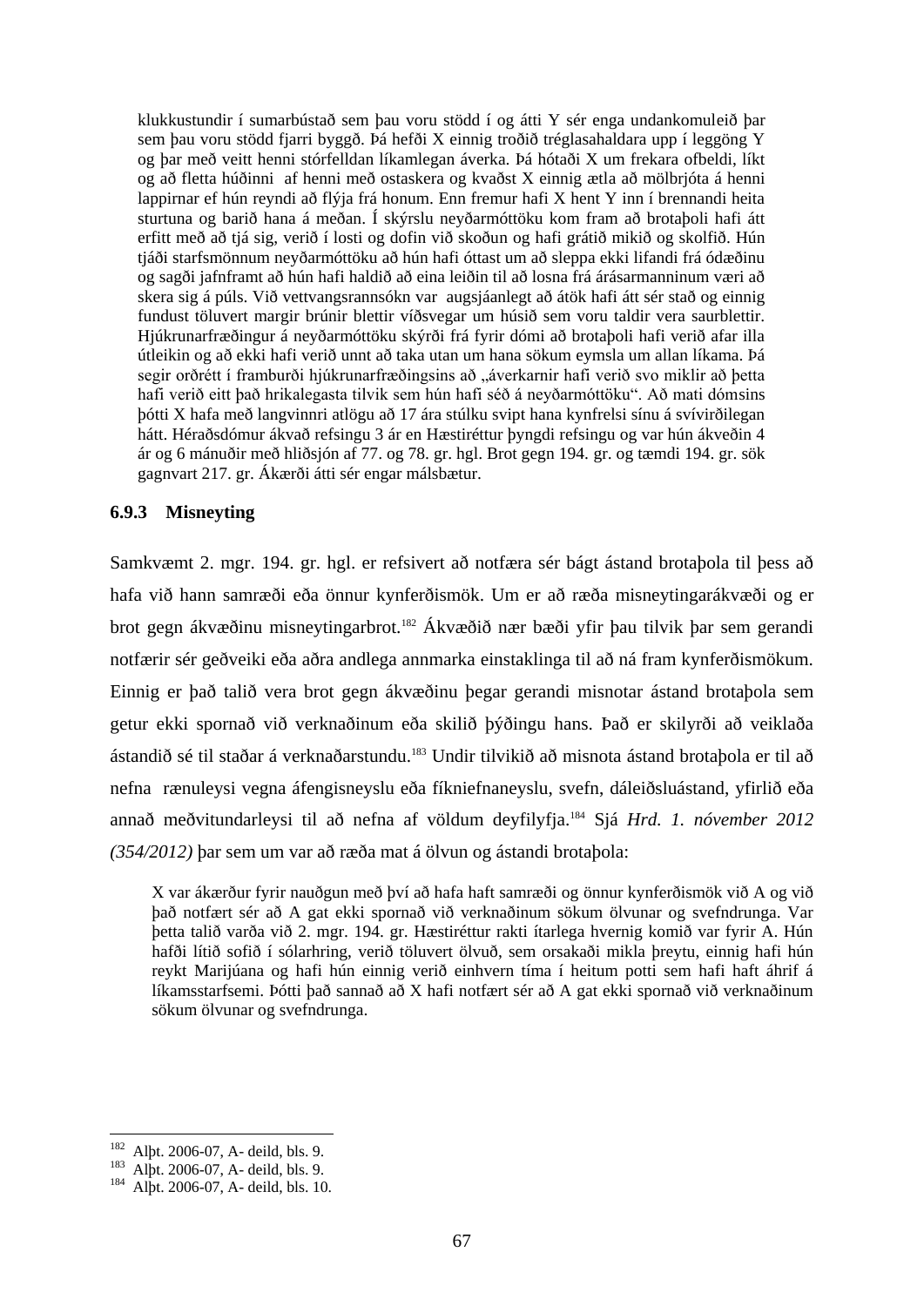> klukkustundir í sumarbústað sem þau voru stödd í og átti Y sér enga undankomuleið þar sem þau voru stödd fjarri byggð. Þá hefði X einnig troðið tréglasahaldara upp í leggöng Y og þar með veitt henni stórfelldan líkamlegan áverka. Þá hótaði X um frekara ofbeldi, líkt og að fletta húðinni af henni með ostaskera og kvaðst X einnig ætla að mölbrjóta á henni lappirnar ef hún reyndi að flýja frá honum. Enn fremur hafi X hent Y inn í brennandi heita sturtuna og barið hana á meðan. Í skýrslu neyðarmóttöku kom fram að brotaþoli hafi átt erfitt með að tjá sig, verið í losti og dofin við skoðun og hafi grátið mikið og skolfið. Hún tjáði starfsmönnum neyðarmóttöku að hún hafi óttast um að sleppa ekki lifandi frá ódæðinu og sagði jafnframt að hún hafi haldið að eina leiðin til að losna frá árásarmanninum væri að skera sig á púls. Við vettvangsrannsókn var augsjáanlegt að átök hafi átt sér stað og einnig fundust töluvert margir brúnir blettir víðsvegar um húsið sem voru taldir vera saurblettir. Hjúkrunarfræðingur á neyðarmóttöku skýrði frá fyrir dómi að brotaþoli hafi verið afar illa útleikin og að ekki hafi verið unnt að taka utan um hana sökum eymsla um allan líkama. Þá segir orðrétt í framburði hjúkrunarfræðingsins að „áverkarnir hafi verið svo miklir að þetta hafi verið eitt það hrikalegasta tilvik sem hún hafi séð á neyðarmóttöku“. Að mati dómsins þótti X hafa með langvinnri atlögu að 17 ára stúlku svipt hana kynfrelsi sínu á svívirðilegan hátt. Héraðsdómur ákvað refsingu 3 ár en Hæstiréttur þyngdi refsingu og var hún ákveðin 4 ár og 6 mánuðir með hliðsjón af 77. og 78. gr. hgl. Brot gegn 194. gr. og tæmdi 194. gr. sök gagnvart 217. gr. Ákærði átti sér engar málsbætur.

### 6.9.3 Misneyting

Samkvæmt 2. mgr. 194. gr. hgl. er refsivert að notfæra sér bágt ástand brotaþola til þess að hafa við hann samræði eða önnur kynferðismök. Um er að ræða misneytingarákvæði og er brot gegn ákvæðinu misneytingarbrot.[182] Ákvæðið nær bæði yfir þau tilvik þar sem gerandi notfærir sér geðveiki eða aðra andlega annmarka einstaklinga til að ná fram kynferðismökum. Einnig er það talið vera brot gegn ákvæðinu þegar gerandi misnotar ástand brotaþola sem getur ekki spornað við verknaðinum eða skilið þýðingu hans. Það er skilyrði að veiklaða ástandið sé til staðar á verknaðarstundu.[183] Undir tilvikið að misnota ástand brotaþola er til að nefna rænuleysi vegna áfengisneyslu eða fíkniefnaneyslu, svefn, dáleiðsluástand, yfirlið eða annað meðvitundarleysi til að nefna af völdum deyfilyfja.[184] Sjá *Hrd. 1. nóvember 2012 (354/2012)* þar sem um var að ræða mat á ölvun og ástandi brotaþola:

> X var ákærður fyrir nauðgun með því að hafa haft samræði og önnur kynferðismök við A og við það notfært sér að A gat ekki spornað við verknaðinum sökum ölvunar og svefndrunga. Var þetta talið varða við 2. mgr. 194. gr. Hæstiréttur rakti ítarlega hvernig komið var fyrir A. Hún hafði lítið sofið í sólarhring, verið töluvert ölvuð, sem orsakaði mikla þreytu, einnig hafi hún reykt Marijúana og hafi hún einnig verið einhvern tíma í heitum potti sem hafi haft áhrif á líkamsstarfsemi. Þótti það sannað að X hafi notfært sér að A gat ekki spornað við verknaðinum sökum ölvunar og svefndrunga.

---

[182] Alþt. 2006-07, A- deild, bls. 9.

[183] Alþt. 2006-07, A- deild, bls. 9.

[184] Alþt. 2006-07, A- deild, bls. 10.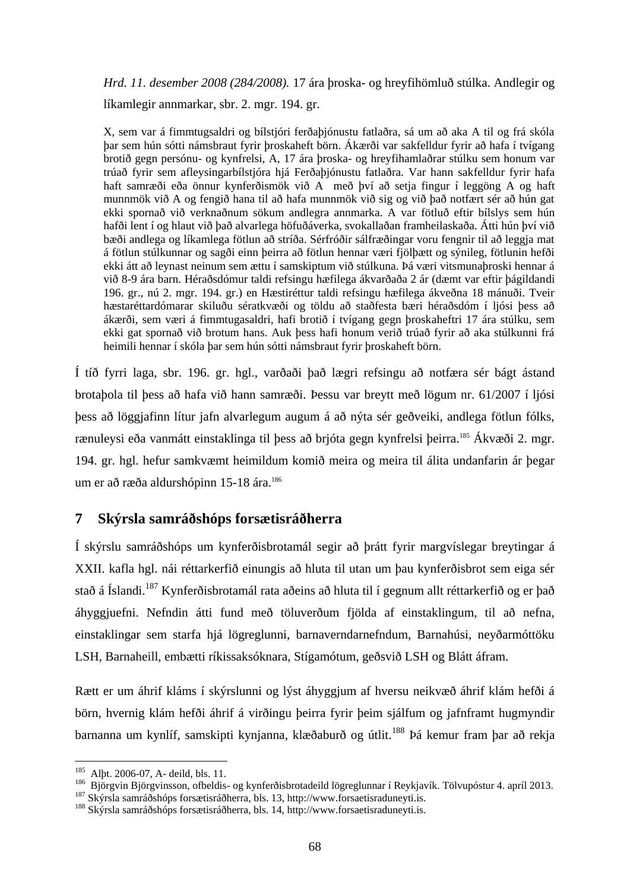*Hrd. 11. desember 2008 (284/2008).* 17 ára þroska- og hreyfihömluð stúlka. Andlegir og líkamlegir annmarkar, sbr. 2. mgr. 194. gr.

> X, sem var á fimmtugsaldri og bílstjóri ferðaþjónustu fatlaðra, sá um að aka A til og frá skóla þar sem hún sótti námsbraut fyrir þroskaheft börn. Ákærði var sakfelldur fyrir að hafa í tvígang brotið gegn persónu- og kynfrelsi, A, 17 ára þroska- og hreyfihamlaðrar stúlku sem honum var trúað fyrir sem afleysingarbílstjóra hjá Ferðaþjónustu fatlaðra. Var hann sakfelldur fyrir hafa haft samræði eða önnur kynferðismök við A með því að setja fingur í leggöng A og haft munnmök við A og fengið hana til að hafa munnmök við sig og við það notfært sér að hún gat ekki spornað við verknaðnum sökum andlegra annmarka. A var fötluð eftir bílslys sem hún hafði lent í og hlaut við það alvarlega höfuðáverka, svokallaðan framheilaskaða. Átti hún því við bæði andlega og líkamlega fötlun að stríða. Sérfróðir sálfræðingar voru fengnir til að leggja mat á fötlun stúlkunnar og sagði einn þeirra að fötlun hennar væri fjölþætt og sýnileg, fötlunin hefði ekki átt að leynast neinum sem ættu í samskiptum við stúlkuna. Þá væri vitsmunaþroski hennar á við 8-9 ára barn. Héraðsdómur taldi refsingu hæfilega ákvarðaða 2 ár (dæmt var eftir þágildandi 196. gr., nú 2. mgr. 194. gr.) en Hæstiréttur taldi refsingu hæfilega ákveðna 18 mánuði. Tveir hæstaréttardómarar skiluðu sératkvæði og töldu að staðfesta bæri héraðsdóm í ljósi þess að ákærði, sem væri á fimmtugsaldri, hafi brotið í tvígang gegn þroskaheftri 17 ára stúlku, sem ekki gat spornað við brotum hans. Auk þess hafi honum verið trúað fyrir að aka stúlkunni frá heimili hennar í skóla þar sem hún sótti námsbraut fyrir þroskaheft börn.

Í tíð fyrri laga, sbr. 196. gr. hgl., varðaði það lægri refsingu að notfæra sér bágt ástand brotaþola til þess að hafa við hann samræði. Þessu var breytt með lögum nr. 61/2007 í ljósi þess að löggjafinn lítur jafn alvarlegum augum á að nýta sér geðveiki, andlega fötlun fólks, rænuleysi eða vanmátt einstaklinga til þess að brjóta gegn kynfrelsi þeirra.[185] Ákvæði 2. mgr. 194. gr. hgl. hefur samkvæmt heimildum komið meira og meira til álita undanfarin ár þegar um er að ræða aldurshópinn 15-18 ára.[186]

## 7 Skýrsla samráðshóps forsætisráðherra

Í skýrslu samráðshóps um kynferðisbrotamál segir að þrátt fyrir margvíslegar breytingar á XXII. kafla hgl. nái réttarkerfið einungis að hluta til utan um þau kynferðisbrot sem eiga sér stað á Íslandi.[187] Kynferðisbrotamál rata aðeins að hluta til í gegnum allt réttarkerfið og er það áhyggjuefni. Nefndin átti fund með töluverðum fjölda af einstaklingum, til að nefna, einstaklingar sem starfa hjá lögreglunni, barnaverndarnefndum, Barnahúsi, neyðarmóttöku LSH, Barnaheill, embætti ríkissaksóknara, Stígamótum, geðsvið LSH og Blátt áfram.

Rætt er um áhrif kláms í skýrslunni og lýst áhyggjum af hversu neikvæð áhrif klám hefði á börn, hvernig klám hefði áhrif á virðingu þeirra fyrir þeim sjálfum og jafnframt hugmyndir barnanna um kynlíf, samskipti kynjanna, klæðaburð og útlit.[188] Þá kemur fram þar að rekja

[185] Alþt. 2006-07, A- deild, bls. 11.
[186] Björgvin Björgvinsson, ofbeldis- og kynferðisbrotadeild lögreglunnar í Reykjavík. Tölvupóstur 4. apríl 2013.
[187] Skýrsla samráðshóps forsætisráðherra, bls. 13, http://www.forsaetisraduneyti.is.
[188] Skýrsla samráðshóps forsætisráðherra, bls. 14, http://www.forsaetisraduneyti.is.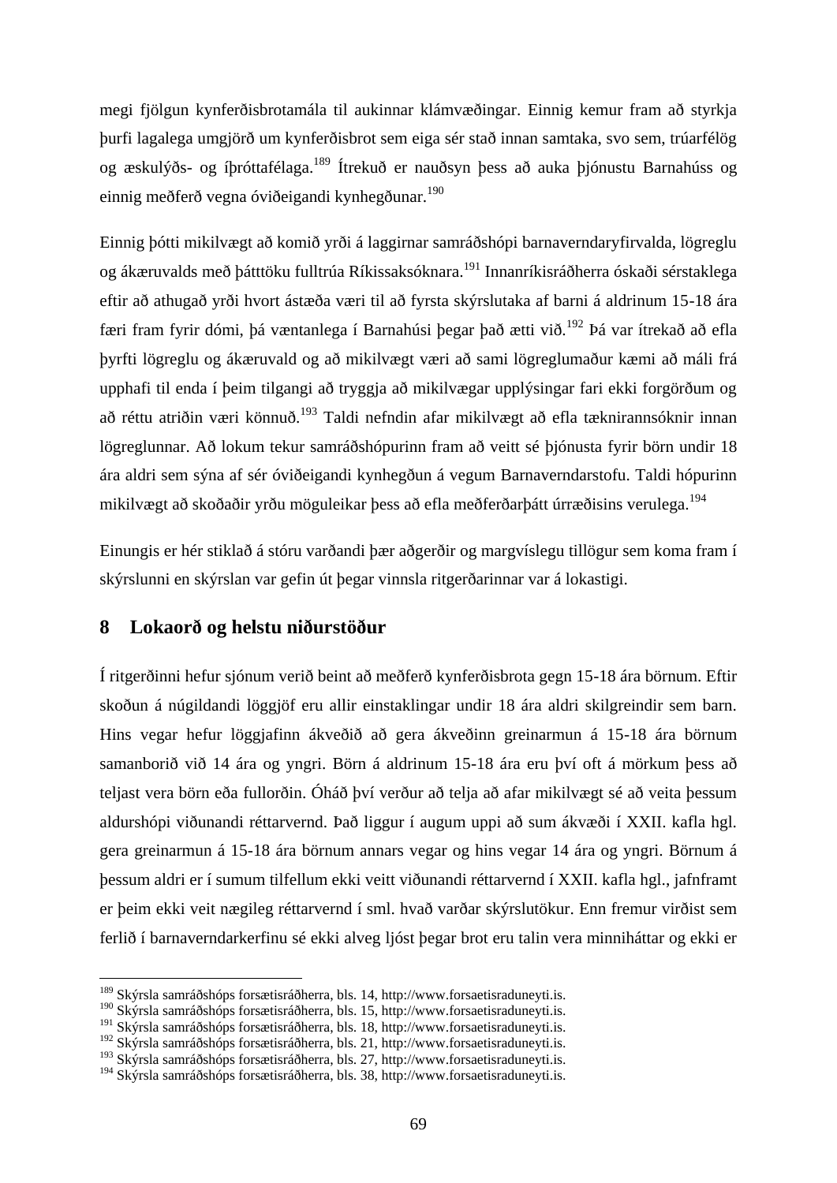megi fjölgun kynferðisbrotamála til aukinnar klámvæðingar. Einnig kemur fram að styrkja þurfi lagalega umgjörð um kynferðisbrot sem eiga sér stað innan samtaka, svo sem, trúarfélög og æskulýðs- og íþróttafélaga.[189] Ítrekuð er nauðsyn þess að auka þjónustu Barnahúss og einnig meðferð vegna óviðeigandi kynhegðunar.[190]

Einnig þótti mikilvægt að komið yrði á laggirnar samráðshópi barnaverndaryfirvalda, lögreglu og ákæruvalds með þátttöku fulltrúa Ríkissaksóknara.[191] Innanríkisráðherra óskaði sérstaklega eftir að athugað yrði hvort ástæða væri til að fyrsta skýrslutaka af barni á aldrinum 15-18 ára færi fram fyrir dómi, þá væntanlega í Barnahúsi þegar það ætti við.[192] Þá var ítrekað að efla þyrfti lögreglu og ákæruvald og að mikilvægt væri að sami lögreglumaður kæmi að máli frá upphafi til enda í þeim tilgangi að tryggja að mikilvægar upplýsingar fari ekki forgörðum og að réttu atriðin væri könnuð.[193] Taldi nefndin afar mikilvægt að efla tæknirannsóknir innan lögreglunnar. Að lokum tekur samráðshópurinn fram að veitt sé þjónusta fyrir börn undir 18 ára aldri sem sýna af sér óviðeigandi kynhegðun á vegum Barnaverndarstofu. Taldi hópurinn mikilvægt að skoðaðir yrðu möguleikar þess að efla meðferðarþátt úrræðisins verulega.[194]

Einungis er hér stiklað á stóru varðandi þær aðgerðir og margvíslegu tillögur sem koma fram í skýrslunni en skýrslan var gefin út þegar vinnsla ritgerðarinnar var á lokastigi.

## 8 Lokaorð og helstu niðurstöður

Í ritgerðinni hefur sjónum verið beint að meðferð kynferðisbrota gegn 15-18 ára börnum. Eftir skoðun á núgildandi löggjöf eru allir einstaklingar undir 18 ára aldri skilgreindir sem barn. Hins vegar hefur löggjafinn ákveðið að gera ákveðinn greinarmun á 15-18 ára börnum samanborið við 14 ára og yngri. Börn á aldrinum 15-18 ára eru því oft á mörkum þess að teljast vera börn eða fullorðin. Óháð því verður að telja að afar mikilvægt sé að veita þessum aldurshópi viðunandi réttarvernd. Það liggur í augum uppi að sum ákvæði í XXII. kafla hgl. gera greinarmun á 15-18 ára börnum annars vegar og hins vegar 14 ára og yngri. Börnum á þessum aldri er í sumum tilfellum ekki veitt viðunandi réttarvernd í XXII. kafla hgl., jafnframt er þeim ekki veit nægileg réttarvernd í sml. hvað varðar skýrslutökur. Enn fremur virðist sem ferlið í barnaverndarkerfinu sé ekki alveg ljóst þegar brot eru talin vera minniháttar og ekki er

---

[189] Skýrsla samráðshóps forsætisráðherra, bls. 14, http://www.forsaetisraduneyti.is.
[190] Skýrsla samráðshóps forsætisráðherra, bls. 15, http://www.forsaetisraduneyti.is.
[191] Skýrsla samráðshóps forsætisráðherra, bls. 18, http://www.forsaetisraduneyti.is.
[192] Skýrsla samráðshóps forsætisráðherra, bls. 21, http://www.forsaetisraduneyti.is.
[193] Skýrsla samráðshóps forsætisráðherra, bls. 27, http://www.forsaetisraduneyti.is.
[194] Skýrsla samráðshóps forsætisráðherra, bls. 38, http://www.forsaetisraduneyti.is.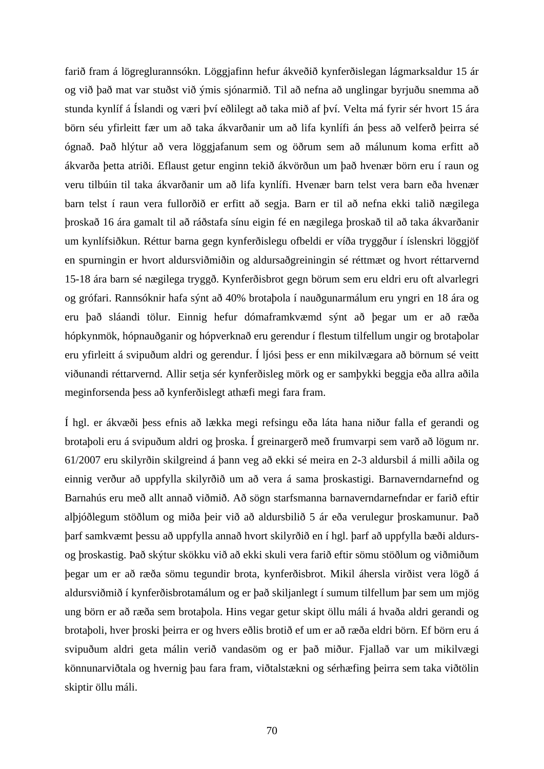farið fram á lögreglurannsókn. Löggjafinn hefur ákveðið kynferðislegan lágmarksaldur 15 ár og við það mat var stuðst við ýmis sjónarmið. Til að nefna að unglingar byrjuðu snemma að stunda kynlíf á Íslandi og væri því eðlilegt að taka mið af því. Velta má fyrir sér hvort 15 ára börn séu yfirleitt fær um að taka ákvarðanir um að lifa kynlífi án þess að velferð þeirra sé ógnað. Það hlýtur að vera löggjafanum sem og öðrum sem að málunum koma erfitt að ákvarða þetta atriði. Eflaust getur enginn tekið ákvörðun um það hvenær börn eru í raun og veru tilbúin til taka ákvarðanir um að lifa kynlífi. Hvenær barn telst vera barn eða hvenær barn telst í raun vera fullorðið er erfitt að segja. Barn er til að nefna ekki talið nægilega þroskað 16 ára gamalt til að ráðstafa sínu eigin fé en nægilega þroskað til að taka ákvarðanir um kynlífsiðkun. Réttur barna gegn kynferðislegu ofbeldi er víða tryggður í íslenskri löggjöf en spurningin er hvort aldursviðmiðin og aldursaðgreiningin sé réttmæt og hvort réttarvernd 15-18 ára barn sé nægilega tryggð. Kynferðisbrot gegn börum sem eru eldri eru oft alvarlegri og grófari. Rannsóknir hafa sýnt að 40% brotaþola í nauðgunarmálum eru yngri en 18 ára og eru það sláandi tölur. Einnig hefur dómaframkvæmd sýnt að þegar um er að ræða hópkynmök, hópnauðganir og hópverknað eru gerendur í flestum tilfellum ungir og brotaþolar eru yfirleitt á svipuðum aldri og gerendur. Í ljósi þess er enn mikilvægara að börnum sé veitt viðunandi réttarvernd. Allir setja sér kynferðisleg mörk og er samþykki beggja eða allra aðila meginforsenda þess að kynferðislegt athæfi megi fara fram.

Í hgl. er ákvæði þess efnis að lækka megi refsingu eða láta hana niður falla ef gerandi og brotaþoli eru á svipuðum aldri og þroska. Í greinargerð með frumvarpi sem varð að lögum nr. 61/2007 eru skilyrðin skilgreind á þann veg að ekki sé meira en 2-3 aldursbil á milli aðila og einnig verður að uppfylla skilyrðið um að vera á sama þroskastigi. Barnaverndarnefnd og Barnahús eru með allt annað viðmið. Að sögn starfsmanna barnaverndarnefndar er farið eftir alþjóðlegum stöðlum og miða þeir við að aldursbilið 5 ár eða verulegur þroskamunur. Það þarf samkvæmt þessu að uppfylla annað hvort skilyrðið en í hgl. þarf að uppfylla bæði aldurs- og þroskastig. Það skýtur skökku við að ekki skuli vera farið eftir sömu stöðlum og viðmiðum þegar um er að ræða sömu tegundir brota, kynferðisbrot. Mikil áhersla virðist vera lögð á aldursviðmið í kynferðisbrotamálum og er það skiljanlegt í sumum tilfellum þar sem um mjög ung börn er að ræða sem brotaþola. Hins vegar getur skipt öllu máli á hvaða aldri gerandi og brotaþoli, hver þroski þeirra er og hvers eðlis brotið ef um er að ræða eldri börn. Ef börn eru á svipuðum aldri geta málin verið vandasöm og er það miður. Fjallað var um mikilvægi könnunarviðtala og hvernig þau fara fram, viðtalstækni og sérhæfing þeirra sem taka viðtölin skiptir öllu máli.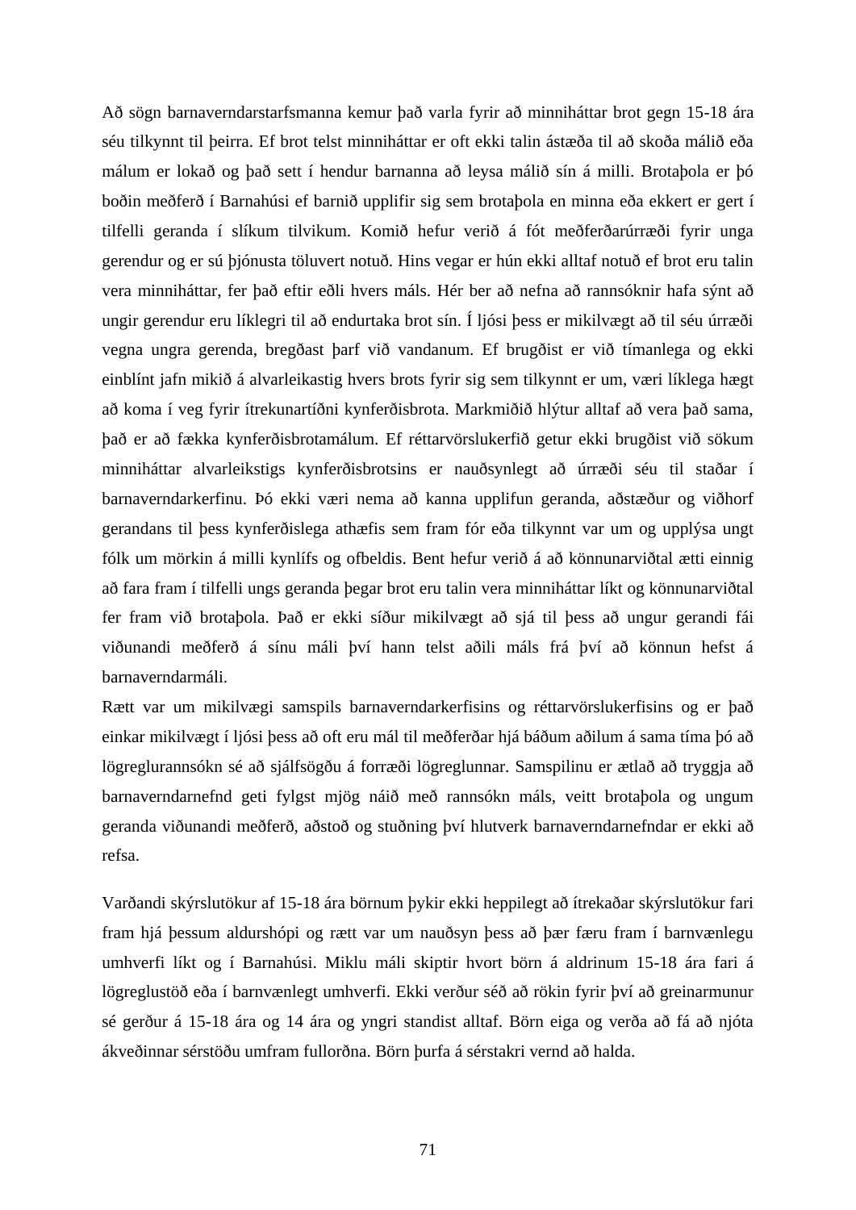Að sögn barnaverndarstarfsmanna kemur það varla fyrir að minniháttar brot gegn 15-18 ára séu tilkynnt til þeirra. Ef brot telst minniháttar er oft ekki talin ástæða til að skoða málið eða málum er lokað og það sett í hendur barnanna að leysa málið sín á milli. Brotaþola er þó boðin meðferð í Barnahúsi ef barnið upplifir sig sem brotaþola en minna eða ekkert er gert í tilfelli geranda í slíkum tilvikum. Komið hefur verið á fót meðferðarúrræði fyrir unga gerendur og er sú þjónusta töluvert notuð. Hins vegar er hún ekki alltaf notuð ef brot eru talin vera minniháttar, fer það eftir eðli hvers máls. Hér ber að nefna að rannsóknir hafa sýnt að ungir gerendur eru líklegri til að endurtaka brot sín. Í ljósi þess er mikilvægt að til séu úrræði vegna ungra gerenda, bregðast þarf við vandanum. Ef brugðist er við tímanlega og ekki einblínt jafn mikið á alvarleikastig hvers brots fyrir sig sem tilkynnt er um, væri líklega hægt að koma í veg fyrir ítrekunartíðni kynferðisbrota. Markmiðið hlýtur alltaf að vera það sama, það er að fækka kynferðisbrotamálum. Ef réttarvörslukerfið getur ekki brugðist við sökum minniháttar alvarleikstigs kynferðisbrotsins er nauðsynlegt að úrræði séu til staðar í barnaverndarkerfinu. Þó ekki væri nema að kanna upplifun geranda, aðstæður og viðhorf gerandans til þess kynferðislega athæfis sem fram fór eða tilkynnt var um og upplýsa ungt fólk um mörkin á milli kynlífs og ofbeldis. Bent hefur verið á að könnunarviðtal ætti einnig að fara fram í tilfelli ungs geranda þegar brot eru talin vera minniháttar líkt og könnunarviðtal fer fram við brotaþola. Það er ekki síður mikilvægt að sjá til þess að ungur gerandi fái viðunandi meðferð á sínu máli því hann telst aðili máls frá því að könnun hefst á barnaverndarmáli.

Rætt var um mikilvægi samspils barnaverndarkerfisins og réttarvörslukerfisins og er það einkar mikilvægt í ljósi þess að oft eru mál til meðferðar hjá báðum aðilum á sama tíma þó að lögreglurannsókn sé að sjálfsögðu á forræði lögreglunnar. Samspilinu er ætlað að tryggja að barnaverndarnefnd geti fylgst mjög náið með rannsókn máls, veitt brotaþola og ungum geranda viðunandi meðferð, aðstoð og stuðning því hlutverk barnaverndarnefndar er ekki að refsa.

Varðandi skýrslutökur af 15-18 ára börnum þykir ekki heppilegt að ítrekaðar skýrslutökur fari fram hjá þessum aldurshópi og rætt var um nauðsyn þess að þær færu fram í barnvænlegu umhverfi líkt og í Barnahúsi. Miklu máli skiptir hvort börn á aldrinum 15-18 ára fari á lögreglustöð eða í barnvænlegt umhverfi. Ekki verður séð að rökin fyrir því að greinarmunur sé gerður á 15-18 ára og 14 ára og yngri standist alltaf. Börn eiga og verða að fá að njóta ákveðinnar sérstöðu umfram fullorðna. Börn þurfa á sérstakri vernd að halda.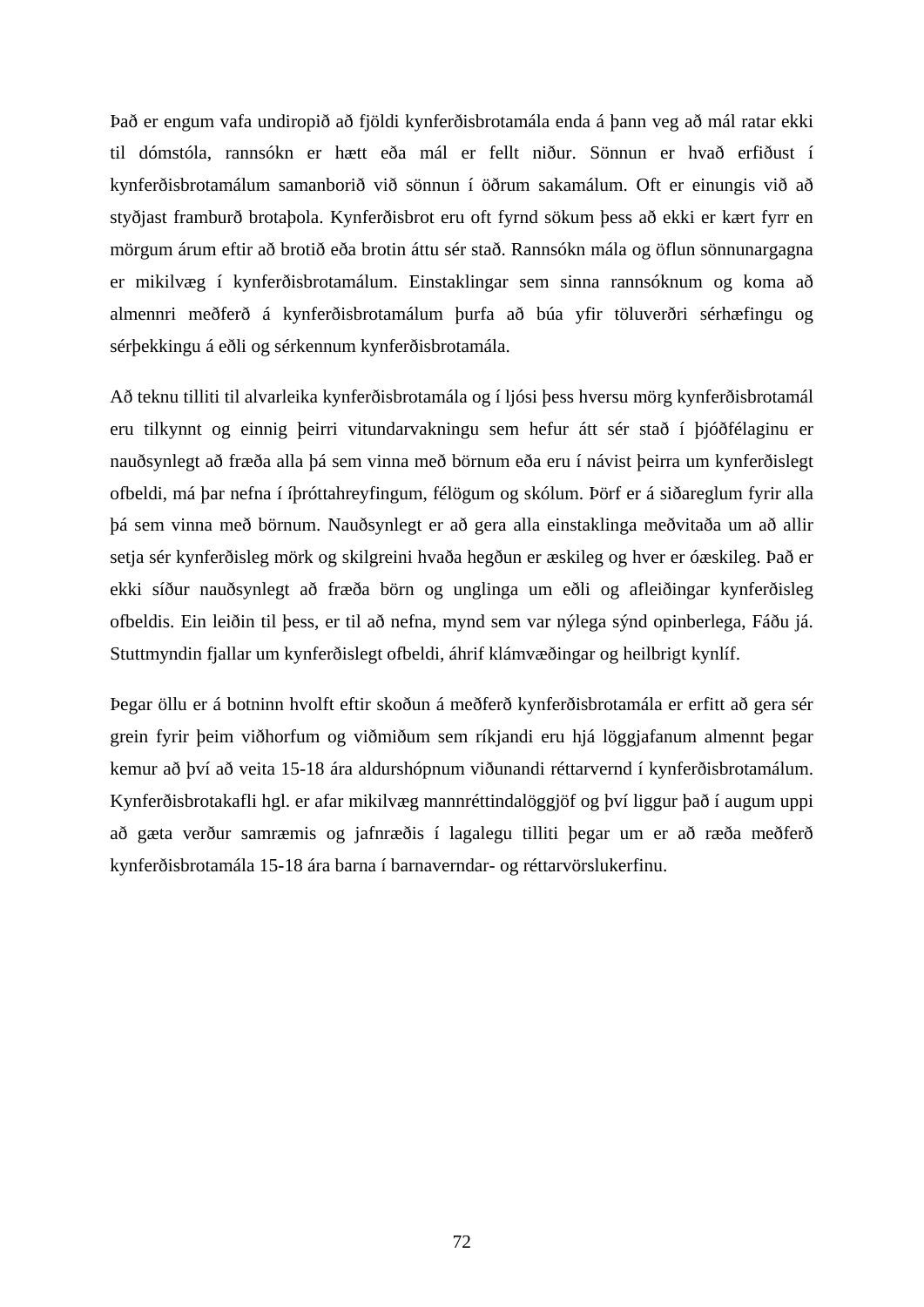Það er engum vafa undiropið að fjöldi kynferðisbrotamála enda á þann veg að mál ratar ekki til dómstóla, rannsókn er hætt eða mál er fellt niður. Sönnun er hvað erfiðust í kynferðisbrotamálum samanborið við sönnun í öðrum sakamálum. Oft er einungis við að styðjast framburð brotaþola. Kynferðisbrot eru oft fyrnd sökum þess að ekki er kært fyrr en mörgum árum eftir að brotið eða brotin áttu sér stað. Rannsókn mála og öflun sönnunargagna er mikilvæg í kynferðisbrotamálum. Einstaklingar sem sinna rannsóknum og koma að almennri meðferð á kynferðisbrotamálum þurfa að búa yfir töluverðri sérhæfingu og sérþekkingu á eðli og sérkennum kynferðisbrotamála.

Að teknu tilliti til alvarleika kynferðisbrotamála og í ljósi þess hversu mörg kynferðisbrotamál eru tilkynnt og einnig þeirri vitundarvakningu sem hefur átt sér stað í þjóðfélaginu er nauðsynlegt að fræða alla þá sem vinna með börnum eða eru í návist þeirra um kynferðislegt ofbeldi, má þar nefna í íþróttahreyfingum, félögum og skólum. Þörf er á siðareglum fyrir alla þá sem vinna með börnum. Nauðsynlegt er að gera alla einstaklinga meðvitaða um að allir setja sér kynferðisleg mörk og skilgreini hvaða hegðun er æskileg og hver er óæskileg. Það er ekki síður nauðsynlegt að fræða börn og unglinga um eðli og afleiðingar kynferðisleg ofbeldis. Ein leiðin til þess, er til að nefna, mynd sem var nýlega sýnd opinberlega, Fáðu já. Stuttmyndin fjallar um kynferðislegt ofbeldi, áhrif klámvæðingar og heilbrigt kynlíf.

Þegar öllu er á botninn hvolft eftir skoðun á meðferð kynferðisbrotamála er erfitt að gera sér grein fyrir þeim viðhorfum og viðmiðum sem ríkjandi eru hjá löggjafanum almennt þegar kemur að því að veita 15-18 ára aldurshópnum viðunandi réttarvernd í kynferðisbrotamálum. Kynferðisbrotakafli hgl. er afar mikilvæg mannréttindalöggjöf og því liggur það í augum uppi að gæta verður samræmis og jafnræðis í lagalegu tilliti þegar um er að ræða meðferð kynferðisbrotamála 15-18 ára barna í barnaverndar- og réttarvörslukerfinu.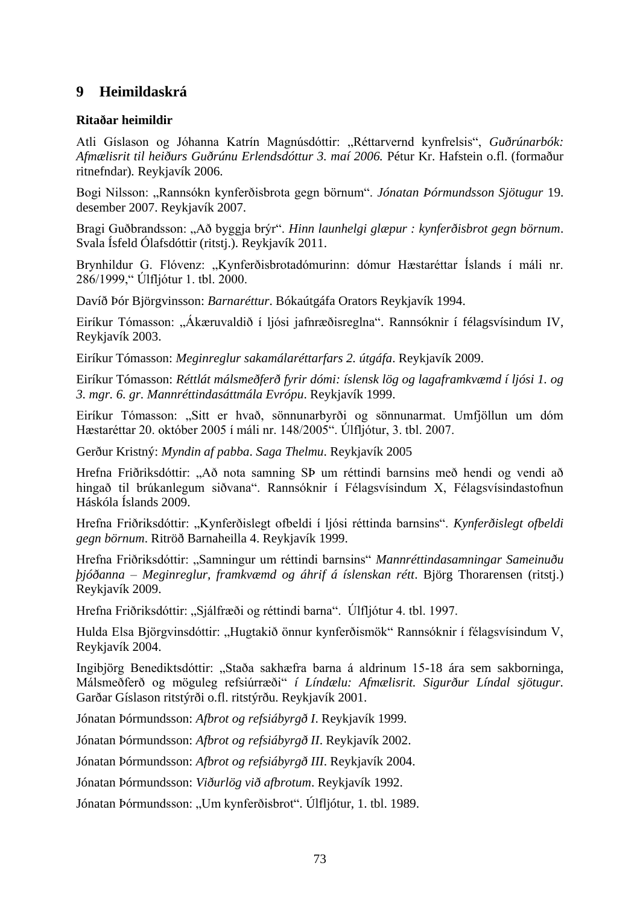# 9 Heimildaskrá

**Ritaðar heimildir**

Atli Gíslason og Jóhanna Katrín Magnúsdóttir: „Réttarvernd kynfrelsis“, *Guðrúnarbók: Afmælisrit til heiðurs Guðrúnu Erlendsdóttur 3. maí 2006.* Pétur Kr. Hafstein o.fl. (formaður ritnefndar). Reykjavík 2006.

Bogi Nilsson: „Rannsókn kynferðisbrota gegn börnum“. *Jónatan Þórmundsson Sjötugur* 19. desember 2007. Reykjavík 2007.

Bragi Guðbrandsson: „Að byggja brýr“. *Hinn launhelgi glæpur : kynferðisbrot gegn börnum*. Svala Ísfeld Ólafsdóttir (ritstj.). Reykjavík 2011.

Brynhildur G. Flóvenz: „Kynferðisbrotadómurinn: dómur Hæstaréttar Íslands í máli nr. 286/1999,“ Úlfljótur 1. tbl. 2000.

Davíð Þór Björgvinsson: *Barnaréttur*. Bókaútgáfa Orators Reykjavík 1994.

Eiríkur Tómasson: „Ákæruvaldið í ljósi jafnræðisreglna“. Rannsóknir í félagsvísindum IV, Reykjavík 2003.

Eiríkur Tómasson: *Meginreglur sakamálaréttarfars 2. útgáfa*. Reykjavík 2009.

Eiríkur Tómasson: *Réttlát málsmeðferð fyrir dómi: íslensk lög og lagaframkvæmd í ljósi 1. og 3. mgr. 6. gr. Mannréttindasáttmála Evrópu*. Reykjavík 1999.

Eiríkur Tómasson: „Sitt er hvað, sönnunarbyrði og sönnunarmat. Umfjöllun um dóm Hæstaréttar 20. október 2005 í máli nr. 148/2005“. Úlfljótur, 3. tbl. 2007.

Gerður Kristný: *Myndin af pabba*. *Saga Thelmu*. Reykjavík 2005

Hrefna Friðriksdóttir: „Að nota samning SÞ um réttindi barnsins með hendi og vendi að hingað til brúkanlegum siðvana“. Rannsóknir í Félagsvísindum X, Félagsvísindastofnun Háskóla Íslands 2009.

Hrefna Friðriksdóttir: „Kynferðislegt ofbeldi í ljósi réttinda barnsins“. *Kynferðislegt ofbeldi gegn börnum*. Ritröð Barnaheilla 4. Reykjavík 1999.

Hrefna Friðriksdóttir: „Samningur um réttindi barnsins“ *Mannréttindasamningar Sameinuðu þjóðanna – Meginreglur, framkvæmd og áhrif á íslenskan rétt*. Björg Thorarensen (ritstj.) Reykjavík 2009.

Hrefna Friðriksdóttir: „Sjálfræði og réttindi barna“. Úlfljótur 4. tbl. 1997.

Hulda Elsa Björgvinsdóttir: „Hugtakið önnur kynferðismök“ Rannsóknir í félagsvísindum V, Reykjavík 2004.

Ingibjörg Benediktsdóttir: „Staða sakhæfra barna á aldrinum 15-18 ára sem sakborninga, Málsmeðferð og möguleg refsiúrræði“ *í Líndælu: Afmælisrit. Sigurður Líndal sjötugur.* Garðar Gíslason ritstýrði o.fl. ritstýrðu. Reykjavík 2001.

Jónatan Þórmundsson: *Afbrot og refsiábyrgð I*. Reykjavík 1999.

Jónatan Þórmundsson: *Afbrot og refsiábyrgð II*. Reykjavík 2002.

Jónatan Þórmundsson: *Afbrot og refsiábyrgð III*. Reykjavík 2004.

Jónatan Þórmundsson: *Viðurlög við afbrotum*. Reykjavík 1992.

Jónatan Þórmundsson: „Um kynferðisbrot“. Úlfljótur, 1. tbl. 1989.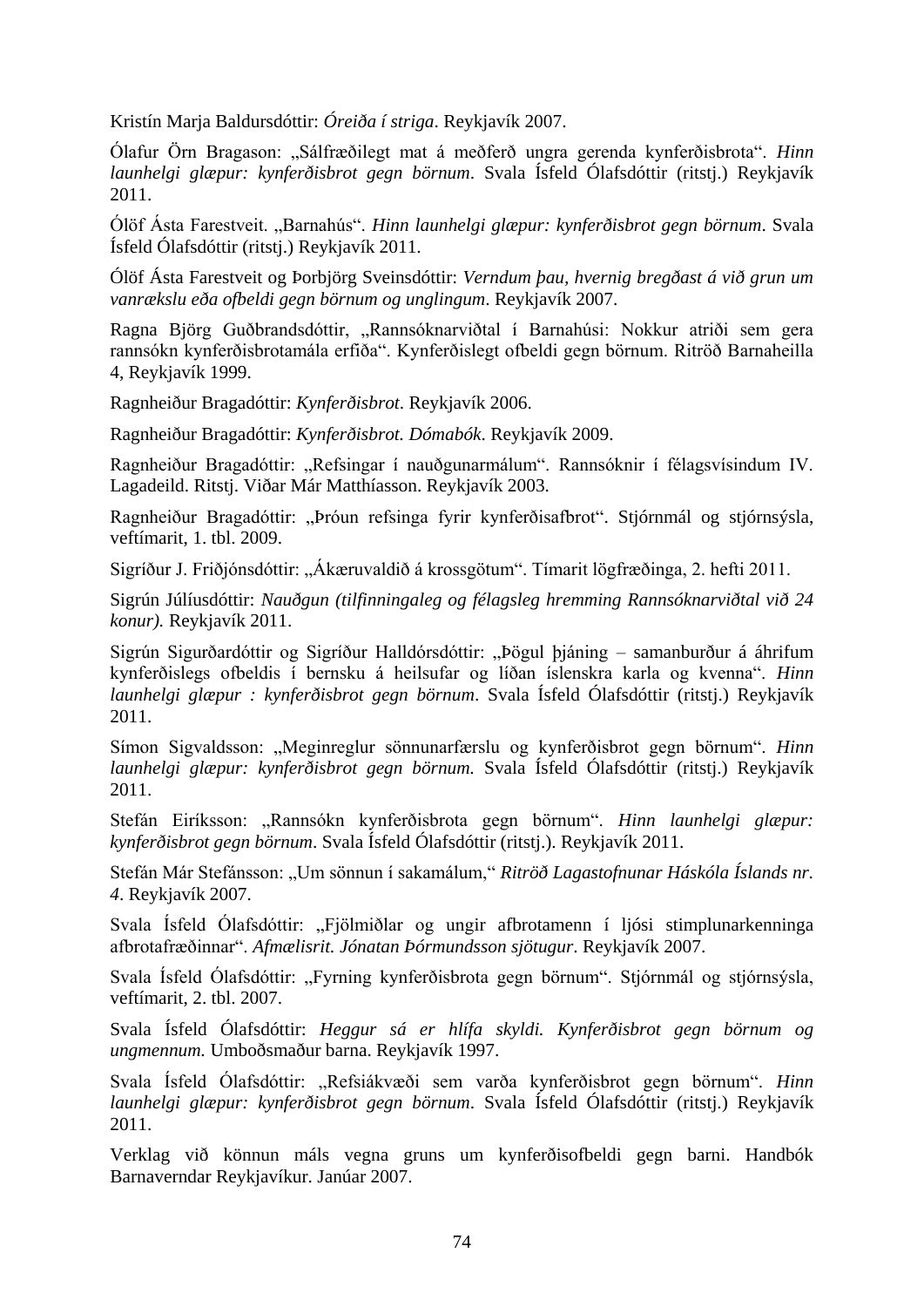Kristín Marja Baldursdóttir: *Óreiða í striga*. Reykjavík 2007.

Ólafur Örn Bragason: „Sálfræðilegt mat á meðferð ungra gerenda kynferðisbrota“. *Hinn launhelgi glæpur: kynferðisbrot gegn börnum*. Svala Ísfeld Ólafsdóttir (ritstj.) Reykjavík 2011.

Ólöf Ásta Farestveit. „Barnahús“. *Hinn launhelgi glæpur: kynferðisbrot gegn börnum*. Svala Ísfeld Ólafsdóttir (ritstj.) Reykjavík 2011.

Ólöf Ásta Farestveit og Þorbjörg Sveinsdóttir: *Verndum þau, hvernig bregðast á við grun um vanrækslu eða ofbeldi gegn börnum og unglingum*. Reykjavík 2007.

Ragna Björg Guðbrandsdóttir, „Rannsóknarviðtal í Barnahúsi: Nokkur atriði sem gera rannsókn kynferðisbrotamála erfiða“. Kynferðislegt ofbeldi gegn börnum. Ritröð Barnaheilla 4, Reykjavík 1999.

Ragnheiður Bragadóttir: *Kynferðisbrot*. Reykjavík 2006.

Ragnheiður Bragadóttir: *Kynferðisbrot. Dómabók*. Reykjavík 2009.

Ragnheiður Bragadóttir: „Refsingar í nauðgunarmálum“. Rannsóknir í félagsvísindum IV. Lagadeild. Ritstj. Viðar Már Matthíasson. Reykjavík 2003.

Ragnheiður Bragadóttir: „Þróun refsinga fyrir kynferðisafbrot“. Stjórnmál og stjórnsýsla, veftímarit, 1. tbl. 2009.

Sigríður J. Friðjónsdóttir: „Ákæruvaldið á krossgötum“. Tímarit lögfræðinga, 2. hefti 2011.

Sigrún Júlíusdóttir: *Nauðgun (tilfinningaleg og félagsleg hremming Rannsóknarviðtal við 24 konur).* Reykjavík 2011.

Sigrún Sigurðardóttir og Sigríður Halldórsdóttir: „Þögul þjáning – samanburður á áhrifum kynferðislegs ofbeldis í bernsku á heilsufar og líðan íslenskra karla og kvenna“. *Hinn launhelgi glæpur : kynferðisbrot gegn börnum*. Svala Ísfeld Ólafsdóttir (ritstj.) Reykjavík 2011.

Símon Sigvaldsson: „Meginreglur sönnunarfærslu og kynferðisbrot gegn börnum“. *Hinn launhelgi glæpur: kynferðisbrot gegn börnum.* Svala Ísfeld Ólafsdóttir (ritstj.) Reykjavík 2011.

Stefán Eiríksson: „Rannsókn kynferðisbrota gegn börnum“. *Hinn launhelgi glæpur: kynferðisbrot gegn börnum*. Svala Ísfeld Ólafsdóttir (ritstj.). Reykjavík 2011.

Stefán Már Stefánsson: „Um sönnun í sakamálum,“ *Ritröð Lagastofnunar Háskóla Íslands nr. 4*. Reykjavík 2007.

Svala Ísfeld Ólafsdóttir: „Fjölmiðlar og ungir afbrotamenn í ljósi stimplunarkenninga afbrotafræðinnar“. *Afmælisrit. Jónatan Þórmundsson sjötugur*. Reykjavík 2007.

Svala Ísfeld Ólafsdóttir: „Fyrning kynferðisbrota gegn börnum“. Stjórnmál og stjórnsýsla, veftímarit, 2. tbl. 2007.

Svala Ísfeld Ólafsdóttir: *Heggur sá er hlífa skyldi. Kynferðisbrot gegn börnum og ungmennum.* Umboðsmaður barna. Reykjavík 1997.

Svala Ísfeld Ólafsdóttir: „Refsiákvæði sem varða kynferðisbrot gegn börnum“. *Hinn launhelgi glæpur: kynferðisbrot gegn börnum*. Svala Ísfeld Ólafsdóttir (ritstj.) Reykjavík 2011.

Verklag við könnun máls vegna gruns um kynferðisofbeldi gegn barni. Handbók Barnaverndar Reykjavíkur. Janúar 2007.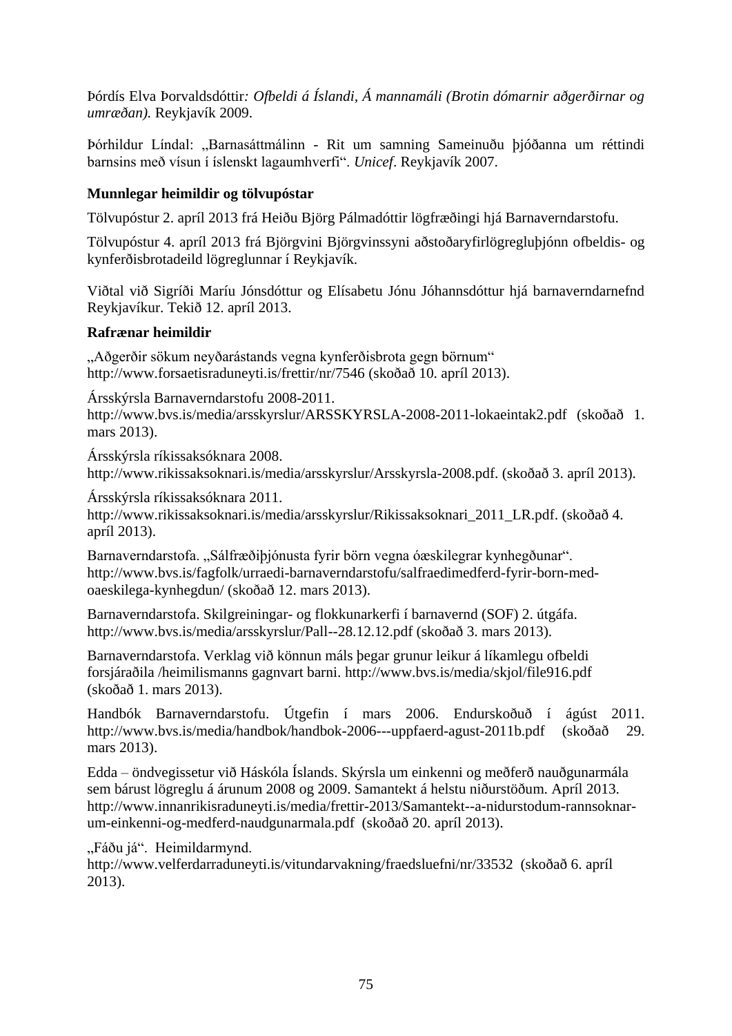Þórdís Elva Þorvaldsdóttir*: Ofbeldi á Íslandi, Á mannamáli (Brotin dómarnir aðgerðirnar og umræðan).* Reykjavík 2009.

Þórhildur Líndal: „Barnasáttmálinn - Rit um samning Sameinuðu þjóðanna um réttindi barnsins með vísun í íslenskt lagaumhverfi". *Unicef*. Reykjavík 2007.

**Munnlegar heimildir og tölvupóstar**

Tölvupóstur 2. apríl 2013 frá Heiðu Björg Pálmadóttir lögfræðingi hjá Barnaverndarstofu.

Tölvupóstur 4. apríl 2013 frá Björgvini Björgvinssyni aðstoðaryfirlögregluþjónn ofbeldis- og kynferðisbrotadeild lögreglunnar í Reykjavík.

Viðtal við Sigríði Maríu Jónsdóttur og Elísabetu Jónu Jóhannsdóttur hjá barnaverndarnefnd Reykjavíkur. Tekið 12. apríl 2013.

**Rafrænar heimildir**

„Aðgerðir sökum neyðarástands vegna kynferðisbrota gegn börnum" http://www.forsaetisraduneyti.is/frettir/nr/7546 (skoðað 10. apríl 2013).

Ársskýrsla Barnaverndarstofu 2008-2011. http://www.bvs.is/media/arsskyrslur/ARSSKYRSLA-2008-2011-lokaeintak2.pdf (skoðað 1. mars 2013).

Ársskýrsla ríkissaksóknara 2008. http://www.rikissaksoknari.is/media/arsskyrslur/Arsskyrsla-2008.pdf. (skoðað 3. apríl 2013).

Ársskýrsla ríkissaksóknara 2011. http://www.rikissaksoknari.is/media/arsskyrslur/Rikissaksoknari_2011_LR.pdf. (skoðað 4. apríl 2013).

Barnaverndarstofa. „Sálfræðiþjónusta fyrir börn vegna óæskilegrar kynhegðunar". http://www.bvs.is/fagfolk/urraedi-barnaverndarstofu/salfraedimedferd-fyrir-born-med-oaeskilega-kynhegdun/ (skoðað 12. mars 2013).

Barnaverndarstofa. Skilgreiningar- og flokkunarkerfi í barnavernd (SOF) 2. útgáfa. http://www.bvs.is/media/arsskyrslur/Pall--28.12.12.pdf (skoðað 3. mars 2013).

Barnaverndarstofa. Verklag við könnun máls þegar grunur leikur á líkamlegu ofbeldi forsjáraðila /heimilismanns gagnvart barni. http://www.bvs.is/media/skjol/file916.pdf (skoðað 1. mars 2013).

Handbók Barnaverndarstofu. Útgefin í mars 2006. Endurskoðuð í ágúst 2011. http://www.bvs.is/media/handbok/handbok-2006---uppfaerd-agust-2011b.pdf (skoðað 29. mars 2013).

Edda – öndvegissetur við Háskóla Íslands. Skýrsla um einkenni og meðferð nauðgunarmála sem bárust lögreglu á árunum 2008 og 2009. Samantekt á helstu niðurstöðum. Apríl 2013. http://www.innanrikisraduneyti.is/media/frettir-2013/Samantekt--a-nidurstodum-rannsoknar-um-einkenni-og-medferd-naudgunarmala.pdf (skoðað 20. apríl 2013).

„Fáðu já". Heimildarmynd. http://www.velferdarraduneyti.is/vitundarvakning/fraedsluefni/nr/33532 (skoðað 6. apríl 2013).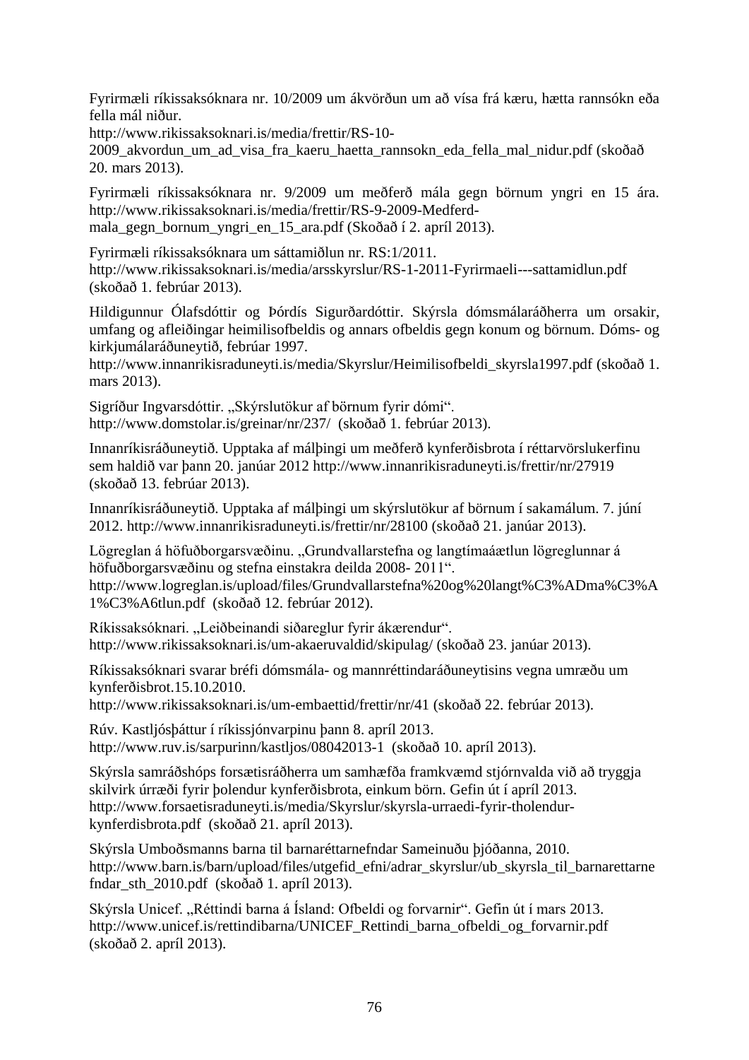Fyrirmæli ríkissaksóknara nr. 10/2009 um ákvörðun um að vísa frá kæru, hætta rannsókn eða fella mál niður.
http://www.rikissaksoknari.is/media/frettir/RS-10-2009_akvordun_um_ad_visa_fra_kaeru_haetta_rannsokn_eda_fella_mal_nidur.pdf (skoðað 20. mars 2013).

Fyrirmæli ríkissaksóknara nr. 9/2009 um meðferð mála gegn börnum yngri en 15 ára. http://www.rikissaksoknari.is/media/frettir/RS-9-2009-Medferd-mala_gegn_bornum_yngri_en_15_ara.pdf (Skoðað í 2. apríl 2013).

Fyrirmæli ríkissaksóknara um sáttamiðlun nr. RS:1/2011.
http://www.rikissaksoknari.is/media/arsskyrslur/RS-1-2011-Fyrirmaeli---sattamidlun.pdf (skoðað 1. febrúar 2013).

Hildigunnur Ólafsdóttir og Þórdís Sigurðardóttir. Skýrsla dómsmálaráðherra um orsakir, umfang og afleiðingar heimilisofbeldis og annars ofbeldis gegn konum og börnum. Dóms- og kirkjumálaráðuneytið, febrúar 1997.
http://www.innanrikisraduneyti.is/media/Skyrslur/Heimilisofbeldi_skyrsla1997.pdf (skoðað 1. mars 2013).

Sigríður Ingvarsdóttir. „Skýrslutökur af börnum fyrir dómi".
http://www.domstolar.is/greinar/nr/237/ (skoðað 1. febrúar 2013).

Innanríkisráðuneytið. Upptaka af málþingi um meðferð kynferðisbrota í réttarvörslukerfinu sem haldið var þann 20. janúar 2012 http://www.innanrikisraduneyti.is/frettir/nr/27919 (skoðað 13. febrúar 2013).

Innanríkisráðuneytið. Upptaka af málþingi um skýrslutökur af börnum í sakamálum. 7. júní 2012. http://www.innanrikisraduneyti.is/frettir/nr/28100 (skoðað 21. janúar 2013).

Lögreglan á höfuðborgarsvæðinu. „Grundvallarstefna og langtímaáætlun lögreglunnar á höfuðborgarsvæðinu og stefna einstakra deilda 2008- 2011".
http://www.logreglan.is/upload/files/Grundvallarstefna%20og%20langt%C3%ADma%C3%A1%C3%A6tlun.pdf (skoðað 12. febrúar 2012).

Ríkissaksóknari. „Leiðbeinandi siðareglur fyrir ákærendur".
http://www.rikissaksoknari.is/um-akaeruvaldid/skipulag/ (skoðað 23. janúar 2013).

Ríkissaksóknari svarar bréfi dómsmála- og mannréttindaráðuneytisins vegna umræðu um kynferðisbrot.15.10.2010.
http://www.rikissaksoknari.is/um-embaettid/frettir/nr/41 (skoðað 22. febrúar 2013).

Rúv. Kastljósþáttur í ríkissjónvarpinu þann 8. apríl 2013.
http://www.ruv.is/sarpurinn/kastljos/08042013-1 (skoðað 10. apríl 2013).

Skýrsla samráðshóps forsætisráðherra um samhæfða framkvæmd stjórnvalda við að tryggja skilvirk úrræði fyrir þolendur kynferðisbrota, einkum börn. Gefin út í apríl 2013.
http://www.forsaetisraduneyti.is/media/Skyrslur/skyrsla-urraedi-fyrir-tholendur-kynferdisbrota.pdf (skoðað 21. apríl 2013).

Skýrsla Umboðsmanns barna til barnaréttarnefndar Sameinuðu þjóðanna, 2010.
http://www.barn.is/barn/upload/files/utgefid_efni/adrar_skyrslur/ub_skyrsla_til_barnarettarnefndar_sth_2010.pdf (skoðað 1. apríl 2013).

Skýrsla Unicef. „Réttindi barna á Ísland: Ofbeldi og forvarnir". Gefin út í mars 2013.
http://www.unicef.is/rettindibarna/UNICEF_Rettindi_barna_ofbeldi_og_forvarnir.pdf (skoðað 2. apríl 2013).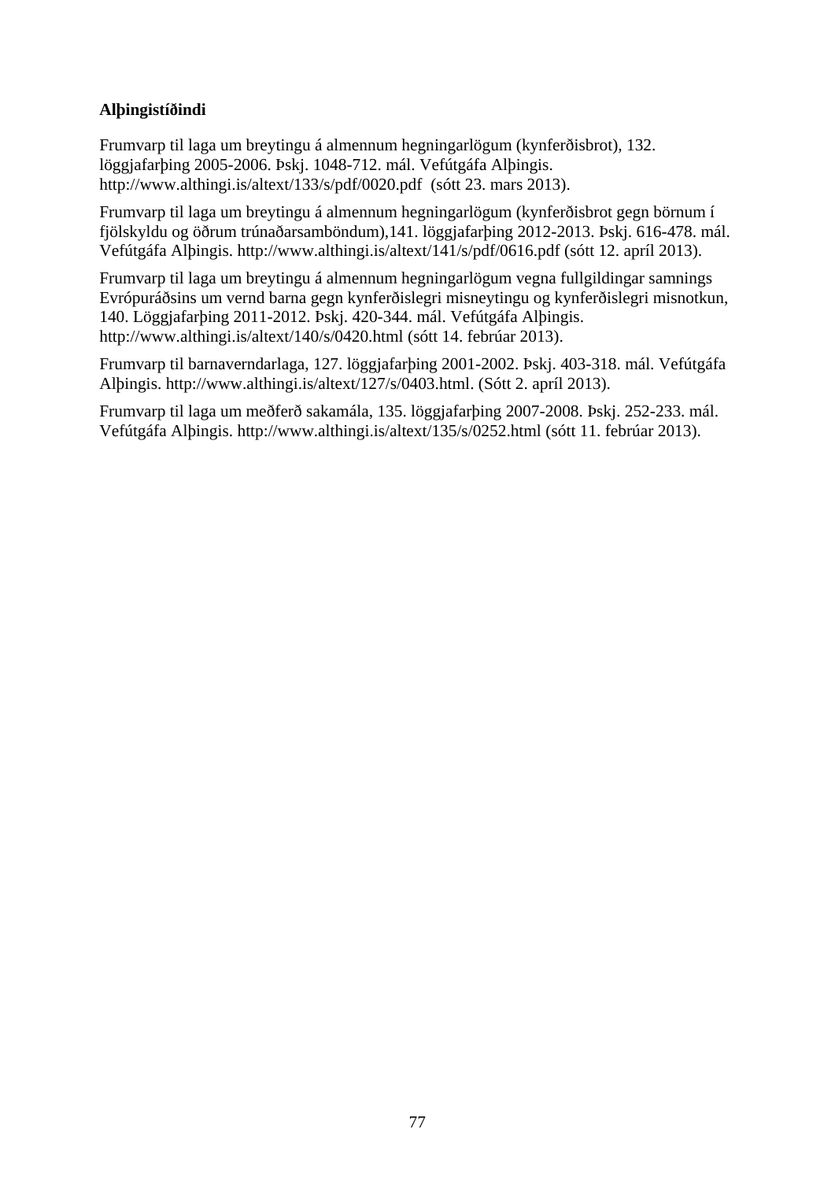**Alþingistíðindi**

Frumvarp til laga um breytingu á almennum hegningarlögum (kynferðisbrot), 132. löggjafarþing 2005-2006. Þskj. 1048-712. mál. Vefútgáfa Alþingis. http://www.althingi.is/altext/133/s/pdf/0020.pdf  (sótt 23. mars 2013).

Frumvarp til laga um breytingu á almennum hegningarlögum (kynferðisbrot gegn börnum í fjölskyldu og öðrum trúnaðarsamböndum),141. löggjafarþing 2012-2013. Þskj. 616-478. mál. Vefútgáfa Alþingis. http://www.althingi.is/altext/141/s/pdf/0616.pdf (sótt 12. apríl 2013).

Frumvarp til laga um breytingu á almennum hegningarlögum vegna fullgildingar samnings Evrópuráðsins um vernd barna gegn kynferðislegri misneytingu og kynferðislegri misnotkun, 140. Löggjafarþing 2011-2012. Þskj. 420-344. mál. Vefútgáfa Alþingis. http://www.althingi.is/altext/140/s/0420.html (sótt 14. febrúar 2013).

Frumvarp til barnaverndarlaga, 127. löggjafarþing 2001-2002. Þskj. 403-318. mál. Vefútgáfa Alþingis. http://www.althingi.is/altext/127/s/0403.html. (Sótt 2. apríl 2013).

Frumvarp til laga um meðferð sakamála, 135. löggjafarþing 2007-2008. Þskj. 252-233. mál. Vefútgáfa Alþingis. http://www.althingi.is/altext/135/s/0252.html (sótt 11. febrúar 2013).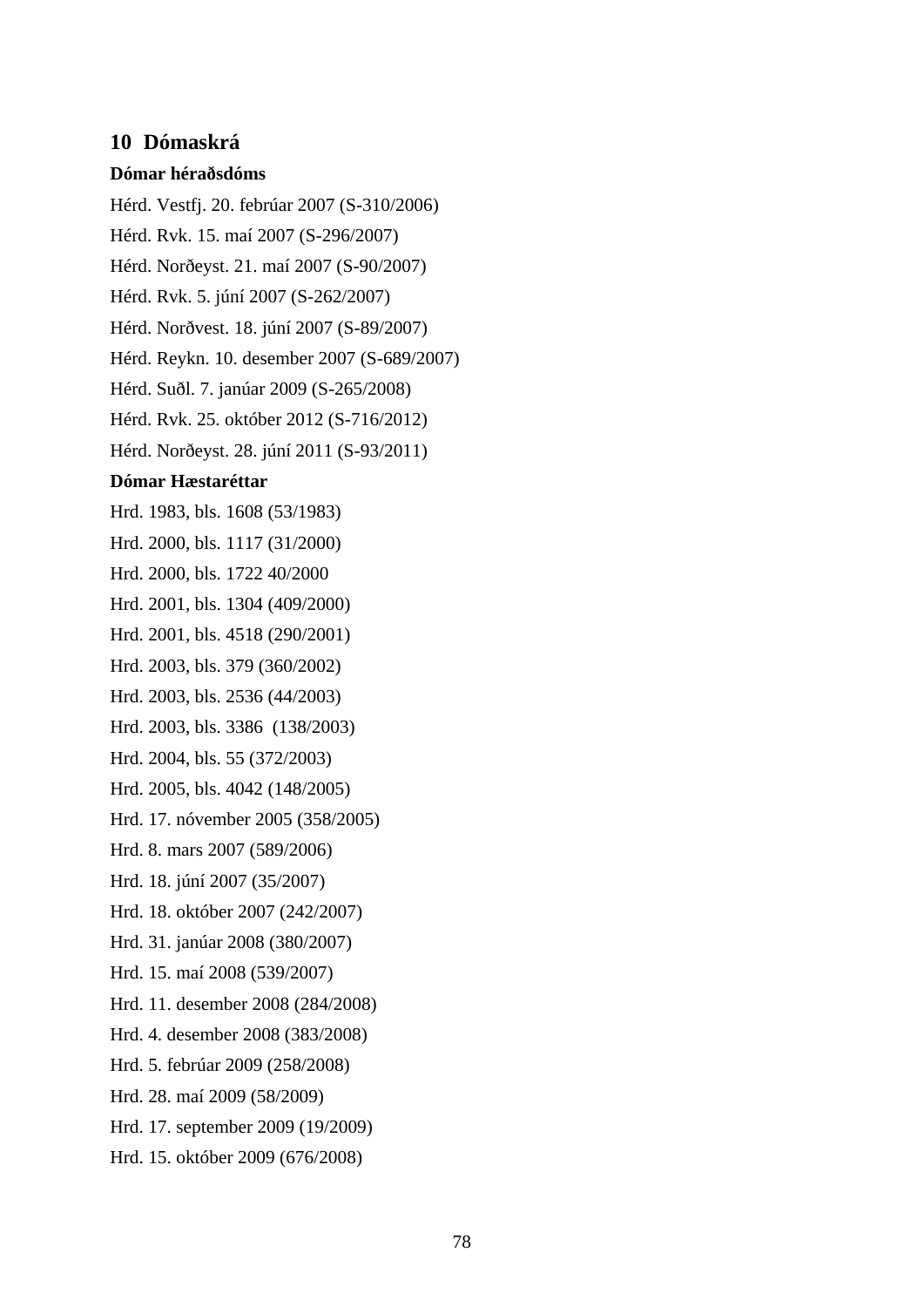# 10 Dómaskrá

**Dómar héraðsdóms**

Hérd. Vestfj. 20. febrúar 2007 (S-310/2006)

Hérd. Rvk. 15. maí 2007 (S-296/2007)

Hérd. Norðeyst. 21. maí 2007 (S-90/2007)

Hérd. Rvk. 5. júní 2007 (S-262/2007)

Hérd. Norðvest. 18. júní 2007 (S-89/2007)

Hérd. Reykn. 10. desember 2007 (S-689/2007)

Hérd. Suðl. 7. janúar 2009 (S-265/2008)

Hérd. Rvk. 25. október 2012 (S-716/2012)

Hérd. Norðeyst. 28. júní 2011 (S-93/2011)

**Dómar Hæstaréttar**

Hrd. 1983, bls. 1608 (53/1983)

Hrd. 2000, bls. 1117 (31/2000)

Hrd. 2000, bls. 1722 40/2000

Hrd. 2001, bls. 1304 (409/2000)

Hrd. 2001, bls. 4518 (290/2001)

Hrd. 2003, bls. 379 (360/2002)

Hrd. 2003, bls. 2536 (44/2003)

Hrd. 2003, bls. 3386 (138/2003)

Hrd. 2004, bls. 55 (372/2003)

Hrd. 2005, bls. 4042 (148/2005)

Hrd. 17. nóvember 2005 (358/2005)

Hrd. 8. mars 2007 (589/2006)

Hrd. 18. júní 2007 (35/2007)

Hrd. 18. október 2007 (242/2007)

Hrd. 31. janúar 2008 (380/2007)

Hrd. 15. maí 2008 (539/2007)

Hrd. 11. desember 2008 (284/2008)

Hrd. 4. desember 2008 (383/2008)

Hrd. 5. febrúar 2009 (258/2008)

Hrd. 28. maí 2009 (58/2009)

Hrd. 17. september 2009 (19/2009)

Hrd. 15. október 2009 (676/2008)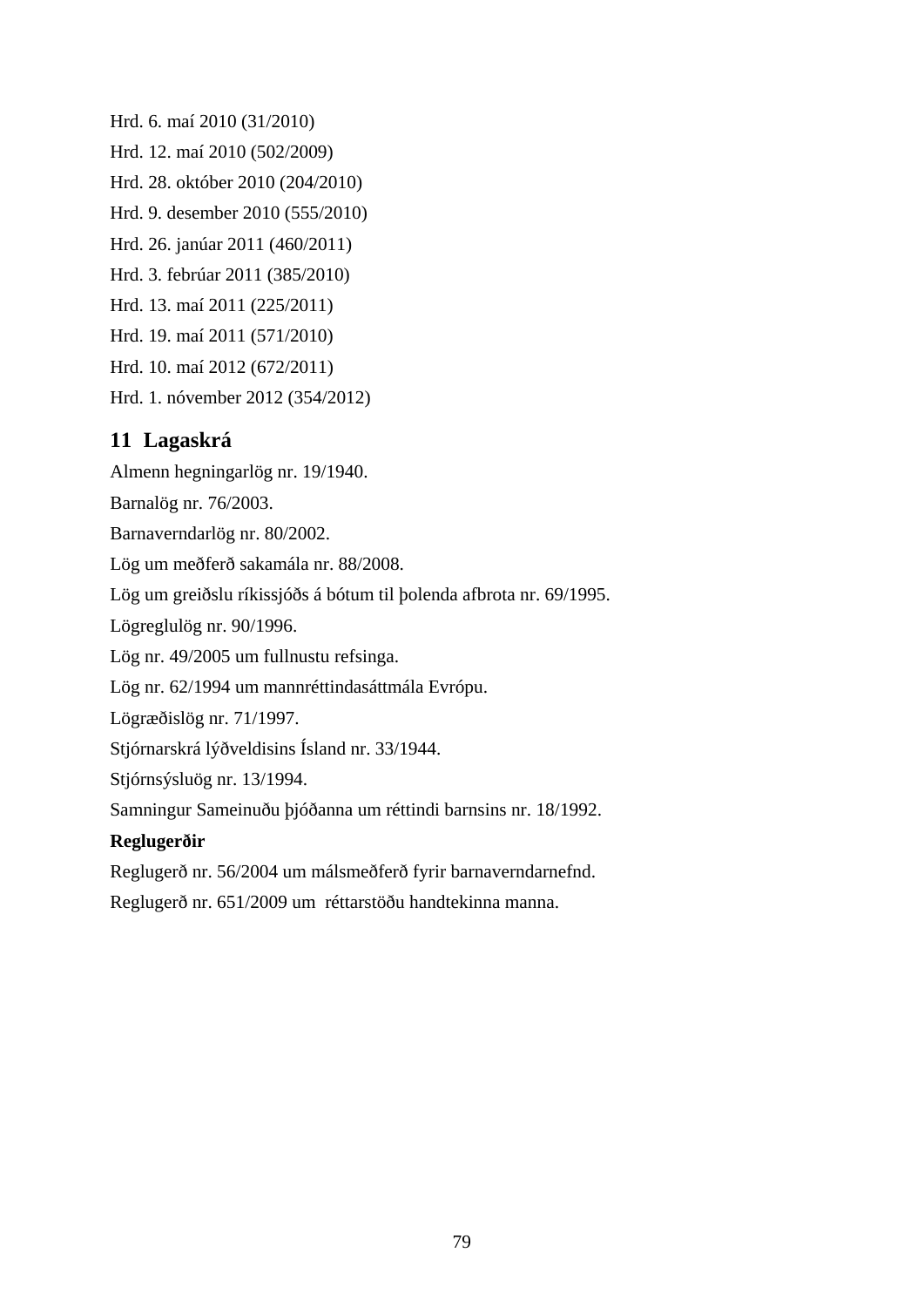Hrd. 6. maí 2010 (31/2010)

Hrd. 12. maí 2010 (502/2009)

Hrd. 28. október 2010 (204/2010)

Hrd. 9. desember 2010 (555/2010)

Hrd. 26. janúar 2011 (460/2011)

Hrd. 3. febrúar 2011 (385/2010)

Hrd. 13. maí 2011 (225/2011)

Hrd. 19. maí 2011 (571/2010)

Hrd. 10. maí 2012 (672/2011)

Hrd. 1. nóvember 2012 (354/2012)

## 11 Lagaskrá

Almenn hegningarlög nr. 19/1940.

Barnalög nr. 76/2003.

Barnaverndarlög nr. 80/2002.

Lög um meðferð sakamála nr. 88/2008.

Lög um greiðslu ríkissjóðs á bótum til þolenda afbrota nr. 69/1995.

Lögreglulög nr. 90/1996.

Lög nr. 49/2005 um fullnustu refsinga.

Lög nr. 62/1994 um mannréttindasáttmála Evrópu.

Lögræðislög nr. 71/1997.

Stjórnarskrá lýðveldisins Ísland nr. 33/1944.

Stjórnsýsluög nr. 13/1994.

Samningur Sameinuðu þjóðanna um réttindi barnsins nr. 18/1992.

**Reglugerðir**

Reglugerð nr. 56/2004 um málsmeðferð fyrir barnaverndarnefnd.

Reglugerð nr. 651/2009 um réttarstöðu handtekinna manna.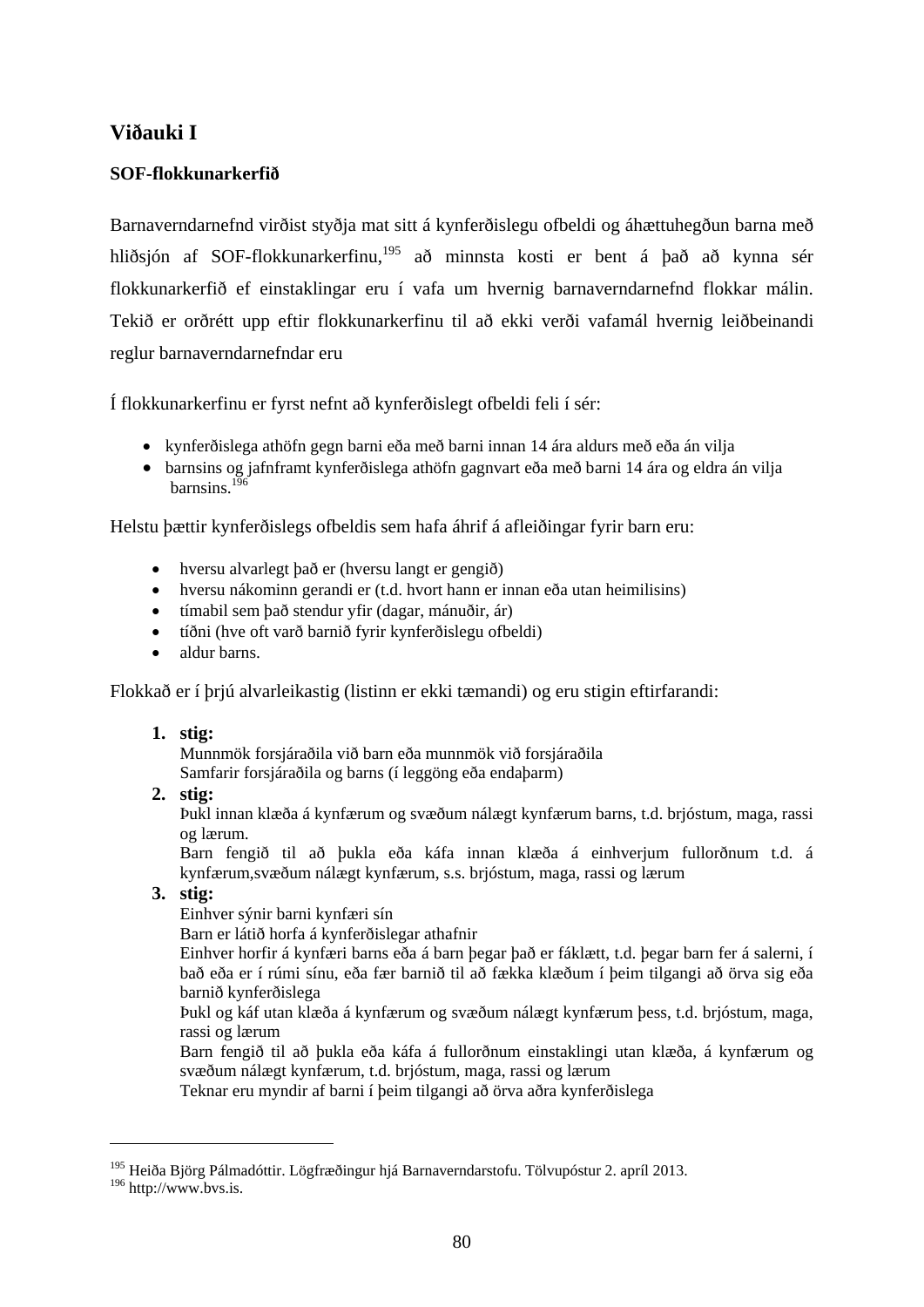## Viðauki I

### SOF-flokkunarkerfið

Barnaverndarnefnd virðist styðja mat sitt á kynferðislegu ofbeldi og áhættuhegðun barna með hliðsjón af SOF-flokkunarkerfinu,[195] að minnsta kosti er bent á það að kynna sér flokkunarkerfið ef einstaklingar eru í vafa um hvernig barnaverndarnefnd flokkar málin. Tekið er orðrétt upp eftir flokkunarkerfinu til að ekki verði vafamál hvernig leiðbeinandi reglur barnaverndarnefndar eru

Í flokkunarkerfinu er fyrst nefnt að kynferðislegt ofbeldi feli í sér:

- kynferðislega athöfn gegn barni eða með barni innan 14 ára aldurs með eða án vilja
- barnsins og jafnframt kynferðislega athöfn gagnvart eða með barni 14 ára og eldra án vilja barnsins.[196]

Helstu þættir kynferðislegs ofbeldis sem hafa áhrif á afleiðingar fyrir barn eru:

- hversu alvarlegt það er (hversu langt er gengið)
- hversu nákominn gerandi er (t.d. hvort hann er innan eða utan heimilisins)
- tímabil sem það stendur yfir (dagar, mánuðir, ár)
- tíðni (hve oft varð barnið fyrir kynferðislegu ofbeldi)
- aldur barns.

Flokkað er í þrjú alvarleikastig (listinn er ekki tæmandi) og eru stigin eftirfarandi:

1. **stig:**
   Munnmök forsjáraðila við barn eða munnmök við forsjáraðila
   Samfarir forsjáraðila og barns (í leggöng eða endaþarm)
2. **stig:**
   Þukl innan klæða á kynfærum og svæðum nálægt kynfærum barns, t.d. brjóstum, maga, rassi og lærum.
   Barn fengið til að þukla eða káfa innan klæða á einhverjum fullorðnum t.d. á kynfærum,svæðum nálægt kynfærum, s.s. brjóstum, maga, rassi og lærum
3. **stig:**
   Einhver sýnir barni kynfæri sín
   Barn er látið horfa á kynferðislegar athafnir
   Einhver horfir á kynfæri barns eða á barn þegar það er fáklætt, t.d. þegar barn fer á salerni, í bað eða er í rúmi sínu, eða fær barnið til að fækka klæðum í þeim tilgangi að örva sig eða barnið kynferðislega
   Þukl og káf utan klæða á kynfærum og svæðum nálægt kynfærum þess, t.d. brjóstum, maga, rassi og lærum
   Barn fengið til að þukla eða káfa á fullorðnum einstaklingi utan klæða, á kynfærum og svæðum nálægt kynfærum, t.d. brjóstum, maga, rassi og lærum
   Teknar eru myndir af barni í þeim tilgangi að örva aðra kynferðislega

---

[195] Heiða Björg Pálmadóttir. Lögfræðingur hjá Barnaverndarstofu. Tölvupóstur 2. apríl 2013.
[196] http://www.bvs.is.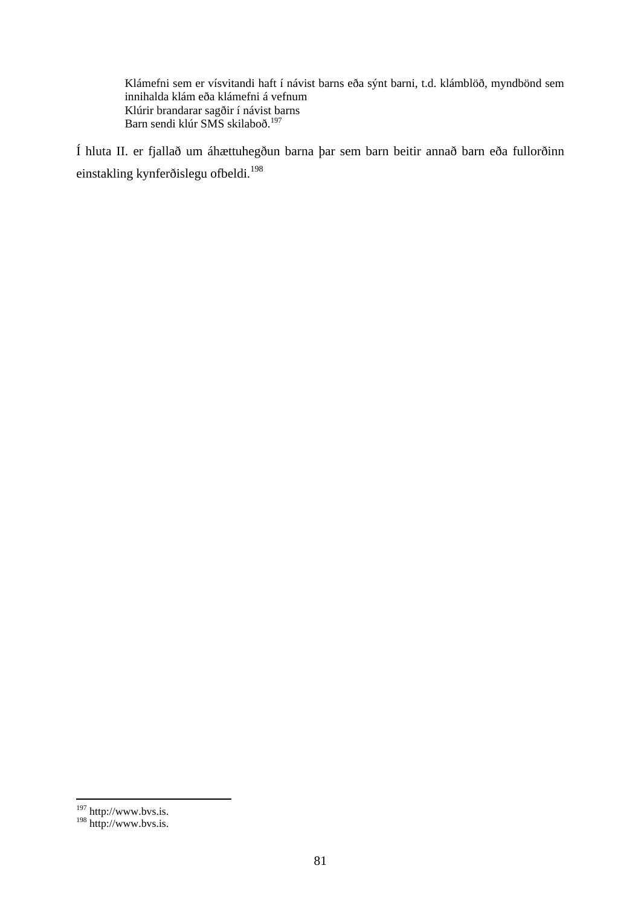Klámefni sem er vísvitandi haft í návist barns eða sýnt barni, t.d. klámblöð, myndbönd sem innihalda klám eða klámefni á vefnum
Klúrir brandarar sagðir í návist barns
Barn sendi klúr SMS skilaboð.[197]

Í hluta II. er fjallað um áhættuhegðun barna þar sem barn beitir annað barn eða fullorðinn einstakling kynferðislegu ofbeldi.[198]

---

[197] http://www.bvs.is.
[198] http://www.bvs.is.